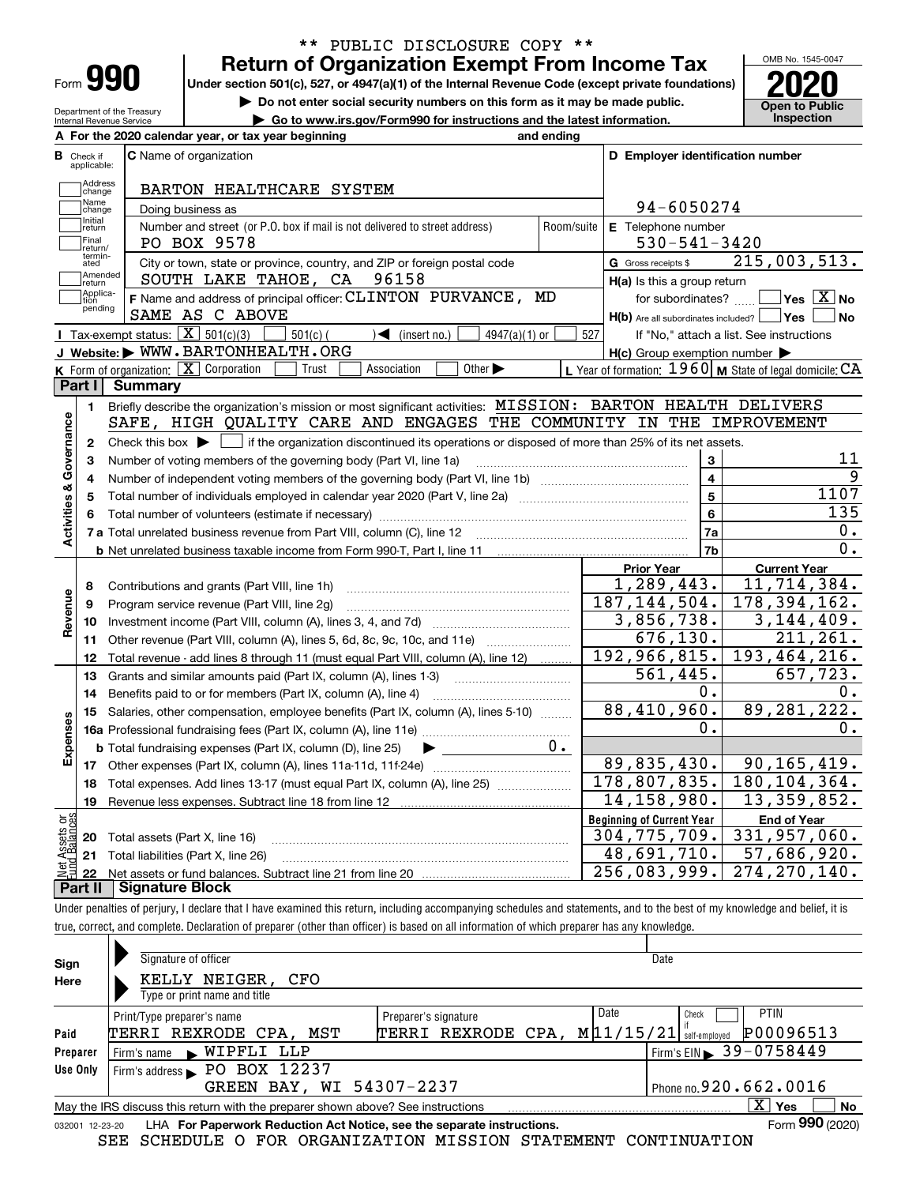\*\* PUBLIC DISCLOSURE COPY \*\*

# Form 990 — Return of Organization Exempt From Income Tax (2020)

Under section 501(c), 527, or 4947(a)(1) of the Internal Revenue Code (except private foundations)

▶ Do not enter social security numbers on this form as it may be made public.

▶ Go to www.irs.gov/Form990 for instructions and the latest information.

OMB No. 1545-0047

Open to Public Inspection

Department of the Treasury Internal Revenue Service

**A** For the 2020 calendar year, or tax year beginning and ending

**B** Check if applicable: Address change, Name change, Initial return, Final return/terminated, Amended return, Application pending

**C** Name of organization: BARTON HEALTHCARE SYSTEM

Doing business as

Number and street (or P.O. box if mail is not delivered to street address): PO BOX 9578 — Room/suite

City or town, state or province, country, and ZIP or foreign postal code: SOUTH LAKE TAHOE, CA 96158

**D** Employer identification number: 94-6050274

**E** Telephone number: 530-541-3420

**G** Gross receipts $ 215,003,513.

**F** Name and address of principal officer: CLINTON PURVANCE, MD — SAME AS C ABOVE

**H(a)** Is this a group return for subordinates? ☐ Yes ☒ No

**H(b)** Are all subordinates included? ☐ Yes ☐ No — If "No," attach a list. See instructions

**H(c)** Group exemption number ▶

**I** Tax-exempt status: ☒ 501(c)(3) ☐ 501(c) ( ) ◀ (insert no.) ☐ 4947(a)(1) or ☐ 527

**J** Website: ▶ WWW.BARTONHEALTH.ORG

**K** Form of organization: ☒ Corporation ☐ Trust ☐ Association ☐ Other ▶

**L** Year of formation: 1960 **M** State of legal domicile: CA

## Part I Summary

**Activities & Governance**

1. Briefly describe the organization's mission or most significant activities: MISSION: BARTON HEALTH DELIVERS SAFE, HIGH QUALITY CARE AND ENGAGES THE COMMUNITY IN THE IMPROVEMENT
2. Check this box ▶ ☐ if the organization discontinued its operations or disposed of more than 25% of its net assets.

| Line | Description | | Value |
|---|---|---|---|
| 3 | Number of voting members of the governing body (Part VI, line 1a) | 3 | 11 |
| 4 | Number of independent voting members of the governing body (Part VI, line 1b) | 4 | 9 |
| 5 | Total number of individuals employed in calendar year 2020 (Part V, line 2a) | 5 | 1107 |
| 6 | Total number of volunteers (estimate if necessary) | 6 | 135 |
| 7a | Total unrelated business revenue from Part VIII, column (C), line 12 | 7a | 0. |
| 7b | Net unrelated business taxable income from Form 990-T, Part I, line 11 | 7b | 0. |

| Line | Description | Prior Year | Current Year |
|---|---|---|---|
| **Revenue** | | | |
| 8 | Contributions and grants (Part VIII, line 1h) | 1,289,443. | 11,714,384. |
| 9 | Program service revenue (Part VIII, line 2g) | 187,144,504. | 178,394,162. |
| 10 | Investment income (Part VIII, column (A), lines 3, 4, and 7d) | 3,856,738. | 3,144,409. |
| 11 | Other revenue (Part VIII, column (A), lines 5, 6d, 8c, 9c, 10c, and 11e) | 676,130. | 211,261. |
| 12 | Total revenue - add lines 8 through 11 (must equal Part VIII, column (A), line 12) | 192,966,815. | 193,464,216. |
| **Expenses** | | | |
| 13 | Grants and similar amounts paid (Part IX, column (A), lines 1-3) | 561,445. | 657,723. |
| 14 | Benefits paid to or for members (Part IX, column (A), line 4) | 0. | 0. |
| 15 | Salaries, other compensation, employee benefits (Part IX, column (A), lines 5-10) | 88,410,960. | 89,281,222. |
| 16a | Professional fundraising fees (Part IX, column (A), line 11e) | 0. | 0. |
| b | Total fundraising expenses (Part IX, column (D), line 25) ▶ 0. | | |
| 17 | Other expenses (Part IX, column (A), lines 11a-11d, 11f-24e) | 89,835,430. | 90,165,419. |
| 18 | Total expenses. Add lines 13-17 (must equal Part IX, column (A), line 25) | 178,807,835. | 180,104,364. |
| 19 | Revenue less expenses. Subtract line 18 from line 12 | 14,158,980. | 13,359,852. |

| Line | Net Assets or Fund Balances | Beginning of Current Year | End of Year |
|---|---|---|---|
| 20 | Total assets (Part X, line 16) | 304,775,709. | 331,957,060. |
| 21 | Total liabilities (Part X, line 26) | 48,691,710. | 57,686,920. |
| 22 | Net assets or fund balances. Subtract line 21 from line 20 | 256,083,999. | 274,270,140. |

## Part II Signature Block

Under penalties of perjury, I declare that I have examined this return, including accompanying schedules and statements, and to the best of my knowledge and belief, it is true, correct, and complete. Declaration of preparer (other than officer) is based on all information of which preparer has any knowledge.

**Sign Here**

Signature of officer — Date

KELLY NEIGER, CFO

Type or print name and title

**Paid Preparer Use Only**

| Print/Type preparer's name | Preparer's signature | Date | Check if self-employed | PTIN |
|---|---|---|---|---|
| TERRI REXRODE CPA, MST | TERRI REXRODE CPA, M | 11/15/21 | ☐ | P00096513 |

Firm's name ▶ WIPFLI LLP — Firm's EIN ▶ 39-0758449

Firm's address ▶ PO BOX 12237, GREEN BAY, WI 54307-2237 — Phone no. 920.662.0016

May the IRS discuss this return with the preparer shown above? See instructions ☒ Yes ☐ No

032001 12-23-20 LHA For Paperwork Reduction Act Notice, see the separate instructions. Form **990** (2020)

SEE SCHEDULE O FOR ORGANIZATION MISSION STATEMENT CONTINUATION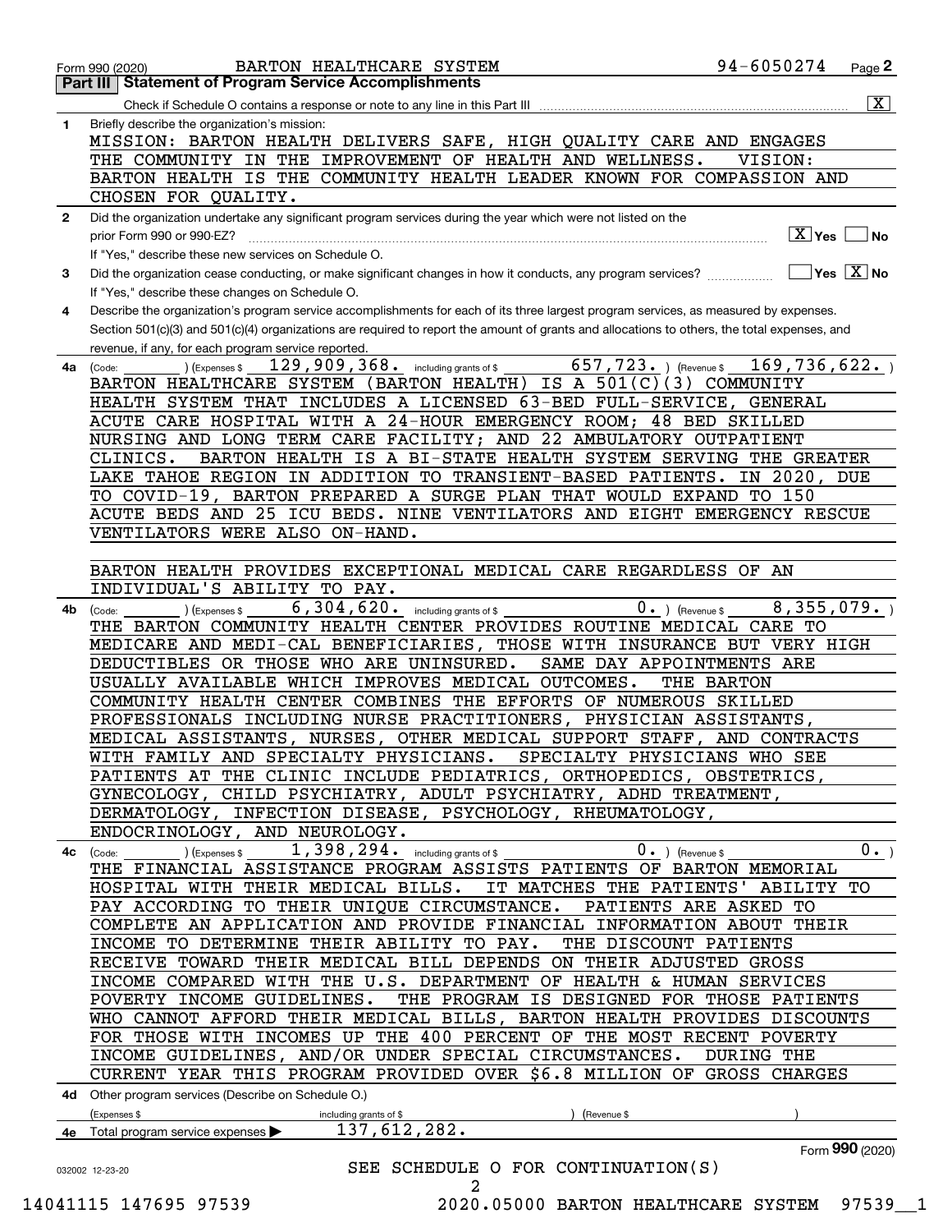Form 990 (2020) BARTON HEALTHCARE SYSTEM 94-6050274 Page **2**

## Part III | Statement of Program Service Accomplishments

Check if Schedule O contains a response or note to any line in this Part III .......... [X]

**1** Briefly describe the organization's mission:

MISSION: BARTON HEALTH DELIVERS SAFE, HIGH QUALITY CARE AND ENGAGES THE COMMUNITY IN THE IMPROVEMENT OF HEALTH AND WELLNESS. VISION: BARTON HEALTH IS THE COMMUNITY HEALTH LEADER KNOWN FOR COMPASSION AND CHOSEN FOR QUALITY.

**2** Did the organization undertake any significant program services during the year which were not listed on the prior Form 990 or 990-EZ? .......... [X] Yes [ ] No

If "Yes," describe these new services on Schedule O.

**3** Did the organization cease conducting, or make significant changes in how it conducts, any program services? .......... [ ] Yes [X] No

If "Yes," describe these changes on Schedule O.

**4** Describe the organization's program service accomplishments for each of its three largest program services, as measured by expenses. Section 501(c)(3) and 501(c)(4) organizations are required to report the amount of grants and allocations to others, the total expenses, and revenue, if any, for each program service reported.

**4a** (Code: ) (Expenses $ 129,909,368. including grants of $ 657,723. ) (Revenue $ 169,736,622. )

BARTON HEALTHCARE SYSTEM (BARTON HEALTH) IS A 501(C)(3) COMMUNITY HEALTH SYSTEM THAT INCLUDES A LICENSED 63-BED FULL-SERVICE, GENERAL ACUTE CARE HOSPITAL WITH A 24-HOUR EMERGENCY ROOM; 48 BED SKILLED NURSING AND LONG TERM CARE FACILITY; AND 22 AMBULATORY OUTPATIENT CLINICS. BARTON HEALTH IS A BI-STATE HEALTH SYSTEM SERVING THE GREATER LAKE TAHOE REGION IN ADDITION TO TRANSIENT-BASED PATIENTS. IN 2020, DUE TO COVID-19, BARTON PREPARED A SURGE PLAN THAT WOULD EXPAND TO 150 ACUTE BEDS AND 25 ICU BEDS. NINE VENTILATORS AND EIGHT EMERGENCY RESCUE VENTILATORS WERE ALSO ON-HAND.

BARTON HEALTH PROVIDES EXCEPTIONAL MEDICAL CARE REGARDLESS OF AN INDIVIDUAL'S ABILITY TO PAY.

**4b** (Code: ) (Expenses $ 6,304,620. including grants of $ 0. ) (Revenue $ 8,355,079. )

THE BARTON COMMUNITY HEALTH CENTER PROVIDES ROUTINE MEDICAL CARE TO MEDICARE AND MEDI-CAL BENEFICIARIES, THOSE WITH INSURANCE BUT VERY HIGH DEDUCTIBLES OR THOSE WHO ARE UNINSURED. SAME DAY APPOINTMENTS ARE USUALLY AVAILABLE WHICH IMPROVES MEDICAL OUTCOMES. THE BARTON COMMUNITY HEALTH CENTER COMBINES THE EFFORTS OF NUMEROUS SKILLED PROFESSIONALS INCLUDING NURSE PRACTITIONERS, PHYSICIAN ASSISTANTS, MEDICAL ASSISTANTS, NURSES, OTHER MEDICAL SUPPORT STAFF, AND CONTRACTS WITH FAMILY AND SPECIALTY PHYSICIANS. SPECIALTY PHYSICIANS WHO SEE PATIENTS AT THE CLINIC INCLUDE PEDIATRICS, ORTHOPEDICS, OBSTETRICS, GYNECOLOGY, CHILD PSYCHIATRY, ADULT PSYCHIATRY, ADHD TREATMENT, DERMATOLOGY, INFECTION DISEASE, PSYCHOLOGY, RHEUMATOLOGY, ENDOCRINOLOGY, AND NEUROLOGY.

**4c** (Code: ) (Expenses $ 1,398,294. including grants of $ 0. ) (Revenue $ 0. )

THE FINANCIAL ASSISTANCE PROGRAM ASSISTS PATIENTS OF BARTON MEMORIAL HOSPITAL WITH THEIR MEDICAL BILLS. IT MATCHES THE PATIENTS' ABILITY TO PAY ACCORDING TO THEIR UNIQUE CIRCUMSTANCE. PATIENTS ARE ASKED TO COMPLETE AN APPLICATION AND PROVIDE FINANCIAL INFORMATION ABOUT THEIR INCOME TO DETERMINE THEIR ABILITY TO PAY. THE DISCOUNT PATIENTS RECEIVE TOWARD THEIR MEDICAL BILL DEPENDS ON THEIR ADJUSTED GROSS INCOME COMPARED WITH THE U.S. DEPARTMENT OF HEALTH & HUMAN SERVICES POVERTY INCOME GUIDELINES. THE PROGRAM IS DESIGNED FOR THOSE PATIENTS WHO CANNOT AFFORD THEIR MEDICAL BILLS, BARTON HEALTH PROVIDES DISCOUNTS FOR THOSE WITH INCOMES UP THE 400 PERCENT OF THE MOST RECENT POVERTY INCOME GUIDELINES, AND/OR UNDER SPECIAL CIRCUMSTANCES. DURING THE CURRENT YEAR THIS PROGRAM PROVIDED OVER $6.8 MILLION OF GROSS CHARGES

**4d** Other program services (Describe on Schedule O.)

(Expenses $ including grants of $ ) (Revenue $ )

**4e** Total program service expenses ▶ 137,612,282.

Form **990** (2020)

032002 12-23-20

SEE SCHEDULE O FOR CONTINUATION(S)

14041115 147695 97539 2020.05000 BARTON HEALTHCARE SYSTEM 97539__1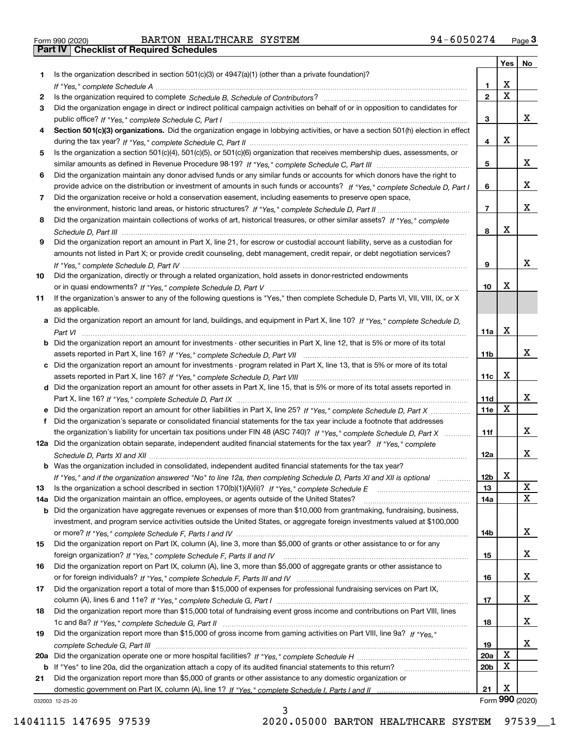Form 990 (2020) BARTON HEALTHCARE SYSTEM 94-6050274 Page **3**

## Part IV Checklist of Required Schedules

| | | | Yes | No |
|---|---|---|---|---|
| **1** | Is the organization described in section 501(c)(3) or 4947(a)(1) (other than a private foundation)? *If "Yes," complete Schedule A* | **1** | X | |
| **2** | Is the organization required to complete *Schedule B, Schedule of Contributors*? | **2** | X | |
| **3** | Did the organization engage in direct or indirect political campaign activities on behalf of or in opposition to candidates for public office? *If "Yes," complete Schedule C, Part I* | **3** | | X |
| **4** | **Section 501(c)(3) organizations.** Did the organization engage in lobbying activities, or have a section 501(h) election in effect during the tax year? *If "Yes," complete Schedule C, Part II* | **4** | X | |
| **5** | Is the organization a section 501(c)(4), 501(c)(5), or 501(c)(6) organization that receives membership dues, assessments, or similar amounts as defined in Revenue Procedure 98-19? *If "Yes," complete Schedule C, Part III* | **5** | | X |
| **6** | Did the organization maintain any donor advised funds or any similar funds or accounts for which donors have the right to provide advice on the distribution or investment of amounts in such funds or accounts? *If "Yes," complete Schedule D, Part I* | **6** | | X |
| **7** | Did the organization receive or hold a conservation easement, including easements to preserve open space, the environment, historic land areas, or historic structures? *If "Yes," complete Schedule D, Part II* | **7** | | X |
| **8** | Did the organization maintain collections of works of art, historical treasures, or other similar assets? *If "Yes," complete Schedule D, Part III* | **8** | X | |
| **9** | Did the organization report an amount in Part X, line 21, for escrow or custodial account liability, serve as a custodian for amounts not listed in Part X; or provide credit counseling, debt management, credit repair, or debt negotiation services? *If "Yes," complete Schedule D, Part IV* | **9** | | X |
| **10** | Did the organization, directly or through a related organization, hold assets in donor-restricted endowments or in quasi endowments? *If "Yes," complete Schedule D, Part V* | **10** | X | |
| **11** | If the organization's answer to any of the following questions is "Yes," then complete Schedule D, Parts VI, VII, VIII, IX, or X as applicable. | | | |
| **a** | Did the organization report an amount for land, buildings, and equipment in Part X, line 10? *If "Yes," complete Schedule D, Part VI* | **11a** | X | |
| **b** | Did the organization report an amount for investments - other securities in Part X, line 12, that is 5% or more of its total assets reported in Part X, line 16? *If "Yes," complete Schedule D, Part VII* | **11b** | | X |
| **c** | Did the organization report an amount for investments - program related in Part X, line 13, that is 5% or more of its total assets reported in Part X, line 16? *If "Yes," complete Schedule D, Part VIII* | **11c** | X | |
| **d** | Did the organization report an amount for other assets in Part X, line 15, that is 5% or more of its total assets reported in Part X, line 16? *If "Yes," complete Schedule D, Part IX* | **11d** | | X |
| **e** | Did the organization report an amount for other liabilities in Part X, line 25? *If "Yes," complete Schedule D, Part X* | **11e** | X | |
| **f** | Did the organization's separate or consolidated financial statements for the tax year include a footnote that addresses the organization's liability for uncertain tax positions under FIN 48 (ASC 740)? *If "Yes," complete Schedule D, Part X* | **11f** | | X |
| **12a** | Did the organization obtain separate, independent audited financial statements for the tax year? *If "Yes," complete Schedule D, Parts XI and XII* | **12a** | | X |
| **b** | Was the organization included in consolidated, independent audited financial statements for the tax year? *If "Yes," and if the organization answered "No" to line 12a, then completing Schedule D, Parts XI and XII is optional* | **12b** | X | |
| **13** | Is the organization a school described in section 170(b)(1)(A)(ii)? *If "Yes," complete Schedule E* | **13** | | X |
| **14a** | Did the organization maintain an office, employees, or agents outside of the United States? | **14a** | | X |
| **b** | Did the organization have aggregate revenues or expenses of more than $10,000 from grantmaking, fundraising, business, investment, and program service activities outside the United States, or aggregate foreign investments valued at $100,000 or more? *If "Yes," complete Schedule F, Parts I and IV* | **14b** | | X |
| **15** | Did the organization report on Part IX, column (A), line 3, more than $5,000 of grants or other assistance to or for any foreign organization? *If "Yes," complete Schedule F, Parts II and IV* | **15** | | X |
| **16** | Did the organization report on Part IX, column (A), line 3, more than $5,000 of aggregate grants or other assistance to or for foreign individuals? *If "Yes," complete Schedule F, Parts III and IV* | **16** | | X |
| **17** | Did the organization report a total of more than $15,000 of expenses for professional fundraising services on Part IX, column (A), lines 6 and 11e? *If "Yes," complete Schedule G, Part I* | **17** | | X |
| **18** | Did the organization report more than $15,000 total of fundraising event gross income and contributions on Part VIII, lines 1c and 8a? *If "Yes," complete Schedule G, Part II* | **18** | | X |
| **19** | Did the organization report more than $15,000 of gross income from gaming activities on Part VIII, line 9a? *If "Yes," complete Schedule G, Part III* | **19** | | X |
| **20a** | Did the organization operate one or more hospital facilities? *If "Yes," complete Schedule H* | **20a** | X | |
| **b** | If "Yes" to line 20a, did the organization attach a copy of its audited financial statements to this return? | **20b** | X | |
| **21** | Did the organization report more than $5,000 of grants or other assistance to any domestic organization or domestic government on Part IX, column (A), line 1? *If "Yes," complete Schedule I, Parts I and II* | **21** | X | |

032003 12-23-20 Form **990** (2020)

14041115 147695 97539 2020.05000 BARTON HEALTHCARE SYSTEM 97539__1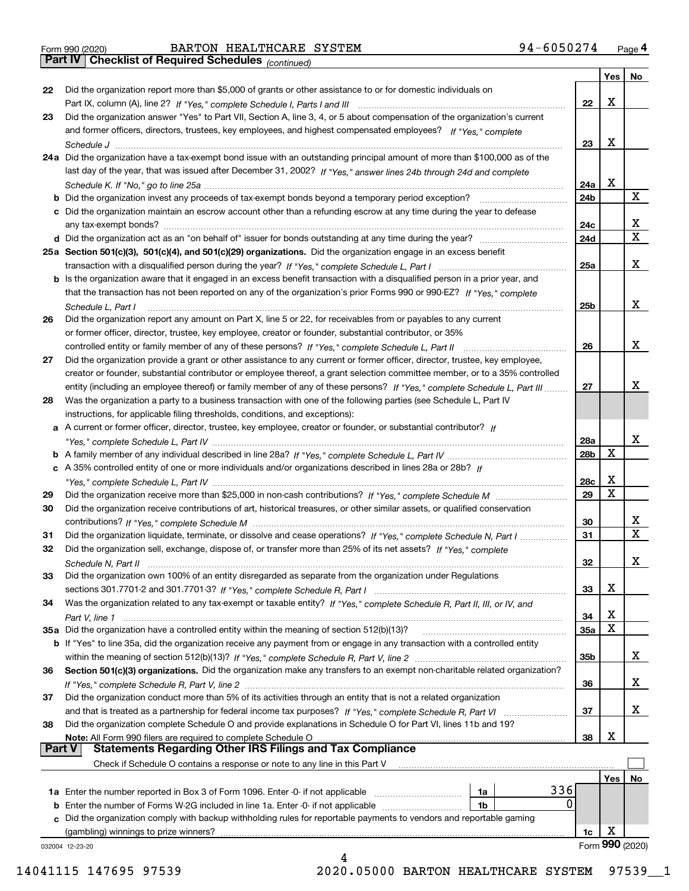Form 990 (2020) BARTON HEALTHCARE SYSTEM 94-6050274 Page 4

**Part IV Checklist of Required Schedules** *(continued)*

| | | | Yes | No |
|---|---|---|---|---|
| 22 | Did the organization report more than $5,000 of grants or other assistance to or for domestic individuals on Part IX, column (A), line 2? *If "Yes," complete Schedule I, Parts I and III* | 22 | X | |
| 23 | Did the organization answer "Yes" to Part VII, Section A, line 3, 4, or 5 about compensation of the organization's current and former officers, directors, trustees, key employees, and highest compensated employees? *If "Yes," complete Schedule J* | 23 | X | |
| 24a | Did the organization have a tax-exempt bond issue with an outstanding principal amount of more than $100,000 as of the last day of the year, that was issued after December 31, 2002? *If "Yes," answer lines 24b through 24d and complete Schedule K. If "No," go to line 25a* | 24a | X | |
| b | Did the organization invest any proceeds of tax-exempt bonds beyond a temporary period exception? | 24b | | X |
| c | Did the organization maintain an escrow account other than a refunding escrow at any time during the year to defease any tax-exempt bonds? | 24c | | X |
| d | Did the organization act as an "on behalf of" issuer for bonds outstanding at any time during the year? | 24d | | X |
| 25a | **Section 501(c)(3), 501(c)(4), and 501(c)(29) organizations.** Did the organization engage in an excess benefit transaction with a disqualified person during the year? *If "Yes," complete Schedule L, Part I* | 25a | | X |
| b | Is the organization aware that it engaged in an excess benefit transaction with a disqualified person in a prior year, and that the transaction has not been reported on any of the organization's prior Forms 990 or 990-EZ? *If "Yes," complete Schedule L, Part I* | 25b | | X |
| 26 | Did the organization report any amount on Part X, line 5 or 22, for receivables from or payables to any current or former officer, director, trustee, key employee, creator or founder, substantial contributor, or 35% controlled entity or family member of any of these persons? *If "Yes," complete Schedule L, Part II* | 26 | | X |
| 27 | Did the organization provide a grant or other assistance to any current or former officer, director, trustee, key employee, creator or founder, substantial contributor or employee thereof, a grant selection committee member, or to a 35% controlled entity (including an employee thereof) or family member of any of these persons? *If "Yes," complete Schedule L, Part III* | 27 | | X |
| 28 | Was the organization a party to a business transaction with one of the following parties (see Schedule L, Part IV instructions, for applicable filing thresholds, conditions, and exceptions): | | | |
| a | A current or former officer, director, trustee, key employee, creator or founder, or substantial contributor? *If "Yes," complete Schedule L, Part IV* | 28a | | X |
| b | A family member of any individual described in line 28a? *If "Yes," complete Schedule L, Part IV* | 28b | X | |
| c | A 35% controlled entity of one or more individuals and/or organizations described in lines 28a or 28b? *If "Yes," complete Schedule L, Part IV* | 28c | X | |
| 29 | Did the organization receive more than $25,000 in non-cash contributions? *If "Yes," complete Schedule M* | 29 | X | |
| 30 | Did the organization receive contributions of art, historical treasures, or other similar assets, or qualified conservation contributions? *If "Yes," complete Schedule M* | 30 | | X |
| 31 | Did the organization liquidate, terminate, or dissolve and cease operations? *If "Yes," complete Schedule N, Part I* | 31 | | X |
| 32 | Did the organization sell, exchange, dispose of, or transfer more than 25% of its net assets? *If "Yes," complete Schedule N, Part II* | 32 | | X |
| 33 | Did the organization own 100% of an entity disregarded as separate from the organization under Regulations sections 301.7701-2 and 301.7701-3? *If "Yes," complete Schedule R, Part I* | 33 | X | |
| 34 | Was the organization related to any tax-exempt or taxable entity? *If "Yes," complete Schedule R, Part II, III, or IV, and Part V, line 1* | 34 | X | |
| 35a | Did the organization have a controlled entity within the meaning of section 512(b)(13)? | 35a | X | |
| b | If "Yes" to line 35a, did the organization receive any payment from or engage in any transaction with a controlled entity within the meaning of section 512(b)(13)? *If "Yes," complete Schedule R, Part V, line 2* | 35b | | X |
| 36 | **Section 501(c)(3) organizations.** Did the organization make any transfers to an exempt non-charitable related organization? *If "Yes," complete Schedule R, Part V, line 2* | 36 | | X |
| 37 | Did the organization conduct more than 5% of its activities through an entity that is not a related organization and that is treated as a partnership for federal income tax purposes? *If "Yes," complete Schedule R, Part VI* | 37 | | X |
| 38 | Did the organization complete Schedule O and provide explanations in Schedule O for Part VI, lines 11b and 19? **Note:** All Form 990 filers are required to complete Schedule O | 38 | X | |

**Part V Statements Regarding Other IRS Filings and Tax Compliance**

Check if Schedule O contains a response or note to any line in this Part V ☐

| | | | | | Yes | No |
|---|---|---|---|---|---|---|
| 1a | Enter the number reported in Box 3 of Form 1096. Enter -0- if not applicable | 1a | 336 | | | |
| b | Enter the number of Forms W-2G included in line 1a. Enter -0- if not applicable | 1b | 0 | | | |
| c | Did the organization comply with backup withholding rules for reportable payments to vendors and reportable gaming (gambling) winnings to prize winners? | | | 1c | X | |

032004 12-23-20 Form **990** (2020)

14041115 147695 97539 2020.05000 BARTON HEALTHCARE SYSTEM 97539__1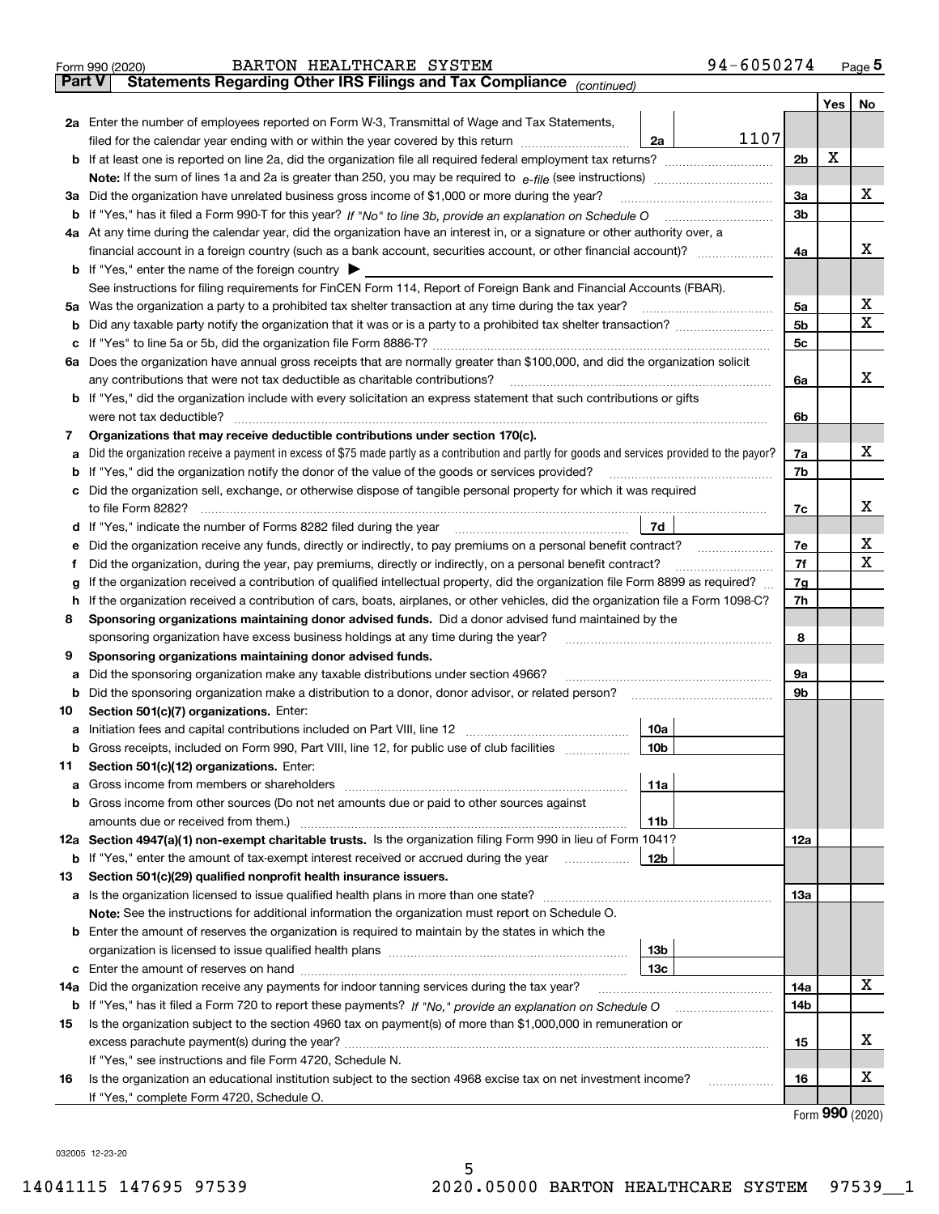Form 990 (2020) BARTON HEALTHCARE SYSTEM 94-6050274 Page **5**

## Part V Statements Regarding Other IRS Filings and Tax Compliance *(continued)*

| | | | | | Yes | No |
|---|---|---|---|---|---|---|
| **2a** | Enter the number of employees reported on Form W-3, Transmittal of Wage and Tax Statements, filed for the calendar year ending with or within the year covered by this return | 2a | 1107 | | | |
| **b** | If at least one is reported on line 2a, did the organization file all required federal employment tax returns? | | | 2b | X | |
| | **Note:** If the sum of lines 1a and 2a is greater than 250, you may be required to *e-file* (see instructions) | | | | | |
| **3a** | Did the organization have unrelated business gross income of $1,000 or more during the year? | | | 3a | | X |
| **b** | If "Yes," has it filed a Form 990-T for this year? *If "No" to line 3b, provide an explanation on Schedule O* | | | 3b | | |
| **4a** | At any time during the calendar year, did the organization have an interest in, or a signature or other authority over, a financial account in a foreign country (such as a bank account, securities account, or other financial account)? | | | 4a | | X |
| **b** | If "Yes," enter the name of the foreign country ▶ | | | | | |
| | See instructions for filing requirements for FinCEN Form 114, Report of Foreign Bank and Financial Accounts (FBAR). | | | | | |
| **5a** | Was the organization a party to a prohibited tax shelter transaction at any time during the tax year? | | | 5a | | X |
| **b** | Did any taxable party notify the organization that it was or is a party to a prohibited tax shelter transaction? | | | 5b | | X |
| **c** | If "Yes" to line 5a or 5b, did the organization file Form 8886-T? | | | 5c | | |
| **6a** | Does the organization have annual gross receipts that are normally greater than $100,000, and did the organization solicit any contributions that were not tax deductible as charitable contributions? | | | 6a | | X |
| **b** | If "Yes," did the organization include with every solicitation an express statement that such contributions or gifts were not tax deductible? | | | 6b | | |
| **7** | **Organizations that may receive deductible contributions under section 170(c).** | | | | | |
| **a** | Did the organization receive a payment in excess of $75 made partly as a contribution and partly for goods and services provided to the payor? | | | 7a | | X |
| **b** | If "Yes," did the organization notify the donor of the value of the goods or services provided? | | | 7b | | |
| **c** | Did the organization sell, exchange, or otherwise dispose of tangible personal property for which it was required to file Form 8282? | | | 7c | | X |
| **d** | If "Yes," indicate the number of Forms 8282 filed during the year | 7d | | | | |
| **e** | Did the organization receive any funds, directly or indirectly, to pay premiums on a personal benefit contract? | | | 7e | | X |
| **f** | Did the organization, during the year, pay premiums, directly or indirectly, on a personal benefit contract? | | | 7f | | X |
| **g** | If the organization received a contribution of qualified intellectual property, did the organization file Form 8899 as required? | | | 7g | | |
| **h** | If the organization received a contribution of cars, boats, airplanes, or other vehicles, did the organization file a Form 1098-C? | | | 7h | | |
| **8** | **Sponsoring organizations maintaining donor advised funds.** Did a donor advised fund maintained by the sponsoring organization have excess business holdings at any time during the year? | | | 8 | | |
| **9** | **Sponsoring organizations maintaining donor advised funds.** | | | | | |
| **a** | Did the sponsoring organization make any taxable distributions under section 4966? | | | 9a | | |
| **b** | Did the sponsoring organization make a distribution to a donor, donor advisor, or related person? | | | 9b | | |
| **10** | **Section 501(c)(7) organizations.** Enter: | | | | | |
| **a** | Initiation fees and capital contributions included on Part VIII, line 12 | 10a | | | | |
| **b** | Gross receipts, included on Form 990, Part VIII, line 12, for public use of club facilities | 10b | | | | |
| **11** | **Section 501(c)(12) organizations.** Enter: | | | | | |
| **a** | Gross income from members or shareholders | 11a | | | | |
| **b** | Gross income from other sources (Do not net amounts due or paid to other sources against amounts due or received from them.) | 11b | | | | |
| **12a** | **Section 4947(a)(1) non-exempt charitable trusts.** Is the organization filing Form 990 in lieu of Form 1041? | | | 12a | | |
| **b** | If "Yes," enter the amount of tax-exempt interest received or accrued during the year | 12b | | | | |
| **13** | **Section 501(c)(29) qualified nonprofit health insurance issuers.** | | | | | |
| **a** | Is the organization licensed to issue qualified health plans in more than one state? | | | 13a | | |
| | **Note:** See the instructions for additional information the organization must report on Schedule O. | | | | | |
| **b** | Enter the amount of reserves the organization is required to maintain by the states in which the organization is licensed to issue qualified health plans | 13b | | | | |
| **c** | Enter the amount of reserves on hand | 13c | | | | |
| **14a** | Did the organization receive any payments for indoor tanning services during the tax year? | | | 14a | | X |
| **b** | If "Yes," has it filed a Form 720 to report these payments? *If "No," provide an explanation on Schedule O* | | | 14b | | |
| **15** | Is the organization subject to the section 4960 tax on payment(s) of more than $1,000,000 in remuneration or excess parachute payment(s) during the year? | | | 15 | | X |
| | If "Yes," see instructions and file Form 4720, Schedule N. | | | | | |
| **16** | Is the organization an educational institution subject to the section 4968 excise tax on net investment income? | | | 16 | | X |
| | If "Yes," complete Form 4720, Schedule O. | | | | | |

Form **990** (2020)

032005 12-23-20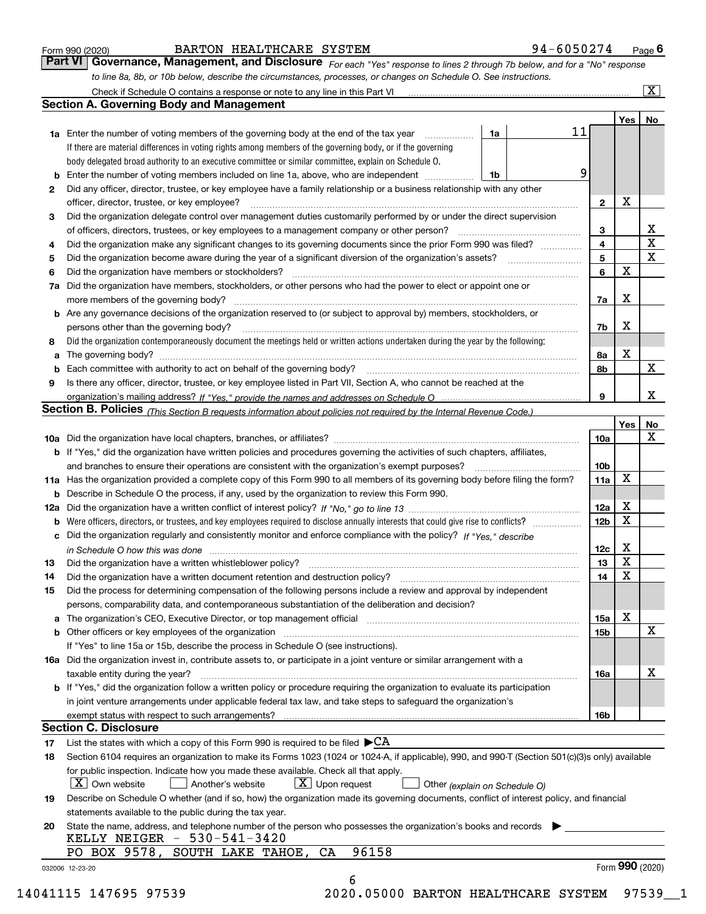Form 990 (2020) BARTON HEALTHCARE SYSTEM 94-6050274 Page **6**

## Part VI Governance, Management, and Disclosure

*For each "Yes" response to lines 2 through 7b below, and for a "No" response to line 8a, 8b, or 10b below, describe the circumstances, processes, or changes on Schedule O. See instructions.*

Check if Schedule O contains a response or note to any line in this Part VI ... [X]

### Section A. Governing Body and Management

| | | | | | Yes | No |
|---|---|---|---|---|---|---|
| **1a** | Enter the number of voting members of the governing body at the end of the tax year. If there are material differences in voting rights among members of the governing body, or if the governing body delegated broad authority to an executive committee or similar committee, explain on Schedule O. | 1a | 11 | | | |
| **b** | Enter the number of voting members included on line 1a, above, who are independent | 1b | 9 | | | |
| **2** | Did any officer, director, trustee, or key employee have a family relationship or a business relationship with any other officer, director, trustee, or key employee? | | | 2 | X | |
| **3** | Did the organization delegate control over management duties customarily performed by or under the direct supervision of officers, directors, trustees, or key employees to a management company or other person? | | | 3 | | X |
| **4** | Did the organization make any significant changes to its governing documents since the prior Form 990 was filed? | | | 4 | | X |
| **5** | Did the organization become aware during the year of a significant diversion of the organization's assets? | | | 5 | | X |
| **6** | Did the organization have members or stockholders? | | | 6 | X | |
| **7a** | Did the organization have members, stockholders, or other persons who had the power to elect or appoint one or more members of the governing body? | | | 7a | X | |
| **b** | Are any governance decisions of the organization reserved to (or subject to approval by) members, stockholders, or persons other than the governing body? | | | 7b | X | |
| **8** | Did the organization contemporaneously document the meetings held or written actions undertaken during the year by the following: | | | | | |
| **a** | The governing body? | | | 8a | X | |
| **b** | Each committee with authority to act on behalf of the governing body? | | | 8b | | X |
| **9** | Is there any officer, director, trustee, or key employee listed in Part VII, Section A, who cannot be reached at the organization's mailing address? *If "Yes," provide the names and addresses on Schedule O* | | | 9 | | X |

### Section B. Policies *(This Section B requests information about policies not required by the Internal Revenue Code.)*

| | | | Yes | No |
|---|---|---|---|---|
| **10a** | Did the organization have local chapters, branches, or affiliates? | 10a | | X |
| **b** | If "Yes," did the organization have written policies and procedures governing the activities of such chapters, affiliates, and branches to ensure their operations are consistent with the organization's exempt purposes? | 10b | | |
| **11a** | Has the organization provided a complete copy of this Form 990 to all members of its governing body before filing the form? | 11a | X | |
| **b** | Describe in Schedule O the process, if any, used by the organization to review this Form 990. | | | |
| **12a** | Did the organization have a written conflict of interest policy? *If "No," go to line 13* | 12a | X | |
| **b** | Were officers, directors, or trustees, and key employees required to disclose annually interests that could give rise to conflicts? | 12b | X | |
| **c** | Did the organization regularly and consistently monitor and enforce compliance with the policy? *If "Yes," describe in Schedule O how this was done* | 12c | X | |
| **13** | Did the organization have a written whistleblower policy? | 13 | X | |
| **14** | Did the organization have a written document retention and destruction policy? | 14 | X | |
| **15** | Did the process for determining compensation of the following persons include a review and approval by independent persons, comparability data, and contemporaneous substantiation of the deliberation and decision? | | | |
| **a** | The organization's CEO, Executive Director, or top management official | 15a | X | |
| **b** | Other officers or key employees of the organization | 15b | | X |
| | If "Yes" to line 15a or 15b, describe the process in Schedule O (see instructions). | | | |
| **16a** | Did the organization invest in, contribute assets to, or participate in a joint venture or similar arrangement with a taxable entity during the year? | 16a | | X |
| **b** | If "Yes," did the organization follow a written policy or procedure requiring the organization to evaluate its participation in joint venture arrangements under applicable federal tax law, and take steps to safeguard the organization's exempt status with respect to such arrangements? | 16b | | |

### Section C. Disclosure

**17** List the states with which a copy of this Form 990 is required to be filed ▶ CA

**18** Section 6104 requires an organization to make its Forms 1023 (1024 or 1024-A, if applicable), 990, and 990-T (Section 501(c)(3)s only) available for public inspection. Indicate how you made these available. Check all that apply.

[X] Own website [ ] Another's website [X] Upon request [ ] Other *(explain on Schedule O)*

**19** Describe on Schedule O whether (and if so, how) the organization made its governing documents, conflict of interest policy, and financial statements available to the public during the tax year.

**20** State the name, address, and telephone number of the person who possesses the organization's books and records ▶

KELLY NEIGER - 530-541-3420
PO BOX 9578, SOUTH LAKE TAHOE, CA 96158

032006 12-23-20 Form **990** (2020)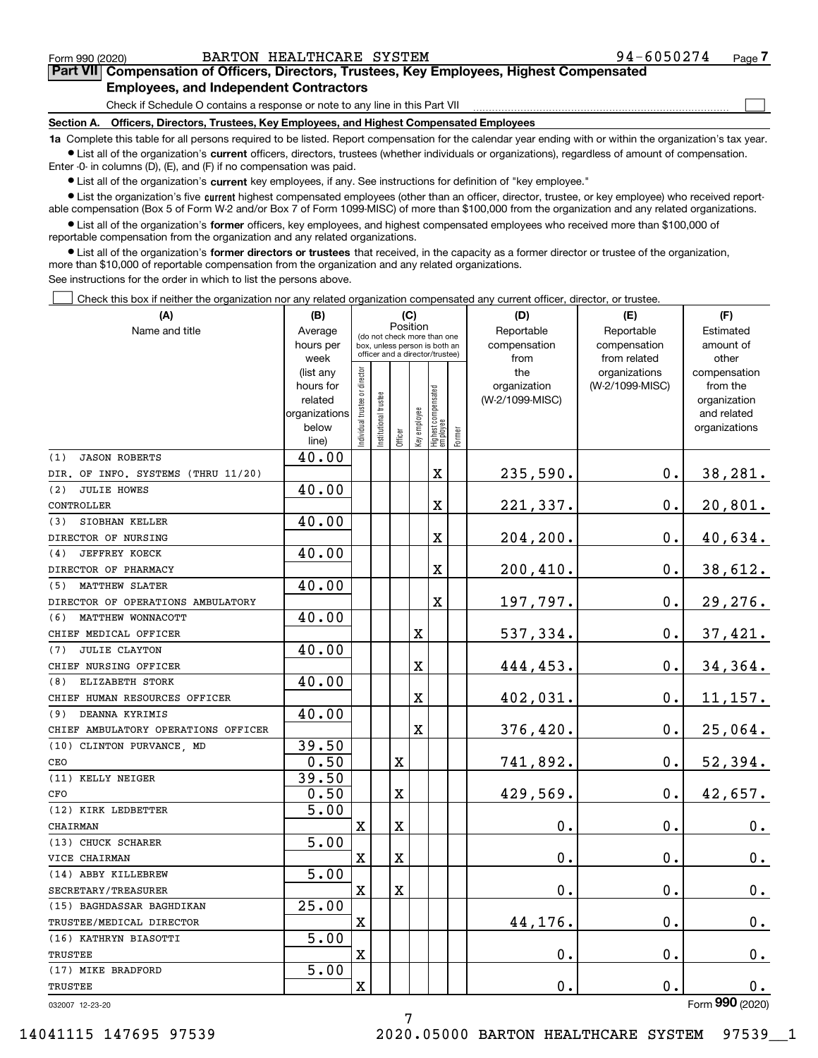Form 990 (2020) BARTON HEALTHCARE SYSTEM 94-6050274 Page 7

**Part VII Compensation of Officers, Directors, Trustees, Key Employees, Highest Compensated Employees, and Independent Contractors**

Check if Schedule O contains a response or note to any line in this Part VII ☐

**Section A. Officers, Directors, Trustees, Key Employees, and Highest Compensated Employees**

**1a** Complete this table for all persons required to be listed. Report compensation for the calendar year ending with or within the organization's tax year.

- List all of the organization's **current** officers, directors, trustees (whether individuals or organizations), regardless of amount of compensation. Enter -0- in columns (D), (E), and (F) if no compensation was paid.
- List all of the organization's **current** key employees, if any. See instructions for definition of "key employee."
- List the organization's five **current** highest compensated employees (other than an officer, director, trustee, or key employee) who received reportable compensation (Box 5 of Form W-2 and/or Box 7 of Form 1099-MISC) of more than $100,000 from the organization and any related organizations.
- List all of the organization's **former** officers, key employees, and highest compensated employees who received more than $100,000 of reportable compensation from the organization and any related organizations.
- List all of the organization's **former directors or trustees** that received, in the capacity as a former director or trustee of the organization, more than $10,000 of reportable compensation from the organization and any related organizations.

See instructions for the order in which to list the persons above.

☐ Check this box if neither the organization nor any related organization compensated any current officer, director, or trustee.

| (A) Name and title | (B) Average hours per week (list any hours for related organizations below line) | (C) Position: Individual trustee or director | Institutional trustee | Officer | Key employee | Highest compensated employee | Former | (D) Reportable compensation from the organization (W-2/1099-MISC) | (E) Reportable compensation from related organizations (W-2/1099-MISC) | (F) Estimated amount of other compensation from the organization and related organizations |
|---|---|---|---|---|---|---|---|---|---|---|
| (1) JASON ROBERTS<br>DIR. OF INFO. SYSTEMS (THRU 11/20) | 40.00 | | | | | X | | 235,590. | 0. | 38,281. |
| (2) JULIE HOWES<br>CONTROLLER | 40.00 | | | | | X | | 221,337. | 0. | 20,801. |
| (3) SIOBHAN KELLER<br>DIRECTOR OF NURSING | 40.00 | | | | | X | | 204,200. | 0. | 40,634. |
| (4) JEFFREY KOECK<br>DIRECTOR OF PHARMACY | 40.00 | | | | | X | | 200,410. | 0. | 38,612. |
| (5) MATTHEW SLATER<br>DIRECTOR OF OPERATIONS AMBULATORY | 40.00 | | | | | X | | 197,797. | 0. | 29,276. |
| (6) MATTHEW WONNACOTT<br>CHIEF MEDICAL OFFICER | 40.00 | | | | X | | | 537,334. | 0. | 37,421. |
| (7) JULIE CLAYTON<br>CHIEF NURSING OFFICER | 40.00 | | | | X | | | 444,453. | 0. | 34,364. |
| (8) ELIZABETH STORK<br>CHIEF HUMAN RESOURCES OFFICER | 40.00 | | | | X | | | 402,031. | 0. | 11,157. |
| (9) DEANNA KYRIMIS<br>CHIEF AMBULATORY OPERATIONS OFFICER | 40.00 | | | | X | | | 376,420. | 0. | 25,064. |
| (10) CLINTON PURVANCE, MD<br>CEO | 39.50<br>0.50 | | | X | | | | 741,892. | 0. | 52,394. |
| (11) KELLY NEIGER<br>CFO | 39.50<br>0.50 | | | X | | | | 429,569. | 0. | 42,657. |
| (12) KIRK LEDBETTER<br>CHAIRMAN | 5.00 | X | | X | | | | 0. | 0. | 0. |
| (13) CHUCK SCHARER<br>VICE CHAIRMAN | 5.00 | X | | X | | | | 0. | 0. | 0. |
| (14) ABBY KILLEBREW<br>SECRETARY/TREASURER | 5.00 | X | | X | | | | 0. | 0. | 0. |
| (15) BAGHDASSAR BAGHDIKAN<br>TRUSTEE/MEDICAL DIRECTOR | 25.00 | X | | | | | | 44,176. | 0. | 0. |
| (16) KATHRYN BIASOTTI<br>TRUSTEE | 5.00 | X | | | | | | 0. | 0. | 0. |
| (17) MIKE BRADFORD<br>TRUSTEE | 5.00 | X | | | | | | 0. | 0. | 0. |

032007 12-23-20 Form **990** (2020)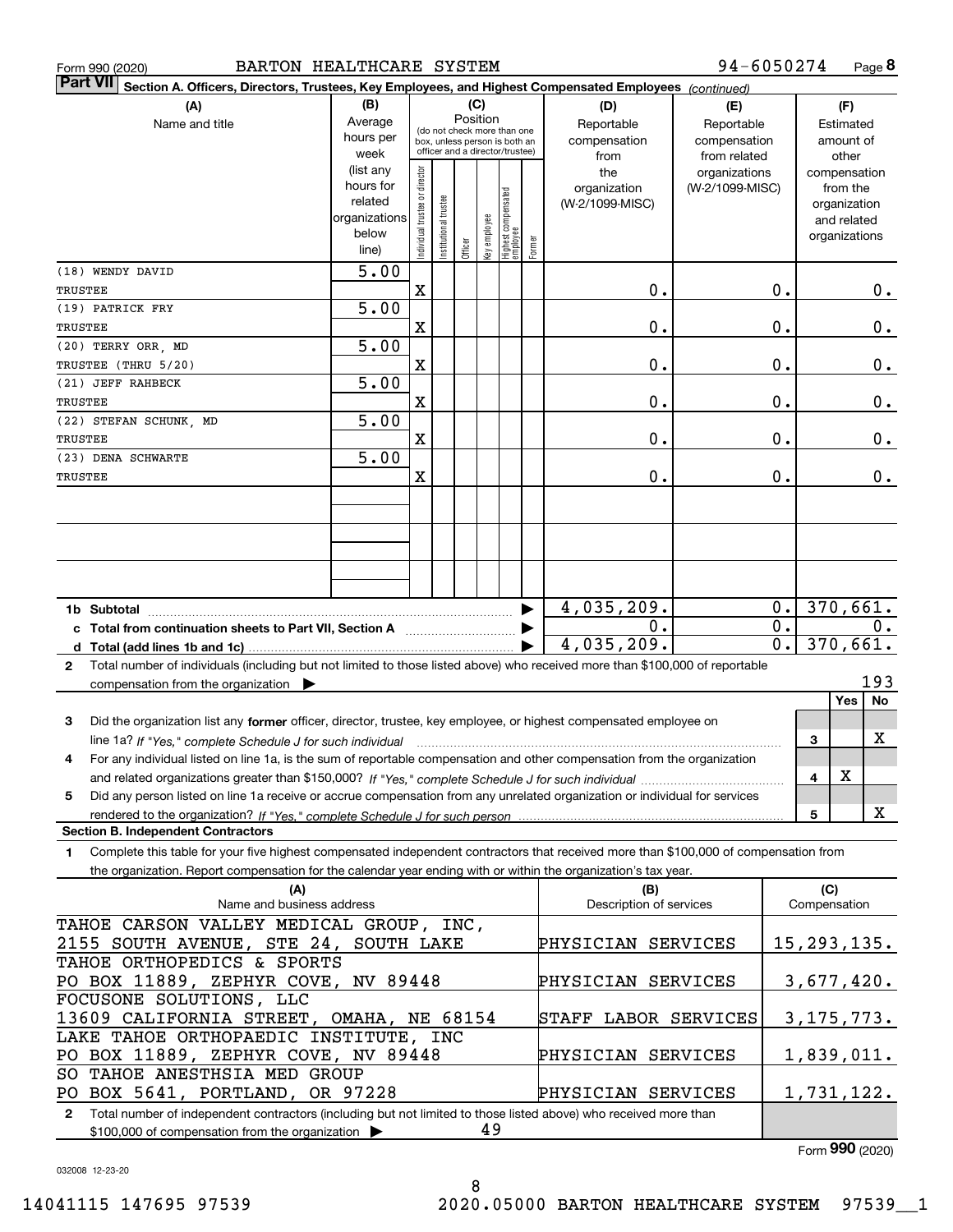Form 990 (2020) BARTON HEALTHCARE SYSTEM 94-6050274 Page **8**

**Part VII** Section A. Officers, Directors, Trustees, Key Employees, and Highest Compensated Employees *(continued)*

| (A) Name and title | (B) Average hours per week (list any hours for related organizations below line) | (C) Position: Individual trustee or director | Institutional trustee | Officer | Key employee | Highest compensated employee | Former | (D) Reportable compensation from the organization (W-2/1099-MISC) | (E) Reportable compensation from related organizations (W-2/1099-MISC) | (F) Estimated amount of other compensation from the organization and related organizations |
|---|---|---|---|---|---|---|---|---|---|---|
| (18) WENDY DAVID<br>TRUSTEE | 5.00 | X | | | | | | 0. | 0. | 0. |
| (19) PATRICK FRY<br>TRUSTEE | 5.00 | X | | | | | | 0. | 0. | 0. |
| (20) TERRY ORR, MD<br>TRUSTEE (THRU 5/20) | 5.00 | X | | | | | | 0. | 0. | 0. |
| (21) JEFF RAHBECK<br>TRUSTEE | 5.00 | X | | | | | | 0. | 0. | 0. |
| (22) STEFAN SCHUNK, MD<br>TRUSTEE | 5.00 | X | | | | | | 0. | 0. | 0. |
| (23) DENA SCHWARTE<br>TRUSTEE | 5.00 | X | | | | | | 0. | 0. | 0. |
| **1b Subtotal** | | | | | | | | 4,035,209. | 0. | 370,661. |
| **c Total from continuation sheets to Part VII, Section A** | | | | | | | | 0. | 0. | 0. |
| **d Total (add lines 1b and 1c)** | | | | | | | | 4,035,209. | 0. | 370,661. |

**2** Total number of individuals (including but not limited to those listed above) who received more than $100,000 of reportable compensation from the organization ▶ 193

| | | Yes | No |
|---|---|---|---|
| **3** Did the organization list any **former** officer, director, trustee, key employee, or highest compensated employee on line 1a? *If "Yes," complete Schedule J for such individual* | 3 | | X |
| **4** For any individual listed on line 1a, is the sum of reportable compensation and other compensation from the organization and related organizations greater than $150,000? *If "Yes," complete Schedule J for such individual* | 4 | X | |
| **5** Did any person listed on line 1a receive or accrue compensation from any unrelated organization or individual for services rendered to the organization? *If "Yes," complete Schedule J for such person* | 5 | | X |

**Section B. Independent Contractors**

**1** Complete this table for your five highest compensated independent contractors that received more than $100,000 of compensation from the organization. Report compensation for the calendar year ending with or within the organization's tax year.

| (A) Name and business address | (B) Description of services | (C) Compensation |
|---|---|---|
| TAHOE CARSON VALLEY MEDICAL GROUP, INC,<br>2155 SOUTH AVENUE, STE 24, SOUTH LAKE | PHYSICIAN SERVICES | 15,293,135. |
| TAHOE ORTHOPEDICS & SPORTS<br>PO BOX 11889, ZEPHYR COVE, NV 89448 | PHYSICIAN SERVICES | 3,677,420. |
| FOCUSONE SOLUTIONS, LLC<br>13609 CALIFORNIA STREET, OMAHA, NE 68154 | STAFF LABOR SERVICES | 3,175,773. |
| LAKE TAHOE ORTHOPAEDIC INSTITUTE, INC<br>PO BOX 11889, ZEPHYR COVE, NV 89448 | PHYSICIAN SERVICES | 1,839,011. |
| SO TAHOE ANESTHSIA MED GROUP<br>PO BOX 5641, PORTLAND, OR 97228 | PHYSICIAN SERVICES | 1,731,122. |

**2** Total number of independent contractors (including but not limited to those listed above) who received more than $100,000 of compensation from the organization ▶ 49

Form **990** (2020)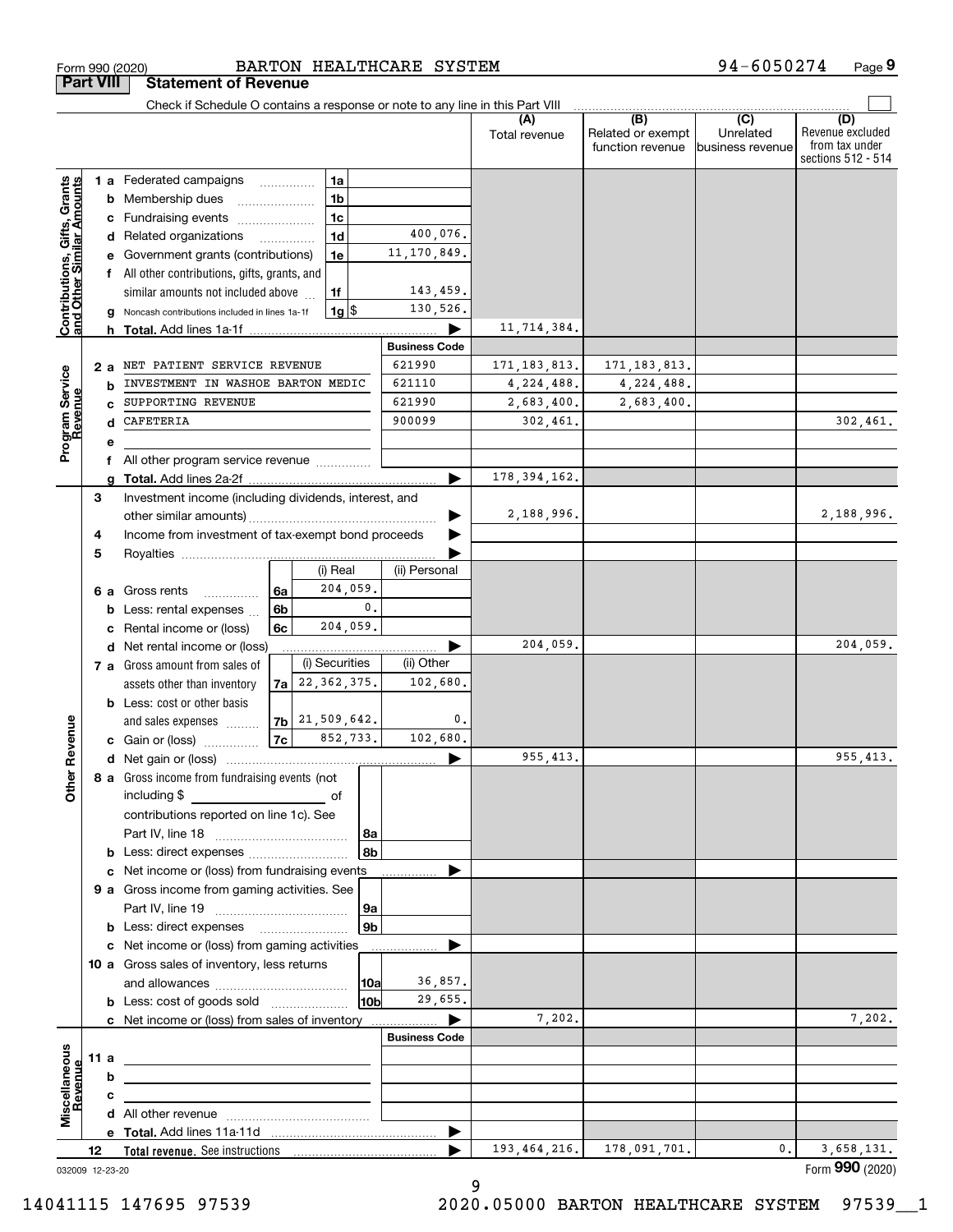Form 990 (2020) BARTON HEALTHCARE SYSTEM 94-6050274 Page **9**

## Part VIII Statement of Revenue

Check if Schedule O contains a response or note to any line in this Part VIII ☐

| | | | | (A) Total revenue | (B) Related or exempt function revenue | (C) Unrelated business revenue | (D) Revenue excluded from tax under sections 512 - 514 |
|---|---|---|---|---|---|---|---|
| **Contributions, Gifts, Grants and Other Similar Amounts** | 1 a Federated campaigns | 1a | | | | | |
| | b Membership dues | 1b | | | | | |
| | c Fundraising events | 1c | | | | | |
| | d Related organizations | 1d | 400,076. | | | | |
| | e Government grants (contributions) | 1e | 11,170,849. | | | | |
| | f All other contributions, gifts, grants, and similar amounts not included above | 1f | 143,459. | | | | |
| | g Noncash contributions included in lines 1a-1f | 1g $ | 130,526. | | | | |
| | h **Total.** Add lines 1a-1f | | ▶ | 11,714,384. | | | |
| | | | **Business Code** | | | | |
| **Program Service Revenue** | 2 a NET PATIENT SERVICE REVENUE | | 621990 | 171,183,813. | 171,183,813. | | |
| | b INVESTMENT IN WASHOE BARTON MEDIC | | 621110 | 4,224,488. | 4,224,488. | | |
| | c SUPPORTING REVENUE | | 621990 | 2,683,400. | 2,683,400. | | |
| | d CAFETERIA | | 900099 | 302,461. | | | 302,461. |
| | e | | | | | | |
| | f All other program service revenue | | | | | | |
| | g **Total.** Add lines 2a-2f | | ▶ | 178,394,162. | | | |
| **Other Revenue** | 3 Investment income (including dividends, interest, and other similar amounts) | | ▶ | 2,188,996. | | | 2,188,996. |
| | 4 Income from investment of tax-exempt bond proceeds | | ▶ | | | | |
| | 5 Royalties | | ▶ | | | | |
| | | (i) Real | (ii) Personal | | | | |
| | 6 a Gross rents (6a) | 204,059. | | | | | |
| | b Less: rental expenses (6b) | 0. | | | | | |
| | c Rental income or (loss) (6c) | 204,059. | | | | | |
| | d Net rental income or (loss) | | ▶ | 204,059. | | | 204,059. |
| | | (i) Securities | (ii) Other | | | | |
| | 7 a Gross amount from sales of assets other than inventory (7a) | 22,362,375. | 102,680. | | | | |
| | b Less: cost or other basis and sales expenses (7b) | 21,509,642. | 0. | | | | |
| | c Gain or (loss) (7c) | 852,733. | 102,680. | | | | |
| | d Net gain or (loss) | | ▶ | 955,413. | | | 955,413. |
| | 8 a Gross income from fundraising events (not including $ ______ of contributions reported on line 1c). See Part IV, line 18 | 8a | | | | | |
| | b Less: direct expenses | 8b | | | | | |
| | c Net income or (loss) from fundraising events | | ▶ | | | | |
| | 9 a Gross income from gaming activities. See Part IV, line 19 | 9a | | | | | |
| | b Less: direct expenses | 9b | | | | | |
| | c Net income or (loss) from gaming activities | | ▶ | | | | |
| | 10 a Gross sales of inventory, less returns and allowances | 10a | 36,857. | | | | |
| | b Less: cost of goods sold | 10b | 29,655. | | | | |
| | c Net income or (loss) from sales of inventory | | ▶ | 7,202. | | | 7,202. |
| | | | **Business Code** | | | | |
| **Miscellaneous Revenue** | 11 a | | | | | | |
| | b | | | | | | |
| | c | | | | | | |
| | d All other revenue | | | | | | |
| | e **Total.** Add lines 11a-11d | | ▶ | | | | |
| | 12 **Total revenue.** See instructions | | ▶ | 193,464,216. | 178,091,701. | 0. | 3,658,131. |

032009 12-23-20 Form **990** (2020)

14041115 147695 97539 2020.05000 BARTON HEALTHCARE SYSTEM 97539__1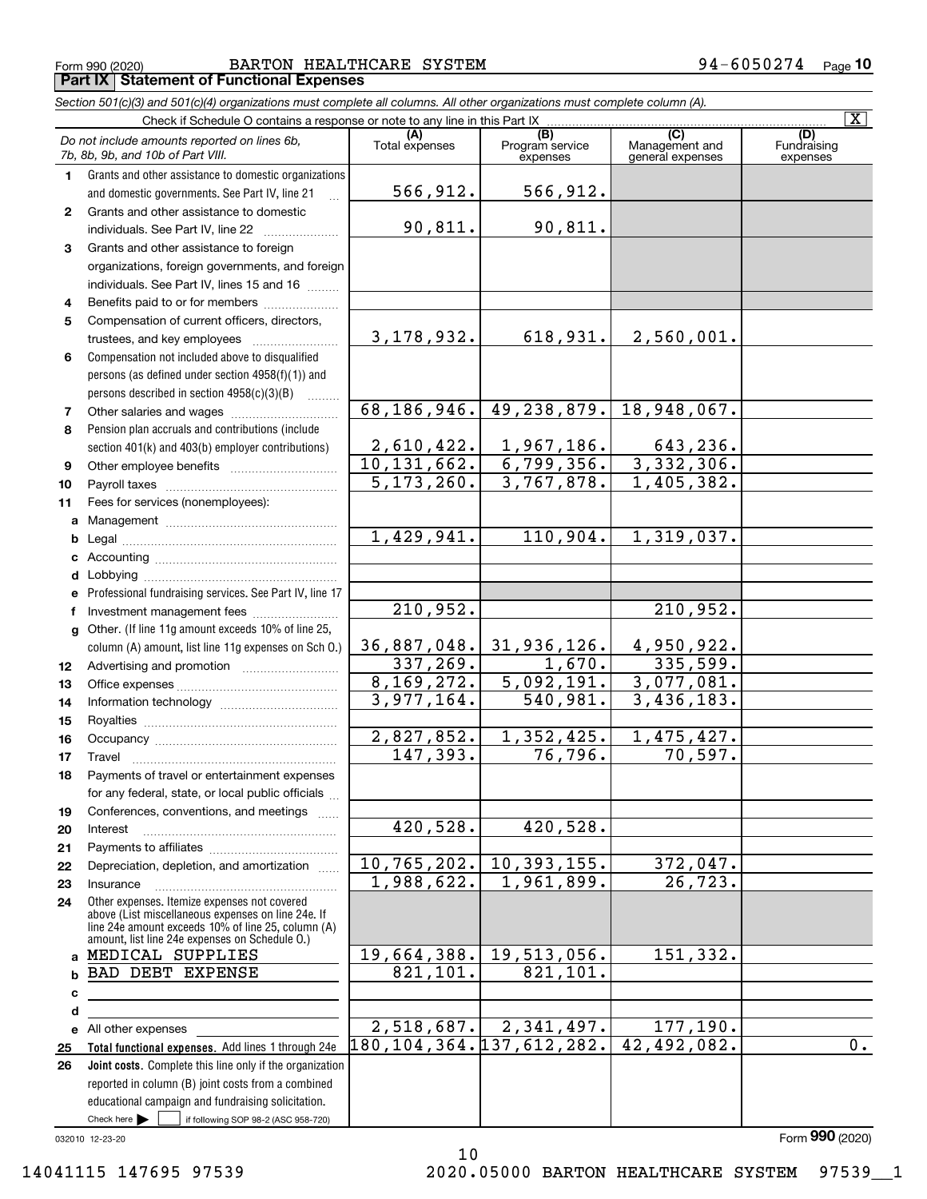Form 990 (2020) BARTON HEALTHCARE SYSTEM 94-6050274 Page **10**

## Part IX Statement of Functional Expenses

*Section 501(c)(3) and 501(c)(4) organizations must complete all columns. All other organizations must complete column (A).*

Check if Schedule O contains a response or note to any line in this Part IX [X]

| | *Do not include amounts reported on lines 6b, 7b, 8b, 9b, and 10b of Part VIII.* | (A) Total expenses | (B) Program service expenses | (C) Management and general expenses | (D) Fundraising expenses |
|---|---|---|---|---|---|
| 1 | Grants and other assistance to domestic organizations and domestic governments. See Part IV, line 21 | 566,912. | 566,912. | | |
| 2 | Grants and other assistance to domestic individuals. See Part IV, line 22 | 90,811. | 90,811. | | |
| 3 | Grants and other assistance to foreign organizations, foreign governments, and foreign individuals. See Part IV, lines 15 and 16 | | | | |
| 4 | Benefits paid to or for members | | | | |
| 5 | Compensation of current officers, directors, trustees, and key employees | 3,178,932. | 618,931. | 2,560,001. | |
| 6 | Compensation not included above to disqualified persons (as defined under section 4958(f)(1)) and persons described in section 4958(c)(3)(B) | | | | |
| 7 | Other salaries and wages | 68,186,946. | 49,238,879. | 18,948,067. | |
| 8 | Pension plan accruals and contributions (include section 401(k) and 403(b) employer contributions) | 2,610,422. | 1,967,186. | 643,236. | |
| 9 | Other employee benefits | 10,131,662. | 6,799,356. | 3,332,306. | |
| 10 | Payroll taxes | 5,173,260. | 3,767,878. | 1,405,382. | |
| 11 | Fees for services (nonemployees): | | | | |
| a | Management | | | | |
| b | Legal | 1,429,941. | 110,904. | 1,319,037. | |
| c | Accounting | | | | |
| d | Lobbying | | | | |
| e | Professional fundraising services. See Part IV, line 17 | | | | |
| f | Investment management fees | 210,952. | | 210,952. | |
| g | Other. (If line 11g amount exceeds 10% of line 25, column (A) amount, list line 11g expenses on Sch O.) | 36,887,048. | 31,936,126. | 4,950,922. | |
| 12 | Advertising and promotion | 337,269. | 1,670. | 335,599. | |
| 13 | Office expenses | 8,169,272. | 5,092,191. | 3,077,081. | |
| 14 | Information technology | 3,977,164. | 540,981. | 3,436,183. | |
| 15 | Royalties | | | | |
| 16 | Occupancy | 2,827,852. | 1,352,425. | 1,475,427. | |
| 17 | Travel | 147,393. | 76,796. | 70,597. | |
| 18 | Payments of travel or entertainment expenses for any federal, state, or local public officials | | | | |
| 19 | Conferences, conventions, and meetings | | | | |
| 20 | Interest | 420,528. | 420,528. | | |
| 21 | Payments to affiliates | | | | |
| 22 | Depreciation, depletion, and amortization | 10,765,202. | 10,393,155. | 372,047. | |
| 23 | Insurance | 1,988,622. | 1,961,899. | 26,723. | |
| 24 | Other expenses. Itemize expenses not covered above (List miscellaneous expenses on line 24e. If line 24e amount exceeds 10% of line 25, column (A) amount, list line 24e expenses on Schedule O.) | | | | |
| a | MEDICAL SUPPLIES | 19,664,388. | 19,513,056. | 151,332. | |
| b | BAD DEBT EXPENSE | 821,101. | 821,101. | | |
| c | | | | | |
| d | | | | | |
| e | All other expenses | 2,518,687. | 2,341,497. | 177,190. | |
| 25 | **Total functional expenses.** Add lines 1 through 24e | 180,104,364. | 137,612,282. | 42,492,082. | 0. |
| 26 | **Joint costs.** Complete this line only if the organization reported in column (B) joint costs from a combined educational campaign and fundraising solicitation. Check here [ ] if following SOP 98-2 (ASC 958-720) | | | | |

032010 12-23-20

Form **990** (2020)

14041115 147695 97539 2020.05000 BARTON HEALTHCARE SYSTEM 97539__1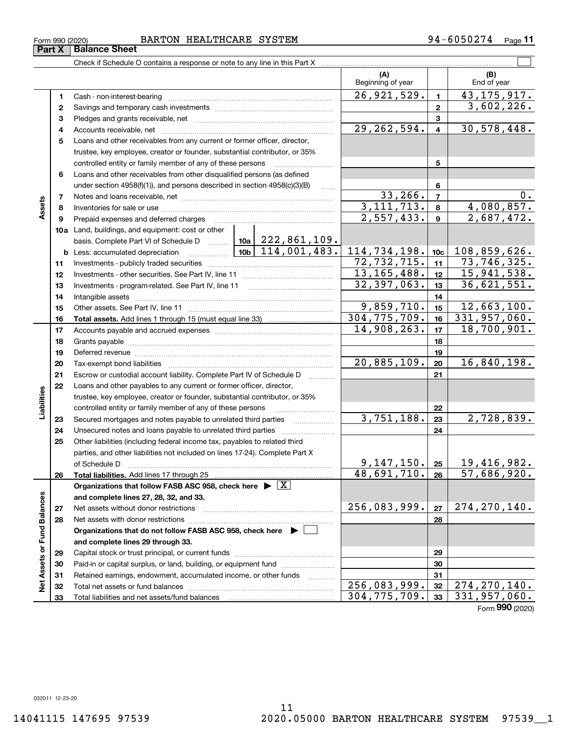Form 990 (2020) BARTON HEALTHCARE SYSTEM 94-6050274

## Part X Balance Sheet

Check if Schedule O contains a response or note to any line in this Part X

| | | | (A) Beginning of year | | (B) End of year |
|---|---|---|---|---|---|
| **Assets** | 1 | Cash - non-interest-bearing | 26,921,529. | 1 | 43,175,917. |
| | 2 | Savings and temporary cash investments | | 2 | 3,602,226. |
| | 3 | Pledges and grants receivable, net | | 3 | |
| | 4 | Accounts receivable, net | 29,262,594. | 4 | 30,578,448. |
| | 5 | Loans and other receivables from any current or former officer, director, trustee, key employee, creator or founder, substantial contributor, or 35% controlled entity or family member of any of these persons | | 5 | |
| | 6 | Loans and other receivables from other disqualified persons (as defined under section 4958(f)(1)), and persons described in section 4958(c)(3)(B) | | 6 | |
| | 7 | Notes and loans receivable, net | 33,266. | 7 | 0. |
| | 8 | Inventories for sale or use | 3,111,713. | 8 | 4,080,857. |
| | 9 | Prepaid expenses and deferred charges | 2,557,433. | 9 | 2,687,472. |
| | 10a | Land, buildings, and equipment: cost or other basis. Complete Part VI of Schedule D — 10a: 222,861,109. | | | |
| | b | Less: accumulated depreciation — 10b: 114,001,483. | 114,734,198. | 10c | 108,859,626. |
| | 11 | Investments - publicly traded securities | 72,732,715. | 11 | 73,746,325. |
| | 12 | Investments - other securities. See Part IV, line 11 | 13,165,488. | 12 | 15,941,538. |
| | 13 | Investments - program-related. See Part IV, line 11 | 32,397,063. | 13 | 36,621,551. |
| | 14 | Intangible assets | | 14 | |
| | 15 | Other assets. See Part IV, line 11 | 9,859,710. | 15 | 12,663,100. |
| | 16 | **Total assets.** Add lines 1 through 15 (must equal line 33) | 304,775,709. | 16 | 331,957,060. |
| **Liabilities** | 17 | Accounts payable and accrued expenses | 14,908,263. | 17 | 18,700,901. |
| | 18 | Grants payable | | 18 | |
| | 19 | Deferred revenue | | 19 | |
| | 20 | Tax-exempt bond liabilities | 20,885,109. | 20 | 16,840,198. |
| | 21 | Escrow or custodial account liability. Complete Part IV of Schedule D | | 21 | |
| | 22 | Loans and other payables to any current or former officer, director, trustee, key employee, creator or founder, substantial contributor, or 35% controlled entity or family member of any of these persons | | 22 | |
| | 23 | Secured mortgages and notes payable to unrelated third parties | 3,751,188. | 23 | 2,728,839. |
| | 24 | Unsecured notes and loans payable to unrelated third parties | | 24 | |
| | 25 | Other liabilities (including federal income tax, payables to related third parties, and other liabilities not included on lines 17-24). Complete Part X of Schedule D | 9,147,150. | 25 | 19,416,982. |
| | 26 | **Total liabilities.** Add lines 17 through 25 | 48,691,710. | 26 | 57,686,920. |
| **Net Assets or Fund Balances** | | **Organizations that follow FASB ASC 958, check here** ▶ [X] **and complete lines 27, 28, 32, and 33.** | | | |
| | 27 | Net assets without donor restrictions | 256,083,999. | 27 | 274,270,140. |
| | 28 | Net assets with donor restrictions | | 28 | |
| | | **Organizations that do not follow FASB ASC 958, check here** ▶ [ ] **and complete lines 29 through 33.** | | | |
| | 29 | Capital stock or trust principal, or current funds | | 29 | |
| | 30 | Paid-in or capital surplus, or land, building, or equipment fund | | 30 | |
| | 31 | Retained earnings, endowment, accumulated income, or other funds | | 31 | |
| | 32 | Total net assets or fund balances | 256,083,999. | 32 | 274,270,140. |
| | 33 | Total liabilities and net assets/fund balances | 304,775,709. | 33 | 331,957,060. |

Form **990** (2020)

032011 12-23-20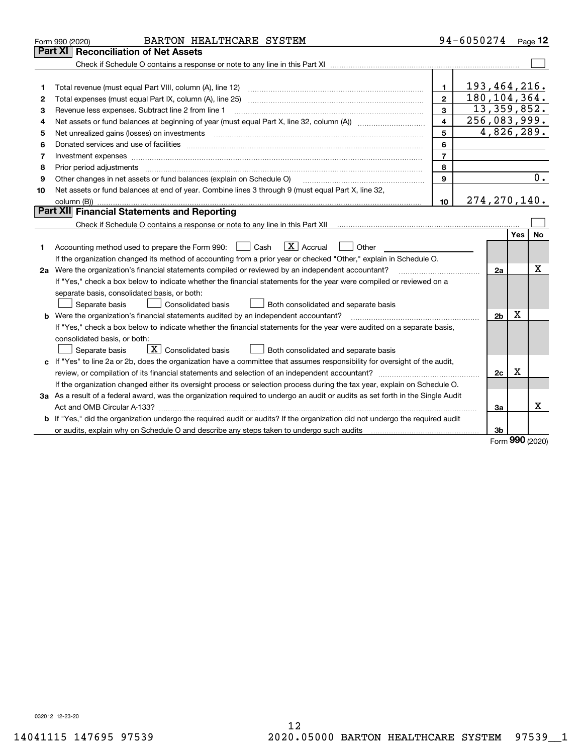Form 990 (2020) BARTON HEALTHCARE SYSTEM 94-6050274

## Part XI Reconciliation of Net Assets

Check if Schedule O contains a response or note to any line in this Part XI ☐

| | | | |
|---|---|---|---|
| 1 | Total revenue (must equal Part VIII, column (A), line 12) | 1 | 193,464,216. |
| 2 | Total expenses (must equal Part IX, column (A), line 25) | 2 | 180,104,364. |
| 3 | Revenue less expenses. Subtract line 2 from line 1 | 3 | 13,359,852. |
| 4 | Net assets or fund balances at beginning of year (must equal Part X, line 32, column (A)) | 4 | 256,083,999. |
| 5 | Net unrealized gains (losses) on investments | 5 | 4,826,289. |
| 6 | Donated services and use of facilities | 6 | |
| 7 | Investment expenses | 7 | |
| 8 | Prior period adjustments | 8 | |
| 9 | Other changes in net assets or fund balances (explain on Schedule O) | 9 | 0. |
| 10 | Net assets or fund balances at end of year. Combine lines 3 through 9 (must equal Part X, line 32, column (B)) | 10 | 274,270,140. |

## Part XII Financial Statements and Reporting

Check if Schedule O contains a response or note to any line in this Part XII ☐

| | | | Yes | No |
|---|---|---|---|---|
| 1 | Accounting method used to prepare the Form 990: ☐ Cash ☒ Accrual ☐ Other<br>If the organization changed its method of accounting from a prior year or checked "Other," explain in Schedule O. | | | |
| 2a | Were the organization's financial statements compiled or reviewed by an independent accountant?<br>If "Yes," check a box below to indicate whether the financial statements for the year were compiled or reviewed on a separate basis, consolidated basis, or both:<br>☐ Separate basis ☐ Consolidated basis ☐ Both consolidated and separate basis | 2a | | X |
| b | Were the organization's financial statements audited by an independent accountant?<br>If "Yes," check a box below to indicate whether the financial statements for the year were audited on a separate basis, consolidated basis, or both:<br>☐ Separate basis ☒ Consolidated basis ☐ Both consolidated and separate basis | 2b | X | |
| c | If "Yes" to line 2a or 2b, does the organization have a committee that assumes responsibility for oversight of the audit, review, or compilation of its financial statements and selection of an independent accountant?<br>If the organization changed either its oversight process or selection process during the tax year, explain on Schedule O. | 2c | X | |
| 3a | As a result of a federal award, was the organization required to undergo an audit or audits as set forth in the Single Audit Act and OMB Circular A-133? | 3a | | X |
| b | If "Yes," did the organization undergo the required audit or audits? If the organization did not undergo the required audit or audits, explain why on Schedule O and describe any steps taken to undergo such audits | 3b | | |

Form 990 (2020)

032012 12-23-20

14041115 147695 97539 2020.05000 BARTON HEALTHCARE SYSTEM 97539__1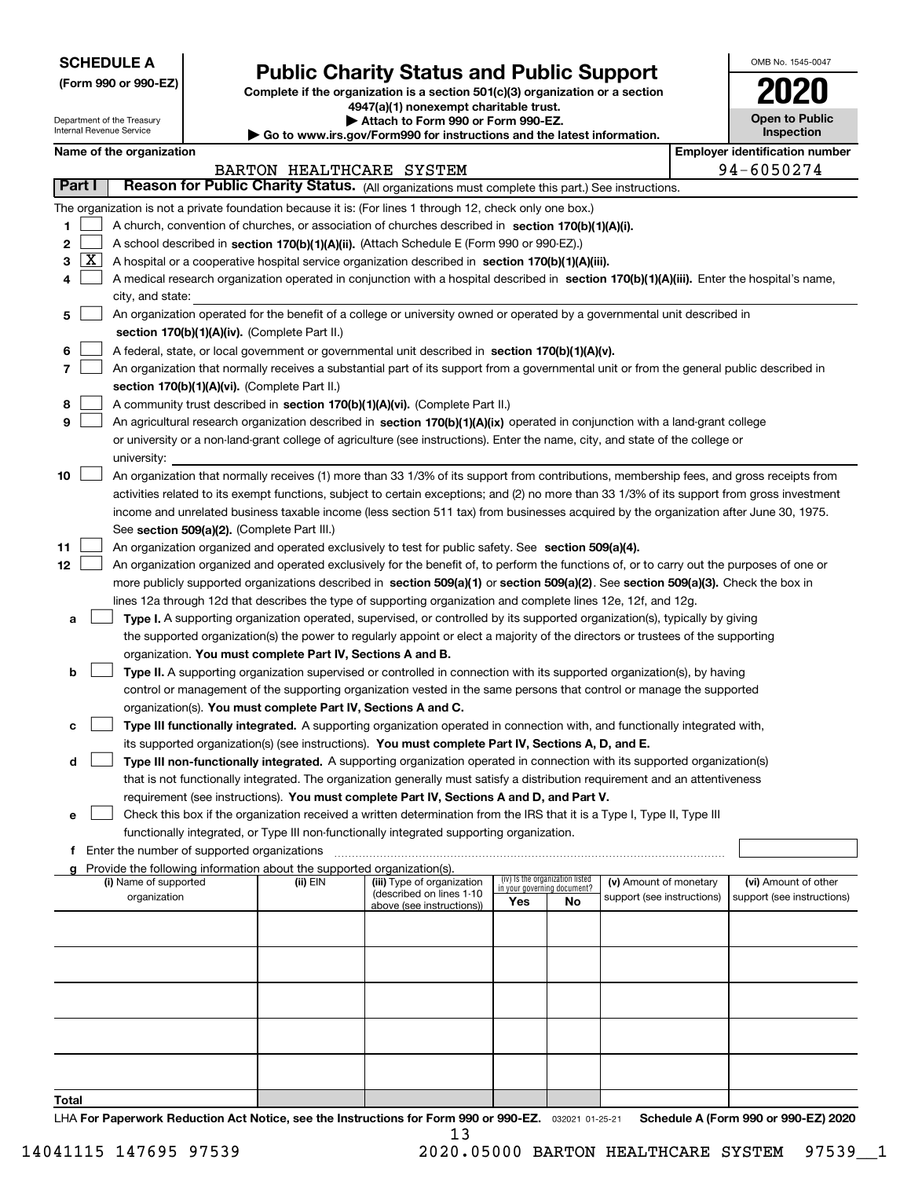**SCHEDULE A**
**(Form 990 or 990-EZ)**

Department of the Treasury
Internal Revenue Service

# Public Charity Status and Public Support

**Complete if the organization is a section 501(c)(3) organization or a section 4947(a)(1) nonexempt charitable trust.**
**▶ Attach to Form 990 or Form 990-EZ.**
**▶ Go to www.irs.gov/Form990 for instructions and the latest information.**

OMB No. 1545-0047
**2020**
**Open to Public Inspection**

**Name of the organization:** BARTON HEALTHCARE SYSTEM
**Employer identification number:** 94-6050274

## Part I Reason for Public Charity Status. (All organizations must complete this part.) See instructions.

The organization is not a private foundation because it is: (For lines 1 through 12, check only one box.)

1. [ ] A church, convention of churches, or association of churches described in **section 170(b)(1)(A)(i).**
2. [ ] A school described in **section 170(b)(1)(A)(ii).** (Attach Schedule E (Form 990 or 990-EZ).)
3. [X] A hospital or a cooperative hospital service organization described in **section 170(b)(1)(A)(iii).**
4. [ ] A medical research organization operated in conjunction with a hospital described in **section 170(b)(1)(A)(iii).** Enter the hospital's name, city, and state:
5. [ ] An organization operated for the benefit of a college or university owned or operated by a governmental unit described in **section 170(b)(1)(A)(iv).** (Complete Part II.)
6. [ ] A federal, state, or local government or governmental unit described in **section 170(b)(1)(A)(v).**
7. [ ] An organization that normally receives a substantial part of its support from a governmental unit or from the general public described in **section 170(b)(1)(A)(vi).** (Complete Part II.)
8. [ ] A community trust described in **section 170(b)(1)(A)(vi).** (Complete Part II.)
9. [ ] An agricultural research organization described in **section 170(b)(1)(A)(ix)** operated in conjunction with a land-grant college or university or a non-land-grant college of agriculture (see instructions). Enter the name, city, and state of the college or university:
10. [ ] An organization that normally receives (1) more than 33 1/3% of its support from contributions, membership fees, and gross receipts from activities related to its exempt functions, subject to certain exceptions; and (2) no more than 33 1/3% of its support from gross investment income and unrelated business taxable income (less section 511 tax) from businesses acquired by the organization after June 30, 1975. See **section 509(a)(2).** (Complete Part III.)
11. [ ] An organization organized and operated exclusively to test for public safety. See **section 509(a)(4).**
12. [ ] An organization organized and operated exclusively for the benefit of, to perform the functions of, or to carry out the purposes of one or more publicly supported organizations described in **section 509(a)(1)** or **section 509(a)(2)**. See **section 509(a)(3).** Check the box in lines 12a through 12d that describes the type of supporting organization and complete lines 12e, 12f, and 12g.
   - **a** [ ] **Type I.** A supporting organization operated, supervised, or controlled by its supported organization(s), typically by giving the supported organization(s) the power to regularly appoint or elect a majority of the directors or trustees of the supporting organization. **You must complete Part IV, Sections A and B.**
   - **b** [ ] **Type II.** A supporting organization supervised or controlled in connection with its supported organization(s), by having control or management of the supporting organization vested in the same persons that control or manage the supported organization(s). **You must complete Part IV, Sections A and C.**
   - **c** [ ] **Type III functionally integrated.** A supporting organization operated in connection with, and functionally integrated with, its supported organization(s) (see instructions). **You must complete Part IV, Sections A, D, and E.**
   - **d** [ ] **Type III non-functionally integrated.** A supporting organization operated in connection with its supported organization(s) that is not functionally integrated. The organization generally must satisfy a distribution requirement and an attentiveness requirement (see instructions). **You must complete Part IV, Sections A and D, and Part V.**
   - **e** [ ] Check this box if the organization received a written determination from the IRS that it is a Type I, Type II, Type III functionally integrated, or Type III non-functionally integrated supporting organization.
   - **f** Enter the number of supported organizations
   - **g** Provide the following information about the supported organization(s).

| (i) Name of supported organization | (ii) EIN | (iii) Type of organization (described on lines 1-10 above (see instructions)) | (iv) Is the organization listed in your governing document? Yes | No | (v) Amount of monetary support (see instructions) | (vi) Amount of other support (see instructions) |
|---|---|---|---|---|---|---|
| | | | | | | |
| | | | | | | |
| | | | | | | |
| | | | | | | |
| | | | | | | |
| **Total** | | | | | | |

LHA **For Paperwork Reduction Act Notice, see the Instructions for Form 990 or 990-EZ.** 032021 01-25-21 **Schedule A (Form 990 or 990-EZ) 2020**

14041115 147695 97539 2020.05000 BARTON HEALTHCARE SYSTEM 97539__1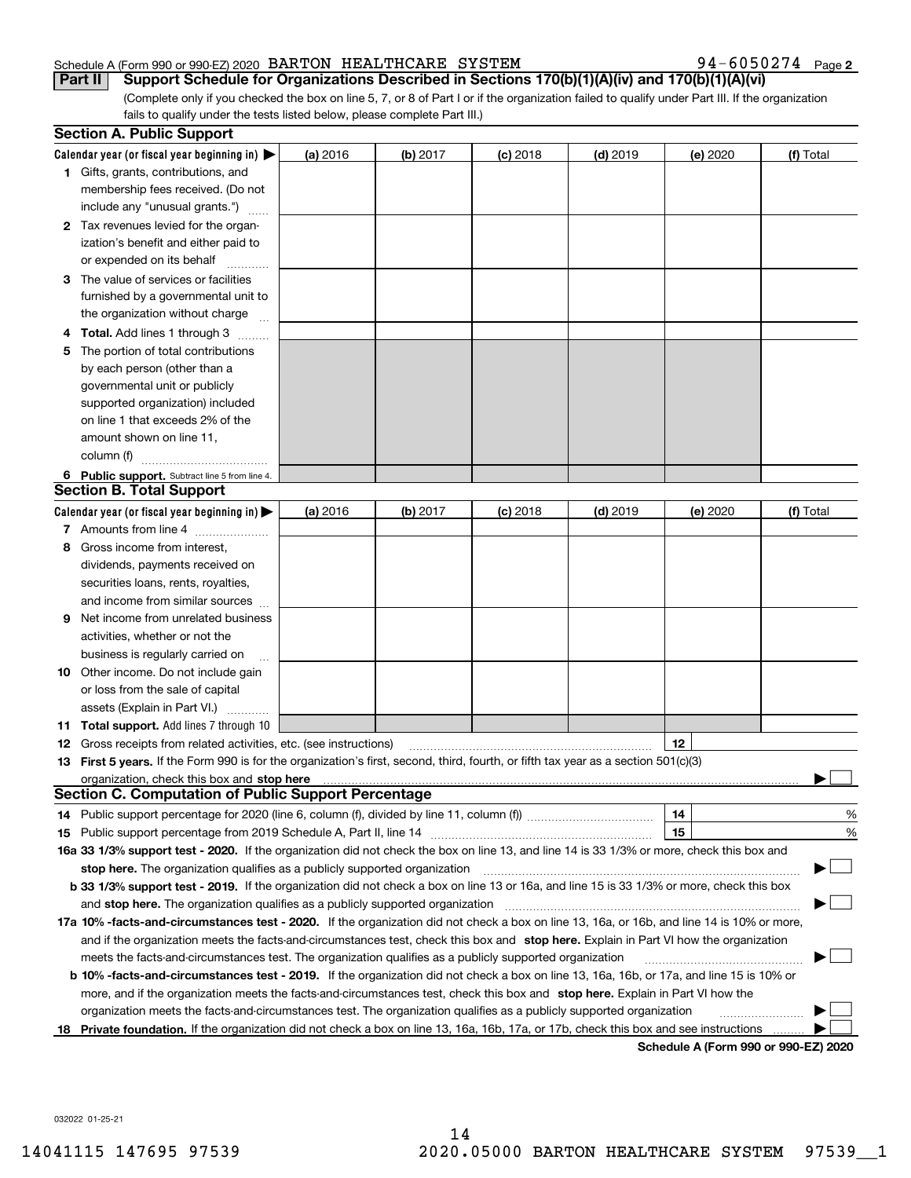Schedule A (Form 990 or 990-EZ) 2020 BARTON HEALTHCARE SYSTEM 94-6050274 Page 2

**Part II** **Support Schedule for Organizations Described in Sections 170(b)(1)(A)(iv) and 170(b)(1)(A)(vi)**

(Complete only if you checked the box on line 5, 7, or 8 of Part I or if the organization failed to qualify under Part III. If the organization fails to qualify under the tests listed below, please complete Part III.)

## Section A. Public Support

| Calendar year (or fiscal year beginning in) ▶ | (a) 2016 | (b) 2017 | (c) 2018 | (d) 2019 | (e) 2020 | (f) Total |
|---|---|---|---|---|---|---|
| **1** Gifts, grants, contributions, and membership fees received. (Do not include any "unusual grants.") | | | | | | |
| **2** Tax revenues levied for the organization's benefit and either paid to or expended on its behalf | | | | | | |
| **3** The value of services or facilities furnished by a governmental unit to the organization without charge | | | | | | |
| **4** **Total.** Add lines 1 through 3 | | | | | | |
| **5** The portion of total contributions by each person (other than a governmental unit or publicly supported organization) included on line 1 that exceeds 2% of the amount shown on line 11, column (f) | | | | | | |
| **6** **Public support.** Subtract line 5 from line 4. | | | | | | |

## Section B. Total Support

| Calendar year (or fiscal year beginning in) ▶ | (a) 2016 | (b) 2017 | (c) 2018 | (d) 2019 | (e) 2020 | (f) Total |
|---|---|---|---|---|---|---|
| **7** Amounts from line 4 | | | | | | |
| **8** Gross income from interest, dividends, payments received on securities loans, rents, royalties, and income from similar sources | | | | | | |
| **9** Net income from unrelated business activities, whether or not the business is regularly carried on | | | | | | |
| **10** Other income. Do not include gain or loss from the sale of capital assets (Explain in Part VI.) | | | | | | |
| **11** **Total support.** Add lines 7 through 10 | | | | | | |

**12** Gross receipts from related activities, etc. (see instructions) **12**

**13** **First 5 years.** If the Form 990 is for the organization's first, second, third, fourth, or fifth tax year as a section 501(c)(3) organization, check this box and **stop here** ▶ ☐

## Section C. Computation of Public Support Percentage

**14** Public support percentage for 2020 (line 6, column (f), divided by line 11, column (f)) **14** %

**15** Public support percentage from 2019 Schedule A, Part II, line 14 **15** %

**16a 33 1/3% support test - 2020.** If the organization did not check the box on line 13, and line 14 is 33 1/3% or more, check this box and **stop here.** The organization qualifies as a publicly supported organization ▶ ☐

**b 33 1/3% support test - 2019.** If the organization did not check a box on line 13 or 16a, and line 15 is 33 1/3% or more, check this box and **stop here.** The organization qualifies as a publicly supported organization ▶ ☐

**17a 10% -facts-and-circumstances test - 2020.** If the organization did not check a box on line 13, 16a, or 16b, and line 14 is 10% or more, and if the organization meets the facts-and-circumstances test, check this box and **stop here.** Explain in Part VI how the organization meets the facts-and-circumstances test. The organization qualifies as a publicly supported organization ▶ ☐

**b 10% -facts-and-circumstances test - 2019.** If the organization did not check a box on line 13, 16a, 16b, or 17a, and line 15 is 10% or more, and if the organization meets the facts-and-circumstances test, check this box and **stop here.** Explain in Part VI how the organization meets the facts-and-circumstances test. The organization qualifies as a publicly supported organization ▶ ☐

**18** **Private foundation.** If the organization did not check a box on line 13, 16a, 16b, 17a, or 17b, check this box and see instructions ▶ ☐

**Schedule A (Form 990 or 990-EZ) 2020**

032022 01-25-21

14041115 147695 97539 2020.05000 BARTON HEALTHCARE SYSTEM 97539__1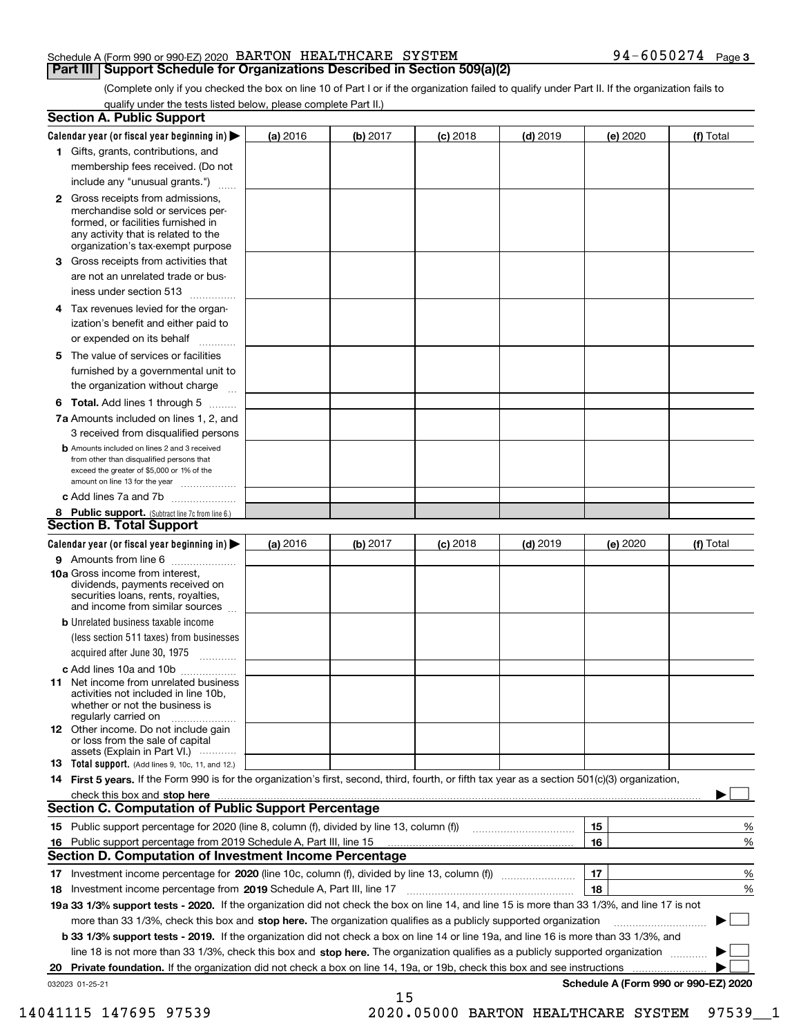Schedule A (Form 990 or 990-EZ) 2020 BARTON HEALTHCARE SYSTEM 94-6050274 Page 3

## Part III Support Schedule for Organizations Described in Section 509(a)(2)

(Complete only if you checked the box on line 10 of Part I or if the organization failed to qualify under Part II. If the organization fails to qualify under the tests listed below, please complete Part II.)

### Section A. Public Support

| Calendar year (or fiscal year beginning in) ▶ | (a) 2016 | (b) 2017 | (c) 2018 | (d) 2019 | (e) 2020 | (f) Total |
|---|---|---|---|---|---|---|
| 1 Gifts, grants, contributions, and membership fees received. (Do not include any "unusual grants.") | | | | | | |
| 2 Gross receipts from admissions, merchandise sold or services performed, or facilities furnished in any activity that is related to the organization's tax-exempt purpose | | | | | | |
| 3 Gross receipts from activities that are not an unrelated trade or business under section 513 | | | | | | |
| 4 Tax revenues levied for the organization's benefit and either paid to or expended on its behalf | | | | | | |
| 5 The value of services or facilities furnished by a governmental unit to the organization without charge | | | | | | |
| 6 **Total.** Add lines 1 through 5 | | | | | | |
| 7a Amounts included on lines 1, 2, and 3 received from disqualified persons | | | | | | |
| b Amounts included on lines 2 and 3 received from other than disqualified persons that exceed the greater of $5,000 or 1% of the amount on line 13 for the year | | | | | | |
| c Add lines 7a and 7b | | | | | | |
| 8 **Public support.** (Subtract line 7c from line 6.) | | | | | | |

### Section B. Total Support

| Calendar year (or fiscal year beginning in) ▶ | (a) 2016 | (b) 2017 | (c) 2018 | (d) 2019 | (e) 2020 | (f) Total |
|---|---|---|---|---|---|---|
| 9 Amounts from line 6 | | | | | | |
| 10a Gross income from interest, dividends, payments received on securities loans, rents, royalties, and income from similar sources | | | | | | |
| b Unrelated business taxable income (less section 511 taxes) from businesses acquired after June 30, 1975 | | | | | | |
| c Add lines 10a and 10b | | | | | | |
| 11 Net income from unrelated business activities not included in line 10b, whether or not the business is regularly carried on | | | | | | |
| 12 Other income. Do not include gain or loss from the sale of capital assets (Explain in Part VI.) | | | | | | |
| 13 **Total support.** (Add lines 9, 10c, 11, and 12.) | | | | | | |

14 **First 5 years.** If the Form 990 is for the organization's first, second, third, fourth, or fifth tax year as a section 501(c)(3) organization, check this box and **stop here** ▶ ☐

### Section C. Computation of Public Support Percentage

| | | | |
|---|---|---|---|
| 15 | Public support percentage for 2020 (line 8, column (f), divided by line 13, column (f)) | 15 | % |
| 16 | Public support percentage from 2019 Schedule A, Part III, line 15 | 16 | % |

### Section D. Computation of Investment Income Percentage

| | | | |
|---|---|---|---|
| 17 | Investment income percentage for **2020** (line 10c, column (f), divided by line 13, column (f)) | 17 | % |
| 18 | Investment income percentage from **2019** Schedule A, Part III, line 17 | 18 | % |

**19a 33 1/3% support tests - 2020.** If the organization did not check the box on line 14, and line 15 is more than 33 1/3%, and line 17 is not more than 33 1/3%, check this box and **stop here.** The organization qualifies as a publicly supported organization ▶ ☐

**b 33 1/3% support tests - 2019.** If the organization did not check a box on line 14 or line 19a, and line 16 is more than 33 1/3%, and line 18 is not more than 33 1/3%, check this box and **stop here.** The organization qualifies as a publicly supported organization ▶ ☐

**20 Private foundation.** If the organization did not check a box on line 14, 19a, or 19b, check this box and see instructions ▶ ☐

032023 01-25-21

**Schedule A (Form 990 or 990-EZ) 2020**

14041115 147695 97539 2020.05000 BARTON HEALTHCARE SYSTEM 97539__1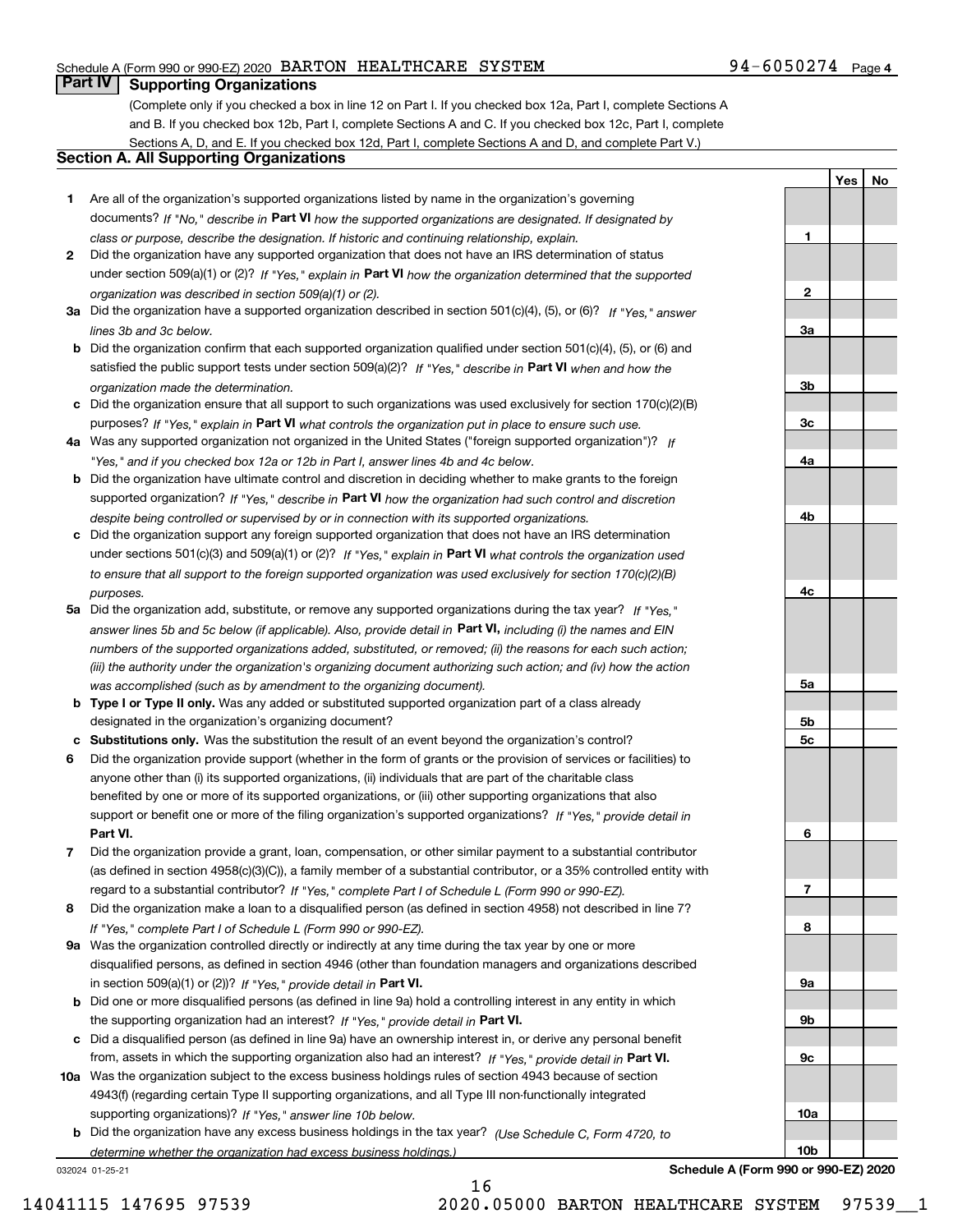Schedule A (Form 990 or 990-EZ) 2020 BARTON HEALTHCARE SYSTEM 94-6050274 Page 4

## Part IV Supporting Organizations

(Complete only if you checked a box in line 12 on Part I. If you checked box 12a, Part I, complete Sections A and B. If you checked box 12b, Part I, complete Sections A and C. If you checked box 12c, Part I, complete Sections A, D, and E. If you checked box 12d, Part I, complete Sections A and D, and complete Part V.)

### Section A. All Supporting Organizations

| | | Line | Yes | No |
|---|---|---|---|---|
| **1** | Are all of the organization's supported organizations listed by name in the organization's governing documents? *If "No," describe in* **Part VI** *how the supported organizations are designated. If designated by class or purpose, describe the designation. If historic and continuing relationship, explain.* | 1 | | |
| **2** | Did the organization have any supported organization that does not have an IRS determination of status under section 509(a)(1) or (2)? *If "Yes," explain in* **Part VI** *how the organization determined that the supported organization was described in section 509(a)(1) or (2).* | 2 | | |
| **3a** | Did the organization have a supported organization described in section 501(c)(4), (5), or (6)? *If "Yes," answer lines 3b and 3c below.* | 3a | | |
| **b** | Did the organization confirm that each supported organization qualified under section 501(c)(4), (5), or (6) and satisfied the public support tests under section 509(a)(2)? *If "Yes," describe in* **Part VI** *when and how the organization made the determination.* | 3b | | |
| **c** | Did the organization ensure that all support to such organizations was used exclusively for section 170(c)(2)(B) purposes? *If "Yes," explain in* **Part VI** *what controls the organization put in place to ensure such use.* | 3c | | |
| **4a** | Was any supported organization not organized in the United States ("foreign supported organization")? *If "Yes," and if you checked box 12a or 12b in Part I, answer lines 4b and 4c below.* | 4a | | |
| **b** | Did the organization have ultimate control and discretion in deciding whether to make grants to the foreign supported organization? *If "Yes," describe in* **Part VI** *how the organization had such control and discretion despite being controlled or supervised by or in connection with its supported organizations.* | 4b | | |
| **c** | Did the organization support any foreign supported organization that does not have an IRS determination under sections 501(c)(3) and 509(a)(1) or (2)? *If "Yes," explain in* **Part VI** *what controls the organization used to ensure that all support to the foreign supported organization was used exclusively for section 170(c)(2)(B) purposes.* | 4c | | |
| **5a** | Did the organization add, substitute, or remove any supported organizations during the tax year? *If "Yes," answer lines 5b and 5c below (if applicable). Also, provide detail in* **Part VI,** *including (i) the names and EIN numbers of the supported organizations added, substituted, or removed; (ii) the reasons for each such action; (iii) the authority under the organization's organizing document authorizing such action; and (iv) how the action was accomplished (such as by amendment to the organizing document).* | 5a | | |
| **b** | **Type I or Type II only.** Was any added or substituted supported organization part of a class already designated in the organization's organizing document? | 5b | | |
| **c** | **Substitutions only.** Was the substitution the result of an event beyond the organization's control? | 5c | | |
| **6** | Did the organization provide support (whether in the form of grants or the provision of services or facilities) to anyone other than (i) its supported organizations, (ii) individuals that are part of the charitable class benefited by one or more of its supported organizations, or (iii) other supporting organizations that also support or benefit one or more of the filing organization's supported organizations? *If "Yes," provide detail in* **Part VI.** | 6 | | |
| **7** | Did the organization provide a grant, loan, compensation, or other similar payment to a substantial contributor (as defined in section 4958(c)(3)(C)), a family member of a substantial contributor, or a 35% controlled entity with regard to a substantial contributor? *If "Yes," complete Part I of Schedule L (Form 990 or 990-EZ).* | 7 | | |
| **8** | Did the organization make a loan to a disqualified person (as defined in section 4958) not described in line 7? *If "Yes," complete Part I of Schedule L (Form 990 or 990-EZ).* | 8 | | |
| **9a** | Was the organization controlled directly or indirectly at any time during the tax year by one or more disqualified persons, as defined in section 4946 (other than foundation managers and organizations described in section 509(a)(1) or (2))? *If "Yes," provide detail in* **Part VI.** | 9a | | |
| **b** | Did one or more disqualified persons (as defined in line 9a) hold a controlling interest in any entity in which the supporting organization had an interest? *If "Yes," provide detail in* **Part VI.** | 9b | | |
| **c** | Did a disqualified person (as defined in line 9a) have an ownership interest in, or derive any personal benefit from, assets in which the supporting organization also had an interest? *If "Yes," provide detail in* **Part VI.** | 9c | | |
| **10a** | Was the organization subject to the excess business holdings rules of section 4943 because of section 4943(f) (regarding certain Type II supporting organizations, and all Type III non-functionally integrated supporting organizations)? *If "Yes," answer line 10b below.* | 10a | | |
| **b** | Did the organization have any excess business holdings in the tax year? *(Use Schedule C, Form 4720, to determine whether the organization had excess business holdings.)* | 10b | | |

032024 01-25-21 **Schedule A (Form 990 or 990-EZ) 2020**

14041115 147695 97539 2020.05000 BARTON HEALTHCARE SYSTEM 97539__1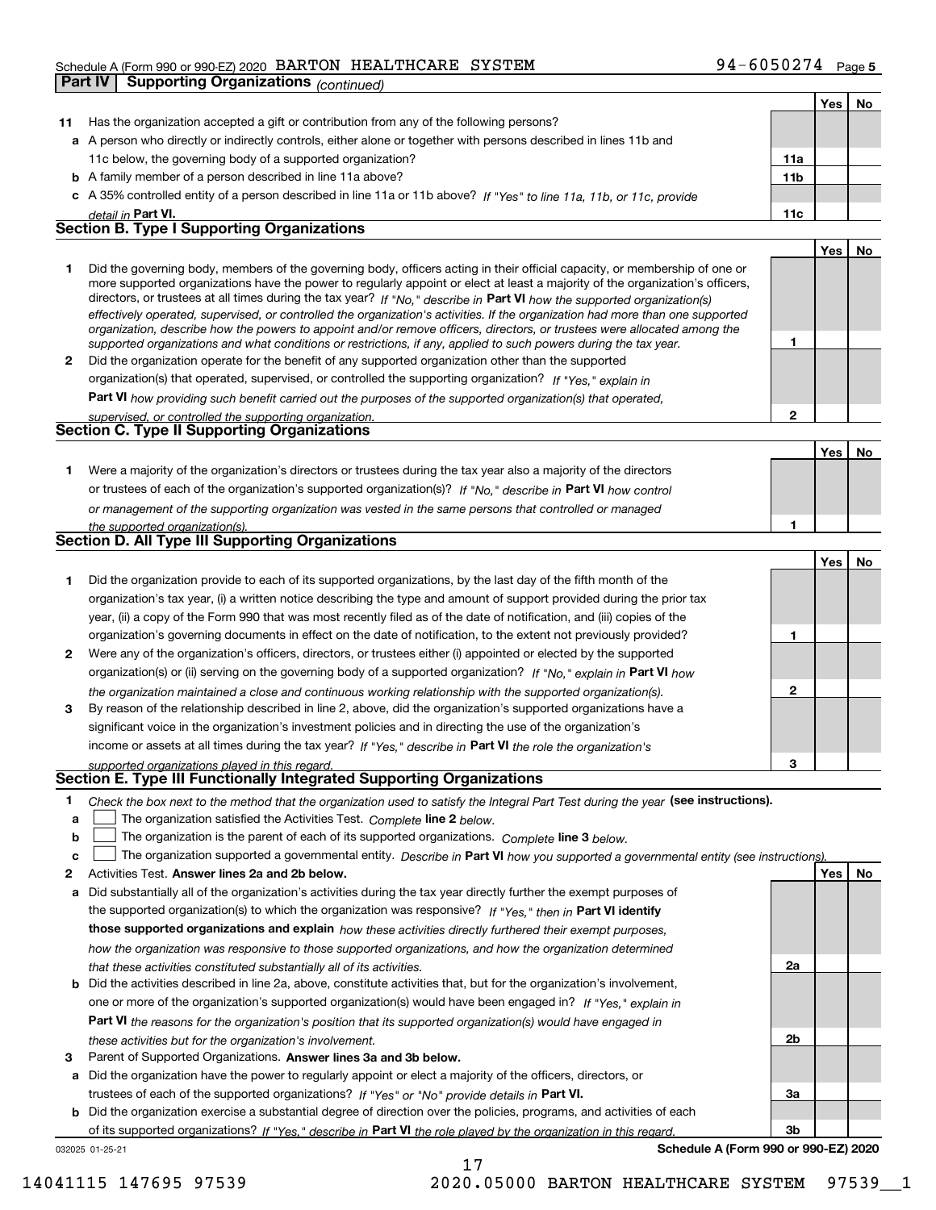Schedule A (Form 990 or 990-EZ) 2020 BARTON HEALTHCARE SYSTEM 94-6050274 Page 5

**Part IV | Supporting Organizations** *(continued)*

| | | | Yes | No |
|---|---|---|---|---|
| **11** | Has the organization accepted a gift or contribution from any of the following persons? | | | |
| **a** | A person who directly or indirectly controls, either alone or together with persons described in lines 11b and 11c below, the governing body of a supported organization? | **11a** | | |
| **b** | A family member of a person described in line 11a above? | **11b** | | |
| **c** | A 35% controlled entity of a person described in line 11a or 11b above? *If "Yes" to line 11a, 11b, or 11c, provide detail in* **Part VI.** | **11c** | | |

## Section B. Type I Supporting Organizations

| | | | Yes | No |
|---|---|---|---|---|
| **1** | Did the governing body, members of the governing body, officers acting in their official capacity, or membership of one or more supported organizations have the power to regularly appoint or elect at least a majority of the organization's officers, directors, or trustees at all times during the tax year? *If "No," describe in* **Part VI** *how the supported organization(s) effectively operated, supervised, or controlled the organization's activities. If the organization had more than one supported organization, describe how the powers to appoint and/or remove officers, directors, or trustees were allocated among the supported organizations and what conditions or restrictions, if any, applied to such powers during the tax year.* | **1** | | |
| **2** | Did the organization operate for the benefit of any supported organization other than the supported organization(s) that operated, supervised, or controlled the supporting organization? *If "Yes," explain in* **Part VI** *how providing such benefit carried out the purposes of the supported organization(s) that operated, supervised, or controlled the supporting organization.* | **2** | | |

## Section C. Type II Supporting Organizations

| | | | Yes | No |
|---|---|---|---|---|
| **1** | Were a majority of the organization's directors or trustees during the tax year also a majority of the directors or trustees of each of the organization's supported organization(s)? *If "No," describe in* **Part VI** *how control or management of the supporting organization was vested in the same persons that controlled or managed the supported organization(s).* | **1** | | |

## Section D. All Type III Supporting Organizations

| | | | Yes | No |
|---|---|---|---|---|
| **1** | Did the organization provide to each of its supported organizations, by the last day of the fifth month of the organization's tax year, (i) a written notice describing the type and amount of support provided during the prior tax year, (ii) a copy of the Form 990 that was most recently filed as of the date of notification, and (iii) copies of the organization's governing documents in effect on the date of notification, to the extent not previously provided? | **1** | | |
| **2** | Were any of the organization's officers, directors, or trustees either (i) appointed or elected by the supported organization(s) or (ii) serving on the governing body of a supported organization? *If "No," explain in* **Part VI** *how the organization maintained a close and continuous working relationship with the supported organization(s).* | **2** | | |
| **3** | By reason of the relationship described in line 2, above, did the organization's supported organizations have a significant voice in the organization's investment policies and in directing the use of the organization's income or assets at all times during the tax year? *If "Yes," describe in* **Part VI** *the role the organization's supported organizations played in this regard.* | **3** | | |

## Section E. Type III Functionally Integrated Supporting Organizations

**1** *Check the box next to the method that the organization used to satisfy the Integral Part Test during the year* **(see instructions).**

- **a** ☐ The organization satisfied the Activities Test. *Complete* **line 2** *below.*
- **b** ☐ The organization is the parent of each of its supported organizations. *Complete* **line 3** *below.*
- **c** ☐ The organization supported a governmental entity. *Describe in* **Part VI** *how you supported a governmental entity (see instructions).*

| | | | Yes | No |
|---|---|---|---|---|
| **2** | Activities Test. **Answer lines 2a and 2b below.** | | | |
| **a** | Did substantially all of the organization's activities during the tax year directly further the exempt purposes of the supported organization(s) to which the organization was responsive? *If "Yes," then in* **Part VI identify those supported organizations and explain** *how these activities directly furthered their exempt purposes, how the organization was responsive to those supported organizations, and how the organization determined that these activities constituted substantially all of its activities.* | **2a** | | |
| **b** | Did the activities described in line 2a, above, constitute activities that, but for the organization's involvement, one or more of the organization's supported organization(s) would have been engaged in? *If "Yes," explain in* **Part VI** *the reasons for the organization's position that its supported organization(s) would have engaged in these activities but for the organization's involvement.* | **2b** | | |
| **3** | Parent of Supported Organizations. **Answer lines 3a and 3b below.** | | | |
| **a** | Did the organization have the power to regularly appoint or elect a majority of the officers, directors, or trustees of each of the supported organizations? *If "Yes" or "No" provide details in* **Part VI.** | **3a** | | |
| **b** | Did the organization exercise a substantial degree of direction over the policies, programs, and activities of each of its supported organizations? *If "Yes," describe in* **Part VI** *the role played by the organization in this regard.* | **3b** | | |

032025 01-25-21 **Schedule A (Form 990 or 990-EZ) 2020**

14041115 147695 97539 2020.05000 BARTON HEALTHCARE SYSTEM 97539__1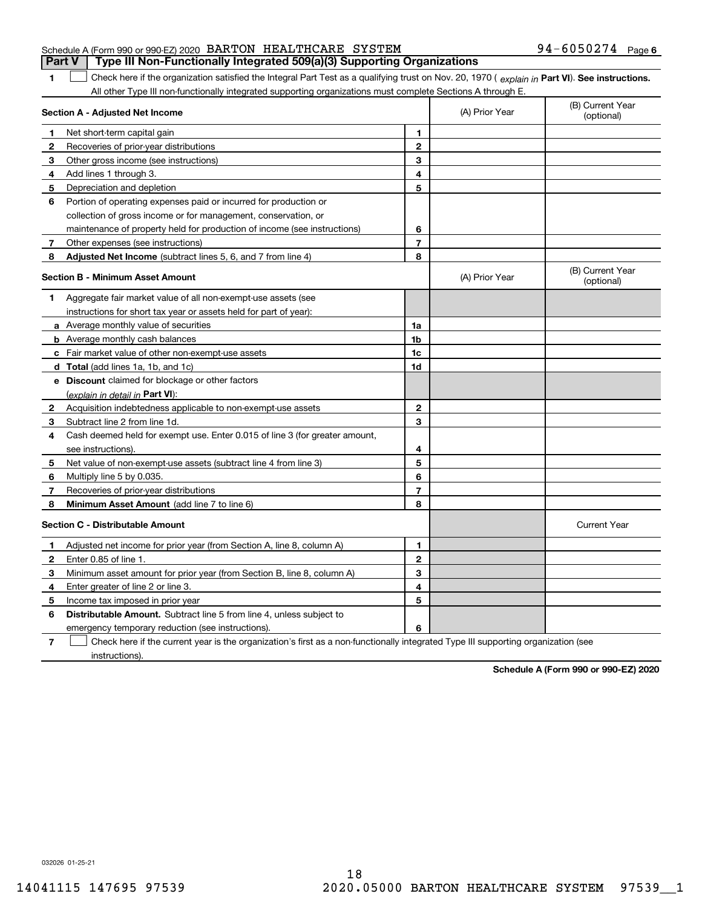Schedule A (Form 990 or 990-EZ) 2020 BARTON HEALTHCARE SYSTEM 94-6050274 Page 6

## Part V Type III Non-Functionally Integrated 509(a)(3) Supporting Organizations

1 ☐ Check here if the organization satisfied the Integral Part Test as a qualifying trust on Nov. 20, 1970 ( *explain in* **Part VI**). **See instructions.** All other Type III non-functionally integrated supporting organizations must complete Sections A through E.

| | **Section A - Adjusted Net Income** | | (A) Prior Year | (B) Current Year (optional) |
|---|---|---|---|---|
| 1 | Net short-term capital gain | 1 | | |
| 2 | Recoveries of prior-year distributions | 2 | | |
| 3 | Other gross income (see instructions) | 3 | | |
| 4 | Add lines 1 through 3. | 4 | | |
| 5 | Depreciation and depletion | 5 | | |
| 6 | Portion of operating expenses paid or incurred for production or collection of gross income or for management, conservation, or maintenance of property held for production of income (see instructions) | 6 | | |
| 7 | Other expenses (see instructions) | 7 | | |
| 8 | **Adjusted Net Income** (subtract lines 5, 6, and 7 from line 4) | 8 | | |

| | **Section B - Minimum Asset Amount** | | (A) Prior Year | (B) Current Year (optional) |
|---|---|---|---|---|
| 1 | Aggregate fair market value of all non-exempt-use assets (see instructions for short tax year or assets held for part of year): | | | |
| a | Average monthly value of securities | 1a | | |
| b | Average monthly cash balances | 1b | | |
| c | Fair market value of other non-exempt-use assets | 1c | | |
| d | **Total** (add lines 1a, 1b, and 1c) | 1d | | |
| e | **Discount** claimed for blockage or other factors (*explain in detail in* **Part VI**): | | | |
| 2 | Acquisition indebtedness applicable to non-exempt-use assets | 2 | | |
| 3 | Subtract line 2 from line 1d. | 3 | | |
| 4 | Cash deemed held for exempt use. Enter 0.015 of line 3 (for greater amount, see instructions). | 4 | | |
| 5 | Net value of non-exempt-use assets (subtract line 4 from line 3) | 5 | | |
| 6 | Multiply line 5 by 0.035. | 6 | | |
| 7 | Recoveries of prior-year distributions | 7 | | |
| 8 | **Minimum Asset Amount** (add line 7 to line 6) | 8 | | |

| | **Section C - Distributable Amount** | | | Current Year |
|---|---|---|---|---|
| 1 | Adjusted net income for prior year (from Section A, line 8, column A) | 1 | | |
| 2 | Enter 0.85 of line 1. | 2 | | |
| 3 | Minimum asset amount for prior year (from Section B, line 8, column A) | 3 | | |
| 4 | Enter greater of line 2 or line 3. | 4 | | |
| 5 | Income tax imposed in prior year | 5 | | |
| 6 | **Distributable Amount.** Subtract line 5 from line 4, unless subject to emergency temporary reduction (see instructions). | 6 | | |

7 ☐ Check here if the current year is the organization's first as a non-functionally integrated Type III supporting organization (see instructions).

**Schedule A (Form 990 or 990-EZ) 2020**

032026 01-25-21

14041115 147695 97539 2020.05000 BARTON HEALTHCARE SYSTEM 97539__1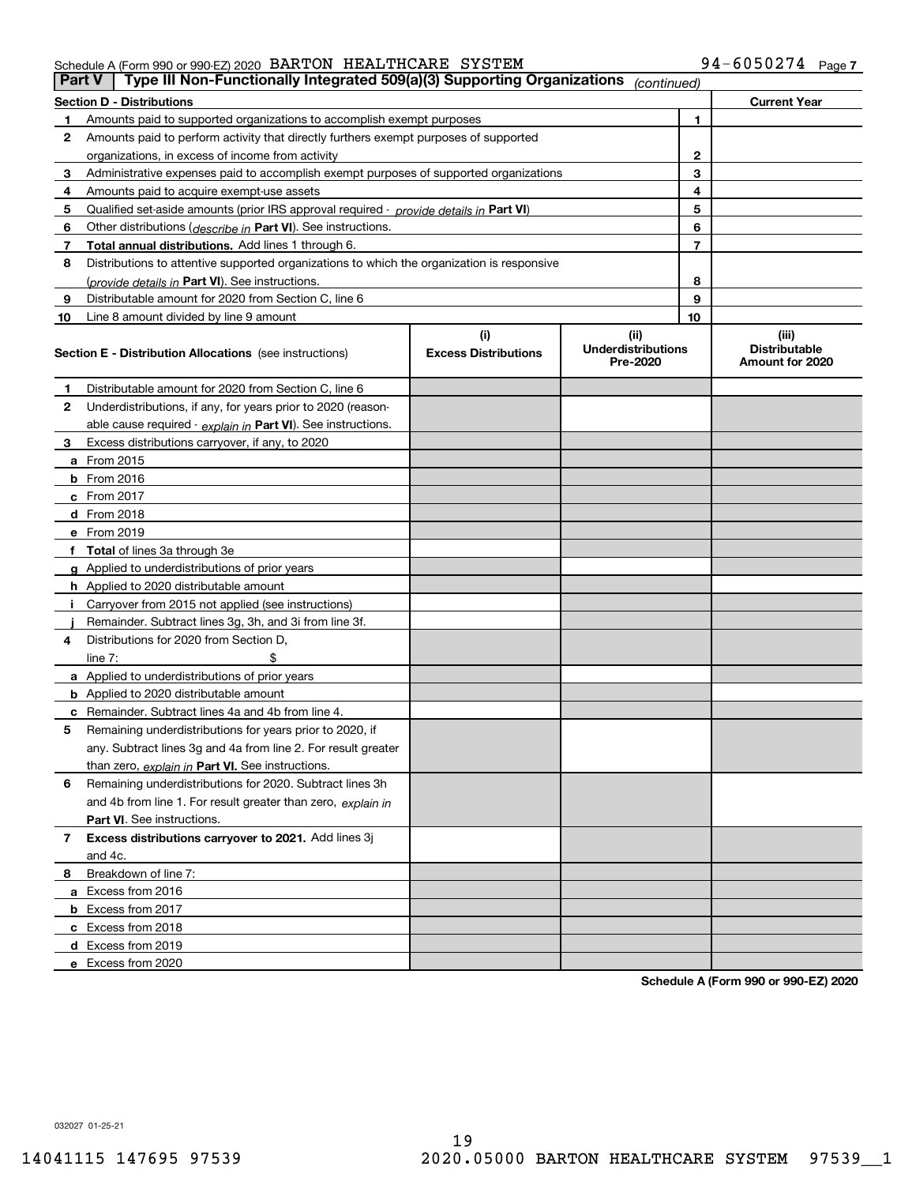Schedule A (Form 990 or 990-EZ) 2020 BARTON HEALTHCARE SYSTEM 94-6050274 Page 7

**Part V | Type III Non-Functionally Integrated 509(a)(3) Supporting Organizations** *(continued)*

| **Section D - Distributions** | | | **Current Year** |
|---|---|---|---|
| 1 | Amounts paid to supported organizations to accomplish exempt purposes | 1 | |
| 2 | Amounts paid to perform activity that directly furthers exempt purposes of supported organizations, in excess of income from activity | 2 | |
| 3 | Administrative expenses paid to accomplish exempt purposes of supported organizations | 3 | |
| 4 | Amounts paid to acquire exempt-use assets | 4 | |
| 5 | Qualified set-aside amounts (prior IRS approval required - *provide details in* **Part VI**) | 5 | |
| 6 | Other distributions (*describe in* **Part VI**). See instructions. | 6 | |
| 7 | **Total annual distributions.** Add lines 1 through 6. | 7 | |
| 8 | Distributions to attentive supported organizations to which the organization is responsive (*provide details in* **Part VI**). See instructions. | 8 | |
| 9 | Distributable amount for 2020 from Section C, line 6 | 9 | |
| 10 | Line 8 amount divided by line 9 amount | 10 | |

| **Section E - Distribution Allocations** (see instructions) | (i) **Excess Distributions** | (ii) **Underdistributions Pre-2020** | (iii) **Distributable Amount for 2020** |
|---|---|---|---|
| **1** Distributable amount for 2020 from Section C, line 6 | | | |
| **2** Underdistributions, if any, for years prior to 2020 (reasonable cause required - *explain in* **Part VI**). See instructions. | | | |
| **3** Excess distributions carryover, if any, to 2020 | | | |
| **a** From 2015 | | | |
| **b** From 2016 | | | |
| **c** From 2017 | | | |
| **d** From 2018 | | | |
| **e** From 2019 | | | |
| **f** **Total** of lines 3a through 3e | | | |
| **g** Applied to underdistributions of prior years | | | |
| **h** Applied to 2020 distributable amount | | | |
| **i** Carryover from 2015 not applied (see instructions) | | | |
| **j** Remainder. Subtract lines 3g, 3h, and 3i from line 3f. | | | |
| **4** Distributions for 2020 from Section D, line 7: $ | | | |
| **a** Applied to underdistributions of prior years | | | |
| **b** Applied to 2020 distributable amount | | | |
| **c** Remainder. Subtract lines 4a and 4b from line 4. | | | |
| **5** Remaining underdistributions for years prior to 2020, if any. Subtract lines 3g and 4a from line 2. For result greater than zero, *explain in* **Part VI.** See instructions. | | | |
| **6** Remaining underdistributions for 2020. Subtract lines 3h and 4b from line 1. For result greater than zero, *explain in* **Part VI**. See instructions. | | | |
| **7** **Excess distributions carryover to 2021.** Add lines 3j and 4c. | | | |
| **8** Breakdown of line 7: | | | |
| **a** Excess from 2016 | | | |
| **b** Excess from 2017 | | | |
| **c** Excess from 2018 | | | |
| **d** Excess from 2019 | | | |
| **e** Excess from 2020 | | | |

**Schedule A (Form 990 or 990-EZ) 2020**

032027 01-25-21

14041115 147695 97539 2020.05000 BARTON HEALTHCARE SYSTEM 97539__1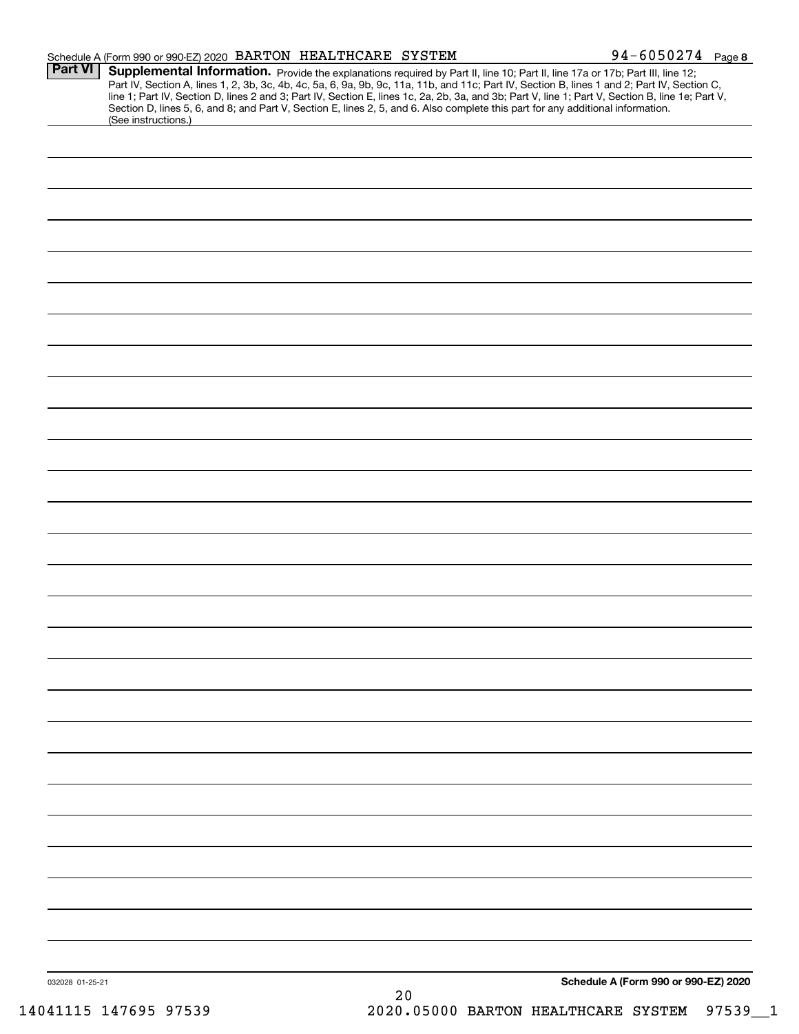Schedule A (Form 990 or 990-EZ) 2020 BARTON HEALTHCARE SYSTEM 94-6050274 Page 8

**Part VI** **Supplemental Information.** Provide the explanations required by Part II, line 10; Part II, line 17a or 17b; Part III, line 12; Part IV, Section A, lines 1, 2, 3b, 3c, 4b, 4c, 5a, 6, 9a, 9b, 9c, 11a, 11b, and 11c; Part IV, Section B, lines 1 and 2; Part IV, Section C, line 1; Part IV, Section D, lines 2 and 3; Part IV, Section E, lines 1c, 2a, 2b, 3a, and 3b; Part V, line 1; Part V, Section B, line 1e; Part V, Section D, lines 5, 6, and 8; and Part V, Section E, lines 2, 5, and 6. Also complete this part for any additional information. (See instructions.)

032028 01-25-21

**Schedule A (Form 990 or 990-EZ) 2020**

14041115 147695 97539 2020.05000 BARTON HEALTHCARE SYSTEM 97539__1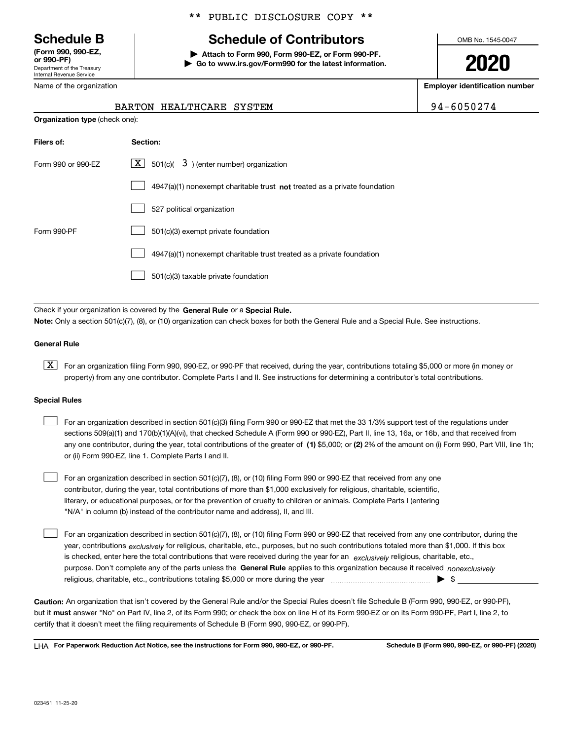** PUBLIC DISCLOSURE COPY **

**Schedule B**
**(Form 990, 990-EZ, or 990-PF)**
Department of the Treasury
Internal Revenue Service

# Schedule of Contributors

▶ **Attach to Form 990, Form 990-EZ, or Form 990-PF.**
▶ **Go to www.irs.gov/Form990 for the latest information.**

OMB No. 1545-0047

**2020**

Name of the organization: BARTON HEALTHCARE SYSTEM

**Employer identification number:** 94-6050274

**Organization type** (check one):

| **Filers of:** | **Section:** |
|---|---|
| Form 990 or 990-EZ | [X] 501(c)( 3 ) (enter number) organization |
| | [ ] 4947(a)(1) nonexempt charitable trust **not** treated as a private foundation |
| | [ ] 527 political organization |
| Form 990-PF | [ ] 501(c)(3) exempt private foundation |
| | [ ] 4947(a)(1) nonexempt charitable trust treated as a private foundation |
| | [ ] 501(c)(3) taxable private foundation |

Check if your organization is covered by the **General Rule** or a **Special Rule.**
**Note:** Only a section 501(c)(7), (8), or (10) organization can check boxes for both the General Rule and a Special Rule. See instructions.

**General Rule**

[X] For an organization filing Form 990, 990-EZ, or 990-PF that received, during the year, contributions totaling $5,000 or more (in money or property) from any one contributor. Complete Parts I and II. See instructions for determining a contributor's total contributions.

**Special Rules**

[ ] For an organization described in section 501(c)(3) filing Form 990 or 990-EZ that met the 33 1/3% support test of the regulations under sections 509(a)(1) and 170(b)(1)(A)(vi), that checked Schedule A (Form 990 or 990-EZ), Part II, line 13, 16a, or 16b, and that received from any one contributor, during the year, total contributions of the greater of **(1)** $5,000; or **(2)** 2% of the amount on (i) Form 990, Part VIII, line 1h; or (ii) Form 990-EZ, line 1. Complete Parts I and II.

[ ] For an organization described in section 501(c)(7), (8), or (10) filing Form 990 or 990-EZ that received from any one contributor, during the year, total contributions of more than $1,000 exclusively for religious, charitable, scientific, literary, or educational purposes, or for the prevention of cruelty to children or animals. Complete Parts I (entering "N/A" in column (b) instead of the contributor name and address), II, and III.

[ ] For an organization described in section 501(c)(7), (8), or (10) filing Form 990 or 990-EZ that received from any one contributor, during the year, contributions *exclusively* for religious, charitable, etc., purposes, but no such contributions totaled more than $1,000. If this box is checked, enter here the total contributions that were received during the year for an *exclusively* religious, charitable, etc., purpose. Don't complete any of the parts unless the **General Rule** applies to this organization because it received *nonexclusively* religious, charitable, etc., contributions totaling $5,000 or more during the year ▶ $

**Caution:** An organization that isn't covered by the General Rule and/or the Special Rules doesn't file Schedule B (Form 990, 990-EZ, or 990-PF), but it **must** answer "No" on Part IV, line 2, of its Form 990; or check the box on line H of its Form 990-EZ or on its Form 990-PF, Part I, line 2, to certify that it doesn't meet the filing requirements of Schedule B (Form 990, 990-EZ, or 990-PF).

LHA **For Paperwork Reduction Act Notice, see the instructions for Form 990, 990-EZ, or 990-PF.** **Schedule B (Form 990, 990-EZ, or 990-PF) (2020)**

023451 11-25-20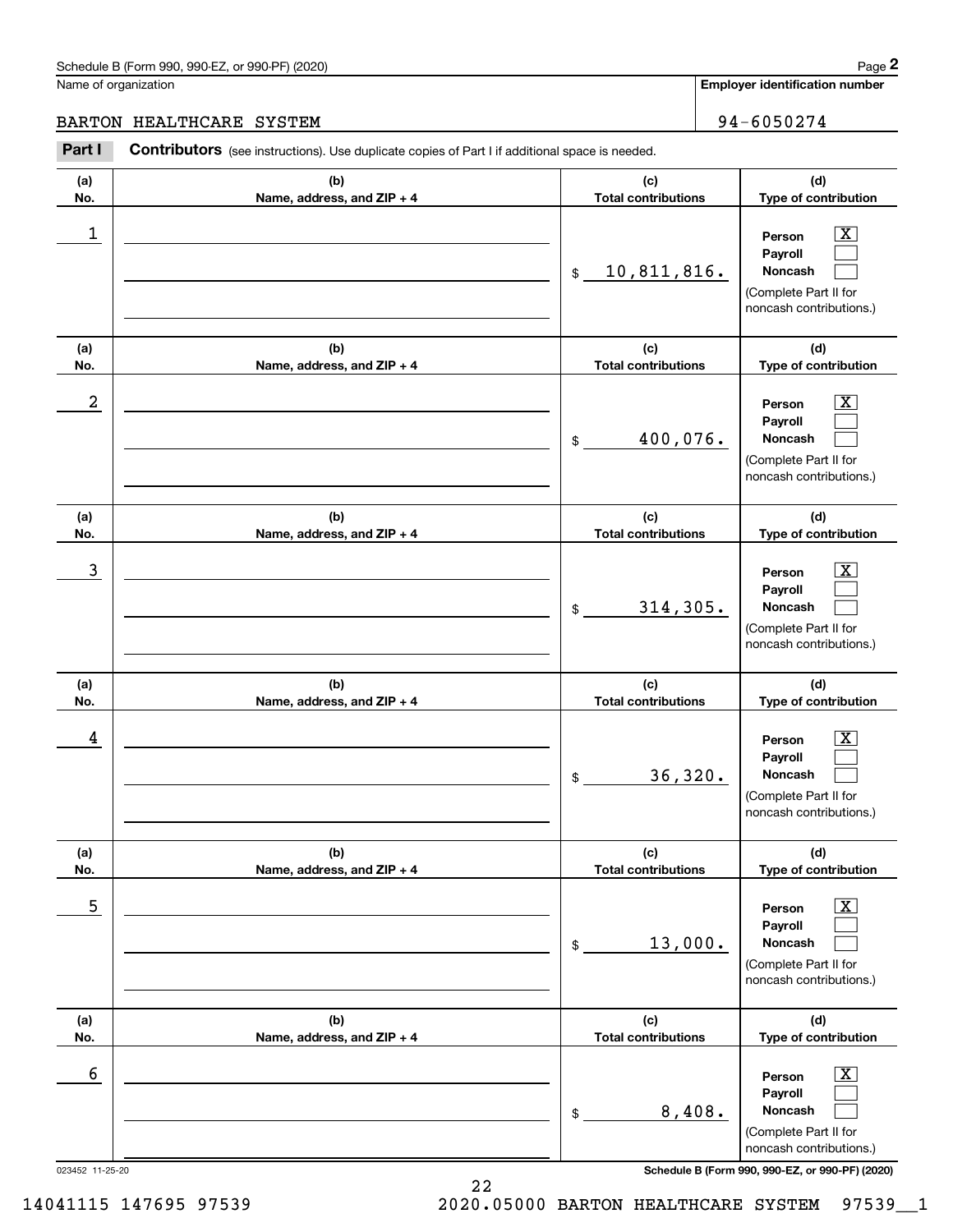Schedule B (Form 990, 990-EZ, or 990-PF) (2020)

Name of organization: BARTON HEALTHCARE SYSTEM

Employer identification number: 94-6050274

**Part I** **Contributors** (see instructions). Use duplicate copies of Part I if additional space is needed.

| (a) No. | (b) Name, address, and ZIP + 4 | (c) Total contributions | (d) Type of contribution |
|---|---|---|---|
| 1 | | $ 10,811,816. | Person [X] Payroll [ ] Noncash [ ] (Complete Part II for noncash contributions.) |
| 2 | | $ 400,076. | Person [X] Payroll [ ] Noncash [ ] (Complete Part II for noncash contributions.) |
| 3 | | $ 314,305. | Person [X] Payroll [ ] Noncash [ ] (Complete Part II for noncash contributions.) |
| 4 | | $ 36,320. | Person [X] Payroll [ ] Noncash [ ] (Complete Part II for noncash contributions.) |
| 5 | | $ 13,000. | Person [X] Payroll [ ] Noncash [ ] (Complete Part II for noncash contributions.) |
| 6 | | $ 8,408. | Person [X] Payroll [ ] Noncash [ ] (Complete Part II for noncash contributions.) |

023452 11-25-20

Schedule B (Form 990, 990-EZ, or 990-PF) (2020)

14041115 147695 97539 2020.05000 BARTON HEALTHCARE SYSTEM 97539__1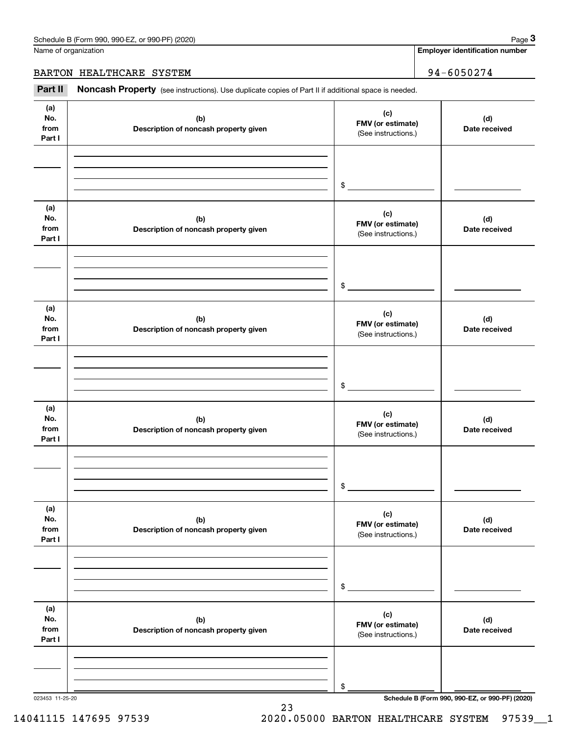Name of organization

**Employer identification number**

BARTON HEALTHCARE SYSTEM

94-6050274

**Part II** **Noncash Property** (see instructions). Use duplicate copies of Part II if additional space is needed.

| (a) No. from Part I | (b) Description of noncash property given | (c) FMV (or estimate) (See instructions.) | (d) Date received |
|---|---|---|---|
| | | $ | |

| (a) No. from Part I | (b) Description of noncash property given | (c) FMV (or estimate) (See instructions.) | (d) Date received |
|---|---|---|---|
| | | $ | |

| (a) No. from Part I | (b) Description of noncash property given | (c) FMV (or estimate) (See instructions.) | (d) Date received |
|---|---|---|---|
| | | $ | |

| (a) No. from Part I | (b) Description of noncash property given | (c) FMV (or estimate) (See instructions.) | (d) Date received |
|---|---|---|---|
| | | $ | |

| (a) No. from Part I | (b) Description of noncash property given | (c) FMV (or estimate) (See instructions.) | (d) Date received |
|---|---|---|---|
| | | $ | |

| (a) No. from Part I | (b) Description of noncash property given | (c) FMV (or estimate) (See instructions.) | (d) Date received |
|---|---|---|---|
| | | $ | |

023453 11-25-20

**Schedule B (Form 990, 990-EZ, or 990-PF) (2020)**

14041115 147695 97539 2020.05000 BARTON HEALTHCARE SYSTEM 97539__1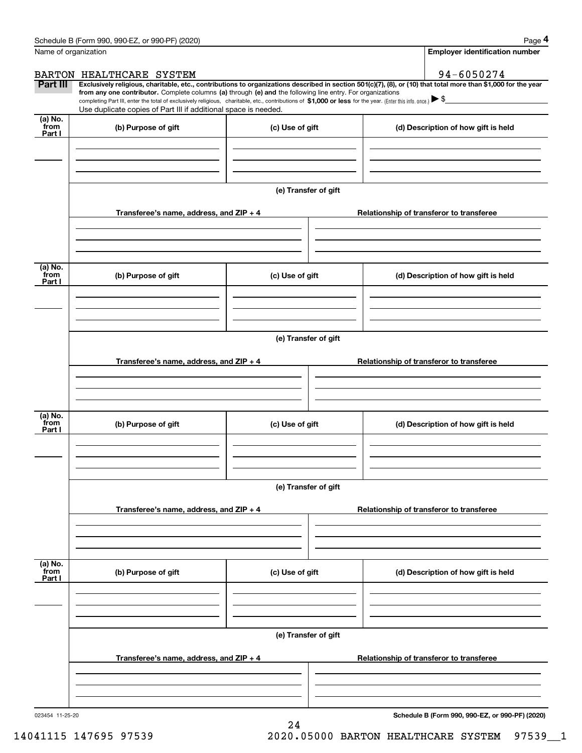Schedule B (Form 990, 990-EZ, or 990-PF) (2020)

Name of organization: BARTON HEALTHCARE SYSTEM

Employer identification number: 94-6050274

**Part III** **Exclusively religious, charitable, etc., contributions to organizations described in section 501(c)(7), (8), or (10) that total more than $1,000 for the year from any one contributor.** Complete columns **(a)** through **(e) and** the following line entry. For organizations completing Part III, enter the total of exclusively religious, charitable, etc., contributions of **$1,000 or less** for the year. (Enter this info. once.) ▶ $

Use duplicate copies of Part III if additional space is needed.

| (a) No. from Part I | (b) Purpose of gift | (c) Use of gift | (d) Description of how gift is held |
|---|---|---|---|
| | | | |

(e) Transfer of gift

| Transferee's name, address, and ZIP + 4 | Relationship of transferor to transferee |
|---|---|
| | |

| (a) No. from Part I | (b) Purpose of gift | (c) Use of gift | (d) Description of how gift is held |
|---|---|---|---|
| | | | |

(e) Transfer of gift

| Transferee's name, address, and ZIP + 4 | Relationship of transferor to transferee |
|---|---|
| | |

| (a) No. from Part I | (b) Purpose of gift | (c) Use of gift | (d) Description of how gift is held |
|---|---|---|---|
| | | | |

(e) Transfer of gift

| Transferee's name, address, and ZIP + 4 | Relationship of transferor to transferee |
|---|---|
| | |

| (a) No. from Part I | (b) Purpose of gift | (c) Use of gift | (d) Description of how gift is held |
|---|---|---|---|
| | | | |

(e) Transfer of gift

| Transferee's name, address, and ZIP + 4 | Relationship of transferor to transferee |
|---|---|
| | |

023454 11-25-20

14041115 147695 97539 2020.05000 BARTON HEALTHCARE SYSTEM 97539__1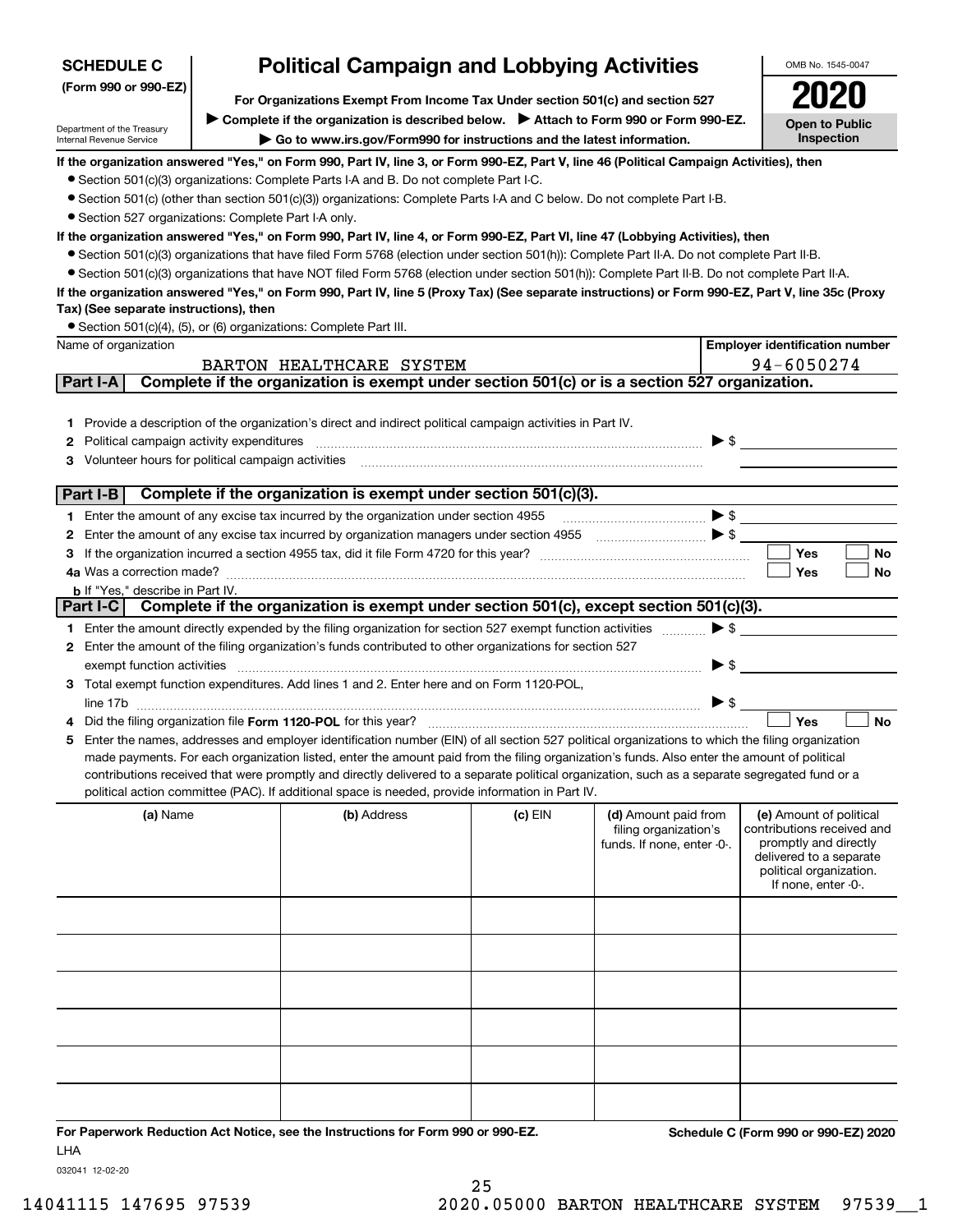**SCHEDULE C** (Form 990 or 990-EZ)

Department of the Treasury
Internal Revenue Service

# Political Campaign and Lobbying Activities

**For Organizations Exempt From Income Tax Under section 501(c) and section 527**

▶ **Complete if the organization is described below.** ▶ **Attach to Form 990 or Form 990-EZ.**

▶ **Go to www.irs.gov/Form990 for instructions and the latest information.**

OMB No. 1545-0047

**2020**

**Open to Public Inspection**

**If the organization answered "Yes," on Form 990, Part IV, line 3, or Form 990-EZ, Part V, line 46 (Political Campaign Activities), then**

- Section 501(c)(3) organizations: Complete Parts I-A and B. Do not complete Part I-C.
- Section 501(c) (other than section 501(c)(3)) organizations: Complete Parts I-A and C below. Do not complete Part I-B.
- Section 527 organizations: Complete Part I-A only.

**If the organization answered "Yes," on Form 990, Part IV, line 4, or Form 990-EZ, Part VI, line 47 (Lobbying Activities), then**

- Section 501(c)(3) organizations that have filed Form 5768 (election under section 501(h)): Complete Part II-A. Do not complete Part II-B.
- Section 501(c)(3) organizations that have NOT filed Form 5768 (election under section 501(h)): Complete Part II-B. Do not complete Part II-A.

**If the organization answered "Yes," on Form 990, Part IV, line 5 (Proxy Tax) (See separate instructions) or Form 990-EZ, Part V, line 35c (Proxy Tax) (See separate instructions), then**

- Section 501(c)(4), (5), or (6) organizations: Complete Part III.

| Name of organization | Employer identification number |
|---|---|
| BARTON HEALTHCARE SYSTEM | 94-6050274 |

## Part I-A Complete if the organization is exempt under section 501(c) or is a section 527 organization.

1. Provide a description of the organization's direct and indirect political campaign activities in Part IV.
2. Political campaign activity expenditures ▶ $
3. Volunteer hours for political campaign activities

## Part I-B Complete if the organization is exempt under section 501(c)(3).

1. Enter the amount of any excise tax incurred by the organization under section 4955 ▶ $
2. Enter the amount of any excise tax incurred by organization managers under section 4955 ▶ $
3. If the organization incurred a section 4955 tax, did it file Form 4720 for this year? ☐ Yes ☐ No

4a. Was a correction made? ☐ Yes ☐ No

b. If "Yes," describe in Part IV.

## Part I-C Complete if the organization is exempt under section 501(c), except section 501(c)(3).

1. Enter the amount directly expended by the filing organization for section 527 exempt function activities ▶ $
2. Enter the amount of the filing organization's funds contributed to other organizations for section 527 exempt function activities ▶ $
3. Total exempt function expenditures. Add lines 1 and 2. Enter here and on Form 1120-POL, line 17b ▶ $
4. Did the filing organization file **Form 1120-POL** for this year? ☐ Yes ☐ No
5. Enter the names, addresses and employer identification number (EIN) of all section 527 political organizations to which the filing organization made payments. For each organization listed, enter the amount paid from the filing organization's funds. Also enter the amount of political contributions received that were promptly and directly delivered to a separate political organization, such as a separate segregated fund or a political action committee (PAC). If additional space is needed, provide information in Part IV.

| (a) Name | (b) Address | (c) EIN | (d) Amount paid from filing organization's funds. If none, enter -0-. | (e) Amount of political contributions received and promptly and directly delivered to a separate political organization. If none, enter -0-. |
|---|---|---|---|---|
| | | | | |
| | | | | |
| | | | | |
| | | | | |
| | | | | |
| | | | | |

**For Paperwork Reduction Act Notice, see the Instructions for Form 990 or 990-EZ.** LHA

**Schedule C (Form 990 or 990-EZ) 2020**

032041 12-02-20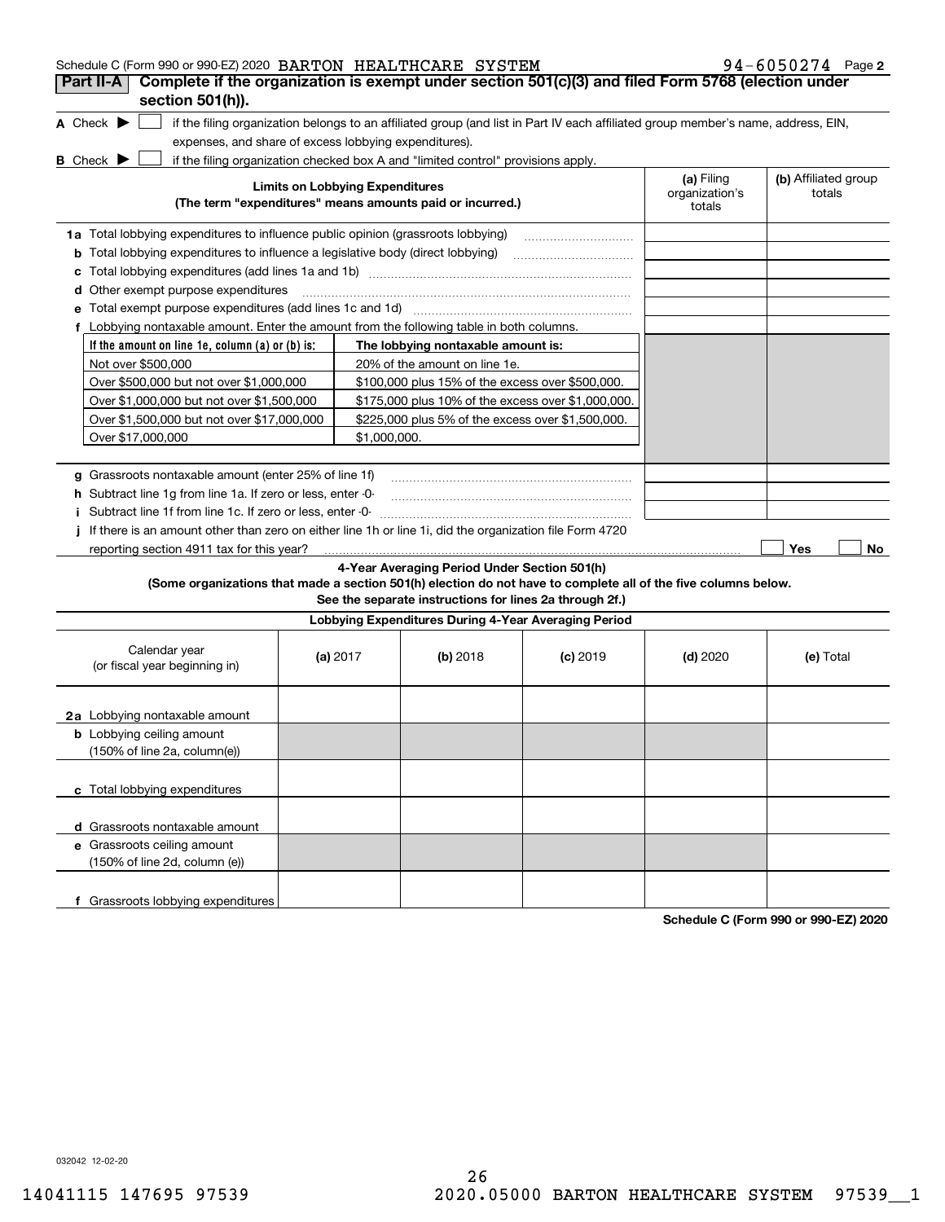Schedule C (Form 990 or 990-EZ) 2020 BARTON HEALTHCARE SYSTEM 94-6050274 Page 2

**Part II-A** **Complete if the organization is exempt under section 501(c)(3) and filed Form 5768 (election under section 501(h)).**

**A** Check ▶ ☐ if the filing organization belongs to an affiliated group (and list in Part IV each affiliated group member's name, address, EIN, expenses, and share of excess lobbying expenditures).

**B** Check ▶ ☐ if the filing organization checked box A and "limited control" provisions apply.

| **Limits on Lobbying Expenditures** (The term "expenditures" means amounts paid or incurred.) | **(a)** Filing organization's totals | **(b)** Affiliated group totals |
|---|---|---|
| **1a** Total lobbying expenditures to influence public opinion (grassroots lobbying) | | |
| **b** Total lobbying expenditures to influence a legislative body (direct lobbying) | | |
| **c** Total lobbying expenditures (add lines 1a and 1b) | | |
| **d** Other exempt purpose expenditures | | |
| **e** Total exempt purpose expenditures (add lines 1c and 1d) | | |
| **f** Lobbying nontaxable amount. Enter the amount from the following table in both columns. | | |

| If the amount on line 1e, column (a) or (b) is: | The lobbying nontaxable amount is: |
|---|---|
| Not over $500,000 | 20% of the amount on line 1e. |
| Over $500,000 but not over $1,000,000 | $100,000 plus 15% of the excess over $500,000. |
| Over $1,000,000 but not over $1,500,000 | $175,000 plus 10% of the excess over $1,000,000. |
| Over $1,500,000 but not over $17,000,000 | $225,000 plus 5% of the excess over $1,500,000. |
| Over $17,000,000 | $1,000,000. |

| | (a) | (b) |
|---|---|---|
| **g** Grassroots nontaxable amount (enter 25% of line 1f) | | |
| **h** Subtract line 1g from line 1a. If zero or less, enter -0- | | |
| **i** Subtract line 1f from line 1c. If zero or less, enter -0- | | |

**j** If there is an amount other than zero on either line 1h or line 1i, did the organization file Form 4720 reporting section 4911 tax for this year? ☐ Yes ☐ No

**4-Year Averaging Period Under Section 501(h)**
**(Some organizations that made a section 501(h) election do not have to complete all of the five columns below. See the separate instructions for lines 2a through 2f.)**

**Lobbying Expenditures During 4-Year Averaging Period**

| Calendar year (or fiscal year beginning in) | **(a)** 2017 | **(b)** 2018 | **(c)** 2019 | **(d)** 2020 | **(e)** Total |
|---|---|---|---|---|---|
| **2a** Lobbying nontaxable amount | | | | | |
| **b** Lobbying ceiling amount (150% of line 2a, column(e)) | | | | | |
| **c** Total lobbying expenditures | | | | | |
| **d** Grassroots nontaxable amount | | | | | |
| **e** Grassroots ceiling amount (150% of line 2d, column (e)) | | | | | |
| **f** Grassroots lobbying expenditures | | | | | |

**Schedule C (Form 990 or 990-EZ) 2020**

032042 12-02-20

14041115 147695 97539 2020.05000 BARTON HEALTHCARE SYSTEM 97539__1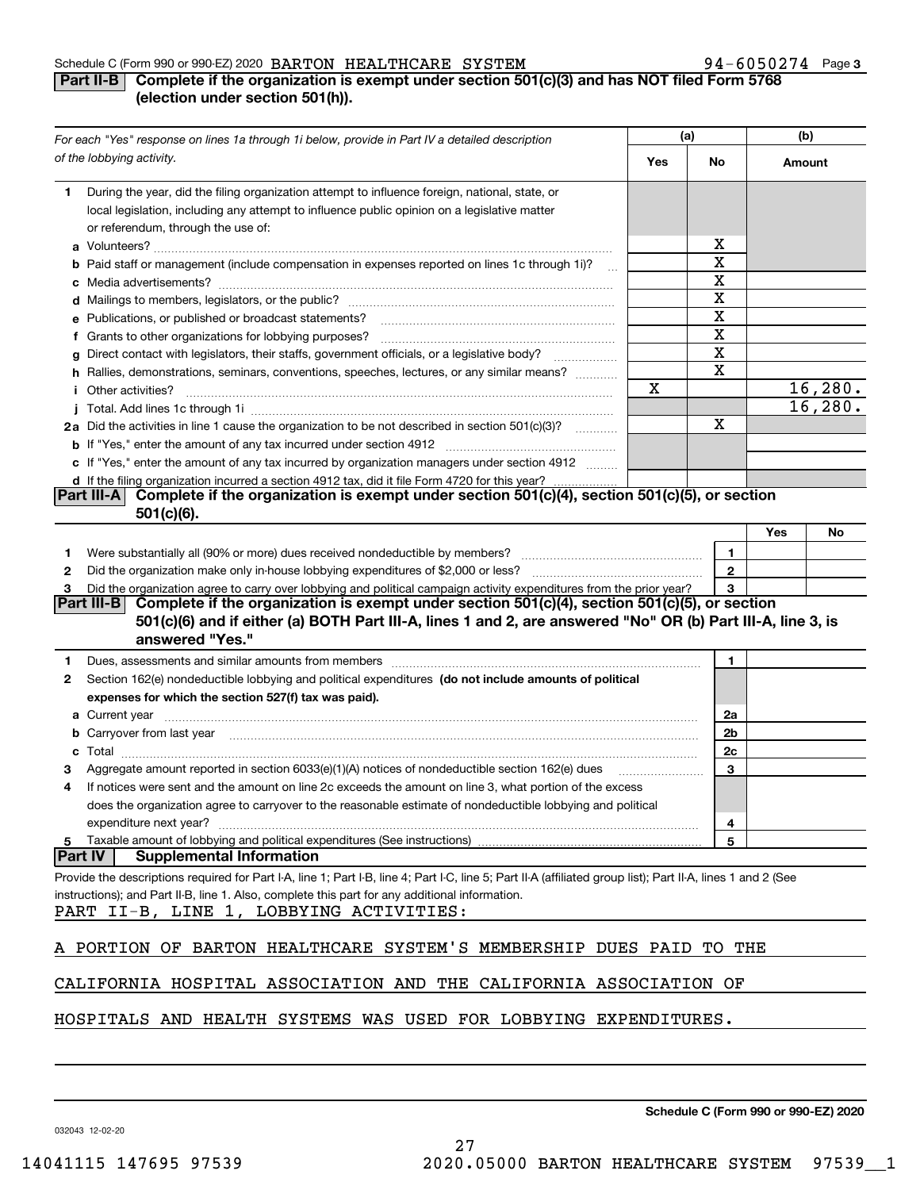Schedule C (Form 990 or 990-EZ) 2020 BARTON HEALTHCARE SYSTEM 94-6050274 Page 3

## Part II-B Complete if the organization is exempt under section 501(c)(3) and has NOT filed Form 5768 (election under section 501(h)).

| *For each "Yes" response on lines 1a through 1i below, provide in Part IV a detailed description of the lobbying activity.* | (a) Yes | (a) No | (b) Amount |
|---|---|---|---|
| **1** During the year, did the filing organization attempt to influence foreign, national, state, or local legislation, including any attempt to influence public opinion on a legislative matter or referendum, through the use of: | | | |
| **a** Volunteers? | | X | |
| **b** Paid staff or management (include compensation in expenses reported on lines 1c through 1i)? | | X | |
| **c** Media advertisements? | | X | |
| **d** Mailings to members, legislators, or the public? | | X | |
| **e** Publications, or published or broadcast statements? | | X | |
| **f** Grants to other organizations for lobbying purposes? | | X | |
| **g** Direct contact with legislators, their staffs, government officials, or a legislative body? | | X | |
| **h** Rallies, demonstrations, seminars, conventions, speeches, lectures, or any similar means? | | X | |
| **i** Other activities? | X | | 16,280. |
| **j** Total. Add lines 1c through 1i | | | 16,280. |
| **2a** Did the activities in line 1 cause the organization to be not described in section 501(c)(3)? | | X | |
| **b** If "Yes," enter the amount of any tax incurred under section 4912 | | | |
| **c** If "Yes," enter the amount of any tax incurred by organization managers under section 4912 | | | |
| **d** If the filing organization incurred a section 4912 tax, did it file Form 4720 for this year? | | | |

## Part III-A Complete if the organization is exempt under section 501(c)(4), section 501(c)(5), or section 501(c)(6).

| | | Yes | No |
|---|---|---|---|
| **1** Were substantially all (90% or more) dues received nondeductible by members? | 1 | | |
| **2** Did the organization make only in-house lobbying expenditures of $2,000 or less? | 2 | | |
| **3** Did the organization agree to carry over lobbying and political campaign activity expenditures from the prior year? | 3 | | |

## Part III-B Complete if the organization is exempt under section 501(c)(4), section 501(c)(5), or section 501(c)(6) and if either (a) BOTH Part III-A, lines 1 and 2, are answered "No" OR (b) Part III-A, line 3, is answered "Yes."

| | | |
|---|---|---|
| **1** Dues, assessments and similar amounts from members | 1 | |
| **2** Section 162(e) nondeductible lobbying and political expenditures **(do not include amounts of political expenses for which the section 527(f) tax was paid).** | | |
| **a** Current year | 2a | |
| **b** Carryover from last year | 2b | |
| **c** Total | 2c | |
| **3** Aggregate amount reported in section 6033(e)(1)(A) notices of nondeductible section 162(e) dues | 3 | |
| **4** If notices were sent and the amount on line 2c exceeds the amount on line 3, what portion of the excess does the organization agree to carryover to the reasonable estimate of nondeductible lobbying and political expenditure next year? | 4 | |
| **5** Taxable amount of lobbying and political expenditures (See instructions) | 5 | |

## Part IV Supplemental Information

Provide the descriptions required for Part I-A, line 1; Part I-B, line 4; Part I-C, line 5; Part II-A (affiliated group list); Part II-A, lines 1 and 2 (See instructions); and Part II-B, line 1. Also, complete this part for any additional information.

PART II-B, LINE 1, LOBBYING ACTIVITIES:

A PORTION OF BARTON HEALTHCARE SYSTEM'S MEMBERSHIP DUES PAID TO THE CALIFORNIA HOSPITAL ASSOCIATION AND THE CALIFORNIA ASSOCIATION OF HOSPITALS AND HEALTH SYSTEMS WAS USED FOR LOBBYING EXPENDITURES.

Schedule C (Form 990 or 990-EZ) 2020

032043 12-02-20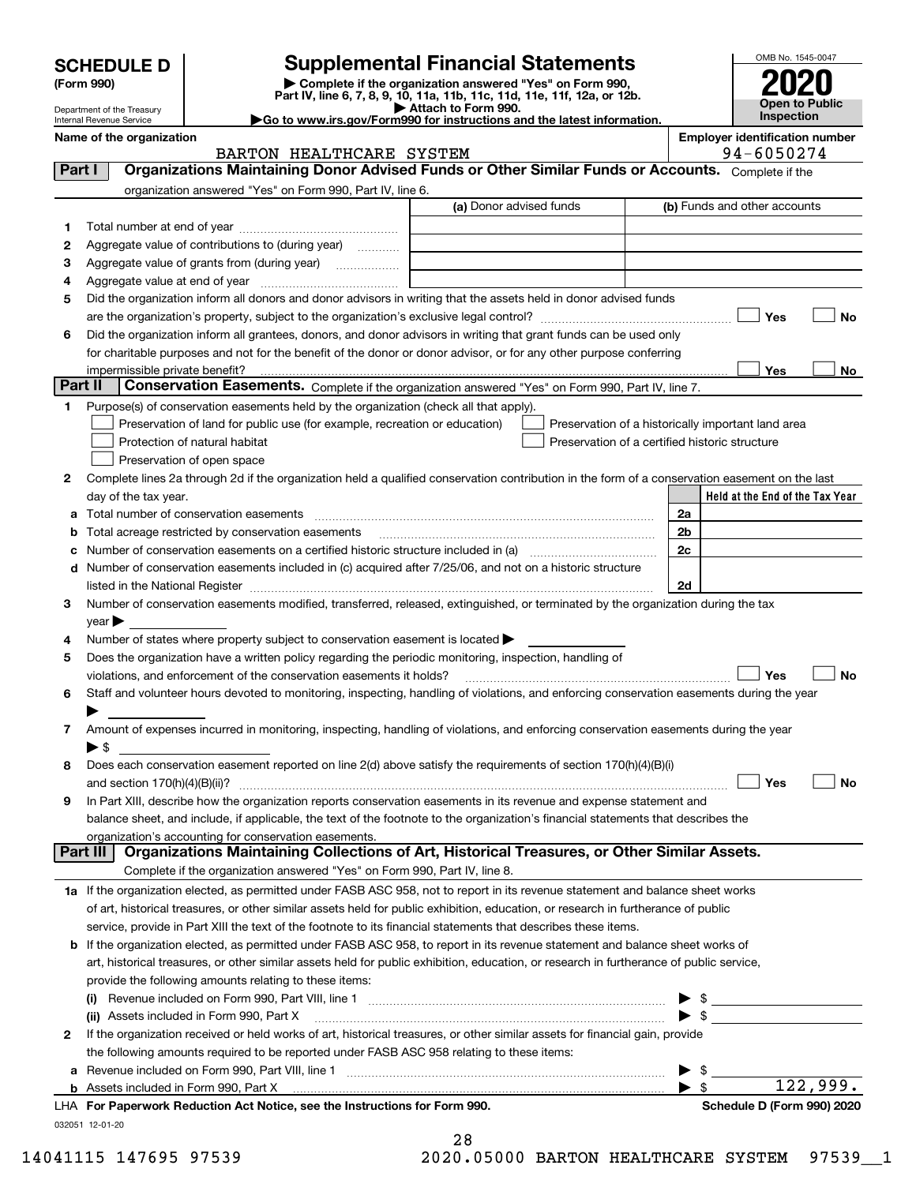# SCHEDULE D (Form 990)

Department of the Treasury
Internal Revenue Service

## Supplemental Financial Statements

▶ Complete if the organization answered "Yes" on Form 990, Part IV, line 6, 7, 8, 9, 10, 11a, 11b, 11c, 11d, 11e, 11f, 12a, or 12b.
▶ Attach to Form 990.
▶Go to www.irs.gov/Form990 for instructions and the latest information.

OMB No. 1545-0047

**2020**

**Open to Public Inspection**

**Name of the organization:** BARTON HEALTHCARE SYSTEM

**Employer identification number:** 94-6050274

## Part I Organizations Maintaining Donor Advised Funds or Other Similar Funds or Accounts.

Complete if the organization answered "Yes" on Form 990, Part IV, line 6.

| | | (a) Donor advised funds | (b) Funds and other accounts |
|---|---|---|---|
| 1 | Total number at end of year | | |
| 2 | Aggregate value of contributions to (during year) | | |
| 3 | Aggregate value of grants from (during year) | | |
| 4 | Aggregate value at end of year | | |

5 Did the organization inform all donors and donor advisors in writing that the assets held in donor advised funds are the organization's property, subject to the organization's exclusive legal control? ☐ Yes ☐ No

6 Did the organization inform all grantees, donors, and donor advisors in writing that grant funds can be used only for charitable purposes and not for the benefit of the donor or donor advisor, or for any other purpose conferring impermissible private benefit? ☐ Yes ☐ No

## Part II Conservation Easements.

Complete if the organization answered "Yes" on Form 990, Part IV, line 7.

1 Purpose(s) of conservation easements held by the organization (check all that apply).
- ☐ Preservation of land for public use (for example, recreation or education)
- ☐ Protection of natural habitat
- ☐ Preservation of open space
- ☐ Preservation of a historically important land area
- ☐ Preservation of a certified historic structure

2 Complete lines 2a through 2d if the organization held a qualified conservation contribution in the form of a conservation easement on the last day of the tax year.

| | | | Held at the End of the Tax Year |
|---|---|---|---|
| a | Total number of conservation easements | 2a | |
| b | Total acreage restricted by conservation easements | 2b | |
| c | Number of conservation easements on a certified historic structure included in (a) | 2c | |
| d | Number of conservation easements included in (c) acquired after 7/25/06, and not on a historic structure listed in the National Register | 2d | |

3 Number of conservation easements modified, transferred, released, extinguished, or terminated by the organization during the tax year ▶

4 Number of states where property subject to conservation easement is located ▶

5 Does the organization have a written policy regarding the periodic monitoring, inspection, handling of violations, and enforcement of the conservation easements it holds? ☐ Yes ☐ No

6 Staff and volunteer hours devoted to monitoring, inspecting, handling of violations, and enforcing conservation easements during the year ▶

7 Amount of expenses incurred in monitoring, inspecting, handling of violations, and enforcing conservation easements during the year ▶ $

8 Does each conservation easement reported on line 2(d) above satisfy the requirements of section 170(h)(4)(B)(i) and section 170(h)(4)(B)(ii)? ☐ Yes ☐ No

9 In Part XIII, describe how the organization reports conservation easements in its revenue and expense statement and balance sheet, and include, if applicable, the text of the footnote to the organization's financial statements that describes the organization's accounting for conservation easements.

## Part III Organizations Maintaining Collections of Art, Historical Treasures, or Other Similar Assets.

Complete if the organization answered "Yes" on Form 990, Part IV, line 8.

1a If the organization elected, as permitted under FASB ASC 958, not to report in its revenue statement and balance sheet works of art, historical treasures, or other similar assets held for public exhibition, education, or research in furtherance of public service, provide in Part XIII the text of the footnote to its financial statements that describes these items.

b If the organization elected, as permitted under FASB ASC 958, to report in its revenue statement and balance sheet works of art, historical treasures, or other similar assets held for public exhibition, education, or research in furtherance of public service, provide the following amounts relating to these items:

(i) Revenue included on Form 990, Part VIII, line 1 ▶ $

(ii) Assets included in Form 990, Part X ▶ $

2 If the organization received or held works of art, historical treasures, or other similar assets for financial gain, provide the following amounts required to be reported under FASB ASC 958 relating to these items:

a Revenue included on Form 990, Part VIII, line 1 ▶ $

b Assets included in Form 990, Part X ▶ $ 122,999.

LHA For Paperwork Reduction Act Notice, see the Instructions for Form 990. Schedule D (Form 990) 2020

032051 12-01-20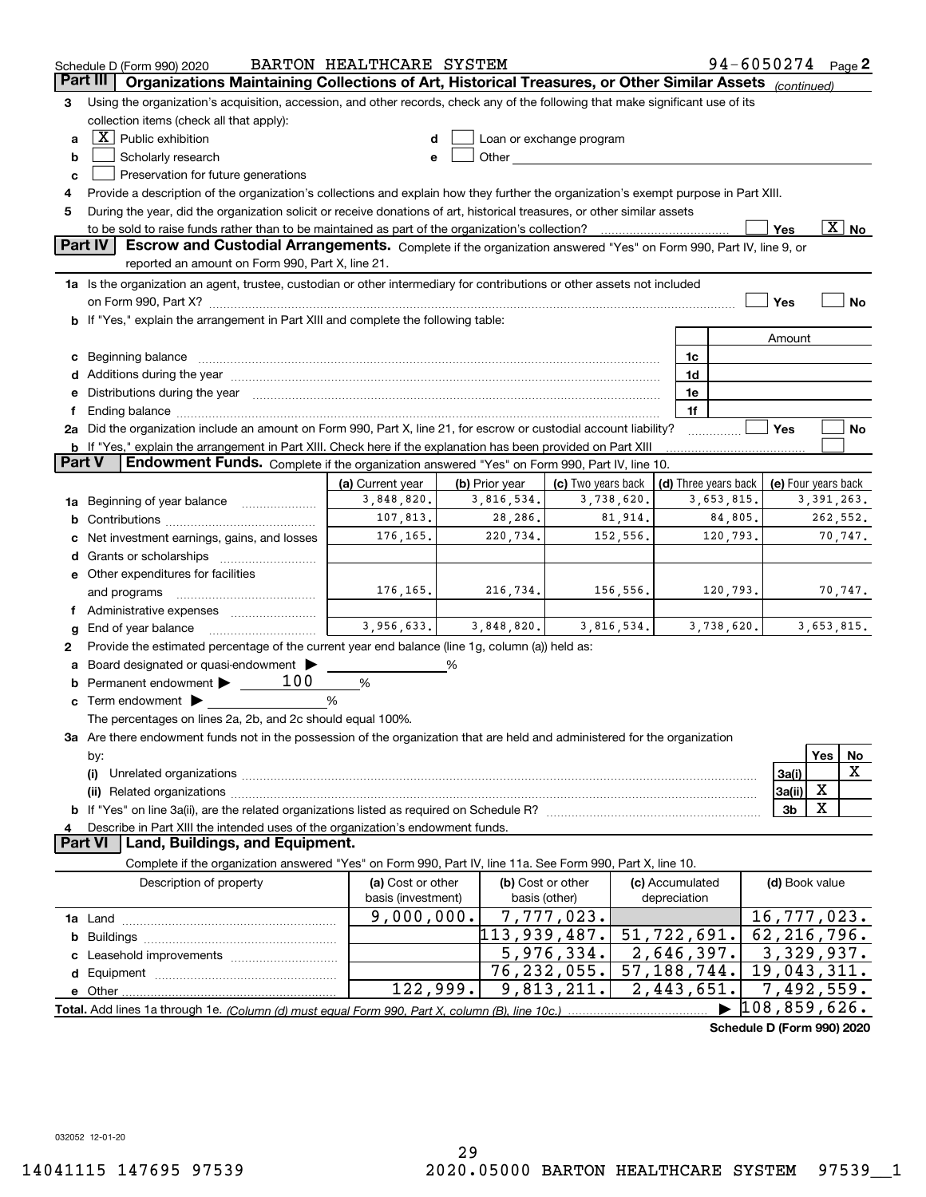Schedule D (Form 990) 2020 BARTON HEALTHCARE SYSTEM 94-6050274 Page 2

**Part III** **Organizations Maintaining Collections of Art, Historical Treasures, or Other Similar Assets** *(continued)*

3 Using the organization's acquisition, accession, and other records, check any of the following that make significant use of its collection items (check all that apply):

a [X] Public exhibition
b [ ] Scholarly research
c [ ] Preservation for future generations
d [ ] Loan or exchange program
e [ ] Other

4 Provide a description of the organization's collections and explain how they further the organization's exempt purpose in Part XIII.

5 During the year, did the organization solicit or receive donations of art, historical treasures, or other similar assets to be sold to raise funds rather than to be maintained as part of the organization's collection? [ ] Yes [X] No

**Part IV** **Escrow and Custodial Arrangements.** Complete if the organization answered "Yes" on Form 990, Part IV, line 9, or reported an amount on Form 990, Part X, line 21.

1a Is the organization an agent, trustee, custodian or other intermediary for contributions or other assets not included on Form 990, Part X? [ ] Yes [ ] No

b If "Yes," explain the arrangement in Part XIII and complete the following table:

| | | Amount |
|---|---|---|
| c Beginning balance | 1c | |
| d Additions during the year | 1d | |
| e Distributions during the year | 1e | |
| f Ending balance | 1f | |

2a Did the organization include an amount on Form 990, Part X, line 21, for escrow or custodial account liability? [ ] Yes [ ] No

b If "Yes," explain the arrangement in Part XIII. Check here if the explanation has been provided on Part XIII [ ]

**Part V** **Endowment Funds.** Complete if the organization answered "Yes" on Form 990, Part IV, line 10.

| | (a) Current year | (b) Prior year | (c) Two years back | (d) Three years back | (e) Four years back |
|---|---|---|---|---|---|
| 1a Beginning of year balance | 3,848,820. | 3,816,534. | 3,738,620. | 3,653,815. | 3,391,263. |
| b Contributions | 107,813. | 28,286. | 81,914. | 84,805. | 262,552. |
| c Net investment earnings, gains, and losses | 176,165. | 220,734. | 152,556. | 120,793. | 70,747. |
| d Grants or scholarships | | | | | |
| e Other expenditures for facilities and programs | 176,165. | 216,734. | 156,556. | 120,793. | 70,747. |
| f Administrative expenses | | | | | |
| g End of year balance | 3,956,633. | 3,848,820. | 3,816,534. | 3,738,620. | 3,653,815. |

2 Provide the estimated percentage of the current year end balance (line 1g, column (a)) held as:

a Board designated or quasi-endowment ▶ _____ %
b Permanent endowment ▶ 100 %
c Term endowment ▶ _____ %

The percentages on lines 2a, 2b, and 2c should equal 100%.

3a Are there endowment funds not in the possession of the organization that are held and administered for the organization by:

| | | Yes | No |
|---|---|---|---|
| (i) Unrelated organizations | 3a(i) | | X |
| (ii) Related organizations | 3a(ii) | X | |
| b If "Yes" on line 3a(ii), are the related organizations listed as required on Schedule R? | 3b | X | |

4 Describe in Part XIII the intended uses of the organization's endowment funds.

**Part VI** **Land, Buildings, and Equipment.**

Complete if the organization answered "Yes" on Form 990, Part IV, line 11a. See Form 990, Part X, line 10.

| Description of property | (a) Cost or other basis (investment) | (b) Cost or other basis (other) | (c) Accumulated depreciation | (d) Book value |
|---|---|---|---|---|
| 1a Land | 9,000,000. | 7,777,023. | | 16,777,023. |
| b Buildings | | 113,939,487. | 51,722,691. | 62,216,796. |
| c Leasehold improvements | | 5,976,334. | 2,646,397. | 3,329,937. |
| d Equipment | | 76,232,055. | 57,188,744. | 19,043,311. |
| e Other | 122,999. | 9,813,211. | 2,443,651. | 7,492,559. |
| **Total.** Add lines 1a through 1e. *(Column (d) must equal Form 990, Part X, column (B), line 10c.)* | | | ▶ | 108,859,626. |

**Schedule D (Form 990) 2020**

032052 12-01-20

14041115 147695 97539 2020.05000 BARTON HEALTHCARE SYSTEM 97539__1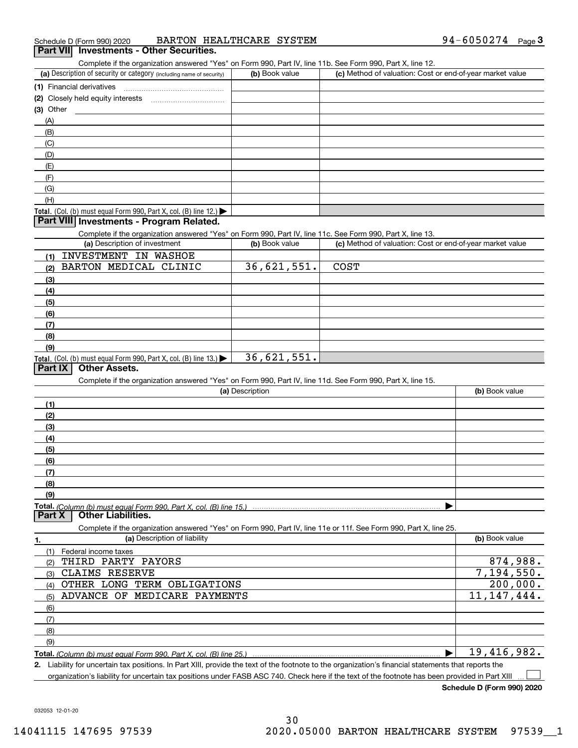Schedule D (Form 990) 2020 BARTON HEALTHCARE SYSTEM 94-6050274 Page 3

## Part VII Investments - Other Securities.

Complete if the organization answered "Yes" on Form 990, Part IV, line 11b. See Form 990, Part X, line 12.

| (a) Description of security or category (including name of security) | (b) Book value | (c) Method of valuation: Cost or end-of-year market value |
|---|---|---|
| (1) Financial derivatives | | |
| (2) Closely held equity interests | | |
| (3) Other | | |
| (A) | | |
| (B) | | |
| (C) | | |
| (D) | | |
| (E) | | |
| (F) | | |
| (G) | | |
| (H) | | |
| **Total.** (Col. (b) must equal Form 990, Part X, col. (B) line 12.) ▶ | | |

## Part VIII Investments - Program Related.

Complete if the organization answered "Yes" on Form 990, Part IV, line 11c. See Form 990, Part X, line 13.

| (a) Description of investment | (b) Book value | (c) Method of valuation: Cost or end-of-year market value |
|---|---|---|
| (1) INVESTMENT IN WASHOE | | |
| (2) BARTON MEDICAL CLINIC | 36,621,551. | COST |
| (3) | | |
| (4) | | |
| (5) | | |
| (6) | | |
| (7) | | |
| (8) | | |
| (9) | | |
| **Total.** (Col. (b) must equal Form 990, Part X, col. (B) line 13.) ▶ | 36,621,551. | |

## Part IX Other Assets.

Complete if the organization answered "Yes" on Form 990, Part IV, line 11d. See Form 990, Part X, line 15.

| (a) Description | (b) Book value |
|---|---|
| (1) | |
| (2) | |
| (3) | |
| (4) | |
| (5) | |
| (6) | |
| (7) | |
| (8) | |
| (9) | |
| **Total.** *(Column (b) must equal Form 990, Part X, col. (B) line 15.)* ▶ | |

## Part X Other Liabilities.

Complete if the organization answered "Yes" on Form 990, Part IV, line 11e or 11f. See Form 990, Part X, line 25.

| 1. (a) Description of liability | (b) Book value |
|---|---|
| (1) Federal income taxes | |
| (2) THIRD PARTY PAYORS | 874,988. |
| (3) CLAIMS RESERVE | 7,194,550. |
| (4) OTHER LONG TERM OBLIGATIONS | 200,000. |
| (5) ADVANCE OF MEDICARE PAYMENTS | 11,147,444. |
| (6) | |
| (7) | |
| (8) | |
| (9) | |
| **Total.** *(Column (b) must equal Form 990, Part X, col. (B) line 25.)* ▶ | 19,416,982. |

2. Liability for uncertain tax positions. In Part XIII, provide the text of the footnote to the organization's financial statements that reports the organization's liability for uncertain tax positions under FASB ASC 740. Check here if the text of the footnote has been provided in Part XIII ☐

**Schedule D (Form 990) 2020**

032053 12-01-20

14041115 147695 97539 2020.05000 BARTON HEALTHCARE SYSTEM 97539__1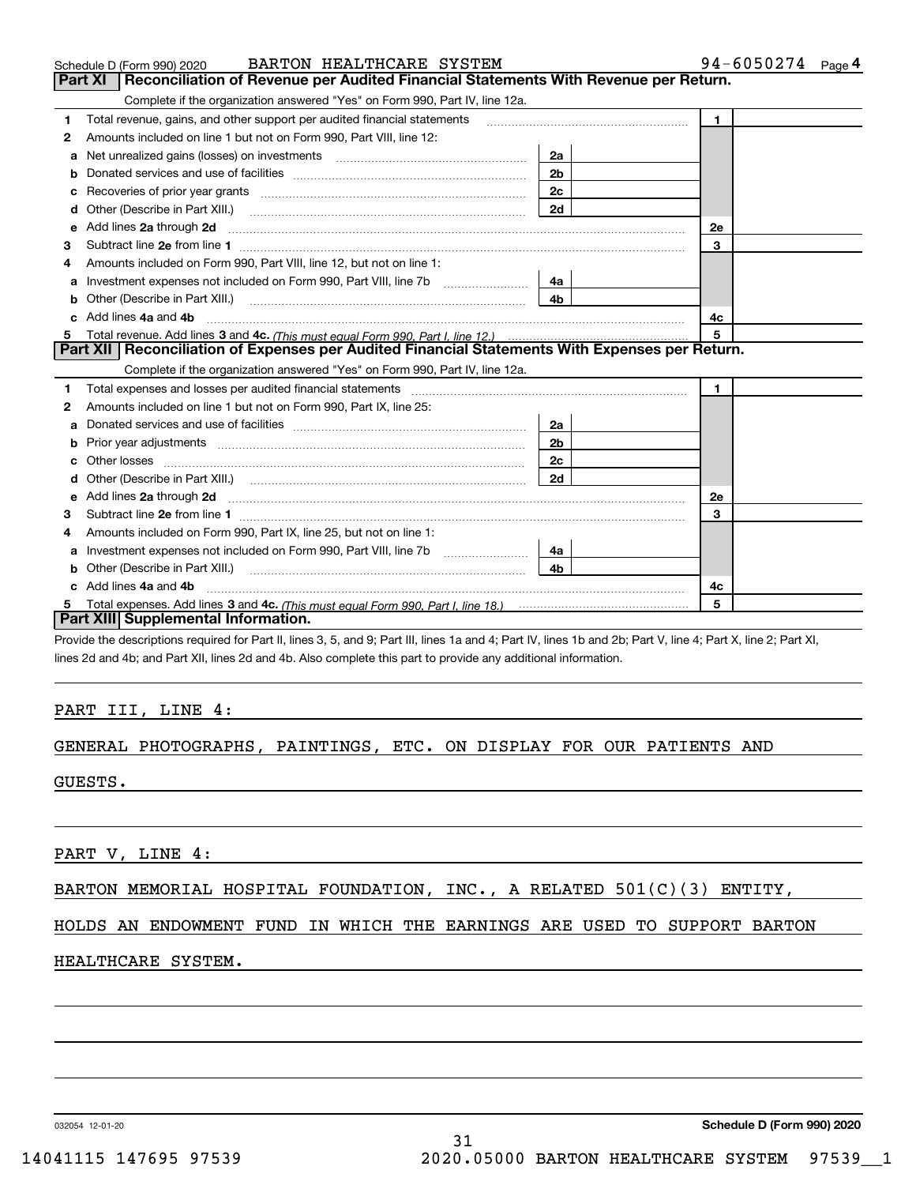Schedule D (Form 990) 2020 BARTON HEALTHCARE SYSTEM 94-6050274 Page 4

## Part XI Reconciliation of Revenue per Audited Financial Statements With Revenue per Return.

Complete if the organization answered "Yes" on Form 990, Part IV, line 12a.

| | | | | | |
|---|---|---|---|---|---|
| 1 | Total revenue, gains, and other support per audited financial statements | | | 1 | |
| 2 | Amounts included on line 1 but not on Form 990, Part VIII, line 12: | | | | |
| a | Net unrealized gains (losses) on investments | 2a | | | |
| b | Donated services and use of facilities | 2b | | | |
| c | Recoveries of prior year grants | 2c | | | |
| d | Other (Describe in Part XIII.) | 2d | | | |
| e | Add lines 2a through 2d | | | 2e | |
| 3 | Subtract line 2e from line 1 | | | 3 | |
| 4 | Amounts included on Form 990, Part VIII, line 12, but not on line 1: | | | | |
| a | Investment expenses not included on Form 990, Part VIII, line 7b | 4a | | | |
| b | Other (Describe in Part XIII.) | 4b | | | |
| c | Add lines 4a and 4b | | | 4c | |
| 5 | Total revenue. Add lines 3 and 4c. *(This must equal Form 990, Part I, line 12.)* | | | 5 | |

## Part XII Reconciliation of Expenses per Audited Financial Statements With Expenses per Return.

Complete if the organization answered "Yes" on Form 990, Part IV, line 12a.

| | | | | | |
|---|---|---|---|---|---|
| 1 | Total expenses and losses per audited financial statements | | | 1 | |
| 2 | Amounts included on line 1 but not on Form 990, Part IX, line 25: | | | | |
| a | Donated services and use of facilities | 2a | | | |
| b | Prior year adjustments | 2b | | | |
| c | Other losses | 2c | | | |
| d | Other (Describe in Part XIII.) | 2d | | | |
| e | Add lines 2a through 2d | | | 2e | |
| 3 | Subtract line 2e from line 1 | | | 3 | |
| 4 | Amounts included on Form 990, Part IX, line 25, but not on line 1: | | | | |
| a | Investment expenses not included on Form 990, Part VIII, line 7b | 4a | | | |
| b | Other (Describe in Part XIII.) | 4b | | | |
| c | Add lines 4a and 4b | | | 4c | |
| 5 | Total expenses. Add lines 3 and 4c. *(This must equal Form 990, Part I, line 18.)* | | | 5 | |

## Part XIII Supplemental Information.

Provide the descriptions required for Part II, lines 3, 5, and 9; Part III, lines 1a and 4; Part IV, lines 1b and 2b; Part V, line 4; Part X, line 2; Part XI, lines 2d and 4b; and Part XII, lines 2d and 4b. Also complete this part to provide any additional information.

PART III, LINE 4:

GENERAL PHOTOGRAPHS, PAINTINGS, ETC. ON DISPLAY FOR OUR PATIENTS AND GUESTS.

PART V, LINE 4:

BARTON MEMORIAL HOSPITAL FOUNDATION, INC., A RELATED 501(C)(3) ENTITY, HOLDS AN ENDOWMENT FUND IN WHICH THE EARNINGS ARE USED TO SUPPORT BARTON HEALTHCARE SYSTEM.

032054 12-01-20 **Schedule D (Form 990) 2020**

14041115 147695 97539 2020.05000 BARTON HEALTHCARE SYSTEM 97539__1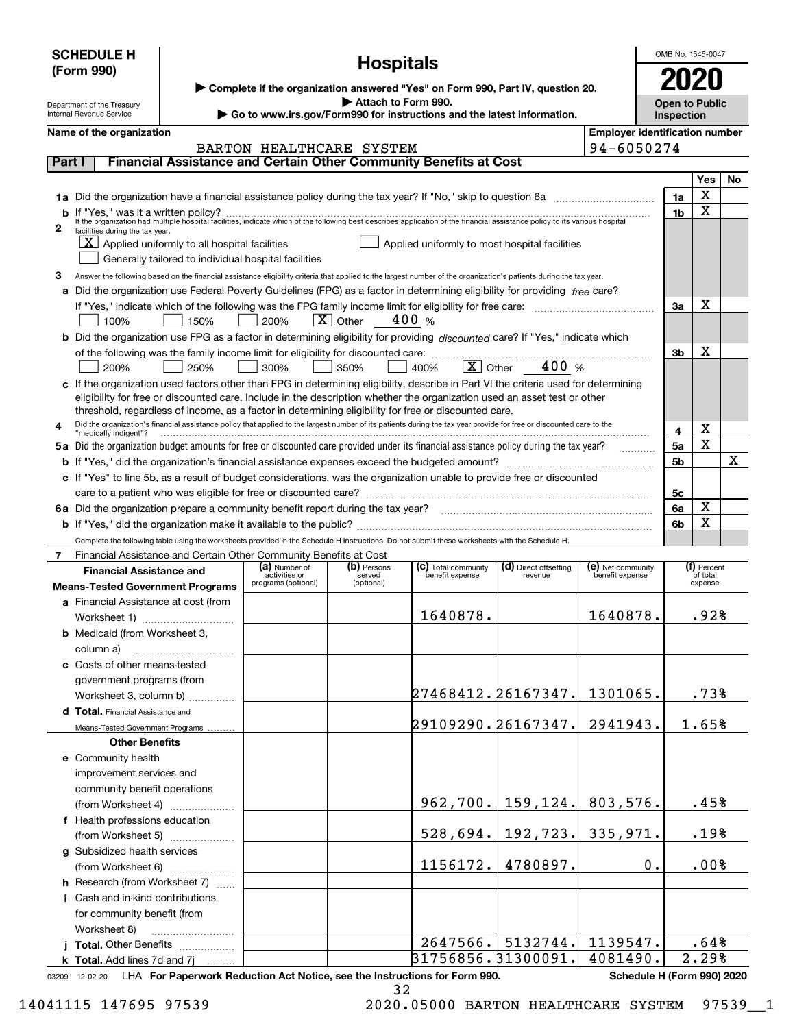**SCHEDULE H (Form 990)**

# Hospitals

▶ Complete if the organization answered "Yes" on Form 990, Part IV, question 20.
▶ Attach to Form 990.
▶ Go to www.irs.gov/Form990 for instructions and the latest information.

Department of the Treasury
Internal Revenue Service

OMB No. 1545-0047
**2020**
**Open to Public Inspection**

**Name of the organization:** BARTON HEALTHCARE SYSTEM
**Employer identification number:** 94-6050274

## Part I Financial Assistance and Certain Other Community Benefits at Cost

| | | Yes | No |
|---|---|---|---|
| **1a** Did the organization have a financial assistance policy during the tax year? If "No," skip to question 6a | 1a | X | |
| **b** If "Yes," was it a written policy? | 1b | X | |

**2** If the organization had multiple hospital facilities, indicate which of the following best describes application of the financial assistance policy to its various hospital facilities during the tax year.
[X] Applied uniformly to all hospital facilities [ ] Applied uniformly to most hospital facilities
[ ] Generally tailored to individual hospital facilities

**3** Answer the following based on the financial assistance eligibility criteria that applied to the largest number of the organization's patients during the tax year.

| | | Yes | No |
|---|---|---|---|
| **a** Did the organization use Federal Poverty Guidelines (FPG) as a factor in determining eligibility for providing *free* care? If "Yes," indicate which of the following was the FPG family income limit for eligibility for free care: [ ] 100% [ ] 150% [ ] 200% [X] Other 400 % | 3a | X | |
| **b** Did the organization use FPG as a factor in determining eligibility for providing *discounted* care? If "Yes," indicate which of the following was the family income limit for eligibility for discounted care: [ ] 200% [ ] 250% [ ] 300% [ ] 350% [ ] 400% [X] Other 400 % | 3b | X | |
| **c** If the organization used factors other than FPG in determining eligibility, describe in Part VI the criteria used for determining eligibility for free or discounted care. Include in the description whether the organization used an asset test or other threshold, regardless of income, as a factor in determining eligibility for free or discounted care. | | | |
| **4** Did the organization's financial assistance policy that applied to the largest number of its patients during the tax year provide for free or discounted care to the "medically indigent"? | 4 | X | |
| **5a** Did the organization budget amounts for free or discounted care provided under its financial assistance policy during the tax year? | 5a | X | |
| **b** If "Yes," did the organization's financial assistance expenses exceed the budgeted amount? | 5b | | X |
| **c** If "Yes" to line 5b, as a result of budget considerations, was the organization unable to provide free or discounted care to a patient who was eligible for free or discounted care? | 5c | | |
| **6a** Did the organization prepare a community benefit report during the tax year? | 6a | X | |
| **b** If "Yes," did the organization make it available to the public? | 6b | X | |

Complete the following table using the worksheets provided in the Schedule H instructions. Do not submit these worksheets with the Schedule H.

**7** Financial Assistance and Certain Other Community Benefits at Cost

| Financial Assistance and Means-Tested Government Programs | (a) Number of activities or programs (optional) | (b) Persons served (optional) | (c) Total community benefit expense | (d) Direct offsetting revenue | (e) Net community benefit expense | (f) Percent of total expense |
|---|---|---|---|---|---|---|
| **a** Financial Assistance at cost (from Worksheet 1) | | | 1640878. | | 1640878. | .92% |
| **b** Medicaid (from Worksheet 3, column a) | | | | | | |
| **c** Costs of other means-tested government programs (from Worksheet 3, column b) | | | 27468412. | 26167347. | 1301065. | .73% |
| **d Total.** Financial Assistance and Means-Tested Government Programs | | | 29109290. | 26167347. | 2941943. | 1.65% |
| **Other Benefits** | | | | | | |
| **e** Community health improvement services and community benefit operations (from Worksheet 4) | | | 962,700. | 159,124. | 803,576. | .45% |
| **f** Health professions education (from Worksheet 5) | | | 528,694. | 192,723. | 335,971. | .19% |
| **g** Subsidized health services (from Worksheet 6) | | | 1156172. | 4780897. | 0. | .00% |
| **h** Research (from Worksheet 7) | | | | | | |
| **i** Cash and in-kind contributions for community benefit (from Worksheet 8) | | | | | | |
| **j Total.** Other Benefits | | | 2647566. | 5132744. | 1139547. | .64% |
| **k Total.** Add lines 7d and 7j | | | 31756856. | 31300091. | 4081490. | 2.29% |

032091 12-02-20 LHA For Paperwork Reduction Act Notice, see the Instructions for Form 990. Schedule H (Form 990) 2020

14041115 147695 97539 2020.05000 BARTON HEALTHCARE SYSTEM 97539__1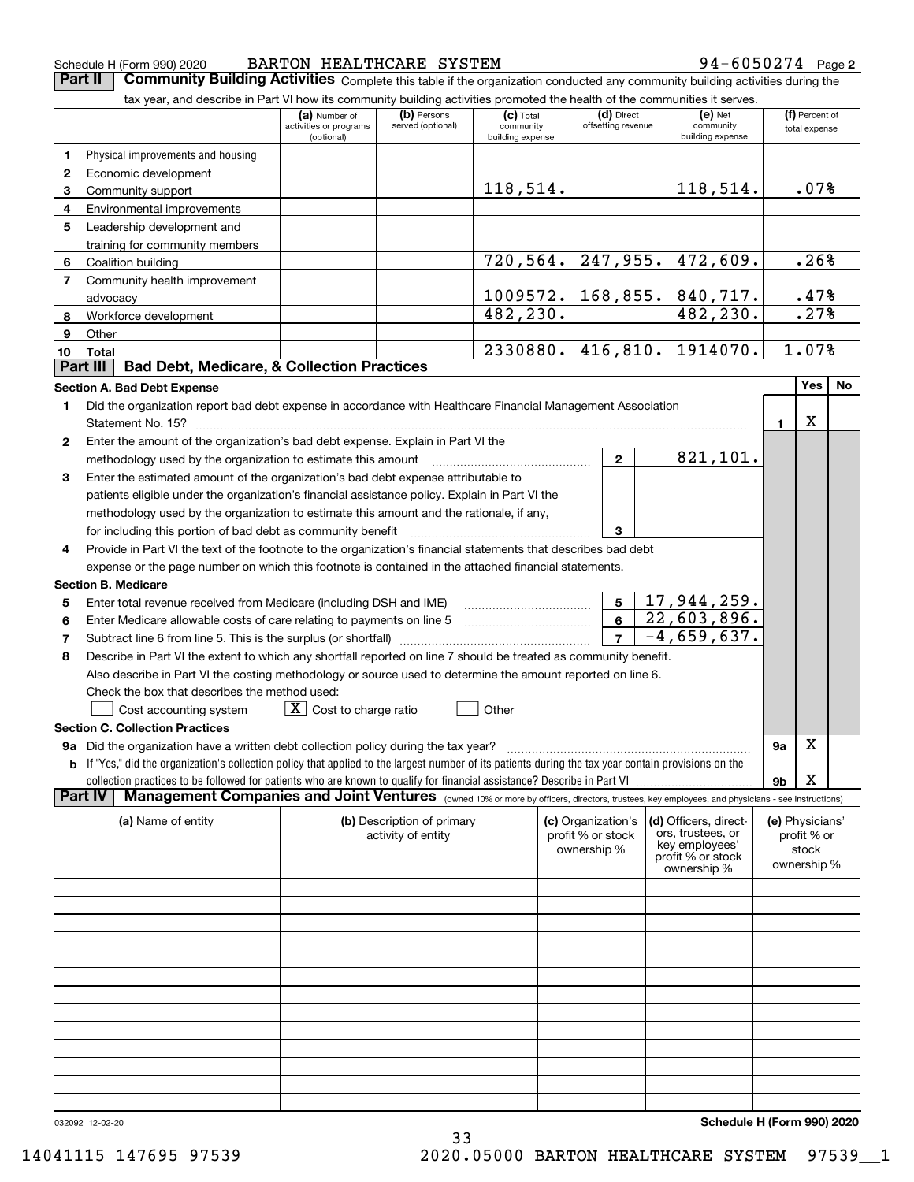Schedule H (Form 990) 2020 BARTON HEALTHCARE SYSTEM 94-6050274 Page 2

## Part II Community Building Activities

Complete this table if the organization conducted any community building activities during the tax year, and describe in Part VI how its community building activities promoted the health of the communities it serves.

| | | (a) Number of activities or programs (optional) | (b) Persons served (optional) | (c) Total community building expense | (d) Direct offsetting revenue | (e) Net community building expense | (f) Percent of total expense |
|---|---|---|---|---|---|---|---|
| 1 | Physical improvements and housing | | | | | | |
| 2 | Economic development | | | | | | |
| 3 | Community support | | | 118,514. | | 118,514. | .07% |
| 4 | Environmental improvements | | | | | | |
| 5 | Leadership development and training for community members | | | | | | |
| 6 | Coalition building | | | 720,564. | 247,955. | 472,609. | .26% |
| 7 | Community health improvement advocacy | | | 1009572. | 168,855. | 840,717. | .47% |
| 8 | Workforce development | | | 482,230. | | 482,230. | .27% |
| 9 | Other | | | | | | |
| 10 | **Total** | | | 2330880. | 416,810. | 1914070. | 1.07% |

## Part III Bad Debt, Medicare, & Collection Practices

### Section A. Bad Debt Expense

| | | | | Yes | No |
|---|---|---|---|---|---|
| 1 | Did the organization report bad debt expense in accordance with Healthcare Financial Management Association Statement No. 15? | | 1 | X | |
| 2 | Enter the amount of the organization's bad debt expense. Explain in Part VI the methodology used by the organization to estimate this amount | 2 | 821,101. | | |
| 3 | Enter the estimated amount of the organization's bad debt expense attributable to patients eligible under the organization's financial assistance policy. Explain in Part VI the methodology used by the organization to estimate this amount and the rationale, if any, for including this portion of bad debt as community benefit | 3 | | | |
| 4 | Provide in Part VI the text of the footnote to the organization's financial statements that describes bad debt expense or the page number on which this footnote is contained in the attached financial statements. | | | | |

### Section B. Medicare

| | | | |
|---|---|---|---|
| 5 | Enter total revenue received from Medicare (including DSH and IME) | 5 | 17,944,259. |
| 6 | Enter Medicare allowable costs of care relating to payments on line 5 | 6 | 22,603,896. |
| 7 | Subtract line 6 from line 5. This is the surplus (or shortfall) | 7 | -4,659,637. |
| 8 | Describe in Part VI the extent to which any shortfall reported on line 7 should be treated as community benefit. Also describe in Part VI the costing methodology or source used to determine the amount reported on line 6. Check the box that describes the method used: | | |

☐ Cost accounting system ☒ Cost to charge ratio ☐ Other

### Section C. Collection Practices

| | | | Yes | No |
|---|---|---|---|---|
| 9a | Did the organization have a written debt collection policy during the tax year? | 9a | X | |
| b | If "Yes," did the organization's collection policy that applied to the largest number of its patients during the tax year contain provisions on the collection practices to be followed for patients who are known to qualify for financial assistance? Describe in Part VI | 9b | X | |

## Part IV Management Companies and Joint Ventures

(owned 10% or more by officers, directors, trustees, key employees, and physicians - see instructions)

| (a) Name of entity | (b) Description of primary activity of entity | (c) Organization's profit % or stock ownership % | (d) Officers, directors, trustees, or key employees' profit % or stock ownership % | (e) Physicians' profit % or stock ownership % |
|---|---|---|---|---|
| | | | | |
| | | | | |
| | | | | |
| | | | | |
| | | | | |
| | | | | |
| | | | | |
| | | | | |
| | | | | |
| | | | | |
| | | | | |
| | | | | |
| | | | | |

032092 12-02-20 **Schedule H (Form 990) 2020**

14041115 147695 97539 2020.05000 BARTON HEALTHCARE SYSTEM 97539__1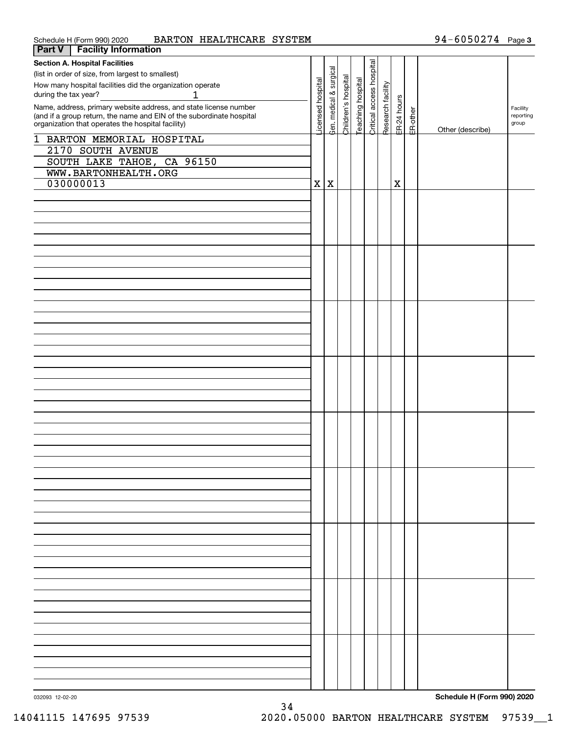Schedule H (Form 990) 2020 BARTON HEALTHCARE SYSTEM 94-6050274 Page 3

## Part V Facility Information

**Section A. Hospital Facilities**

(list in order of size, from largest to smallest)

How many hospital facilities did the organization operate during the tax year? 1

| Name, address, primary website address, and state license number (and if a group return, the name and EIN of the subordinate hospital organization that operates the hospital facility) | Licensed hospital | Gen. medical & surgical | Children's hospital | Teaching hospital | Critical access hospital | Research facility | ER-24 hours | ER-other | Other (describe) | Facility reporting group |
|---|---|---|---|---|---|---|---|---|---|---|
| 1 BARTON MEMORIAL HOSPITAL<br>2170 SOUTH AVENUE<br>SOUTH LAKE TAHOE, CA 96150<br>WWW.BARTONHEALTH.ORG<br>030000013 | X | X | | | | | X | | | |

Schedule H (Form 990) 2020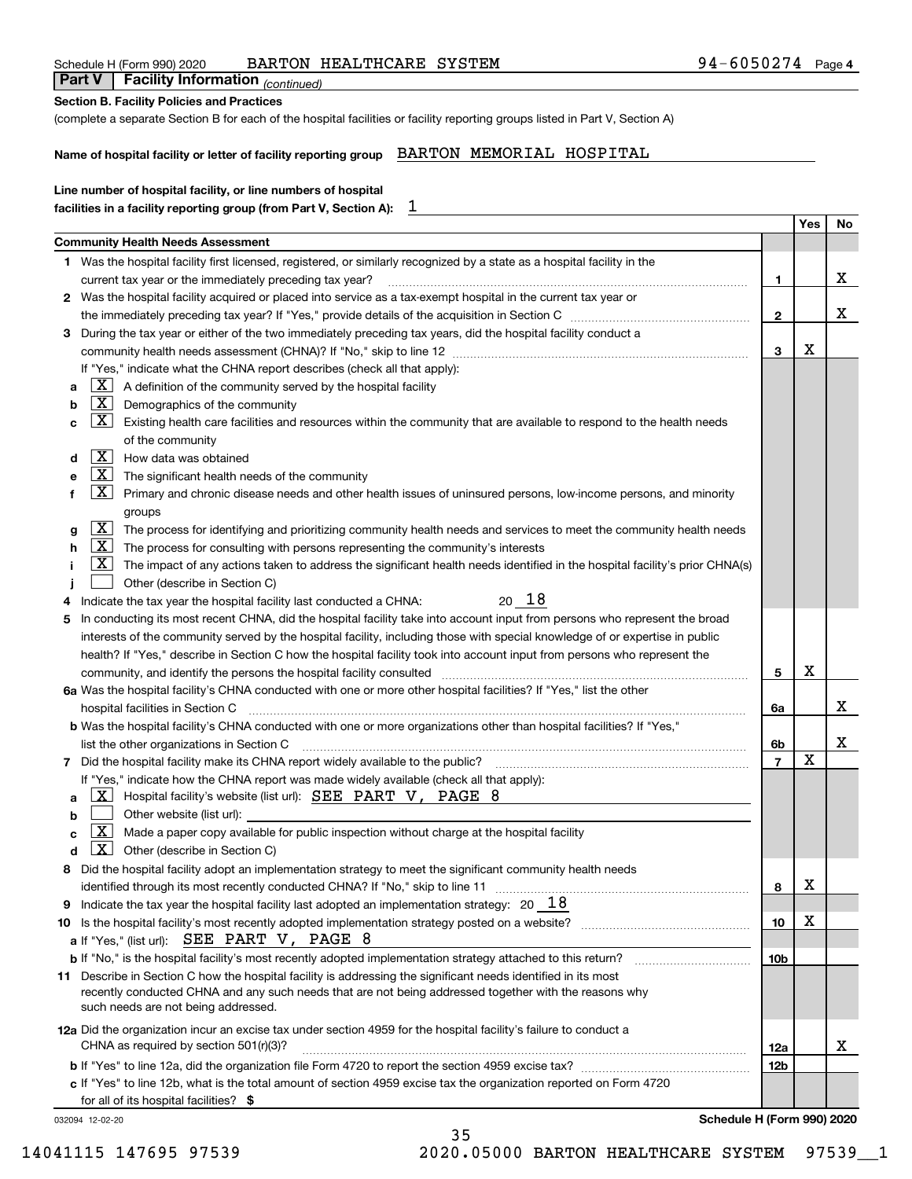Schedule H (Form 990) 2020 BARTON HEALTHCARE SYSTEM 94-6050274 Page 4

**Part V | Facility Information** *(continued)*

**Section B. Facility Policies and Practices**

(complete a separate Section B for each of the hospital facilities or facility reporting groups listed in Part V, Section A)

**Name of hospital facility or letter of facility reporting group** BARTON MEMORIAL HOSPITAL

**Line number of hospital facility, or line numbers of hospital facilities in a facility reporting group (from Part V, Section A):** 1

| | | Yes | No |
|---|---|---|---|
| **Community Health Needs Assessment** | | | |
| **1** Was the hospital facility first licensed, registered, or similarly recognized by a state as a hospital facility in the current tax year or the immediately preceding tax year? | 1 | | X |
| **2** Was the hospital facility acquired or placed into service as a tax-exempt hospital in the current tax year or the immediately preceding tax year? If "Yes," provide details of the acquisition in Section C | 2 | | X |
| **3** During the tax year or either of the two immediately preceding tax years, did the hospital facility conduct a community health needs assessment (CHNA)? If "No," skip to line 12 | 3 | X | |
| If "Yes," indicate what the CHNA report describes (check all that apply): | | | |
| **a** [X] A definition of the community served by the hospital facility | | | |
| **b** [X] Demographics of the community | | | |
| **c** [X] Existing health care facilities and resources within the community that are available to respond to the health needs of the community | | | |
| **d** [X] How data was obtained | | | |
| **e** [X] The significant health needs of the community | | | |
| **f** [X] Primary and chronic disease needs and other health issues of uninsured persons, low-income persons, and minority groups | | | |
| **g** [X] The process for identifying and prioritizing community health needs and services to meet the community health needs | | | |
| **h** [X] The process for consulting with persons representing the community's interests | | | |
| **i** [X] The impact of any actions taken to address the significant health needs identified in the hospital facility's prior CHNA(s) | | | |
| **j** [ ] Other (describe in Section C) | | | |
| **4** Indicate the tax year the hospital facility last conducted a CHNA: 20 18 | | | |
| **5** In conducting its most recent CHNA, did the hospital facility take into account input from persons who represent the broad interests of the community served by the hospital facility, including those with special knowledge of or expertise in public health? If "Yes," describe in Section C how the hospital facility took into account input from persons who represent the community, and identify the persons the hospital facility consulted | 5 | X | |
| **6a** Was the hospital facility's CHNA conducted with one or more other hospital facilities? If "Yes," list the other hospital facilities in Section C | 6a | | X |
| **b** Was the hospital facility's CHNA conducted with one or more organizations other than hospital facilities? If "Yes," list the other organizations in Section C | 6b | | X |
| **7** Did the hospital facility make its CHNA report widely available to the public? | 7 | X | |
| If "Yes," indicate how the CHNA report was made widely available (check all that apply): | | | |
| **a** [X] Hospital facility's website (list url): SEE PART V, PAGE 8 | | | |
| **b** [ ] Other website (list url): | | | |
| **c** [X] Made a paper copy available for public inspection without charge at the hospital facility | | | |
| **d** [X] Other (describe in Section C) | | | |
| **8** Did the hospital facility adopt an implementation strategy to meet the significant community health needs identified through its most recently conducted CHNA? If "No," skip to line 11 | 8 | X | |
| **9** Indicate the tax year the hospital facility last adopted an implementation strategy: 20 18 | | | |
| **10** Is the hospital facility's most recently adopted implementation strategy posted on a website? | 10 | X | |
| **a** If "Yes," (list url): SEE PART V, PAGE 8 | | | |
| **b** If "No," is the hospital facility's most recently adopted implementation strategy attached to this return? | 10b | | |
| **11** Describe in Section C how the hospital facility is addressing the significant needs identified in its most recently conducted CHNA and any such needs that are not being addressed together with the reasons why such needs are not being addressed. | | | |
| **12a** Did the organization incur an excise tax under section 4959 for the hospital facility's failure to conduct a CHNA as required by section 501(r)(3)? | 12a | | X |
| **b** If "Yes" to line 12a, did the organization file Form 4720 to report the section 4959 excise tax? | 12b | | |
| **c** If "Yes" to line 12b, what is the total amount of section 4959 excise tax the organization reported on Form 4720 for all of its hospital facilities? $ | | | |

032094 12-02-20 **Schedule H (Form 990) 2020**

14041115 147695 97539 2020.05000 BARTON HEALTHCARE SYSTEM 97539__1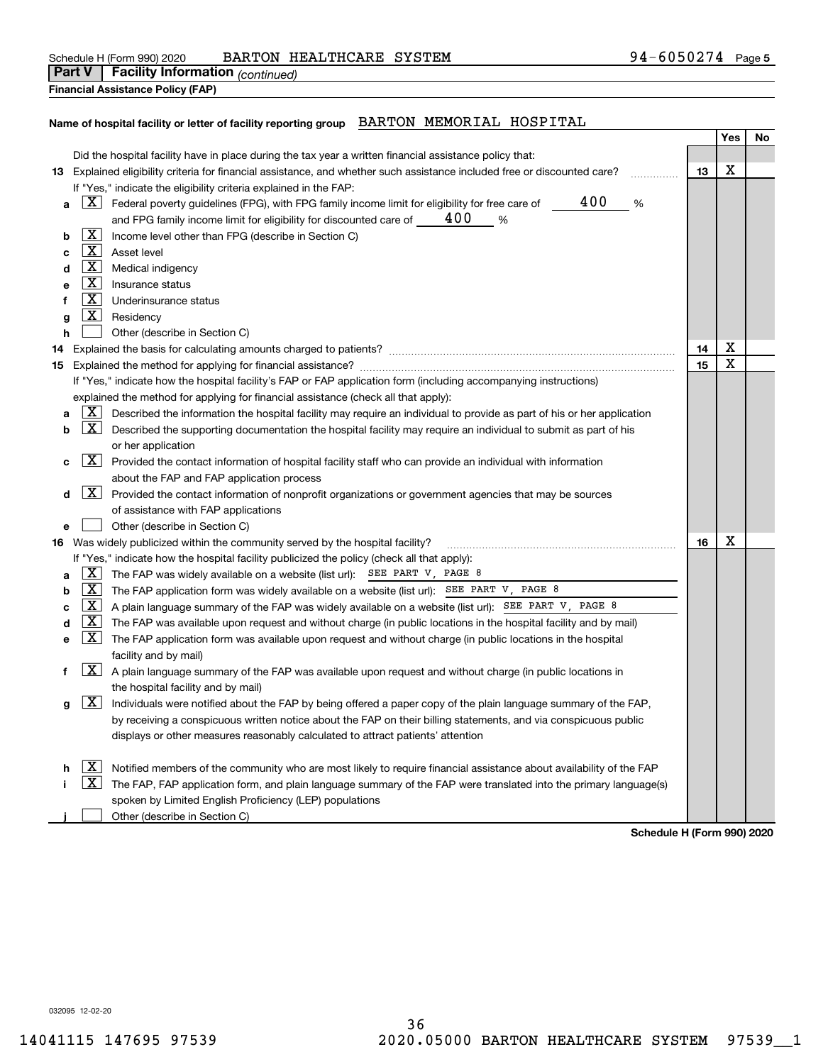Schedule H (Form 990) 2020 BARTON HEALTHCARE SYSTEM 94-6050274 Page 5

**Part V Facility Information** *(continued)*

**Financial Assistance Policy (FAP)**

**Name of hospital facility or letter of facility reporting group** BARTON MEMORIAL HOSPITAL

| | | | Yes | No |
|---|---|---|---|---|
| | Did the hospital facility have in place during the tax year a written financial assistance policy that: | | | |
| **13** | Explained eligibility criteria for financial assistance, and whether such assistance included free or discounted care? | **13** | X | |
| | If "Yes," indicate the eligibility criteria explained in the FAP: | | | |
| **a** | [X] Federal poverty guidelines (FPG), with FPG family income limit for eligibility for free care of 400 % and FPG family income limit for eligibility for discounted care of 400 % | | | |
| **b** | [X] Income level other than FPG (describe in Section C) | | | |
| **c** | [X] Asset level | | | |
| **d** | [X] Medical indigency | | | |
| **e** | [X] Insurance status | | | |
| **f** | [X] Underinsurance status | | | |
| **g** | [X] Residency | | | |
| **h** | [ ] Other (describe in Section C) | | | |
| **14** | Explained the basis for calculating amounts charged to patients? | **14** | X | |
| **15** | Explained the method for applying for financial assistance? | **15** | X | |
| | If "Yes," indicate how the hospital facility's FAP or FAP application form (including accompanying instructions) explained the method for applying for financial assistance (check all that apply): | | | |
| **a** | [X] Described the information the hospital facility may require an individual to provide as part of his or her application | | | |
| **b** | [X] Described the supporting documentation the hospital facility may require an individual to submit as part of his or her application | | | |
| **c** | [X] Provided the contact information of hospital facility staff who can provide an individual with information about the FAP and FAP application process | | | |
| **d** | [X] Provided the contact information of nonprofit organizations or government agencies that may be sources of assistance with FAP applications | | | |
| **e** | [ ] Other (describe in Section C) | | | |
| **16** | Was widely publicized within the community served by the hospital facility? | **16** | X | |
| | If "Yes," indicate how the hospital facility publicized the policy (check all that apply): | | | |
| **a** | [X] The FAP was widely available on a website (list url): SEE PART V, PAGE 8 | | | |
| **b** | [X] The FAP application form was widely available on a website (list url): SEE PART V, PAGE 8 | | | |
| **c** | [X] A plain language summary of the FAP was widely available on a website (list url): SEE PART V, PAGE 8 | | | |
| **d** | [X] The FAP was available upon request and without charge (in public locations in the hospital facility and by mail) | | | |
| **e** | [X] The FAP application form was available upon request and without charge (in public locations in the hospital facility and by mail) | | | |
| **f** | [X] A plain language summary of the FAP was available upon request and without charge (in public locations in the hospital facility and by mail) | | | |
| **g** | [X] Individuals were notified about the FAP by being offered a paper copy of the plain language summary of the FAP, by receiving a conspicuous written notice about the FAP on their billing statements, and via conspicuous public displays or other measures reasonably calculated to attract patients' attention | | | |
| **h** | [X] Notified members of the community who are most likely to require financial assistance about availability of the FAP | | | |
| **i** | [X] The FAP, FAP application form, and plain language summary of the FAP were translated into the primary language(s) spoken by Limited English Proficiency (LEP) populations | | | |
| **j** | [ ] Other (describe in Section C) | | | |

**Schedule H (Form 990) 2020**

032095 12-02-20

14041115 147695 97539 2020.05000 BARTON HEALTHCARE SYSTEM 97539__1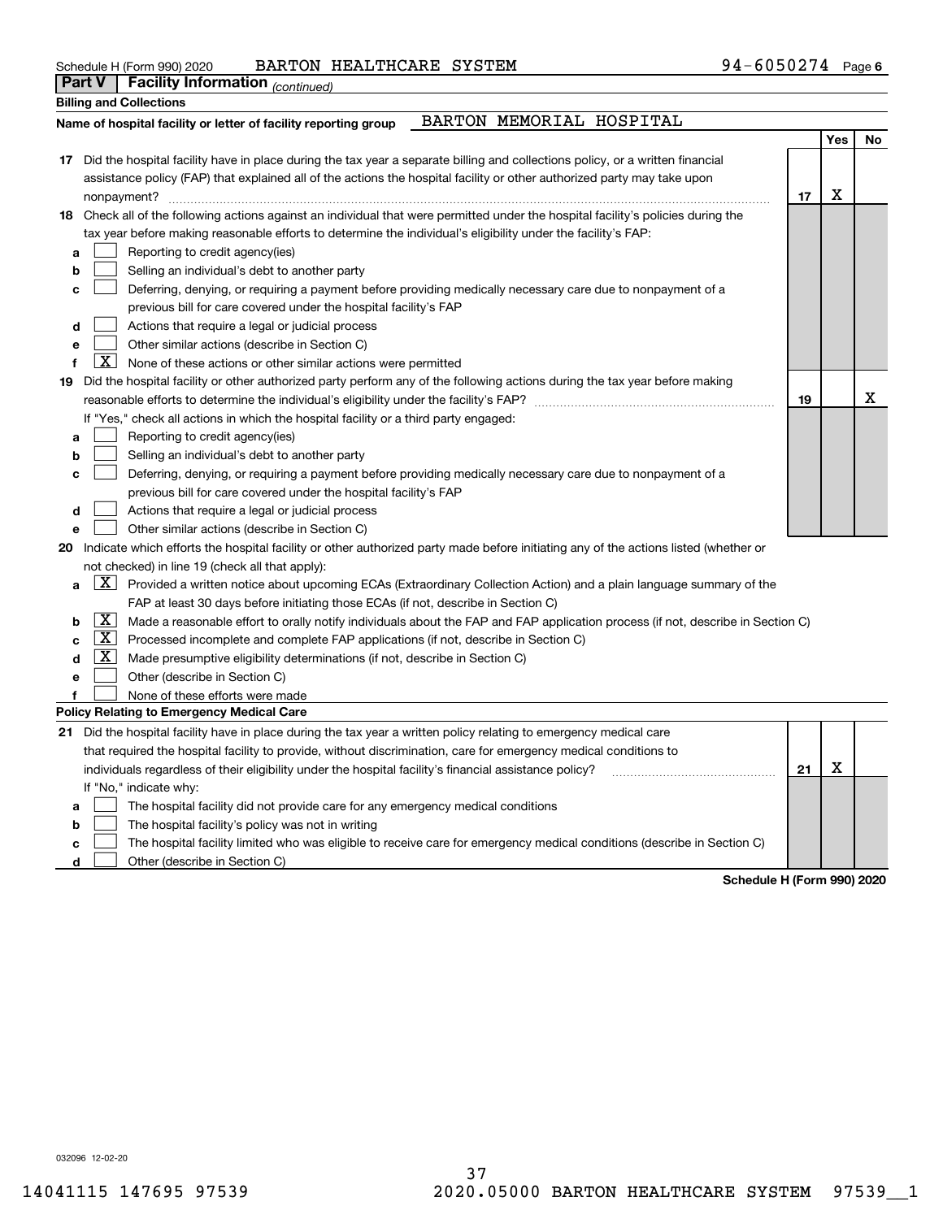Schedule H (Form 990) 2020 BARTON HEALTHCARE SYSTEM 94-6050274 Page **6**

**Part V | Facility Information** *(continued)*

**Billing and Collections**

**Name of hospital facility or letter of facility reporting group** BARTON MEMORIAL HOSPITAL

| | | | Yes | No |
|---|---|---|---|---|
| **17** | Did the hospital facility have in place during the tax year a separate billing and collections policy, or a written financial assistance policy (FAP) that explained all of the actions the hospital facility or other authorized party may take upon nonpayment? | **17** | X | |
| **18** | Check all of the following actions against an individual that were permitted under the hospital facility's policies during the tax year before making reasonable efforts to determine the individual's eligibility under the facility's FAP: | | | |
| **a** | ☐ Reporting to credit agency(ies) | | | |
| **b** | ☐ Selling an individual's debt to another party | | | |
| **c** | ☐ Deferring, denying, or requiring a payment before providing medically necessary care due to nonpayment of a previous bill for care covered under the hospital facility's FAP | | | |
| **d** | ☐ Actions that require a legal or judicial process | | | |
| **e** | ☐ Other similar actions (describe in Section C) | | | |
| **f** | ☒ None of these actions or other similar actions were permitted | | | |
| **19** | Did the hospital facility or other authorized party perform any of the following actions during the tax year before making reasonable efforts to determine the individual's eligibility under the facility's FAP? | **19** | | X |
| | If "Yes," check all actions in which the hospital facility or a third party engaged: | | | |
| **a** | ☐ Reporting to credit agency(ies) | | | |
| **b** | ☐ Selling an individual's debt to another party | | | |
| **c** | ☐ Deferring, denying, or requiring a payment before providing medically necessary care due to nonpayment of a previous bill for care covered under the hospital facility's FAP | | | |
| **d** | ☐ Actions that require a legal or judicial process | | | |
| **e** | ☐ Other similar actions (describe in Section C) | | | |

**20** Indicate which efforts the hospital facility or other authorized party made before initiating any of the actions listed (whether or not checked) in line 19 (check all that apply):

- **a** ☒ Provided a written notice about upcoming ECAs (Extraordinary Collection Action) and a plain language summary of the FAP at least 30 days before initiating those ECAs (if not, describe in Section C)
- **b** ☒ Made a reasonable effort to orally notify individuals about the FAP and FAP application process (if not, describe in Section C)
- **c** ☒ Processed incomplete and complete FAP applications (if not, describe in Section C)
- **d** ☒ Made presumptive eligibility determinations (if not, describe in Section C)
- **e** ☐ Other (describe in Section C)
- **f** ☐ None of these efforts were made

**Policy Relating to Emergency Medical Care**

| | | | Yes | No |
|---|---|---|---|---|
| **21** | Did the hospital facility have in place during the tax year a written policy relating to emergency medical care that required the hospital facility to provide, without discrimination, care for emergency medical conditions to individuals regardless of their eligibility under the hospital facility's financial assistance policy? | **21** | X | |
| | If "No," indicate why: | | | |
| **a** | ☐ The hospital facility did not provide care for any emergency medical conditions | | | |
| **b** | ☐ The hospital facility's policy was not in writing | | | |
| **c** | ☐ The hospital facility limited who was eligible to receive care for emergency medical conditions (describe in Section C) | | | |
| **d** | ☐ Other (describe in Section C) | | | |

**Schedule H (Form 990) 2020**

032096 12-02-20

14041115 147695 97539 2020.05000 BARTON HEALTHCARE SYSTEM 97539__1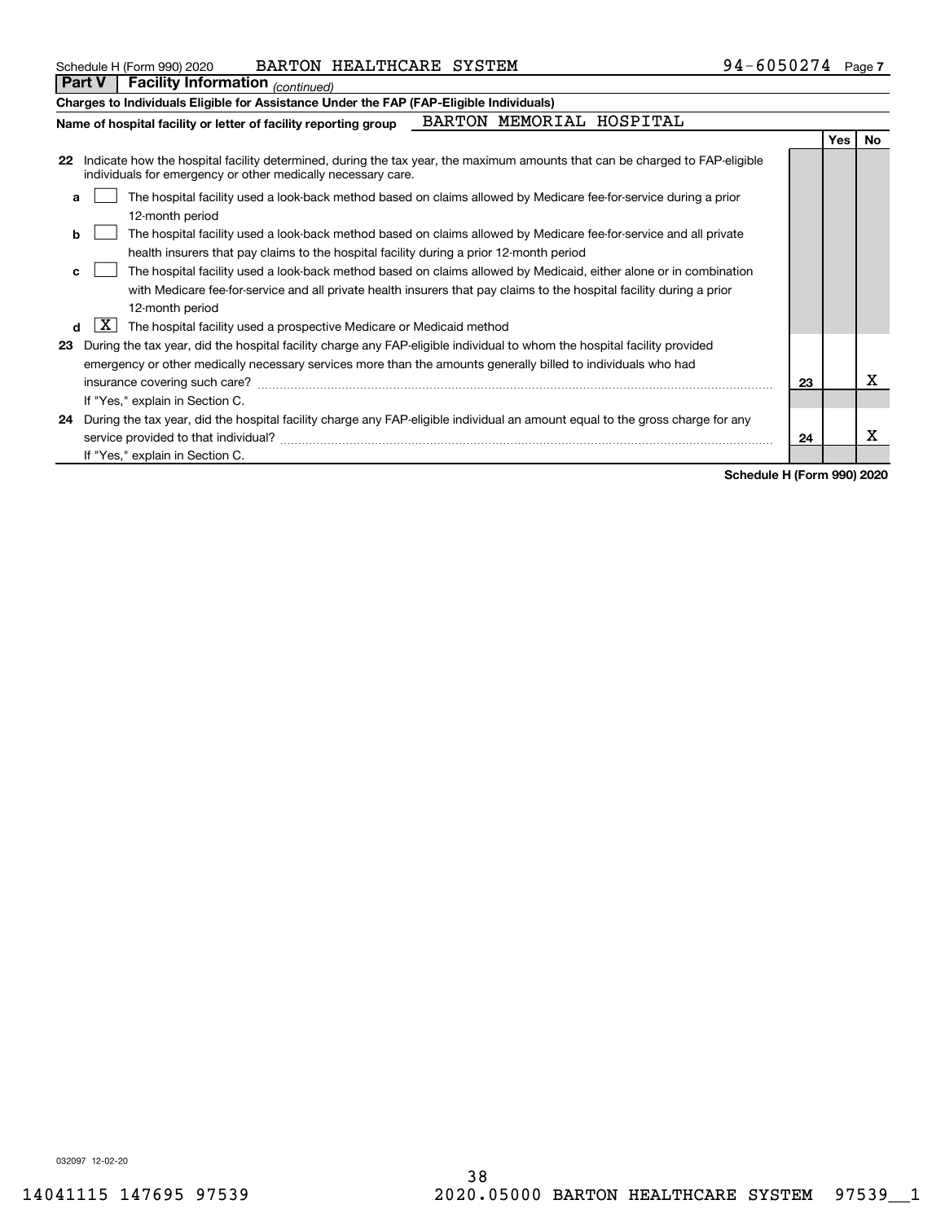Schedule H (Form 990) 2020 BARTON HEALTHCARE SYSTEM 94-6050274 Page **7**

**Part V Facility Information** *(continued)*

**Charges to Individuals Eligible for Assistance Under the FAP (FAP-Eligible Individuals)**

**Name of hospital facility or letter of facility reporting group** BARTON MEMORIAL HOSPITAL

| | | | Yes | No |
|---|---|---|---|---|
| **22** | Indicate how the hospital facility determined, during the tax year, the maximum amounts that can be charged to FAP-eligible individuals for emergency or other medically necessary care. | | | |
| **a** | [ ] The hospital facility used a look-back method based on claims allowed by Medicare fee-for-service during a prior 12-month period | | | |
| **b** | [ ] The hospital facility used a look-back method based on claims allowed by Medicare fee-for-service and all private health insurers that pay claims to the hospital facility during a prior 12-month period | | | |
| **c** | [ ] The hospital facility used a look-back method based on claims allowed by Medicaid, either alone or in combination with Medicare fee-for-service and all private health insurers that pay claims to the hospital facility during a prior 12-month period | | | |
| **d** | [X] The hospital facility used a prospective Medicare or Medicaid method | | | |
| **23** | During the tax year, did the hospital facility charge any FAP-eligible individual to whom the hospital facility provided emergency or other medically necessary services more than the amounts generally billed to individuals who had insurance covering such care? | **23** | | X |
| | If "Yes," explain in Section C. | | | |
| **24** | During the tax year, did the hospital facility charge any FAP-eligible individual an amount equal to the gross charge for any service provided to that individual? | **24** | | X |
| | If "Yes," explain in Section C. | | | |

**Schedule H (Form 990) 2020**

032097 12-02-20

14041115 147695 97539 2020.05000 BARTON HEALTHCARE SYSTEM 97539__1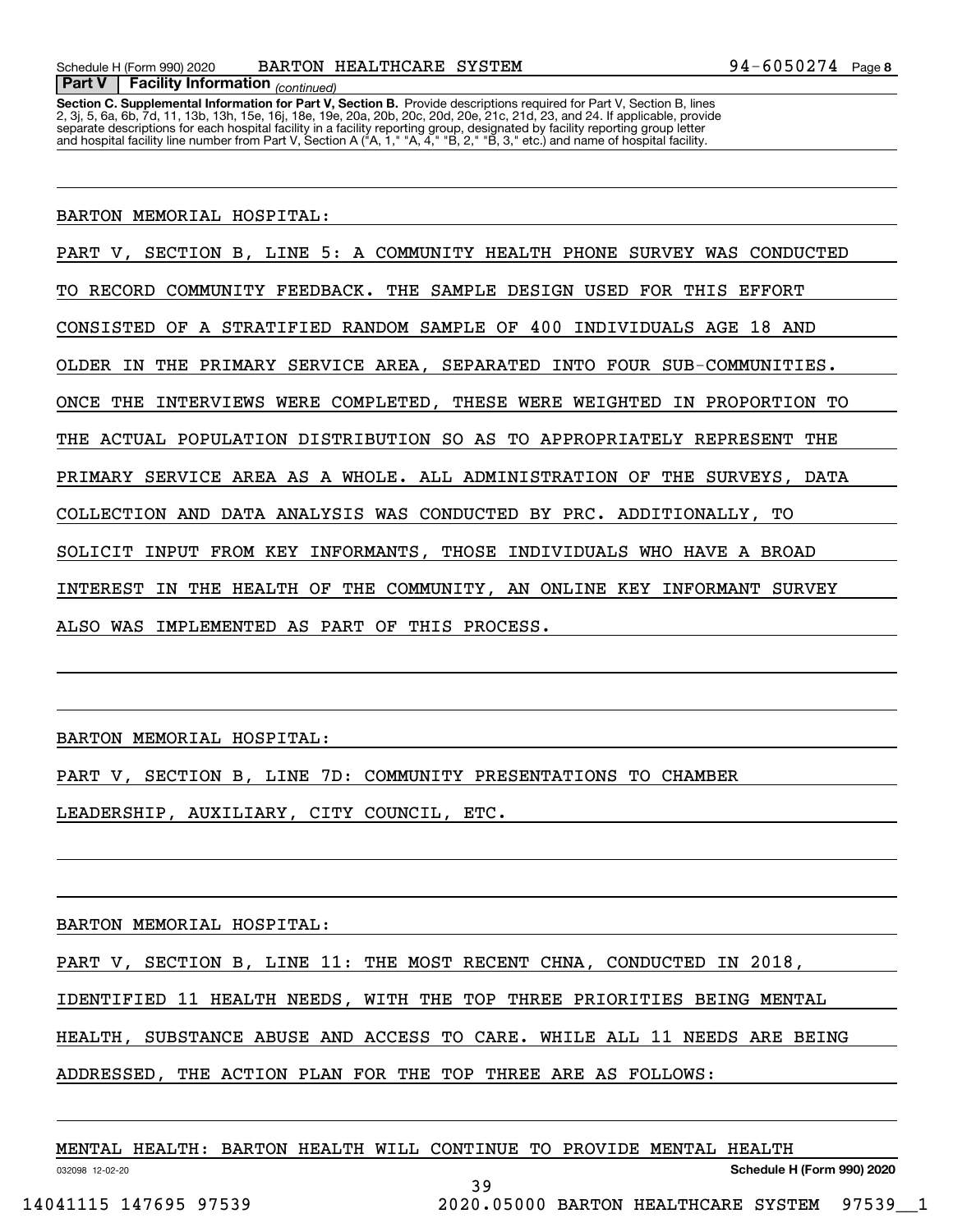**Part V | Facility Information** *(continued)*

**Section C. Supplemental Information for Part V, Section B.** Provide descriptions required for Part V, Section B, lines 2, 3j, 5, 6a, 6b, 7d, 11, 13b, 13h, 15e, 16j, 18e, 19e, 20a, 20b, 20c, 20d, 20e, 21c, 21d, 23, and 24. If applicable, provide separate descriptions for each hospital facility in a facility reporting group, designated by facility reporting group letter and hospital facility line number from Part V, Section A ("A, 1," "A, 4," "B, 2," "B, 3," etc.) and name of hospital facility.

BARTON MEMORIAL HOSPITAL:

PART V, SECTION B, LINE 5: A COMMUNITY HEALTH PHONE SURVEY WAS CONDUCTED TO RECORD COMMUNITY FEEDBACK. THE SAMPLE DESIGN USED FOR THIS EFFORT CONSISTED OF A STRATIFIED RANDOM SAMPLE OF 400 INDIVIDUALS AGE 18 AND OLDER IN THE PRIMARY SERVICE AREA, SEPARATED INTO FOUR SUB-COMMUNITIES. ONCE THE INTERVIEWS WERE COMPLETED, THESE WERE WEIGHTED IN PROPORTION TO THE ACTUAL POPULATION DISTRIBUTION SO AS TO APPROPRIATELY REPRESENT THE PRIMARY SERVICE AREA AS A WHOLE. ALL ADMINISTRATION OF THE SURVEYS, DATA COLLECTION AND DATA ANALYSIS WAS CONDUCTED BY PRC. ADDITIONALLY, TO SOLICIT INPUT FROM KEY INFORMANTS, THOSE INDIVIDUALS WHO HAVE A BROAD INTEREST IN THE HEALTH OF THE COMMUNITY, AN ONLINE KEY INFORMANT SURVEY ALSO WAS IMPLEMENTED AS PART OF THIS PROCESS.

BARTON MEMORIAL HOSPITAL:

PART V, SECTION B, LINE 7D: COMMUNITY PRESENTATIONS TO CHAMBER LEADERSHIP, AUXILIARY, CITY COUNCIL, ETC.

BARTON MEMORIAL HOSPITAL:

PART V, SECTION B, LINE 11: THE MOST RECENT CHNA, CONDUCTED IN 2018, IDENTIFIED 11 HEALTH NEEDS, WITH THE TOP THREE PRIORITIES BEING MENTAL HEALTH, SUBSTANCE ABUSE AND ACCESS TO CARE. WHILE ALL 11 NEEDS ARE BEING ADDRESSED, THE ACTION PLAN FOR THE TOP THREE ARE AS FOLLOWS:

MENTAL HEALTH: BARTON HEALTH WILL CONTINUE TO PROVIDE MENTAL HEALTH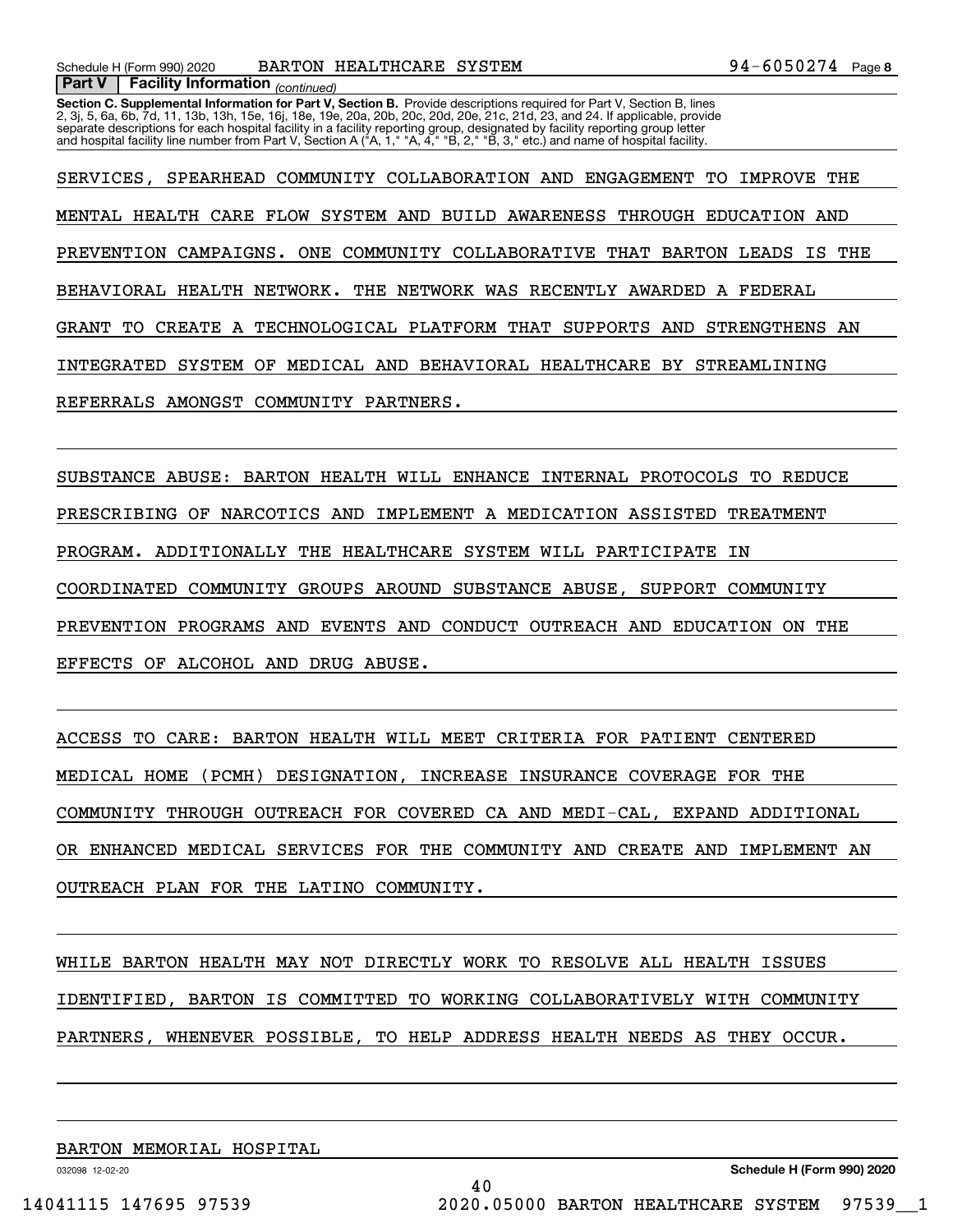**Part V | Facility Information** *(continued)*

**Section C. Supplemental Information for Part V, Section B.** Provide descriptions required for Part V, Section B, lines 2, 3j, 5, 6a, 6b, 7d, 11, 13b, 13h, 15e, 16j, 18e, 19e, 20a, 20b, 20c, 20d, 20e, 21c, 21d, 23, and 24. If applicable, provide separate descriptions for each hospital facility in a facility reporting group, designated by facility reporting group letter and hospital facility line number from Part V, Section A ("A, 1," "A, 4," "B, 2," "B, 3," etc.) and name of hospital facility.

SERVICES, SPEARHEAD COMMUNITY COLLABORATION AND ENGAGEMENT TO IMPROVE THE MENTAL HEALTH CARE FLOW SYSTEM AND BUILD AWARENESS THROUGH EDUCATION AND PREVENTION CAMPAIGNS. ONE COMMUNITY COLLABORATIVE THAT BARTON LEADS IS THE BEHAVIORAL HEALTH NETWORK. THE NETWORK WAS RECENTLY AWARDED A FEDERAL GRANT TO CREATE A TECHNOLOGICAL PLATFORM THAT SUPPORTS AND STRENGTHENS AN INTEGRATED SYSTEM OF MEDICAL AND BEHAVIORAL HEALTHCARE BY STREAMLINING REFERRALS AMONGST COMMUNITY PARTNERS.

SUBSTANCE ABUSE: BARTON HEALTH WILL ENHANCE INTERNAL PROTOCOLS TO REDUCE PRESCRIBING OF NARCOTICS AND IMPLEMENT A MEDICATION ASSISTED TREATMENT PROGRAM. ADDITIONALLY THE HEALTHCARE SYSTEM WILL PARTICIPATE IN COORDINATED COMMUNITY GROUPS AROUND SUBSTANCE ABUSE, SUPPORT COMMUNITY PREVENTION PROGRAMS AND EVENTS AND CONDUCT OUTREACH AND EDUCATION ON THE EFFECTS OF ALCOHOL AND DRUG ABUSE.

ACCESS TO CARE: BARTON HEALTH WILL MEET CRITERIA FOR PATIENT CENTERED MEDICAL HOME (PCMH) DESIGNATION, INCREASE INSURANCE COVERAGE FOR THE COMMUNITY THROUGH OUTREACH FOR COVERED CA AND MEDI-CAL, EXPAND ADDITIONAL OR ENHANCED MEDICAL SERVICES FOR THE COMMUNITY AND CREATE AND IMPLEMENT AN OUTREACH PLAN FOR THE LATINO COMMUNITY.

WHILE BARTON HEALTH MAY NOT DIRECTLY WORK TO RESOLVE ALL HEALTH ISSUES IDENTIFIED, BARTON IS COMMITTED TO WORKING COLLABORATIVELY WITH COMMUNITY PARTNERS, WHENEVER POSSIBLE, TO HELP ADDRESS HEALTH NEEDS AS THEY OCCUR.

BARTON MEMORIAL HOSPITAL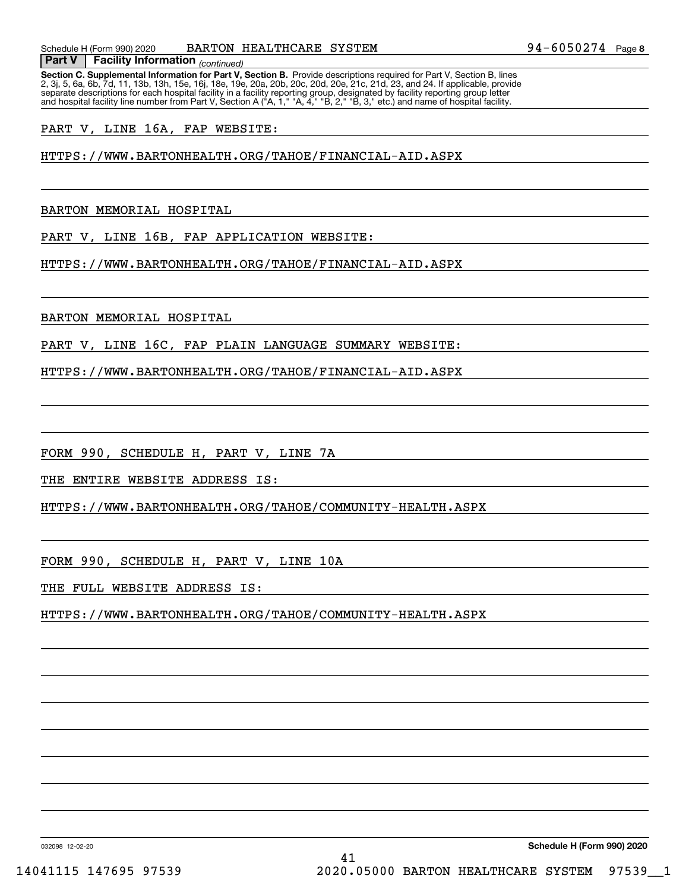## Part V Facility Information *(continued)*

**Section C. Supplemental Information for Part V, Section B.** Provide descriptions required for Part V, Section B, lines 2, 3j, 5, 6a, 6b, 7d, 11, 13b, 13h, 15e, 16j, 18e, 19e, 20a, 20b, 20c, 20d, 20e, 21c, 21d, 23, and 24. If applicable, provide separate descriptions for each hospital facility in a facility reporting group, designated by facility reporting group letter and hospital facility line number from Part V, Section A ("A, 1," "A, 4," "B, 2," "B, 3," etc.) and name of hospital facility.

PART V, LINE 16A, FAP WEBSITE:

HTTPS://WWW.BARTONHEALTH.ORG/TAHOE/FINANCIAL-AID.ASPX

BARTON MEMORIAL HOSPITAL

PART V, LINE 16B, FAP APPLICATION WEBSITE:

HTTPS://WWW.BARTONHEALTH.ORG/TAHOE/FINANCIAL-AID.ASPX

BARTON MEMORIAL HOSPITAL

PART V, LINE 16C, FAP PLAIN LANGUAGE SUMMARY WEBSITE:

HTTPS://WWW.BARTONHEALTH.ORG/TAHOE/FINANCIAL-AID.ASPX

FORM 990, SCHEDULE H, PART V, LINE 7A

THE ENTIRE WEBSITE ADDRESS IS:

HTTPS://WWW.BARTONHEALTH.ORG/TAHOE/COMMUNITY-HEALTH.ASPX

FORM 990, SCHEDULE H, PART V, LINE 10A

THE FULL WEBSITE ADDRESS IS:

HTTPS://WWW.BARTONHEALTH.ORG/TAHOE/COMMUNITY-HEALTH.ASPX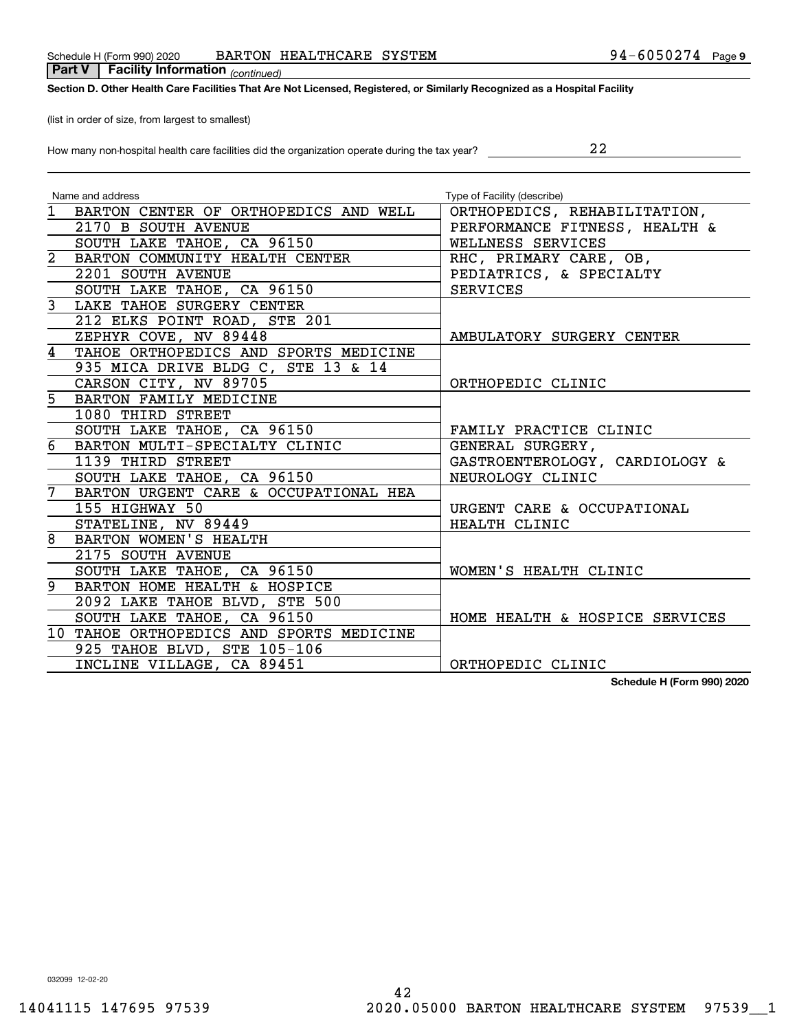**Part V | Facility Information** *(continued)*

**Section D. Other Health Care Facilities That Are Not Licensed, Registered, or Similarly Recognized as a Hospital Facility**

(list in order of size, from largest to smallest)

How many non-hospital health care facilities did the organization operate during the tax year? 22

| | Name and address | Type of Facility (describe) |
|---|---|---|
| 1 | BARTON CENTER OF ORTHOPEDICS AND WELL<br>2170 B SOUTH AVENUE<br>SOUTH LAKE TAHOE, CA 96150 | ORTHOPEDICS, REHABILITATION, PERFORMANCE FITNESS, HEALTH & WELLNESS SERVICES |
| 2 | BARTON COMMUNITY HEALTH CENTER<br>2201 SOUTH AVENUE<br>SOUTH LAKE TAHOE, CA 96150 | RHC, PRIMARY CARE, OB, PEDIATRICS, & SPECIALTY SERVICES |
| 3 | LAKE TAHOE SURGERY CENTER<br>212 ELKS POINT ROAD, STE 201<br>ZEPHYR COVE, NV 89448 | AMBULATORY SURGERY CENTER |
| 4 | TAHOE ORTHOPEDICS AND SPORTS MEDICINE<br>935 MICA DRIVE BLDG C, STE 13 & 14<br>CARSON CITY, NV 89705 | ORTHOPEDIC CLINIC |
| 5 | BARTON FAMILY MEDICINE<br>1080 THIRD STREET<br>SOUTH LAKE TAHOE, CA 96150 | FAMILY PRACTICE CLINIC |
| 6 | BARTON MULTI-SPECIALTY CLINIC<br>1139 THIRD STREET<br>SOUTH LAKE TAHOE, CA 96150 | GENERAL SURGERY, GASTROENTEROLOGY, CARDIOLOGY & NEUROLOGY CLINIC |
| 7 | BARTON URGENT CARE & OCCUPATIONAL HEA<br>155 HIGHWAY 50<br>STATELINE, NV 89449 | URGENT CARE & OCCUPATIONAL HEALTH CLINIC |
| 8 | BARTON WOMEN'S HEALTH<br>2175 SOUTH AVENUE<br>SOUTH LAKE TAHOE, CA 96150 | WOMEN'S HEALTH CLINIC |
| 9 | BARTON HOME HEALTH & HOSPICE<br>2092 LAKE TAHOE BLVD, STE 500<br>SOUTH LAKE TAHOE, CA 96150 | HOME HEALTH & HOSPICE SERVICES |
| 10 | TAHOE ORTHOPEDICS AND SPORTS MEDICINE<br>925 TAHOE BLVD, STE 105-106<br>INCLINE VILLAGE, CA 89451 | ORTHOPEDIC CLINIC |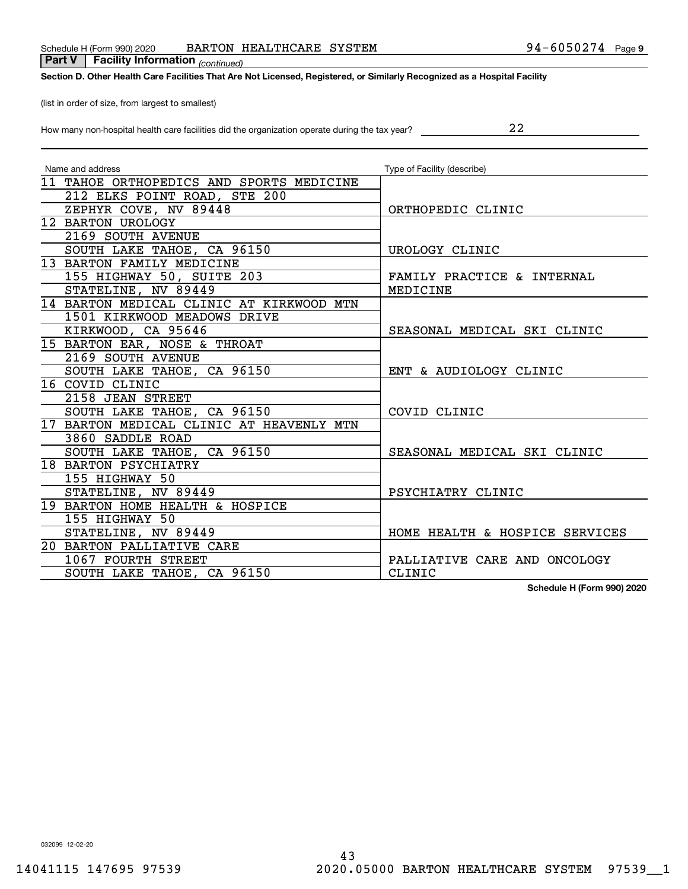**Part V | Facility Information** *(continued)*

**Section D. Other Health Care Facilities That Are Not Licensed, Registered, or Similarly Recognized as a Hospital Facility**

(list in order of size, from largest to smallest)

How many non-hospital health care facilities did the organization operate during the tax year? 22

| Name and address | Type of Facility (describe) |
|---|---|
| 11 TAHOE ORTHOPEDICS AND SPORTS MEDICINE<br>212 ELKS POINT ROAD, STE 200<br>ZEPHYR COVE, NV 89448 | ORTHOPEDIC CLINIC |
| 12 BARTON UROLOGY<br>2169 SOUTH AVENUE<br>SOUTH LAKE TAHOE, CA 96150 | UROLOGY CLINIC |
| 13 BARTON FAMILY MEDICINE<br>155 HIGHWAY 50, SUITE 203<br>STATELINE, NV 89449 | FAMILY PRACTICE & INTERNAL MEDICINE |
| 14 BARTON MEDICAL CLINIC AT KIRKWOOD MTN<br>1501 KIRKWOOD MEADOWS DRIVE<br>KIRKWOOD, CA 95646 | SEASONAL MEDICAL SKI CLINIC |
| 15 BARTON EAR, NOSE & THROAT<br>2169 SOUTH AVENUE<br>SOUTH LAKE TAHOE, CA 96150 | ENT & AUDIOLOGY CLINIC |
| 16 COVID CLINIC<br>2158 JEAN STREET<br>SOUTH LAKE TAHOE, CA 96150 | COVID CLINIC |
| 17 BARTON MEDICAL CLINIC AT HEAVENLY MTN<br>3860 SADDLE ROAD<br>SOUTH LAKE TAHOE, CA 96150 | SEASONAL MEDICAL SKI CLINIC |
| 18 BARTON PSYCHIATRY<br>155 HIGHWAY 50<br>STATELINE, NV 89449 | PSYCHIATRY CLINIC |
| 19 BARTON HOME HEALTH & HOSPICE<br>155 HIGHWAY 50<br>STATELINE, NV 89449 | HOME HEALTH & HOSPICE SERVICES |
| 20 BARTON PALLIATIVE CARE<br>1067 FOURTH STREET<br>SOUTH LAKE TAHOE, CA 96150 | PALLIATIVE CARE AND ONCOLOGY CLINIC |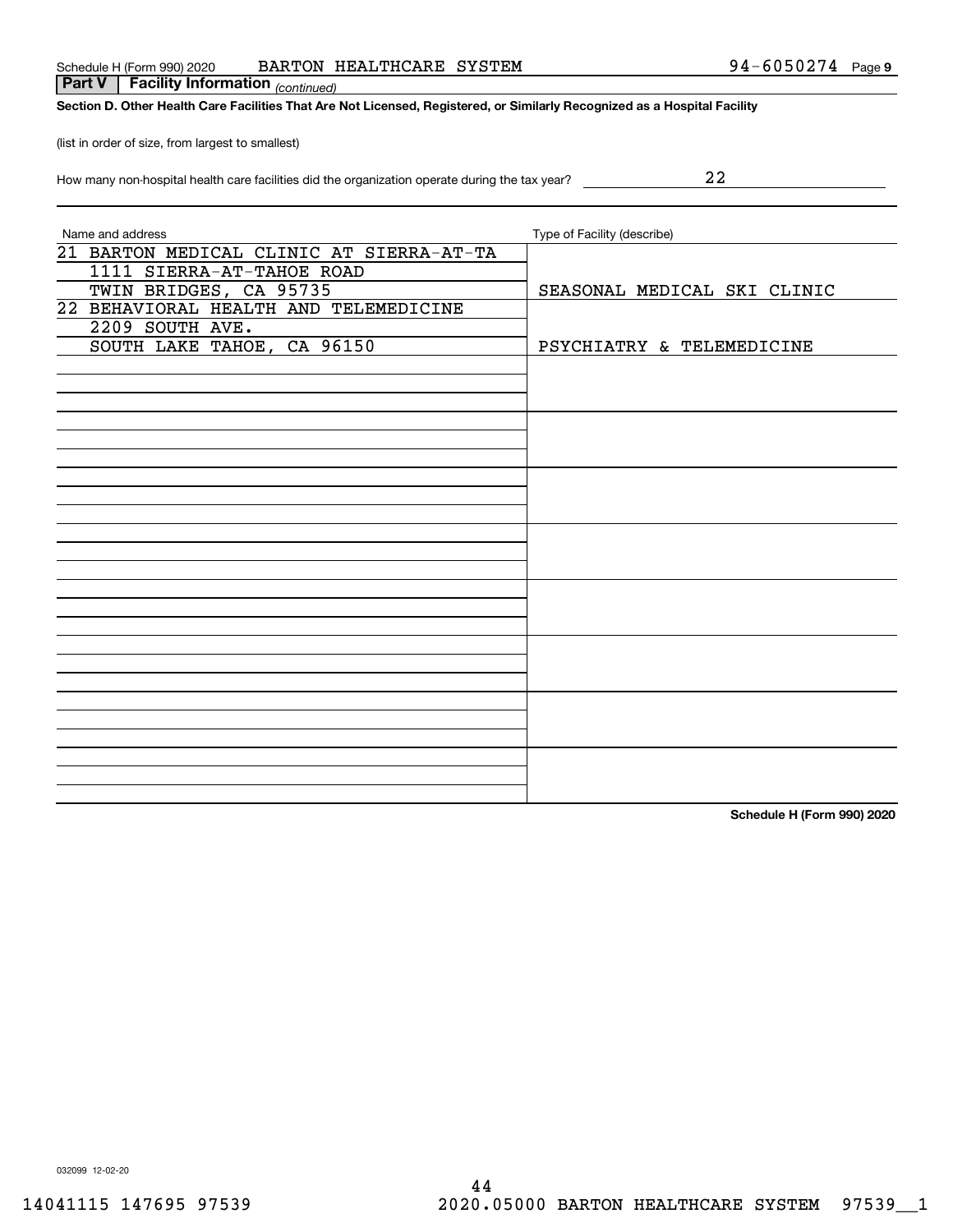Schedule H (Form 990) 2020 BARTON HEALTHCARE SYSTEM 94-6050274 Page **9**

**Part V | Facility Information** *(continued)*

**Section D. Other Health Care Facilities That Are Not Licensed, Registered, or Similarly Recognized as a Hospital Facility**

(list in order of size, from largest to smallest)

How many non-hospital health care facilities did the organization operate during the tax year? 22

| Name and address | Type of Facility (describe) |
|---|---|
| 21 BARTON MEDICAL CLINIC AT SIERRA-AT-TA<br>1111 SIERRA-AT-TAHOE ROAD<br>TWIN BRIDGES, CA 95735 | SEASONAL MEDICAL SKI CLINIC |
| 22 BEHAVIORAL HEALTH AND TELEMEDICINE<br>2209 SOUTH AVE.<br>SOUTH LAKE TAHOE, CA 96150 | PSYCHIATRY & TELEMEDICINE |
| | |
| | |
| | |
| | |
| | |
| | |
| | |
| | |

**Schedule H (Form 990) 2020**

032099 12-02-20

14041115 147695 97539 2020.05000 BARTON HEALTHCARE SYSTEM 97539__1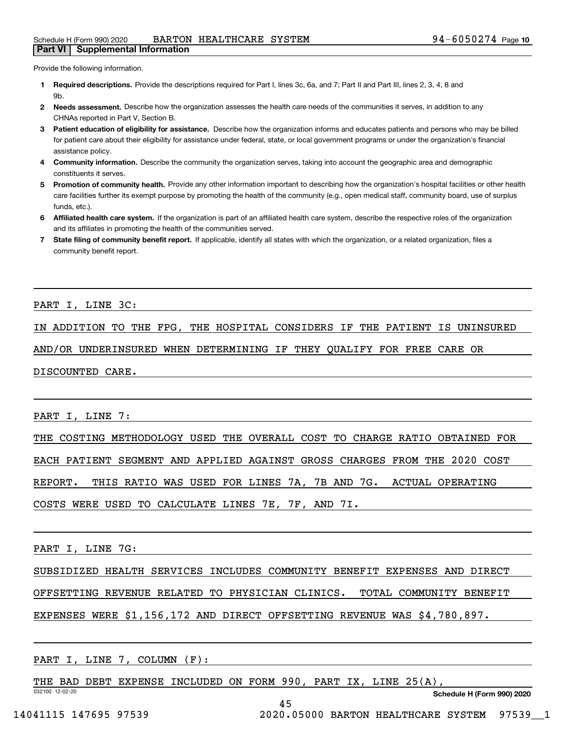Schedule H (Form 990) 2020 BARTON HEALTHCARE SYSTEM 94-6050274 Page **10**

**Part VI | Supplemental Information**

Provide the following information.

1. **Required descriptions.** Provide the descriptions required for Part I, lines 3c, 6a, and 7; Part II and Part III, lines 2, 3, 4, 8 and 9b.
2. **Needs assessment.** Describe how the organization assesses the health care needs of the communities it serves, in addition to any CHNAs reported in Part V, Section B.
3. **Patient education of eligibility for assistance.** Describe how the organization informs and educates patients and persons who may be billed for patient care about their eligibility for assistance under federal, state, or local government programs or under the organization's financial assistance policy.
4. **Community information.** Describe the community the organization serves, taking into account the geographic area and demographic constituents it serves.
5. **Promotion of community health.** Provide any other information important to describing how the organization's hospital facilities or other health care facilities further its exempt purpose by promoting the health of the community (e.g., open medical staff, community board, use of surplus funds, etc.).
6. **Affiliated health care system.** If the organization is part of an affiliated health care system, describe the respective roles of the organization and its affiliates in promoting the health of the communities served.
7. **State filing of community benefit report.** If applicable, identify all states with which the organization, or a related organization, files a community benefit report.

PART I, LINE 3C:

IN ADDITION TO THE FPG, THE HOSPITAL CONSIDERS IF THE PATIENT IS UNINSURED AND/OR UNDERINSURED WHEN DETERMINING IF THEY QUALIFY FOR FREE CARE OR DISCOUNTED CARE.

PART I, LINE 7:

THE COSTING METHODOLOGY USED THE OVERALL COST TO CHARGE RATIO OBTAINED FOR EACH PATIENT SEGMENT AND APPLIED AGAINST GROSS CHARGES FROM THE 2020 COST REPORT. THIS RATIO WAS USED FOR LINES 7A, 7B AND 7G. ACTUAL OPERATING COSTS WERE USED TO CALCULATE LINES 7E, 7F, AND 7I.

PART I, LINE 7G:

SUBSIDIZED HEALTH SERVICES INCLUDES COMMUNITY BENEFIT EXPENSES AND DIRECT OFFSETTING REVENUE RELATED TO PHYSICIAN CLINICS. TOTAL COMMUNITY BENEFIT EXPENSES WERE $1,156,172 AND DIRECT OFFSETTING REVENUE WAS $4,780,897.

PART I, LINE 7, COLUMN (F):

THE BAD DEBT EXPENSE INCLUDED ON FORM 990, PART IX, LINE 25(A),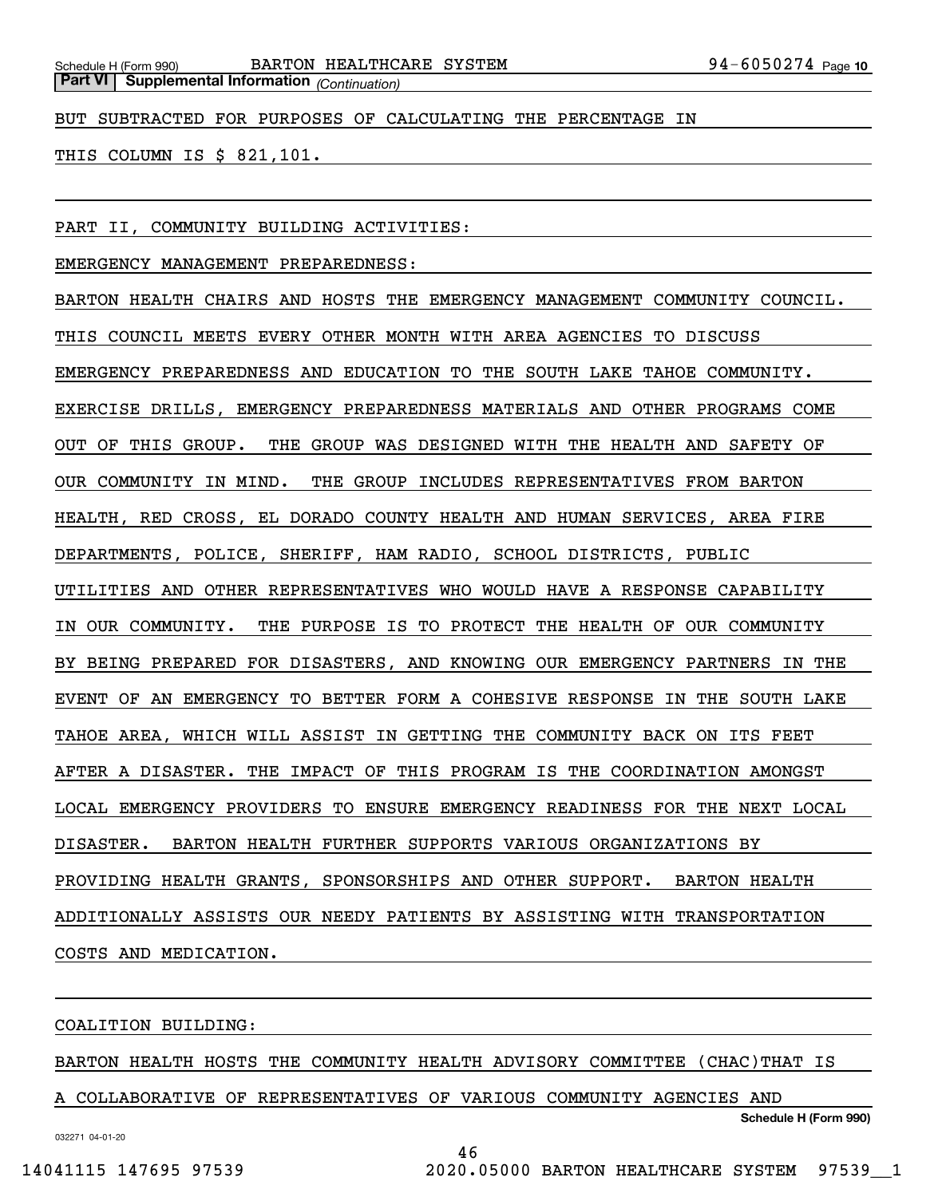**Part VI | Supplemental Information** *(Continuation)*

BUT SUBTRACTED FOR PURPOSES OF CALCULATING THE PERCENTAGE IN THIS COLUMN IS $ 821,101.

PART II, COMMUNITY BUILDING ACTIVITIES:

EMERGENCY MANAGEMENT PREPAREDNESS:

BARTON HEALTH CHAIRS AND HOSTS THE EMERGENCY MANAGEMENT COMMUNITY COUNCIL. THIS COUNCIL MEETS EVERY OTHER MONTH WITH AREA AGENCIES TO DISCUSS EMERGENCY PREPAREDNESS AND EDUCATION TO THE SOUTH LAKE TAHOE COMMUNITY. EXERCISE DRILLS, EMERGENCY PREPAREDNESS MATERIALS AND OTHER PROGRAMS COME OUT OF THIS GROUP. THE GROUP WAS DESIGNED WITH THE HEALTH AND SAFETY OF OUR COMMUNITY IN MIND. THE GROUP INCLUDES REPRESENTATIVES FROM BARTON HEALTH, RED CROSS, EL DORADO COUNTY HEALTH AND HUMAN SERVICES, AREA FIRE DEPARTMENTS, POLICE, SHERIFF, HAM RADIO, SCHOOL DISTRICTS, PUBLIC UTILITIES AND OTHER REPRESENTATIVES WHO WOULD HAVE A RESPONSE CAPABILITY IN OUR COMMUNITY. THE PURPOSE IS TO PROTECT THE HEALTH OF OUR COMMUNITY BY BEING PREPARED FOR DISASTERS, AND KNOWING OUR EMERGENCY PARTNERS IN THE EVENT OF AN EMERGENCY TO BETTER FORM A COHESIVE RESPONSE IN THE SOUTH LAKE TAHOE AREA, WHICH WILL ASSIST IN GETTING THE COMMUNITY BACK ON ITS FEET AFTER A DISASTER. THE IMPACT OF THIS PROGRAM IS THE COORDINATION AMONGST LOCAL EMERGENCY PROVIDERS TO ENSURE EMERGENCY READINESS FOR THE NEXT LOCAL DISASTER. BARTON HEALTH FURTHER SUPPORTS VARIOUS ORGANIZATIONS BY PROVIDING HEALTH GRANTS, SPONSORSHIPS AND OTHER SUPPORT. BARTON HEALTH ADDITIONALLY ASSISTS OUR NEEDY PATIENTS BY ASSISTING WITH TRANSPORTATION COSTS AND MEDICATION.

COALITION BUILDING:

BARTON HEALTH HOSTS THE COMMUNITY HEALTH ADVISORY COMMITTEE (CHAC)THAT IS A COLLABORATIVE OF REPRESENTATIVES OF VARIOUS COMMUNITY AGENCIES AND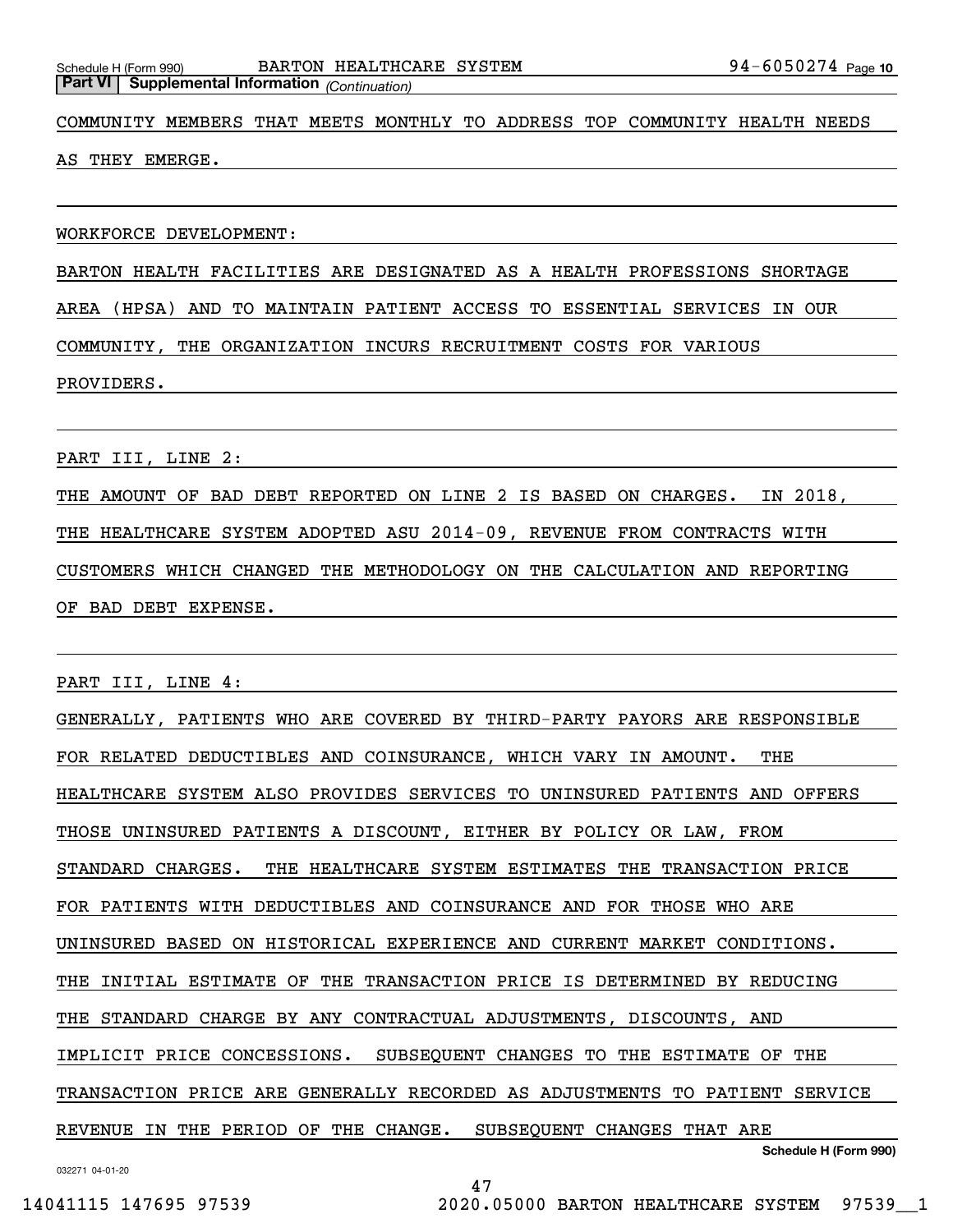**Part VI | Supplemental Information** *(Continuation)*

COMMUNITY MEMBERS THAT MEETS MONTHLY TO ADDRESS TOP COMMUNITY HEALTH NEEDS AS THEY EMERGE.

WORKFORCE DEVELOPMENT:

BARTON HEALTH FACILITIES ARE DESIGNATED AS A HEALTH PROFESSIONS SHORTAGE AREA (HPSA) AND TO MAINTAIN PATIENT ACCESS TO ESSENTIAL SERVICES IN OUR COMMUNITY, THE ORGANIZATION INCURS RECRUITMENT COSTS FOR VARIOUS PROVIDERS.

PART III, LINE 2:

THE AMOUNT OF BAD DEBT REPORTED ON LINE 2 IS BASED ON CHARGES. IN 2018, THE HEALTHCARE SYSTEM ADOPTED ASU 2014-09, REVENUE FROM CONTRACTS WITH CUSTOMERS WHICH CHANGED THE METHODOLOGY ON THE CALCULATION AND REPORTING OF BAD DEBT EXPENSE.

PART III, LINE 4:

GENERALLY, PATIENTS WHO ARE COVERED BY THIRD-PARTY PAYORS ARE RESPONSIBLE FOR RELATED DEDUCTIBLES AND COINSURANCE, WHICH VARY IN AMOUNT. THE HEALTHCARE SYSTEM ALSO PROVIDES SERVICES TO UNINSURED PATIENTS AND OFFERS THOSE UNINSURED PATIENTS A DISCOUNT, EITHER BY POLICY OR LAW, FROM STANDARD CHARGES. THE HEALTHCARE SYSTEM ESTIMATES THE TRANSACTION PRICE FOR PATIENTS WITH DEDUCTIBLES AND COINSURANCE AND FOR THOSE WHO ARE UNINSURED BASED ON HISTORICAL EXPERIENCE AND CURRENT MARKET CONDITIONS. THE INITIAL ESTIMATE OF THE TRANSACTION PRICE IS DETERMINED BY REDUCING THE STANDARD CHARGE BY ANY CONTRACTUAL ADJUSTMENTS, DISCOUNTS, AND IMPLICIT PRICE CONCESSIONS. SUBSEQUENT CHANGES TO THE ESTIMATE OF THE TRANSACTION PRICE ARE GENERALLY RECORDED AS ADJUSTMENTS TO PATIENT SERVICE REVENUE IN THE PERIOD OF THE CHANGE. SUBSEQUENT CHANGES THAT ARE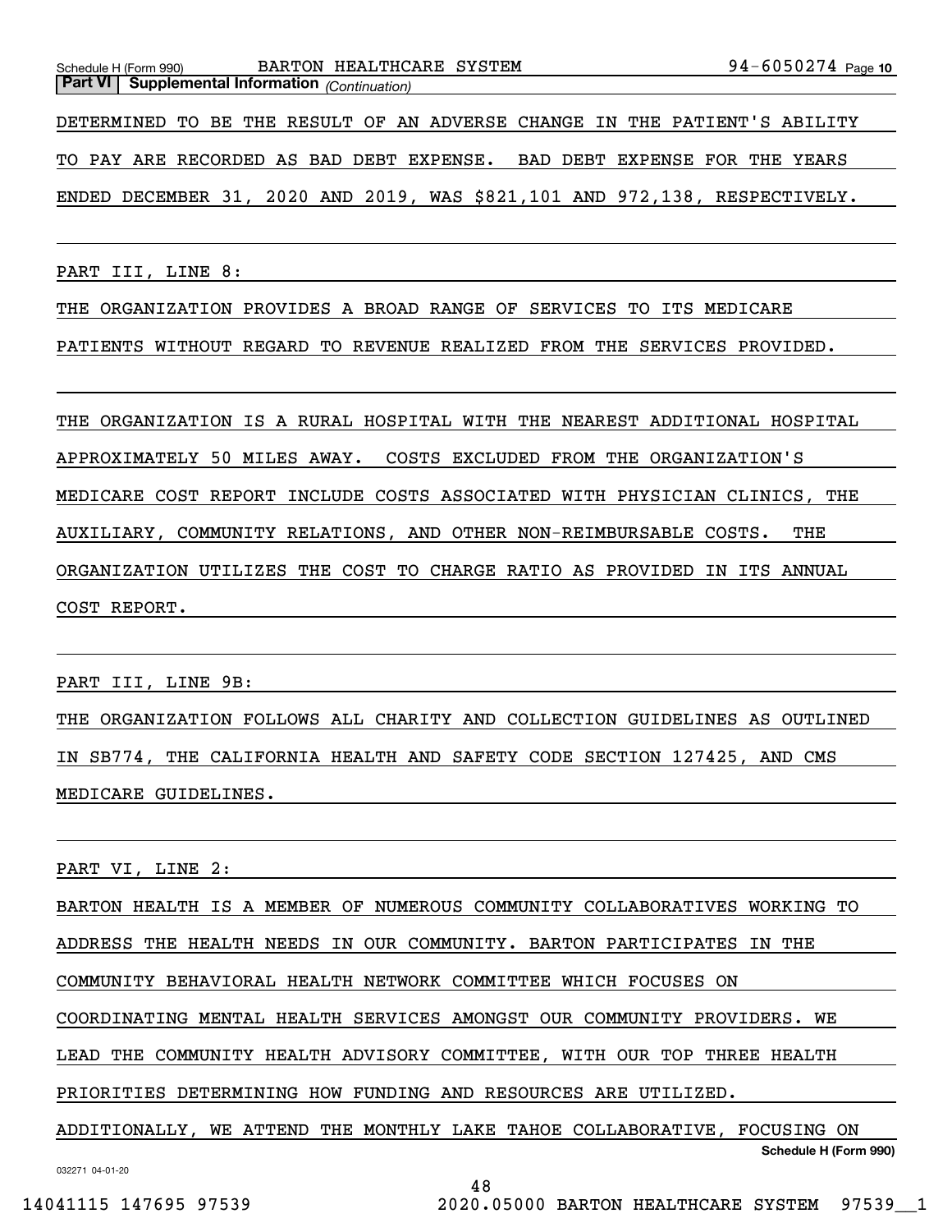**Part VI | Supplemental Information** *(Continuation)*

DETERMINED TO BE THE RESULT OF AN ADVERSE CHANGE IN THE PATIENT'S ABILITY TO PAY ARE RECORDED AS BAD DEBT EXPENSE. BAD DEBT EXPENSE FOR THE YEARS ENDED DECEMBER 31, 2020 AND 2019, WAS $821,101 AND 972,138, RESPECTIVELY.

PART III, LINE 8:

THE ORGANIZATION PROVIDES A BROAD RANGE OF SERVICES TO ITS MEDICARE PATIENTS WITHOUT REGARD TO REVENUE REALIZED FROM THE SERVICES PROVIDED.

THE ORGANIZATION IS A RURAL HOSPITAL WITH THE NEAREST ADDITIONAL HOSPITAL APPROXIMATELY 50 MILES AWAY. COSTS EXCLUDED FROM THE ORGANIZATION'S MEDICARE COST REPORT INCLUDE COSTS ASSOCIATED WITH PHYSICIAN CLINICS, THE AUXILIARY, COMMUNITY RELATIONS, AND OTHER NON-REIMBURSABLE COSTS. THE ORGANIZATION UTILIZES THE COST TO CHARGE RATIO AS PROVIDED IN ITS ANNUAL COST REPORT.

PART III, LINE 9B:

THE ORGANIZATION FOLLOWS ALL CHARITY AND COLLECTION GUIDELINES AS OUTLINED IN SB774, THE CALIFORNIA HEALTH AND SAFETY CODE SECTION 127425, AND CMS MEDICARE GUIDELINES.

PART VI, LINE 2:

BARTON HEALTH IS A MEMBER OF NUMEROUS COMMUNITY COLLABORATIVES WORKING TO ADDRESS THE HEALTH NEEDS IN OUR COMMUNITY. BARTON PARTICIPATES IN THE COMMUNITY BEHAVIORAL HEALTH NETWORK COMMITTEE WHICH FOCUSES ON COORDINATING MENTAL HEALTH SERVICES AMONGST OUR COMMUNITY PROVIDERS. WE LEAD THE COMMUNITY HEALTH ADVISORY COMMITTEE, WITH OUR TOP THREE HEALTH PRIORITIES DETERMINING HOW FUNDING AND RESOURCES ARE UTILIZED. ADDITIONALLY, WE ATTEND THE MONTHLY LAKE TAHOE COLLABORATIVE, FOCUSING ON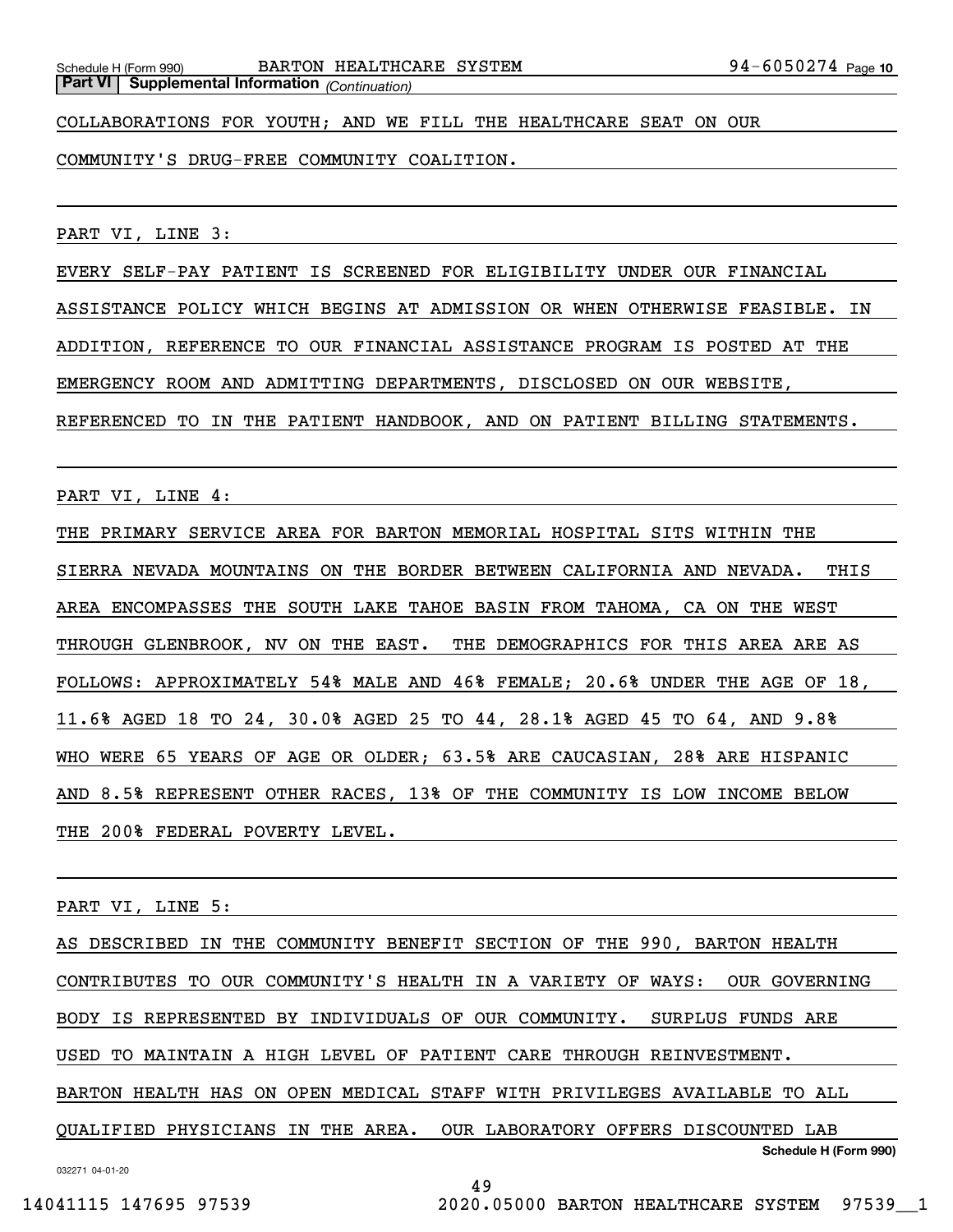**Part VI | Supplemental Information** *(Continuation)*

COLLABORATIONS FOR YOUTH; AND WE FILL THE HEALTHCARE SEAT ON OUR COMMUNITY'S DRUG-FREE COMMUNITY COALITION.

PART VI, LINE 3:

EVERY SELF-PAY PATIENT IS SCREENED FOR ELIGIBILITY UNDER OUR FINANCIAL ASSISTANCE POLICY WHICH BEGINS AT ADMISSION OR WHEN OTHERWISE FEASIBLE. IN ADDITION, REFERENCE TO OUR FINANCIAL ASSISTANCE PROGRAM IS POSTED AT THE EMERGENCY ROOM AND ADMITTING DEPARTMENTS, DISCLOSED ON OUR WEBSITE, REFERENCED TO IN THE PATIENT HANDBOOK, AND ON PATIENT BILLING STATEMENTS.

PART VI, LINE 4:

THE PRIMARY SERVICE AREA FOR BARTON MEMORIAL HOSPITAL SITS WITHIN THE SIERRA NEVADA MOUNTAINS ON THE BORDER BETWEEN CALIFORNIA AND NEVADA. THIS AREA ENCOMPASSES THE SOUTH LAKE TAHOE BASIN FROM TAHOMA, CA ON THE WEST THROUGH GLENBROOK, NV ON THE EAST. THE DEMOGRAPHICS FOR THIS AREA ARE AS FOLLOWS: APPROXIMATELY 54% MALE AND 46% FEMALE; 20.6% UNDER THE AGE OF 18, 11.6% AGED 18 TO 24, 30.0% AGED 25 TO 44, 28.1% AGED 45 TO 64, AND 9.8% WHO WERE 65 YEARS OF AGE OR OLDER; 63.5% ARE CAUCASIAN, 28% ARE HISPANIC AND 8.5% REPRESENT OTHER RACES, 13% OF THE COMMUNITY IS LOW INCOME BELOW THE 200% FEDERAL POVERTY LEVEL.

PART VI, LINE 5:

AS DESCRIBED IN THE COMMUNITY BENEFIT SECTION OF THE 990, BARTON HEALTH CONTRIBUTES TO OUR COMMUNITY'S HEALTH IN A VARIETY OF WAYS: OUR GOVERNING BODY IS REPRESENTED BY INDIVIDUALS OF OUR COMMUNITY. SURPLUS FUNDS ARE USED TO MAINTAIN A HIGH LEVEL OF PATIENT CARE THROUGH REINVESTMENT. BARTON HEALTH HAS ON OPEN MEDICAL STAFF WITH PRIVILEGES AVAILABLE TO ALL QUALIFIED PHYSICIANS IN THE AREA. OUR LABORATORY OFFERS DISCOUNTED LAB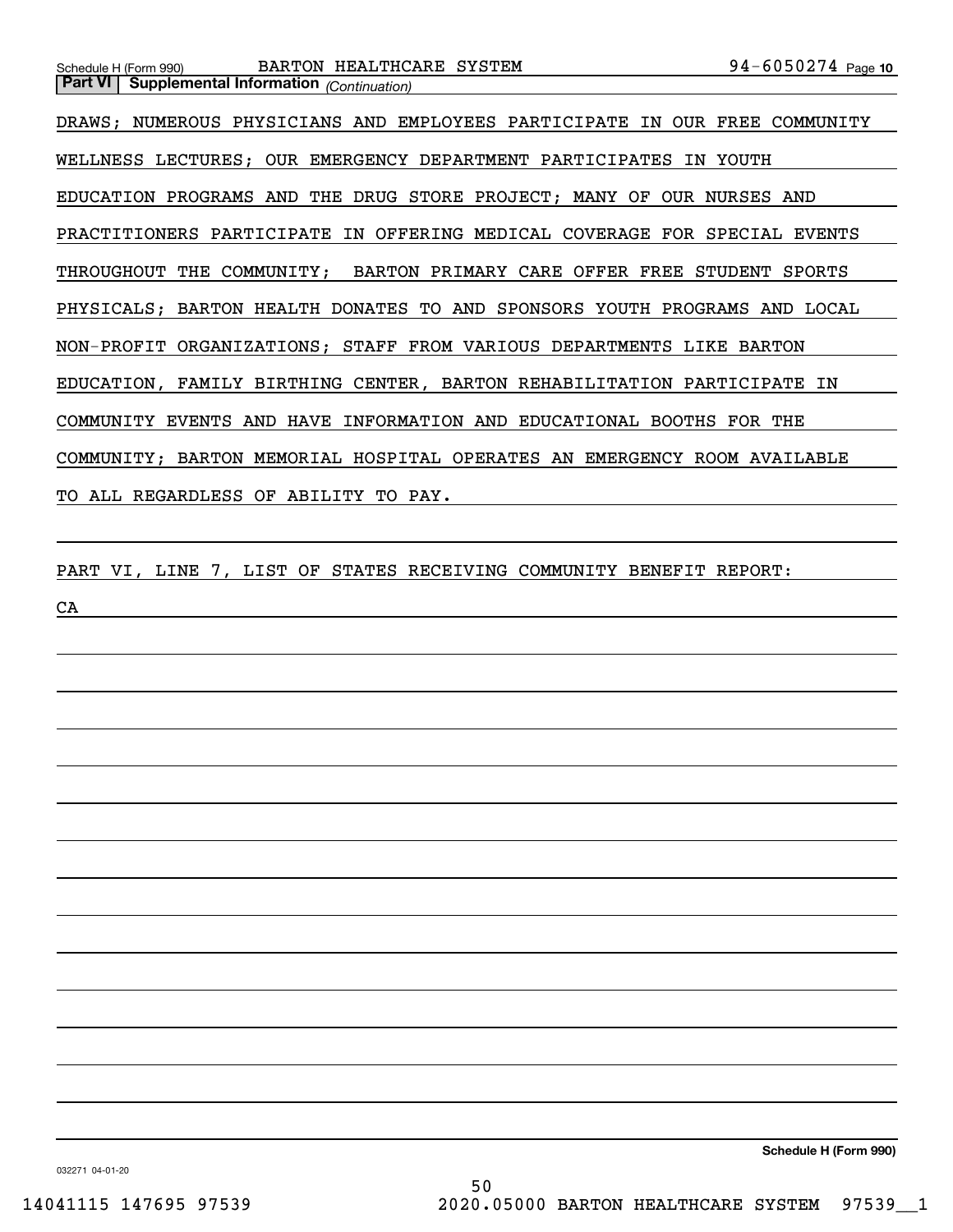Schedule H (Form 990) BARTON HEALTHCARE SYSTEM 94-6050274 Page 10

**Part VI | Supplemental Information** *(Continuation)*

DRAWS; NUMEROUS PHYSICIANS AND EMPLOYEES PARTICIPATE IN OUR FREE COMMUNITY WELLNESS LECTURES; OUR EMERGENCY DEPARTMENT PARTICIPATES IN YOUTH EDUCATION PROGRAMS AND THE DRUG STORE PROJECT; MANY OF OUR NURSES AND PRACTITIONERS PARTICIPATE IN OFFERING MEDICAL COVERAGE FOR SPECIAL EVENTS THROUGHOUT THE COMMUNITY; BARTON PRIMARY CARE OFFER FREE STUDENT SPORTS PHYSICALS; BARTON HEALTH DONATES TO AND SPONSORS YOUTH PROGRAMS AND LOCAL NON-PROFIT ORGANIZATIONS; STAFF FROM VARIOUS DEPARTMENTS LIKE BARTON EDUCATION, FAMILY BIRTHING CENTER, BARTON REHABILITATION PARTICIPATE IN COMMUNITY EVENTS AND HAVE INFORMATION AND EDUCATIONAL BOOTHS FOR THE COMMUNITY; BARTON MEMORIAL HOSPITAL OPERATES AN EMERGENCY ROOM AVAILABLE TO ALL REGARDLESS OF ABILITY TO PAY.

PART VI, LINE 7, LIST OF STATES RECEIVING COMMUNITY BENEFIT REPORT:

CA

**Schedule H (Form 990)**

032271 04-01-20

14041115 147695 97539 2020.05000 BARTON HEALTHCARE SYSTEM 97539__1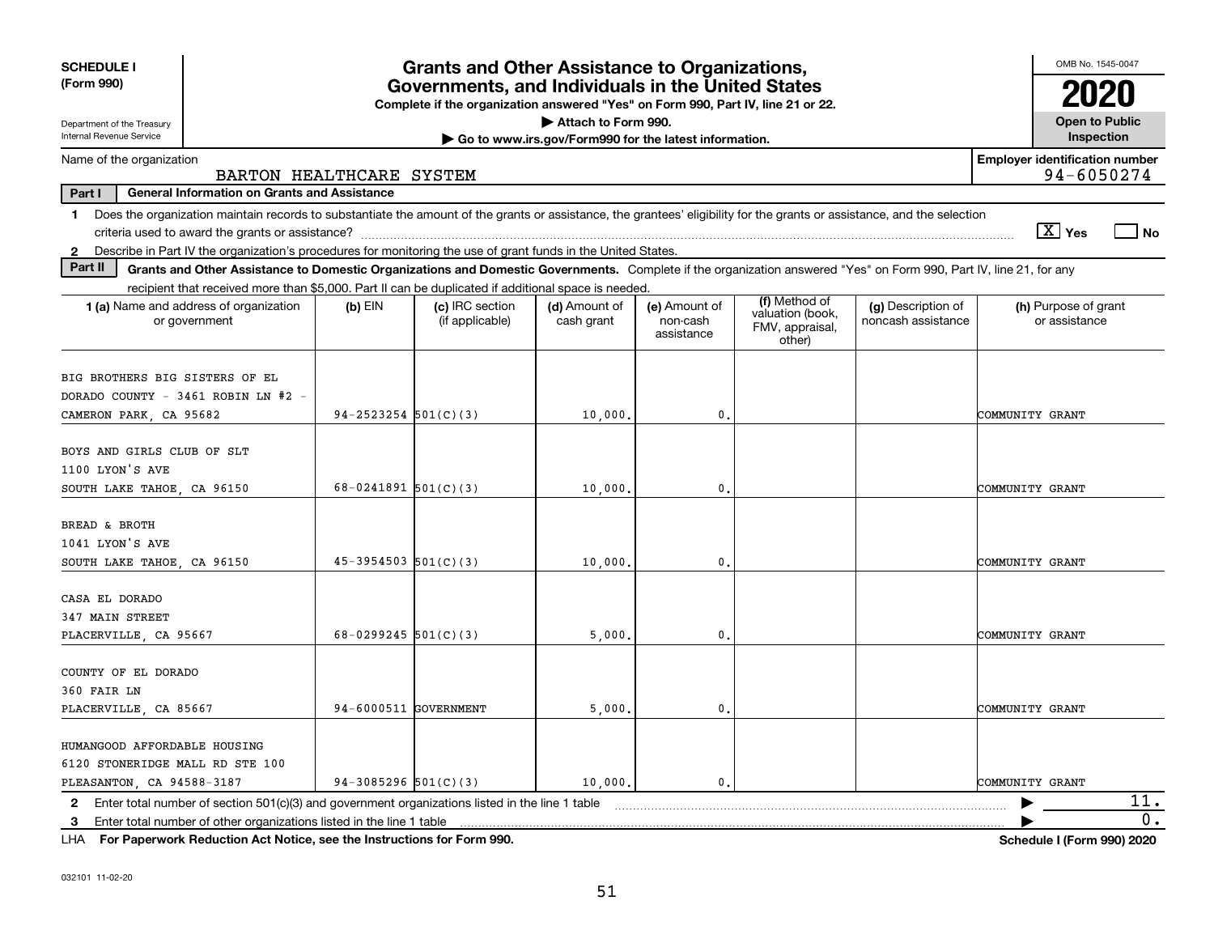**SCHEDULE I**
**(Form 990)**

Department of the Treasury
Internal Revenue Service

# Grants and Other Assistance to Organizations, Governments, and Individuals in the United States

**Complete if the organization answered "Yes" on Form 990, Part IV, line 21 or 22.**
**▶ Attach to Form 990.**
**▶ Go to www.irs.gov/Form990 for the latest information.**

OMB No. 1545-0047
**2020**
**Open to Public Inspection**

Name of the organization: BARTON HEALTHCARE SYSTEM
**Employer identification number:** 94-6050274

**Part I — General Information on Grants and Assistance**

1 Does the organization maintain records to substantiate the amount of the grants or assistance, the grantees' eligibility for the grants or assistance, and the selection criteria used to award the grants or assistance? [X] Yes [ ] No

2 Describe in Part IV the organization's procedures for monitoring the use of grant funds in the United States.

**Part II — Grants and Other Assistance to Domestic Organizations and Domestic Governments.** Complete if the organization answered "Yes" on Form 990, Part IV, line 21, for any recipient that received more than $5,000. Part II can be duplicated if additional space is needed.

| 1 (a) Name and address of organization or government | (b) EIN | (c) IRC section (if applicable) | (d) Amount of cash grant | (e) Amount of non-cash assistance | (f) Method of valuation (book, FMV, appraisal, other) | (g) Description of noncash assistance | (h) Purpose of grant or assistance |
|---|---|---|---|---|---|---|---|
| BIG BROTHERS BIG SISTERS OF EL DORADO COUNTY - 3461 ROBIN LN #2 - CAMERON PARK, CA 95682 | 94-2523254 | 501(C)(3) | 10,000. | 0. | | | COMMUNITY GRANT |
| BOYS AND GIRLS CLUB OF SLT 1100 LYON'S AVE SOUTH LAKE TAHOE, CA 96150 | 68-0241891 | 501(C)(3) | 10,000. | 0. | | | COMMUNITY GRANT |
| BREAD & BROTH 1041 LYON'S AVE SOUTH LAKE TAHOE, CA 96150 | 45-3954503 | 501(C)(3) | 10,000. | 0. | | | COMMUNITY GRANT |
| CASA EL DORADO 347 MAIN STREET PLACERVILLE, CA 95667 | 68-0299245 | 501(C)(3) | 5,000. | 0. | | | COMMUNITY GRANT |
| COUNTY OF EL DORADO 360 FAIR LN PLACERVILLE, CA 85667 | 94-6000511 | GOVERNMENT | 5,000. | 0. | | | COMMUNITY GRANT |
| HUMANGOOD AFFORDABLE HOUSING 6120 STONERIDGE MALL RD STE 100 PLEASANTON, CA 94588-3187 | 94-3085296 | 501(C)(3) | 10,000. | 0. | | | COMMUNITY GRANT |

2 Enter total number of section 501(c)(3) and government organizations listed in the line 1 table ▶ 11.

3 Enter total number of other organizations listed in the line 1 table ▶ 0.

LHA **For Paperwork Reduction Act Notice, see the Instructions for Form 990.** **Schedule I (Form 990) 2020**

032101 11-02-20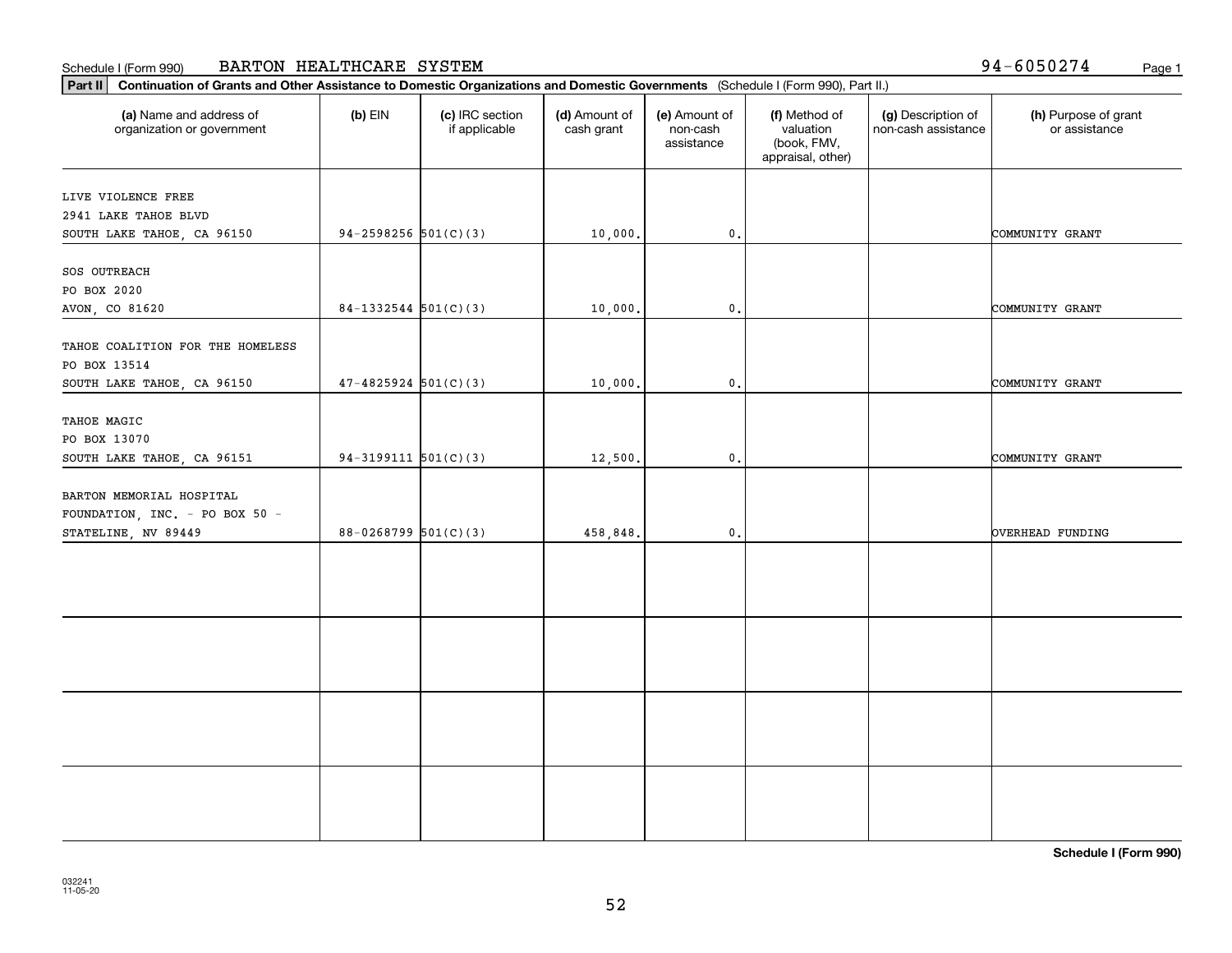Schedule I (Form 990) BARTON HEALTHCARE SYSTEM 94-6050274 Page 1

**Part II** **Continuation of Grants and Other Assistance to Domestic Organizations and Domestic Governments** (Schedule I (Form 990), Part II.)

| (a) Name and address of organization or government | (b) EIN | (c) IRC section if applicable | (d) Amount of cash grant | (e) Amount of non-cash assistance | (f) Method of valuation (book, FMV, appraisal, other) | (g) Description of non-cash assistance | (h) Purpose of grant or assistance |
|---|---|---|---|---|---|---|---|
| LIVE VIOLENCE FREE<br>2941 LAKE TAHOE BLVD<br>SOUTH LAKE TAHOE, CA 96150 | 94-2598256 | 501(C)(3) | 10,000. | 0. | | | COMMUNITY GRANT |
| SOS OUTREACH<br>PO BOX 2020<br>AVON, CO 81620 | 84-1332544 | 501(C)(3) | 10,000. | 0. | | | COMMUNITY GRANT |
| TAHOE COALITION FOR THE HOMELESS<br>PO BOX 13514<br>SOUTH LAKE TAHOE, CA 96150 | 47-4825924 | 501(C)(3) | 10,000. | 0. | | | COMMUNITY GRANT |
| TAHOE MAGIC<br>PO BOX 13070<br>SOUTH LAKE TAHOE, CA 96151 | 94-3199111 | 501(C)(3) | 12,500. | 0. | | | COMMUNITY GRANT |
| BARTON MEMORIAL HOSPITAL<br>FOUNDATION, INC. - PO BOX 50 -<br>STATELINE, NV 89449 | 88-0268799 | 501(C)(3) | 458,848. | 0. | | | OVERHEAD FUNDING |
| | | | | | | | |
| | | | | | | | |
| | | | | | | | |
| | | | | | | | |

**Schedule I (Form 990)**

032241
11-05-20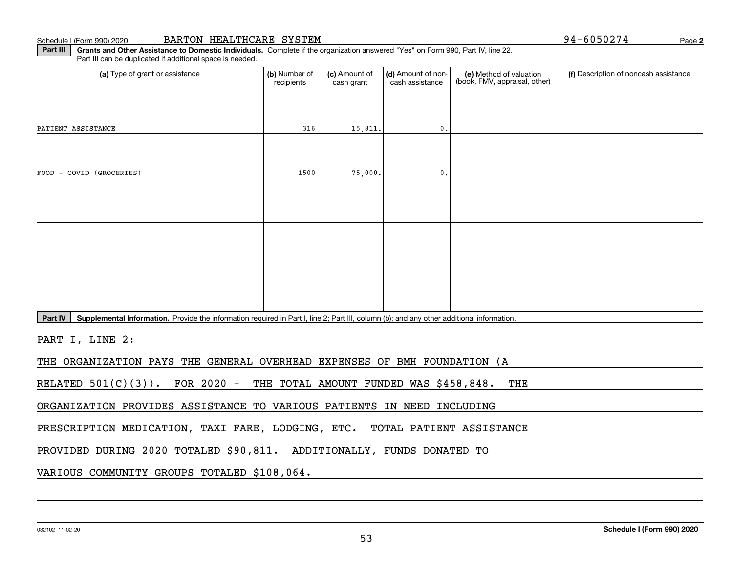Schedule I (Form 990) 2020 BARTON HEALTHCARE SYSTEM 94-6050274 Page **2**

**Part III** **Grants and Other Assistance to Domestic Individuals.** Complete if the organization answered "Yes" on Form 990, Part IV, line 22. Part III can be duplicated if additional space is needed.

| (a) Type of grant or assistance | (b) Number of recipients | (c) Amount of cash grant | (d) Amount of non-cash assistance | (e) Method of valuation (book, FMV, appraisal, other) | (f) Description of noncash assistance |
|---|---|---|---|---|---|
| PATIENT ASSISTANCE | 316 | 15,811. | 0. | | |
| FOOD - COVID (GROCERIES) | 1500 | 75,000. | 0. | | |
| | | | | | |
| | | | | | |
| | | | | | |

**Part IV** **Supplemental Information.** Provide the information required in Part I, line 2; Part III, column (b); and any other additional information.

PART I, LINE 2:

THE ORGANIZATION PAYS THE GENERAL OVERHEAD EXPENSES OF BMH FOUNDATION (A RELATED 501(C)(3)). FOR 2020 - THE TOTAL AMOUNT FUNDED WAS $458,848. THE ORGANIZATION PROVIDES ASSISTANCE TO VARIOUS PATIENTS IN NEED INCLUDING PRESCRIPTION MEDICATION, TAXI FARE, LODGING, ETC. TOTAL PATIENT ASSISTANCE PROVIDED DURING 2020 TOTALED $90,811. ADDITIONALLY, FUNDS DONATED TO VARIOUS COMMUNITY GROUPS TOTALED $108,064.

032102 11-02-20 **Schedule I (Form 990) 2020**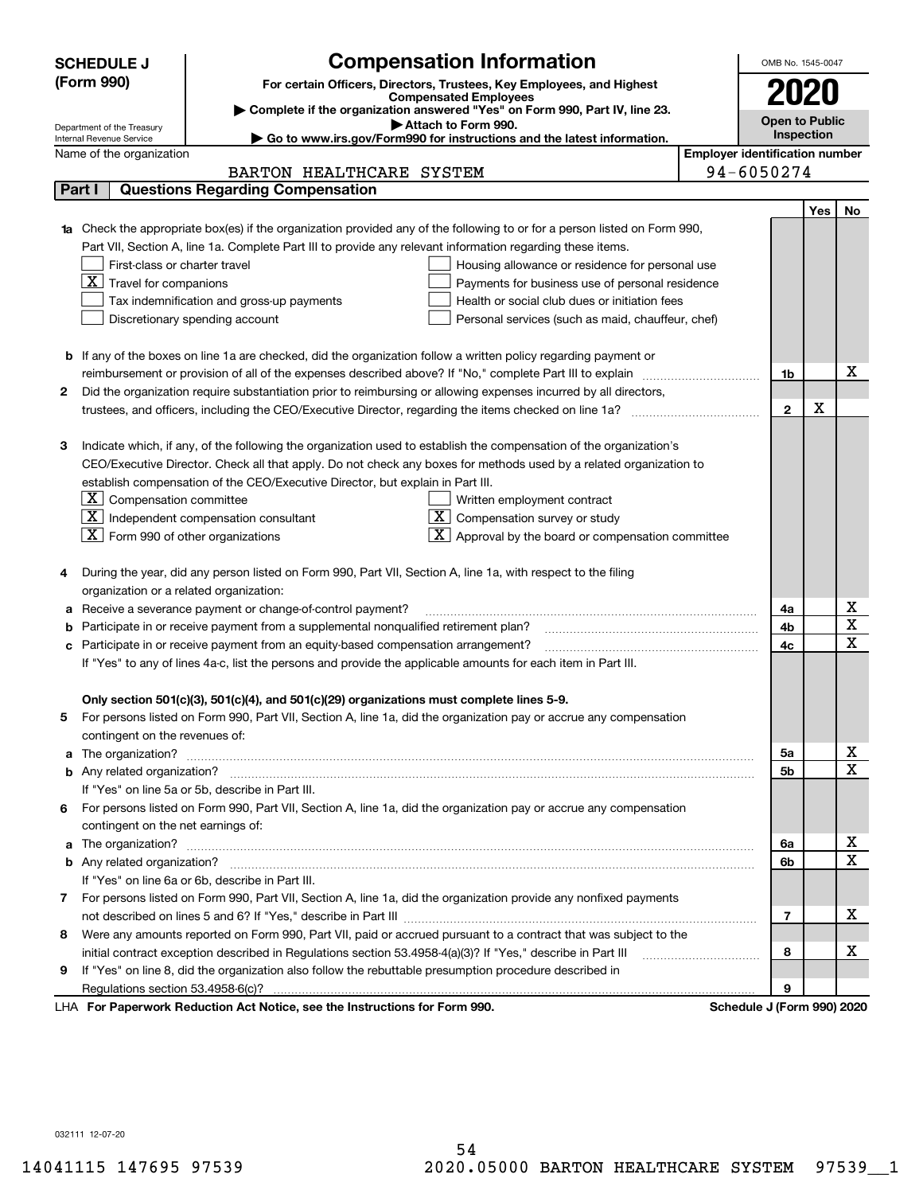**SCHEDULE J (Form 990)**

Department of the Treasury
Internal Revenue Service

# Compensation Information

**For certain Officers, Directors, Trustees, Key Employees, and Highest Compensated Employees**

▶ Complete if the organization answered "Yes" on Form 990, Part IV, line 23.
▶ Attach to Form 990.
▶ Go to www.irs.gov/Form990 for instructions and the latest information.

OMB No. 1545-0047

**2020**

**Open to Public Inspection**

Name of the organization: BARTON HEALTHCARE SYSTEM

Employer identification number: 94-6050274

## Part I Questions Regarding Compensation

| | | | Yes | No |
|---|---|---|---|---|
| **1a** | Check the appropriate box(es) if the organization provided any of the following to or for a person listed on Form 990, Part VII, Section A, line 1a. Complete Part III to provide any relevant information regarding these items.<br>☐ First-class or charter travel ☐ Housing allowance or residence for personal use<br>☒ Travel for companions ☐ Payments for business use of personal residence<br>☐ Tax indemnification and gross-up payments ☐ Health or social club dues or initiation fees<br>☐ Discretionary spending account ☐ Personal services (such as maid, chauffeur, chef) | | | |
| **b** | If any of the boxes on line 1a are checked, did the organization follow a written policy regarding payment or reimbursement or provision of all of the expenses described above? If "No," complete Part III to explain | 1b | | X |
| **2** | Did the organization require substantiation prior to reimbursing or allowing expenses incurred by all directors, trustees, and officers, including the CEO/Executive Director, regarding the items checked on line 1a? | 2 | X | |
| **3** | Indicate which, if any, of the following the organization used to establish the compensation of the organization's CEO/Executive Director. Check all that apply. Do not check any boxes for methods used by a related organization to establish compensation of the CEO/Executive Director, but explain in Part III.<br>☒ Compensation committee ☐ Written employment contract<br>☒ Independent compensation consultant ☒ Compensation survey or study<br>☒ Form 990 of other organizations ☒ Approval by the board or compensation committee | | | |
| **4** | During the year, did any person listed on Form 990, Part VII, Section A, line 1a, with respect to the filing organization or a related organization: | | | |
| **a** | Receive a severance payment or change-of-control payment? | 4a | | X |
| **b** | Participate in or receive payment from a supplemental nonqualified retirement plan? | 4b | | X |
| **c** | Participate in or receive payment from an equity-based compensation arrangement? | 4c | | X |
| | If "Yes" to any of lines 4a-c, list the persons and provide the applicable amounts for each item in Part III. | | | |
| | **Only section 501(c)(3), 501(c)(4), and 501(c)(29) organizations must complete lines 5-9.** | | | |
| **5** | For persons listed on Form 990, Part VII, Section A, line 1a, did the organization pay or accrue any compensation contingent on the revenues of: | | | |
| **a** | The organization? | 5a | | X |
| **b** | Any related organization? | 5b | | X |
| | If "Yes" on line 5a or 5b, describe in Part III. | | | |
| **6** | For persons listed on Form 990, Part VII, Section A, line 1a, did the organization pay or accrue any compensation contingent on the net earnings of: | | | |
| **a** | The organization? | 6a | | X |
| **b** | Any related organization? | 6b | | X |
| | If "Yes" on line 6a or 6b, describe in Part III. | | | |
| **7** | For persons listed on Form 990, Part VII, Section A, line 1a, did the organization provide any nonfixed payments not described on lines 5 and 6? If "Yes," describe in Part III | 7 | | X |
| **8** | Were any amounts reported on Form 990, Part VII, paid or accrued pursuant to a contract that was subject to the initial contract exception described in Regulations section 53.4958-4(a)(3)? If "Yes," describe in Part III | 8 | | X |
| **9** | If "Yes" on line 8, did the organization also follow the rebuttable presumption procedure described in Regulations section 53.4958-6(c)? | 9 | | |

LHA **For Paperwork Reduction Act Notice, see the Instructions for Form 990.** **Schedule J (Form 990) 2020**

032111 12-07-20

14041115 147695 97539 2020.05000 BARTON HEALTHCARE SYSTEM 97539__1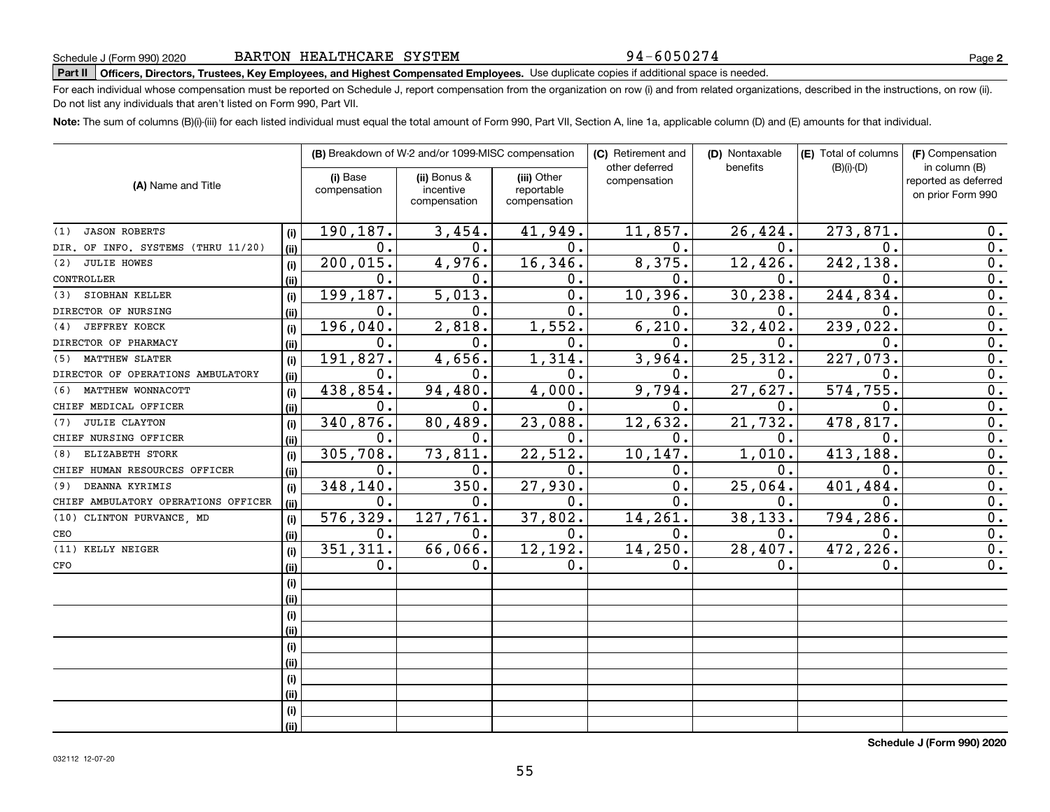Schedule J (Form 990) 2020 BARTON HEALTHCARE SYSTEM 94-6050274

**Part II Officers, Directors, Trustees, Key Employees, and Highest Compensated Employees.** Use duplicate copies if additional space is needed.

For each individual whose compensation must be reported on Schedule J, report compensation from the organization on row (i) and from related organizations, described in the instructions, on row (ii). Do not list any individuals that aren't listed on Form 990, Part VII.

**Note:** The sum of columns (B)(i)-(iii) for each listed individual must equal the total amount of Form 990, Part VII, Section A, line 1a, applicable column (D) and (E) amounts for that individual.

| (A) Name and Title | | (B) Breakdown of W-2 and/or 1099-MISC compensation | | | (C) Retirement and other deferred compensation | (D) Nontaxable benefits | (E) Total of columns (B)(i)-(D) | (F) Compensation in column (B) reported as deferred on prior Form 990 |
|---|---|---|---|---|---|---|---|---|
| | | (i) Base compensation | (ii) Bonus & incentive compensation | (iii) Other reportable compensation | | | | |
| (1) JASON ROBERTS | (i) | 190,187. | 3,454. | 41,949. | 11,857. | 26,424. | 273,871. | 0. |
| DIR. OF INFO. SYSTEMS (THRU 11/20) | (ii) | 0. | 0. | 0. | 0. | 0. | 0. | 0. |
| (2) JULIE HOWES | (i) | 200,015. | 4,976. | 16,346. | 8,375. | 12,426. | 242,138. | 0. |
| CONTROLLER | (ii) | 0. | 0. | 0. | 0. | 0. | 0. | 0. |
| (3) SIOBHAN KELLER | (i) | 199,187. | 5,013. | 0. | 10,396. | 30,238. | 244,834. | 0. |
| DIRECTOR OF NURSING | (ii) | 0. | 0. | 0. | 0. | 0. | 0. | 0. |
| (4) JEFFREY KOECK | (i) | 196,040. | 2,818. | 1,552. | 6,210. | 32,402. | 239,022. | 0. |
| DIRECTOR OF PHARMACY | (ii) | 0. | 0. | 0. | 0. | 0. | 0. | 0. |
| (5) MATTHEW SLATER | (i) | 191,827. | 4,656. | 1,314. | 3,964. | 25,312. | 227,073. | 0. |
| DIRECTOR OF OPERATIONS AMBULATORY | (ii) | 0. | 0. | 0. | 0. | 0. | 0. | 0. |
| (6) MATTHEW WONNACOTT | (i) | 438,854. | 94,480. | 4,000. | 9,794. | 27,627. | 574,755. | 0. |
| CHIEF MEDICAL OFFICER | (ii) | 0. | 0. | 0. | 0. | 0. | 0. | 0. |
| (7) JULIE CLAYTON | (i) | 340,876. | 80,489. | 23,088. | 12,632. | 21,732. | 478,817. | 0. |
| CHIEF NURSING OFFICER | (ii) | 0. | 0. | 0. | 0. | 0. | 0. | 0. |
| (8) ELIZABETH STORK | (i) | 305,708. | 73,811. | 22,512. | 10,147. | 1,010. | 413,188. | 0. |
| CHIEF HUMAN RESOURCES OFFICER | (ii) | 0. | 0. | 0. | 0. | 0. | 0. | 0. |
| (9) DEANNA KYRIMIS | (i) | 348,140. | 350. | 27,930. | 0. | 25,064. | 401,484. | 0. |
| CHIEF AMBULATORY OPERATIONS OFFICER | (ii) | 0. | 0. | 0. | 0. | 0. | 0. | 0. |
| (10) CLINTON PURVANCE, MD | (i) | 576,329. | 127,761. | 37,802. | 14,261. | 38,133. | 794,286. | 0. |
| CEO | (ii) | 0. | 0. | 0. | 0. | 0. | 0. | 0. |
| (11) KELLY NEIGER | (i) | 351,311. | 66,066. | 12,192. | 14,250. | 28,407. | 472,226. | 0. |
| CFO | (ii) | 0. | 0. | 0. | 0. | 0. | 0. | 0. |
| | (i) | | | | | | | |
| | (ii) | | | | | | | |
| | (i) | | | | | | | |
| | (ii) | | | | | | | |
| | (i) | | | | | | | |
| | (ii) | | | | | | | |
| | (i) | | | | | | | |
| | (ii) | | | | | | | |
| | (i) | | | | | | | |
| | (ii) | | | | | | | |

**Schedule J (Form 990) 2020**

032112 12-07-20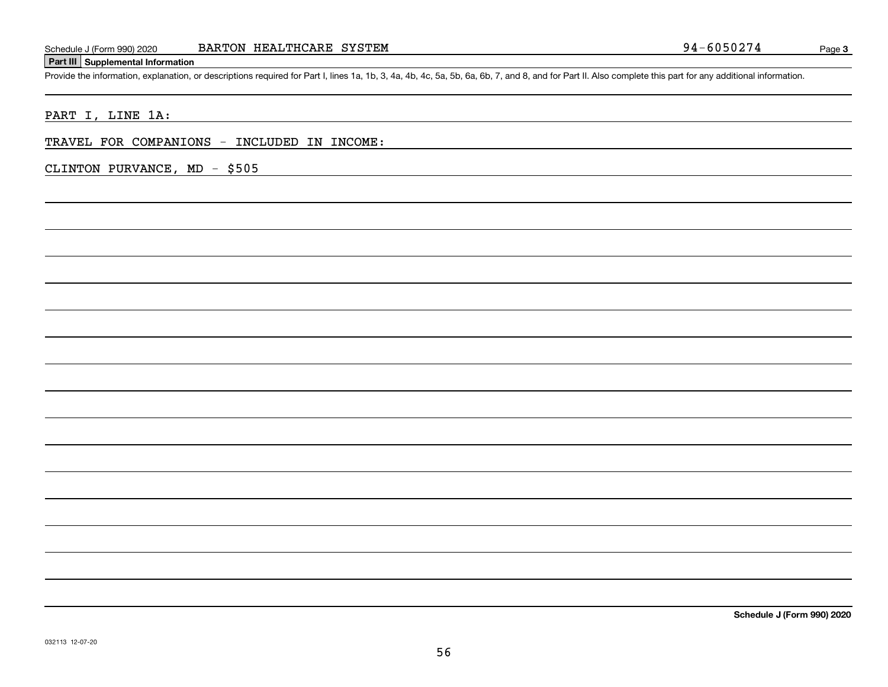## Part III Supplemental Information

Provide the information, explanation, or descriptions required for Part I, lines 1a, 1b, 3, 4a, 4b, 4c, 5a, 5b, 6a, 6b, 7, and 8, and for Part II. Also complete this part for any additional information.

PART I, LINE 1A:

TRAVEL FOR COMPANIONS - INCLUDED IN INCOME:

CLINTON PURVANCE, MD - $505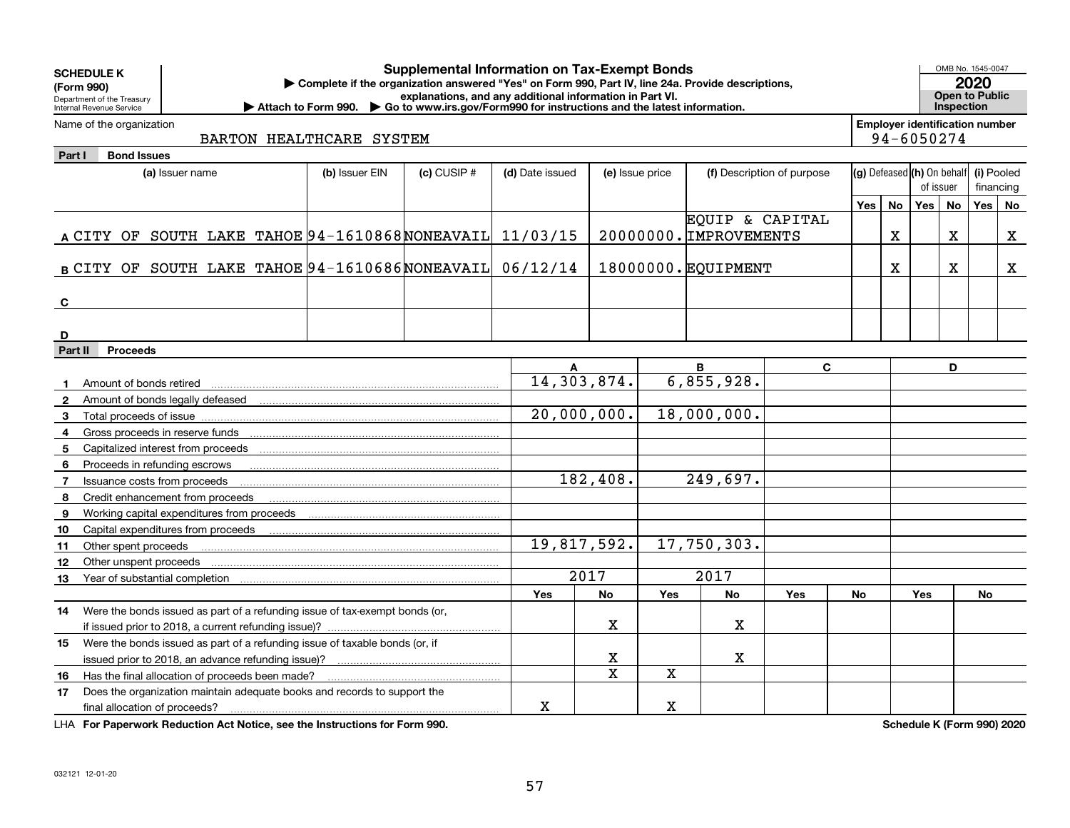**SCHEDULE K (Form 990)**
Department of the Treasury
Internal Revenue Service

# Supplemental Information on Tax-Exempt Bonds

▶ Complete if the organization answered "Yes" on Form 990, Part IV, line 24a. Provide descriptions, explanations, and any additional information in Part VI.
▶ Attach to Form 990. ▶ Go to www.irs.gov/Form990 for instructions and the latest information.

OMB No. 1545-0047
**2020**
**Open to Public Inspection**

Name of the organization: BARTON HEALTHCARE SYSTEM

Employer identification number: 94-6050274

## Part I Bond Issues

| | (a) Issuer name | (b) Issuer EIN | (c) CUSIP # | (d) Date issued | (e) Issue price | (f) Description of purpose | (g) Defeased Yes | (g) Defeased No | (h) On behalf of issuer Yes | (h) On behalf of issuer No | (i) Pooled financing Yes | (i) Pooled financing No |
|---|---|---|---|---|---|---|---|---|---|---|---|---|
| A | CITY OF SOUTH LAKE TAHOE | 94-1610868 | NONEAVAIL | 11/03/15 | 20000000. | EQUIP & CAPITAL IMPROVEMENTS | | X | | X | | X |
| B | CITY OF SOUTH LAKE TAHOE | 94-1610686 | NONEAVAIL | 06/12/14 | 18000000. | EQUIPMENT | | X | | X | | X |
| C | | | | | | | | | | | | |
| D | | | | | | | | | | | | |

## Part II Proceeds

| | | A | | B | | C | | D | |
|---|---|---|---|---|---|---|---|---|---|
| 1 | Amount of bonds retired | 14,303,874. | | 6,855,928. | | | | | |
| 2 | Amount of bonds legally defeased | | | | | | | | |
| 3 | Total proceeds of issue | 20,000,000. | | 18,000,000. | | | | | |
| 4 | Gross proceeds in reserve funds | | | | | | | | |
| 5 | Capitalized interest from proceeds | | | | | | | | |
| 6 | Proceeds in refunding escrows | | | | | | | | |
| 7 | Issuance costs from proceeds | 182,408. | | 249,697. | | | | | |
| 8 | Credit enhancement from proceeds | | | | | | | | |
| 9 | Working capital expenditures from proceeds | | | | | | | | |
| 10 | Capital expenditures from proceeds | | | | | | | | |
| 11 | Other spent proceeds | 19,817,592. | | 17,750,303. | | | | | |
| 12 | Other unspent proceeds | | | | | | | | |
| 13 | Year of substantial completion | 2017 | | 2017 | | | | | |
| | | Yes | No | Yes | No | Yes | No | Yes | No |
| 14 | Were the bonds issued as part of a refunding issue of tax-exempt bonds (or, if issued prior to 2018, a current refunding issue)? | | X | | X | | | | |
| 15 | Were the bonds issued as part of a refunding issue of taxable bonds (or, if issued prior to 2018, an advance refunding issue)? | | X | | X | | | | |
| 16 | Has the final allocation of proceeds been made? | | X | X | | | | | |
| 17 | Does the organization maintain adequate books and records to support the final allocation of proceeds? | X | | X | | | | | |

LHA **For Paperwork Reduction Act Notice, see the Instructions for Form 990.** **Schedule K (Form 990) 2020**

032121 12-01-20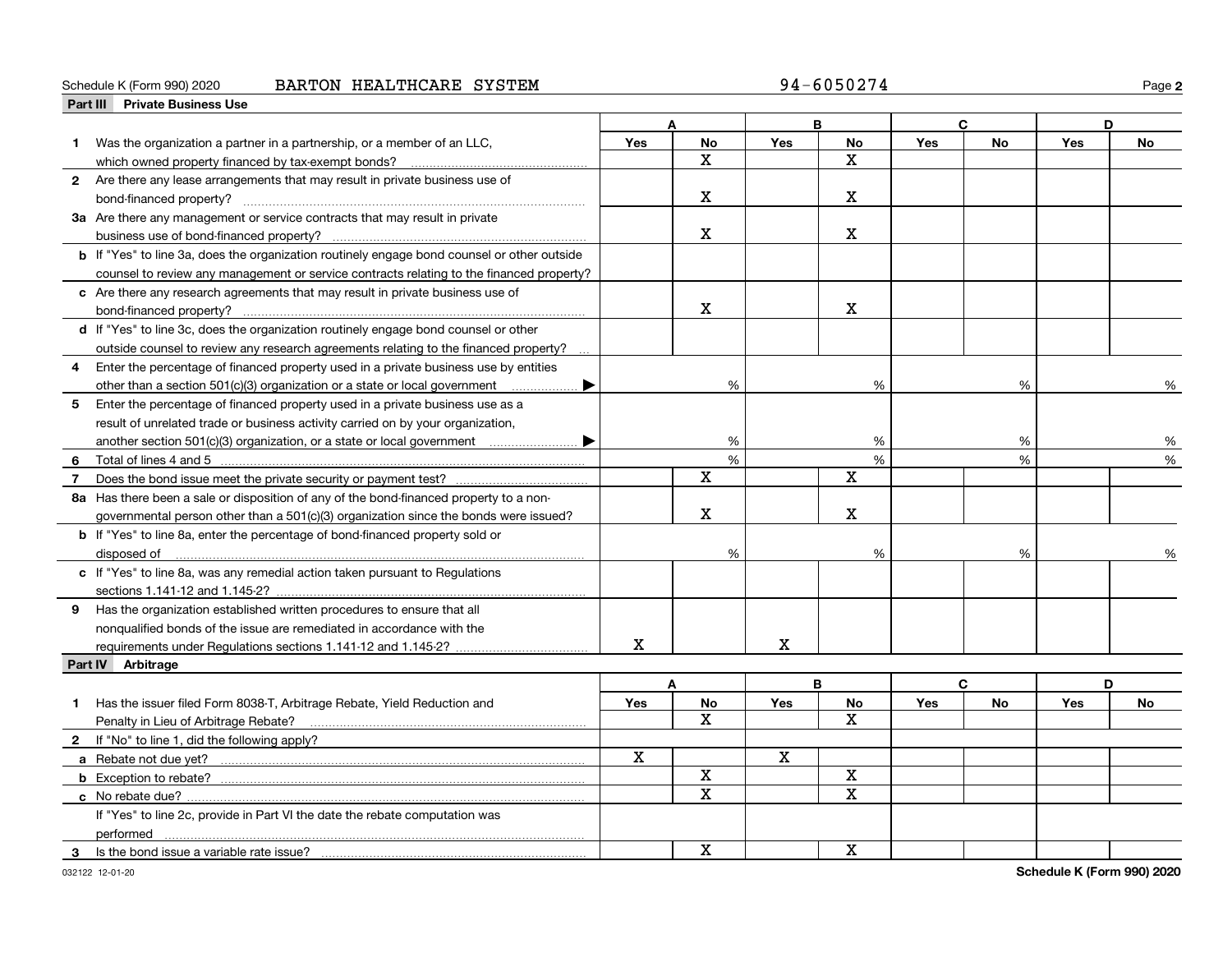Schedule K (Form 990) 2020 BARTON HEALTHCARE SYSTEM 94-6050274

## Part III Private Business Use

| | A Yes | A No | B Yes | B No | C Yes | C No | D Yes | D No |
|---|---|---|---|---|---|---|---|---|
| **1** Was the organization a partner in a partnership, or a member of an LLC, which owned property financed by tax-exempt bonds? | | X | | X | | | | |
| **2** Are there any lease arrangements that may result in private business use of bond-financed property? | | X | | X | | | | |
| **3a** Are there any management or service contracts that may result in private business use of bond-financed property? | | X | | X | | | | |
| **b** If "Yes" to line 3a, does the organization routinely engage bond counsel or other outside counsel to review any management or service contracts relating to the financed property? | | | | | | | | |
| **c** Are there any research agreements that may result in private business use of bond-financed property? | | X | | X | | | | |
| **d** If "Yes" to line 3c, does the organization routinely engage bond counsel or other outside counsel to review any research agreements relating to the financed property? | | | | | | | | |
| **4** Enter the percentage of financed property used in a private business use by entities other than a section 501(c)(3) organization or a state or local government ▶ | | % | | % | | % | | % |
| **5** Enter the percentage of financed property used in a private business use as a result of unrelated trade or business activity carried on by your organization, another section 501(c)(3) organization, or a state or local government ▶ | | % | | % | | % | | % |
| **6** Total of lines 4 and 5 | | % | | % | | % | | % |
| **7** Does the bond issue meet the private security or payment test? | | X | | X | | | | |
| **8a** Has there been a sale or disposition of any of the bond-financed property to a nongovernmental person other than a 501(c)(3) organization since the bonds were issued? | | X | | X | | | | |
| **b** If "Yes" to line 8a, enter the percentage of bond-financed property sold or disposed of | | % | | % | | % | | % |
| **c** If "Yes" to line 8a, was any remedial action taken pursuant to Regulations sections 1.141-12 and 1.145-2? | | | | | | | | |
| **9** Has the organization established written procedures to ensure that all nonqualified bonds of the issue are remediated in accordance with the requirements under Regulations sections 1.141-12 and 1.145-2? | X | | X | | | | | |

## Part IV Arbitrage

| | A Yes | A No | B Yes | B No | C Yes | C No | D Yes | D No |
|---|---|---|---|---|---|---|---|---|
| **1** Has the issuer filed Form 8038-T, Arbitrage Rebate, Yield Reduction and Penalty in Lieu of Arbitrage Rebate? | | X | | X | | | | |
| **2** If "No" to line 1, did the following apply? | | | | | | | | |
| **a** Rebate not due yet? | X | | X | | | | | |
| **b** Exception to rebate? | | X | | X | | | | |
| **c** No rebate due? | | X | | X | | | | |
| If "Yes" to line 2c, provide in Part VI the date the rebate computation was performed | | | | | | | | |
| **3** Is the bond issue a variable rate issue? | | X | | X | | | | |

032122 12-01-20 Schedule K (Form 990) 2020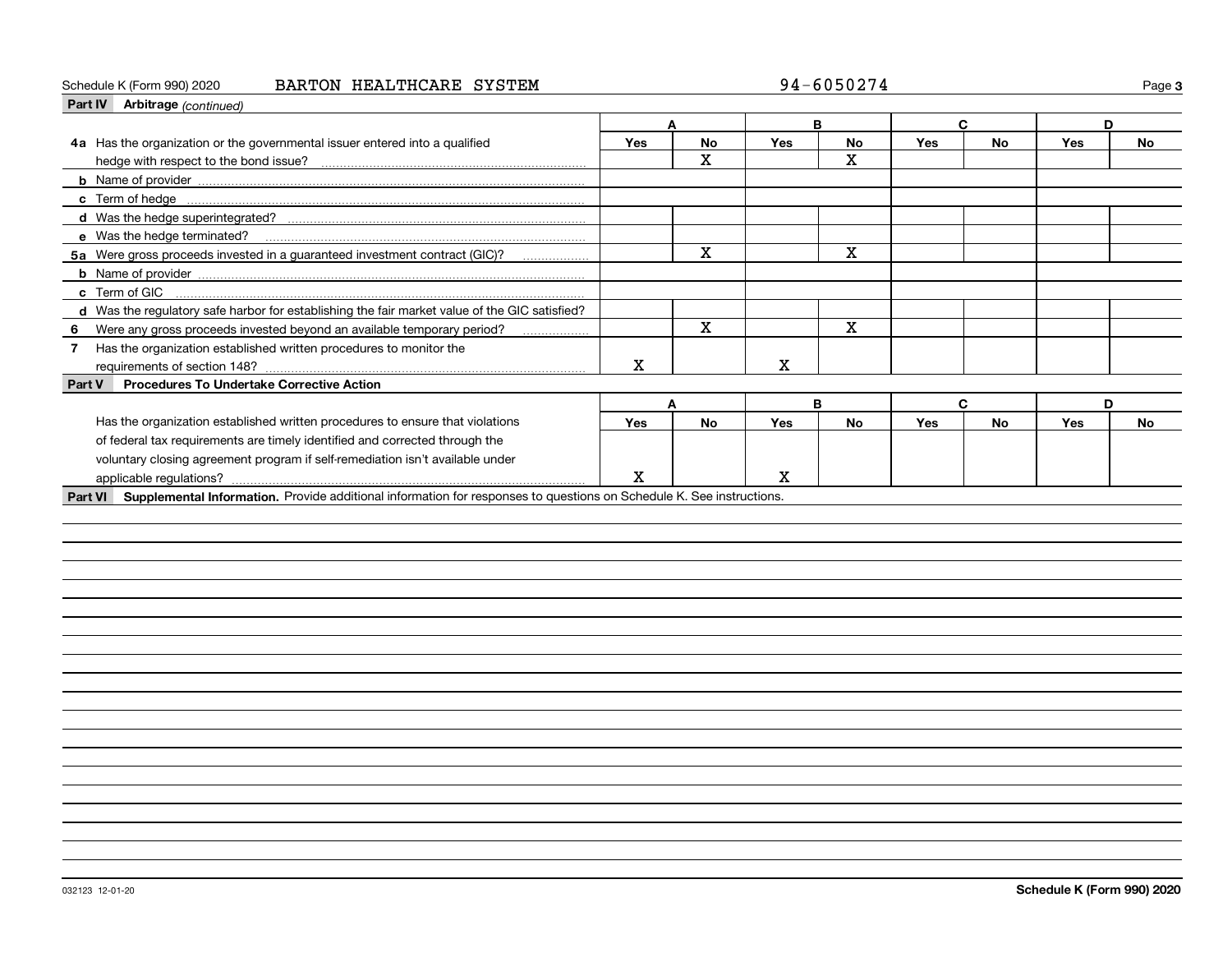Schedule K (Form 990) 2020 BARTON HEALTHCARE SYSTEM 94-6050274

## Part IV Arbitrage *(continued)*

| | A | | B | | C | | D | |
|---|---|---|---|---|---|---|---|---|
| | Yes | No | Yes | No | Yes | No | Yes | No |
| **4a** Has the organization or the governmental issuer entered into a qualified hedge with respect to the bond issue? | | X | | X | | | | |
| **b** Name of provider | | | | | | | | |
| **c** Term of hedge | | | | | | | | |
| **d** Was the hedge superintegrated? | | | | | | | | |
| **e** Was the hedge terminated? | | | | | | | | |
| **5a** Were gross proceeds invested in a guaranteed investment contract (GIC)? | | X | | X | | | | |
| **b** Name of provider | | | | | | | | |
| **c** Term of GIC | | | | | | | | |
| **d** Was the regulatory safe harbor for establishing the fair market value of the GIC satisfied? | | | | | | | | |
| **6** Were any gross proceeds invested beyond an available temporary period? | | X | | X | | | | |
| **7** Has the organization established written procedures to monitor the requirements of section 148? | X | | X | | | | | |

## Part V Procedures To Undertake Corrective Action

| | A | | B | | C | | D | |
|---|---|---|---|---|---|---|---|---|
| | Yes | No | Yes | No | Yes | No | Yes | No |
| Has the organization established written procedures to ensure that violations of federal tax requirements are timely identified and corrected through the voluntary closing agreement program if self-remediation isn't available under applicable regulations? | X | | X | | | | | |

## Part VI Supplemental Information.
Provide additional information for responses to questions on Schedule K. See instructions.

032123 12-01-20

**Schedule K (Form 990) 2020**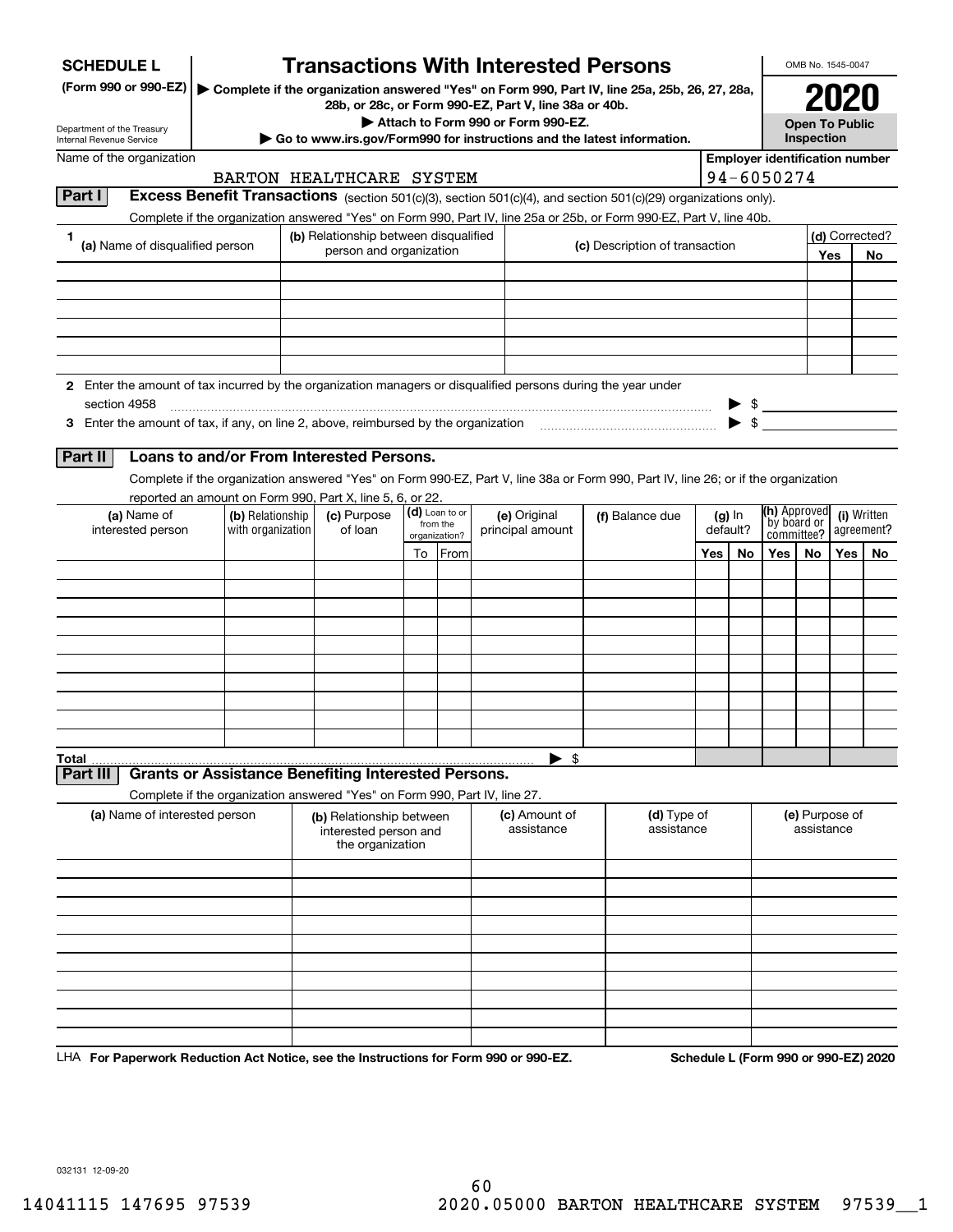**SCHEDULE L**
**(Form 990 or 990-EZ)**

Department of the Treasury
Internal Revenue Service

# Transactions With Interested Persons

▶ **Complete if the organization answered "Yes" on Form 990, Part IV, line 25a, 25b, 26, 27, 28a, 28b, or 28c, or Form 990-EZ, Part V, line 38a or 40b.**
▶ **Attach to Form 990 or Form 990-EZ.**
▶ **Go to www.irs.gov/Form990 for instructions and the latest information.**

OMB No. 1545-0047

**2020**

**Open To Public Inspection**

Name of the organization: BARTON HEALTHCARE SYSTEM

**Employer identification number:** 94-6050274

## Part I — Excess Benefit Transactions (section 501(c)(3), section 501(c)(4), and section 501(c)(29) organizations only).

Complete if the organization answered "Yes" on Form 990, Part IV, line 25a or 25b, or Form 990-EZ, Part V, line 40b.

| 1 (a) Name of disqualified person | (b) Relationship between disqualified person and organization | (c) Description of transaction | (d) Corrected? Yes | No |
|---|---|---|---|---|
| | | | | |
| | | | | |
| | | | | |
| | | | | |
| | | | | |
| | | | | |

**2** Enter the amount of tax incurred by the organization managers or disqualified persons during the year under section 4958 ▶ $

**3** Enter the amount of tax, if any, on line 2, above, reimbursed by the organization ▶ $

## Part II — Loans to and/or From Interested Persons.

Complete if the organization answered "Yes" on Form 990-EZ, Part V, line 38a or Form 990, Part IV, line 26; or if the organization reported an amount on Form 990, Part X, line 5, 6, or 22.

| (a) Name of interested person | (b) Relationship with organization | (c) Purpose of loan | (d) Loan to or from the organization? To | From | (e) Original principal amount | (f) Balance due | (g) In default? Yes | No | (h) Approved by board or committee? Yes | No | (i) Written agreement? Yes | No |
|---|---|---|---|---|---|---|---|---|---|---|---|---|
| | | | | | | | | | | | | |
| | | | | | | | | | | | | |
| | | | | | | | | | | | | |
| | | | | | | | | | | | | |
| | | | | | | | | | | | | |
| | | | | | | | | | | | | |
| | | | | | | | | | | | | |
| | | | | | | | | | | | | |
| | | | | | | | | | | | | |
| | | | | | | | | | | | | |
| **Total** | | | | | ▶ $ | | | | | | | |

## Part III — Grants or Assistance Benefiting Interested Persons.

Complete if the organization answered "Yes" on Form 990, Part IV, line 27.

| (a) Name of interested person | (b) Relationship between interested person and the organization | (c) Amount of assistance | (d) Type of assistance | (e) Purpose of assistance |
|---|---|---|---|---|
| | | | | |
| | | | | |
| | | | | |
| | | | | |
| | | | | |
| | | | | |
| | | | | |
| | | | | |
| | | | | |
| | | | | |

LHA **For Paperwork Reduction Act Notice, see the Instructions for Form 990 or 990-EZ.** **Schedule L (Form 990 or 990-EZ) 2020**

032131 12-09-20

14041115 147695 97539 2020.05000 BARTON HEALTHCARE SYSTEM 97539__1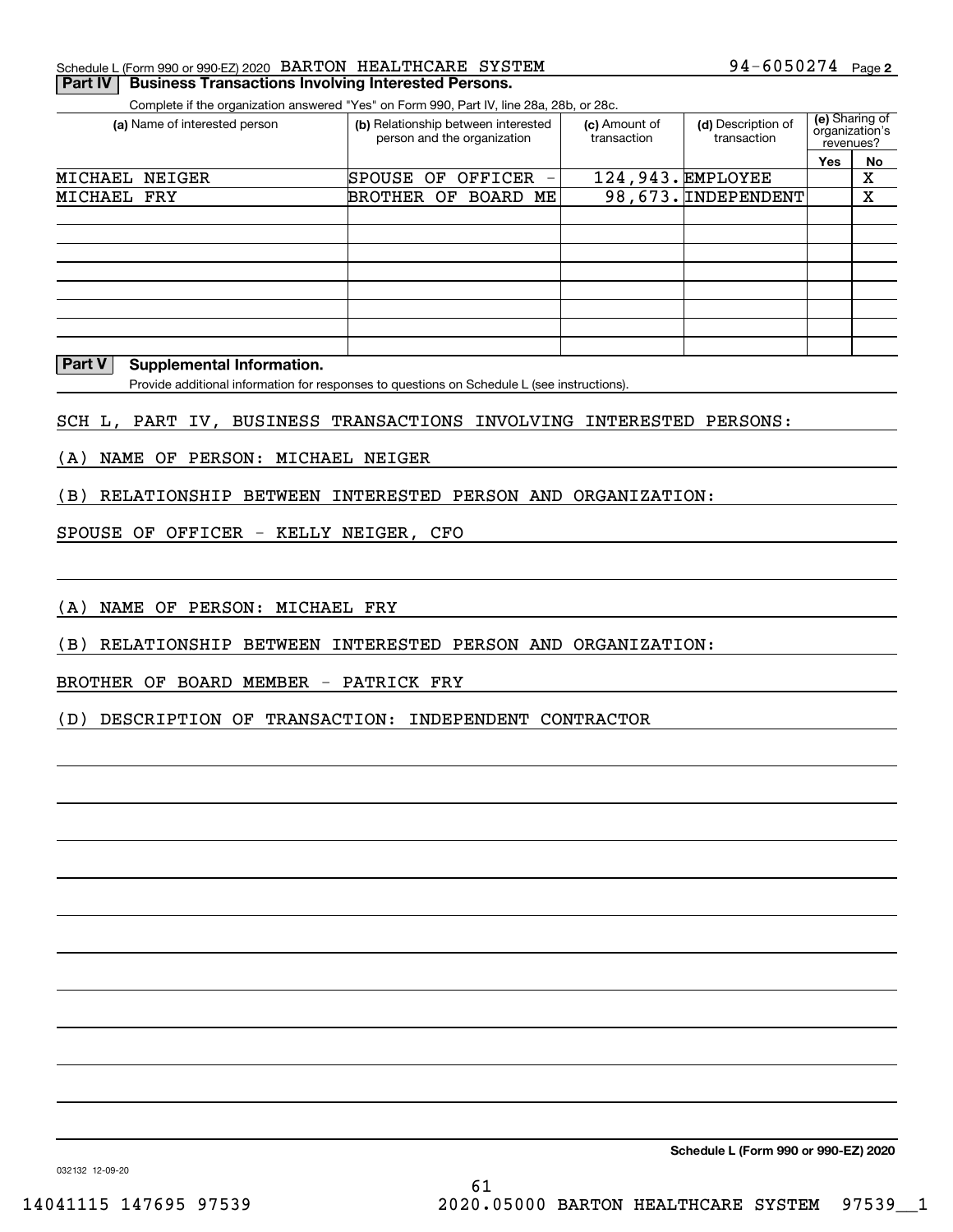Schedule L (Form 990 or 990-EZ) 2020 BARTON HEALTHCARE SYSTEM 94-6050274 Page **2**

## Part IV Business Transactions Involving Interested Persons.

Complete if the organization answered "Yes" on Form 990, Part IV, line 28a, 28b, or 28c.

| (a) Name of interested person | (b) Relationship between interested person and the organization | (c) Amount of transaction | (d) Description of transaction | (e) Sharing of organization's revenues? Yes | No |
|---|---|---|---|---|---|
| MICHAEL NEIGER | SPOUSE OF OFFICER - | 124,943. | EMPLOYEE | | X |
| MICHAEL FRY | BROTHER OF BOARD ME | 98,673. | INDEPENDENT | | X |
| | | | | | |
| | | | | | |
| | | | | | |
| | | | | | |
| | | | | | |
| | | | | | |
| | | | | | |

## Part V Supplemental Information.

Provide additional information for responses to questions on Schedule L (see instructions).

SCH L, PART IV, BUSINESS TRANSACTIONS INVOLVING INTERESTED PERSONS:

(A) NAME OF PERSON: MICHAEL NEIGER

(B) RELATIONSHIP BETWEEN INTERESTED PERSON AND ORGANIZATION:

SPOUSE OF OFFICER - KELLY NEIGER, CFO

(A) NAME OF PERSON: MICHAEL FRY

(B) RELATIONSHIP BETWEEN INTERESTED PERSON AND ORGANIZATION:

BROTHER OF BOARD MEMBER - PATRICK FRY

(D) DESCRIPTION OF TRANSACTION: INDEPENDENT CONTRACTOR

**Schedule L (Form 990 or 990-EZ) 2020**

032132 12-09-20

14041115 147695 97539 2020.05000 BARTON HEALTHCARE SYSTEM 97539__1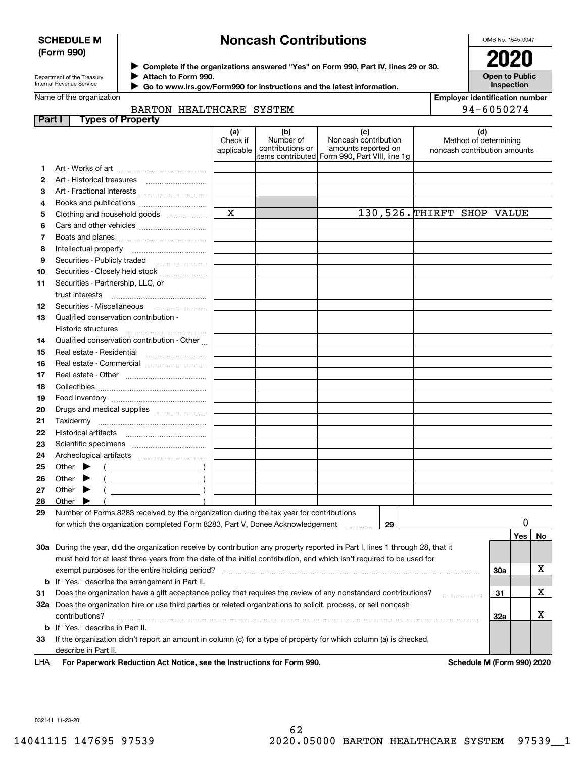**SCHEDULE M (Form 990)**

Department of the Treasury
Internal Revenue Service

# Noncash Contributions

▶ Complete if the organizations answered "Yes" on Form 990, Part IV, lines 29 or 30.
▶ Attach to Form 990.
▶ Go to www.irs.gov/Form990 for instructions and the latest information.

OMB No. 1545-0047
**2020**
**Open to Public Inspection**

Name of the organization: BARTON HEALTHCARE SYSTEM
Employer identification number: 94-6050274

## Part I Types of Property

| | | (a) Check if applicable | (b) Number of contributions or items contributed | (c) Noncash contribution amounts reported on Form 990, Part VIII, line 1g | (d) Method of determining noncash contribution amounts |
|---|---|---|---|---|---|
| 1 | Art - Works of art | | | | |
| 2 | Art - Historical treasures | | | | |
| 3 | Art - Fractional interests | | | | |
| 4 | Books and publications | | | | |
| 5 | Clothing and household goods | X | | 130,526. | THIRFT SHOP VALUE |
| 6 | Cars and other vehicles | | | | |
| 7 | Boats and planes | | | | |
| 8 | Intellectual property | | | | |
| 9 | Securities - Publicly traded | | | | |
| 10 | Securities - Closely held stock | | | | |
| 11 | Securities - Partnership, LLC, or trust interests | | | | |
| 12 | Securities - Miscellaneous | | | | |
| 13 | Qualified conservation contribution - Historic structures | | | | |
| 14 | Qualified conservation contribution - Other | | | | |
| 15 | Real estate - Residential | | | | |
| 16 | Real estate - Commercial | | | | |
| 17 | Real estate - Other | | | | |
| 18 | Collectibles | | | | |
| 19 | Food inventory | | | | |
| 20 | Drugs and medical supplies | | | | |
| 21 | Taxidermy | | | | |
| 22 | Historical artifacts | | | | |
| 23 | Scientific specimens | | | | |
| 24 | Archeological artifacts | | | | |
| 25 | Other ▶ ( ) | | | | |
| 26 | Other ▶ ( ) | | | | |
| 27 | Other ▶ ( ) | | | | |
| 28 | Other ▶ ( ) | | | | |

**29** Number of Forms 8283 received by the organization during the tax year for contributions for which the organization completed Form 8283, Part V, Donee Acknowledgement ..... **29** — 0

| | | | Yes | No |
|---|---|---|---|---|
| **30a** | During the year, did the organization receive by contribution any property reported in Part I, lines 1 through 28, that it must hold for at least three years from the date of the initial contribution, and which isn't required to be used for exempt purposes for the entire holding period? | 30a | | X |
| **b** | If "Yes," describe the arrangement in Part II. | | | |
| **31** | Does the organization have a gift acceptance policy that requires the review of any nonstandard contributions? | 31 | | X |
| **32a** | Does the organization hire or use third parties or related organizations to solicit, process, or sell noncash contributions? | 32a | | X |
| **b** | If "Yes," describe in Part II. | | | |
| **33** | If the organization didn't report an amount in column (c) for a type of property for which column (a) is checked, describe in Part II. | | | |

LHA **For Paperwork Reduction Act Notice, see the Instructions for Form 990.** **Schedule M (Form 990) 2020**

032141 11-23-20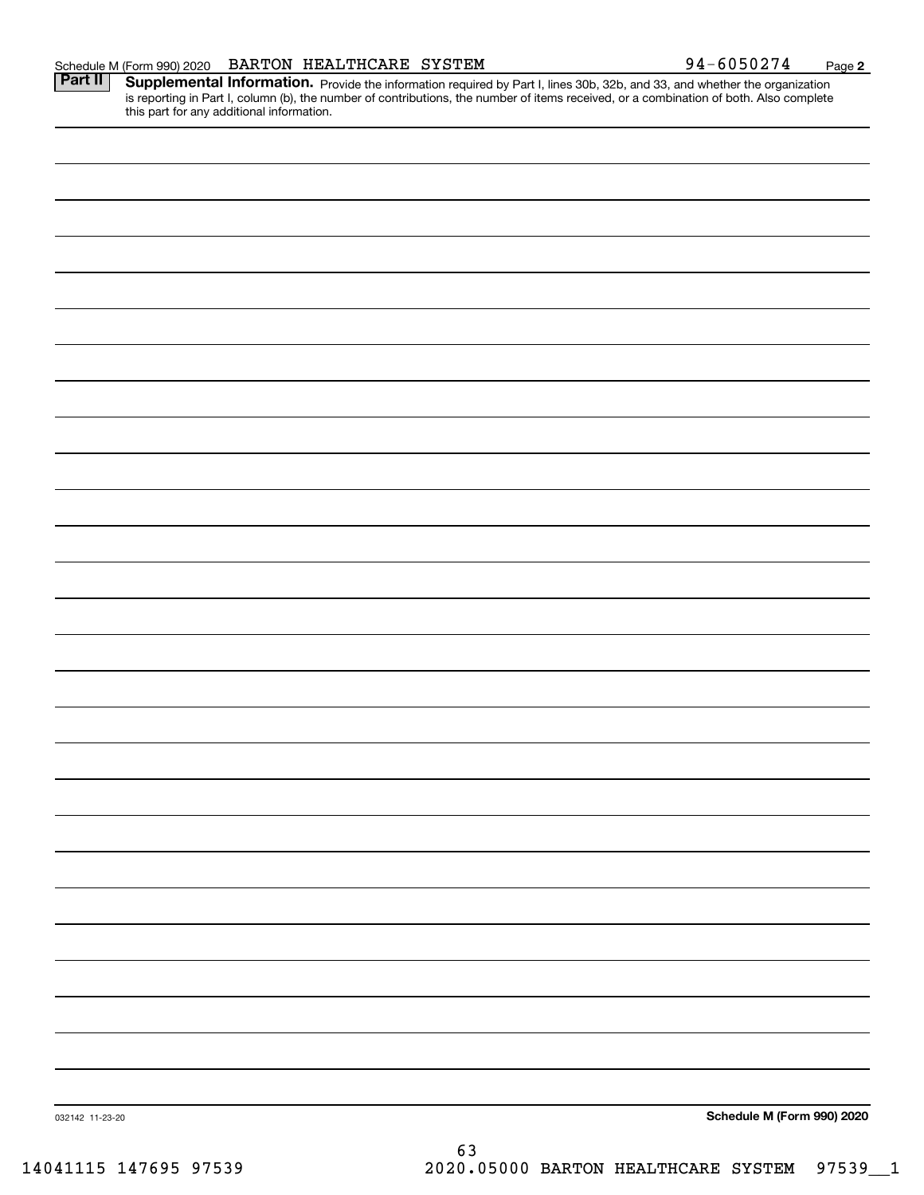Schedule M (Form 990) 2020 BARTON HEALTHCARE SYSTEM 94-6050274 Page **2**

**Part II** **Supplemental Information.** Provide the information required by Part I, lines 30b, 32b, and 33, and whether the organization is reporting in Part I, column (b), the number of contributions, the number of items received, or a combination of both. Also complete this part for any additional information.

032142 11-23-20

**Schedule M (Form 990) 2020**

14041115 147695 97539 2020.05000 BARTON HEALTHCARE SYSTEM 97539__1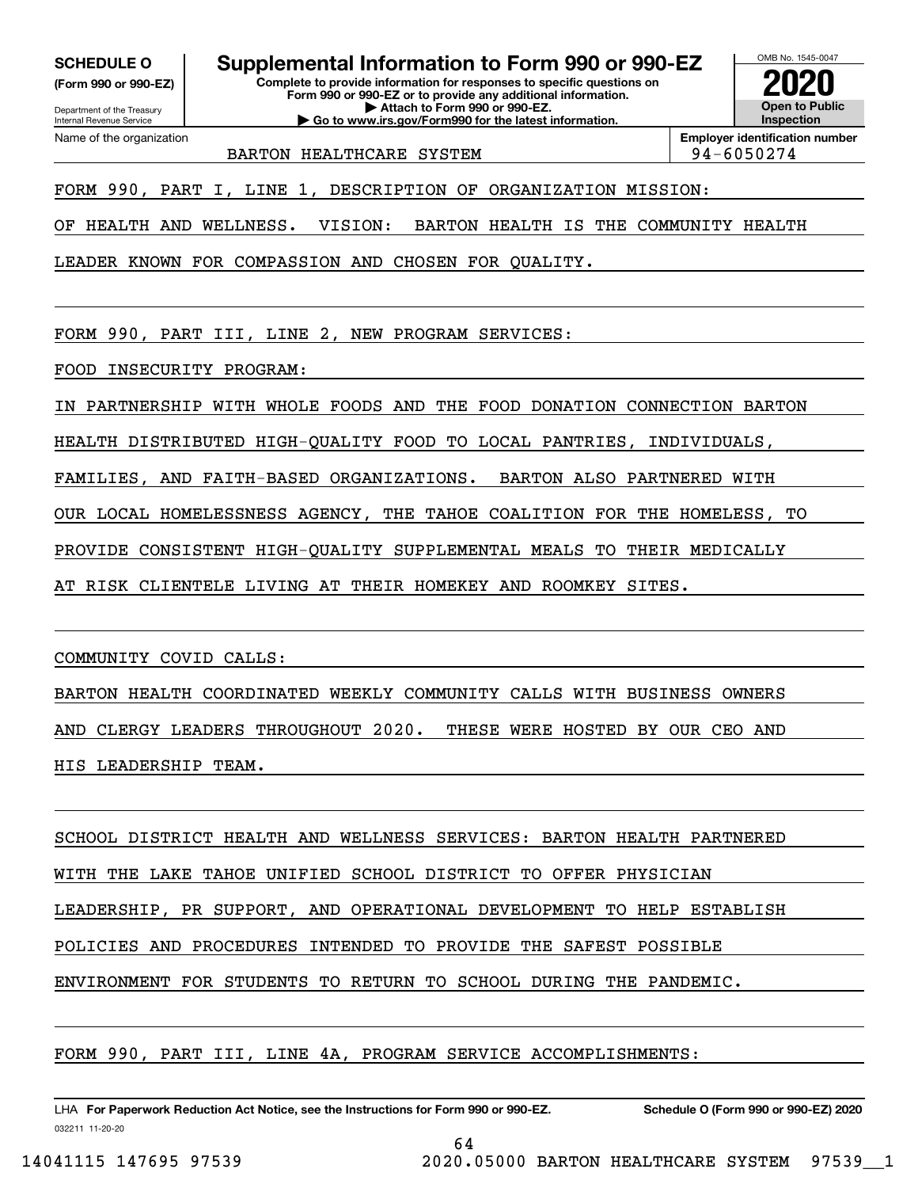**SCHEDULE O** (Form 990 or 990-EZ)

Department of the Treasury
Internal Revenue Service

# Supplemental Information to Form 990 or 990-EZ

**Complete to provide information for responses to specific questions on Form 990 or 990-EZ or to provide any additional information.**
**▶ Attach to Form 990 or 990-EZ.**
**▶ Go to www.irs.gov/Form990 for the latest information.**

OMB No. 1545-0047

**2020**

**Open to Public Inspection**

Name of the organization: BARTON HEALTHCARE SYSTEM

**Employer identification number:** 94-6050274

FORM 990, PART I, LINE 1, DESCRIPTION OF ORGANIZATION MISSION:

OF HEALTH AND WELLNESS. VISION: BARTON HEALTH IS THE COMMUNITY HEALTH LEADER KNOWN FOR COMPASSION AND CHOSEN FOR QUALITY.

FORM 990, PART III, LINE 2, NEW PROGRAM SERVICES:

FOOD INSECURITY PROGRAM:

IN PARTNERSHIP WITH WHOLE FOODS AND THE FOOD DONATION CONNECTION BARTON HEALTH DISTRIBUTED HIGH-QUALITY FOOD TO LOCAL PANTRIES, INDIVIDUALS, FAMILIES, AND FAITH-BASED ORGANIZATIONS. BARTON ALSO PARTNERED WITH OUR LOCAL HOMELESSNESS AGENCY, THE TAHOE COALITION FOR THE HOMELESS, TO PROVIDE CONSISTENT HIGH-QUALITY SUPPLEMENTAL MEALS TO THEIR MEDICALLY AT RISK CLIENTELE LIVING AT THEIR HOMEKEY AND ROOMKEY SITES.

COMMUNITY COVID CALLS:

BARTON HEALTH COORDINATED WEEKLY COMMUNITY CALLS WITH BUSINESS OWNERS AND CLERGY LEADERS THROUGHOUT 2020. THESE WERE HOSTED BY OUR CEO AND HIS LEADERSHIP TEAM.

SCHOOL DISTRICT HEALTH AND WELLNESS SERVICES: BARTON HEALTH PARTNERED WITH THE LAKE TAHOE UNIFIED SCHOOL DISTRICT TO OFFER PHYSICIAN LEADERSHIP, PR SUPPORT, AND OPERATIONAL DEVELOPMENT TO HELP ESTABLISH POLICIES AND PROCEDURES INTENDED TO PROVIDE THE SAFEST POSSIBLE ENVIRONMENT FOR STUDENTS TO RETURN TO SCHOOL DURING THE PANDEMIC.

FORM 990, PART III, LINE 4A, PROGRAM SERVICE ACCOMPLISHMENTS:

LHA **For Paperwork Reduction Act Notice, see the Instructions for Form 990 or 990-EZ.** **Schedule O (Form 990 or 990-EZ) 2020**

032211 11-20-20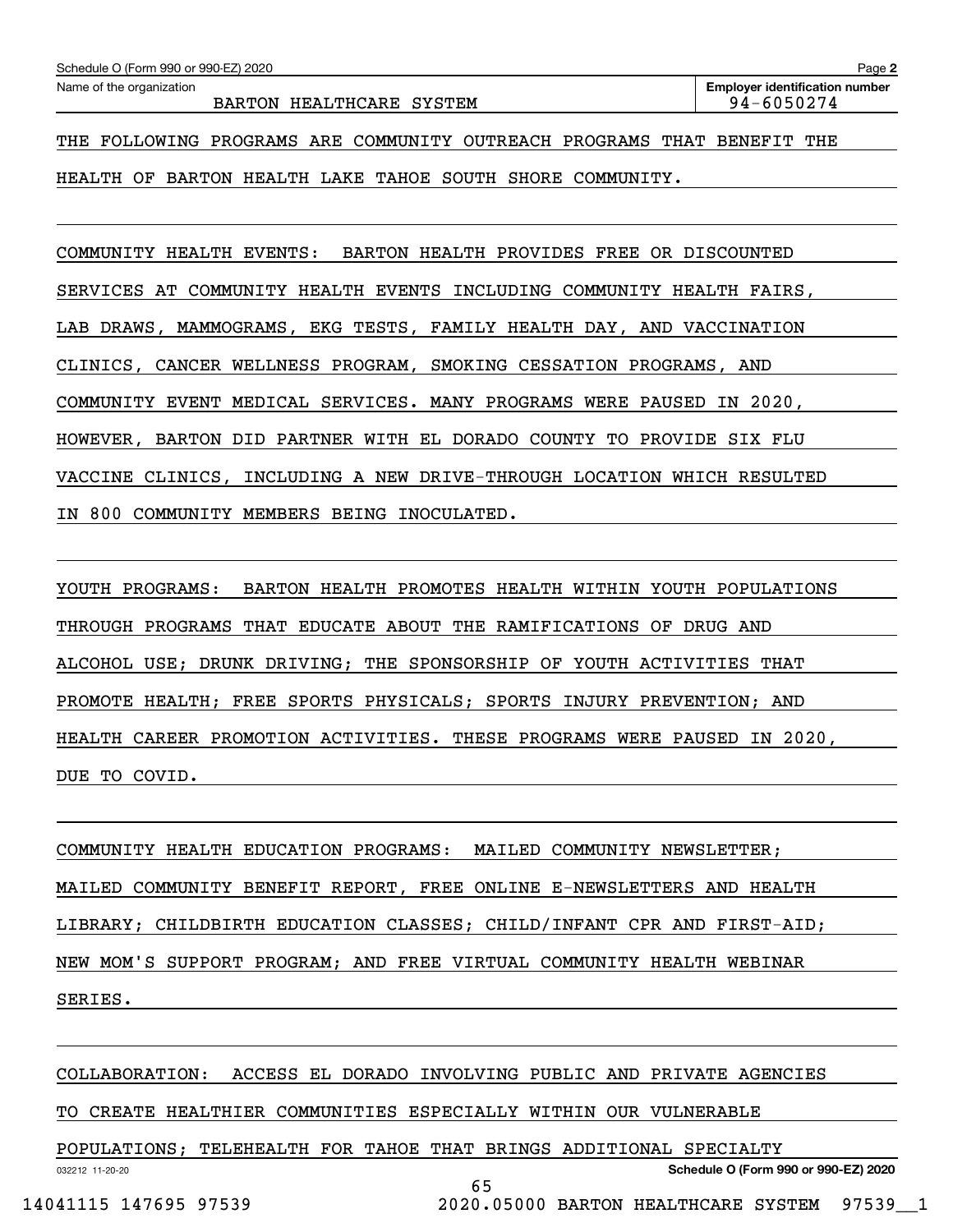Name of the organization: BARTON HEALTHCARE SYSTEM

Employer identification number: 94-6050274

THE FOLLOWING PROGRAMS ARE COMMUNITY OUTREACH PROGRAMS THAT BENEFIT THE HEALTH OF BARTON HEALTH LAKE TAHOE SOUTH SHORE COMMUNITY.

COMMUNITY HEALTH EVENTS: BARTON HEALTH PROVIDES FREE OR DISCOUNTED SERVICES AT COMMUNITY HEALTH EVENTS INCLUDING COMMUNITY HEALTH FAIRS, LAB DRAWS, MAMMOGRAMS, EKG TESTS, FAMILY HEALTH DAY, AND VACCINATION CLINICS, CANCER WELLNESS PROGRAM, SMOKING CESSATION PROGRAMS, AND COMMUNITY EVENT MEDICAL SERVICES. MANY PROGRAMS WERE PAUSED IN 2020, HOWEVER, BARTON DID PARTNER WITH EL DORADO COUNTY TO PROVIDE SIX FLU VACCINE CLINICS, INCLUDING A NEW DRIVE-THROUGH LOCATION WHICH RESULTED IN 800 COMMUNITY MEMBERS BEING INOCULATED.

YOUTH PROGRAMS: BARTON HEALTH PROMOTES HEALTH WITHIN YOUTH POPULATIONS THROUGH PROGRAMS THAT EDUCATE ABOUT THE RAMIFICATIONS OF DRUG AND ALCOHOL USE; DRUNK DRIVING; THE SPONSORSHIP OF YOUTH ACTIVITIES THAT PROMOTE HEALTH; FREE SPORTS PHYSICALS; SPORTS INJURY PREVENTION; AND HEALTH CAREER PROMOTION ACTIVITIES. THESE PROGRAMS WERE PAUSED IN 2020, DUE TO COVID.

COMMUNITY HEALTH EDUCATION PROGRAMS: MAILED COMMUNITY NEWSLETTER; MAILED COMMUNITY BENEFIT REPORT, FREE ONLINE E-NEWSLETTERS AND HEALTH LIBRARY; CHILDBIRTH EDUCATION CLASSES; CHILD/INFANT CPR AND FIRST-AID; NEW MOM'S SUPPORT PROGRAM; AND FREE VIRTUAL COMMUNITY HEALTH WEBINAR SERIES.

COLLABORATION: ACCESS EL DORADO INVOLVING PUBLIC AND PRIVATE AGENCIES TO CREATE HEALTHIER COMMUNITIES ESPECIALLY WITHIN OUR VULNERABLE POPULATIONS; TELEHEALTH FOR TAHOE THAT BRINGS ADDITIONAL SPECIALTY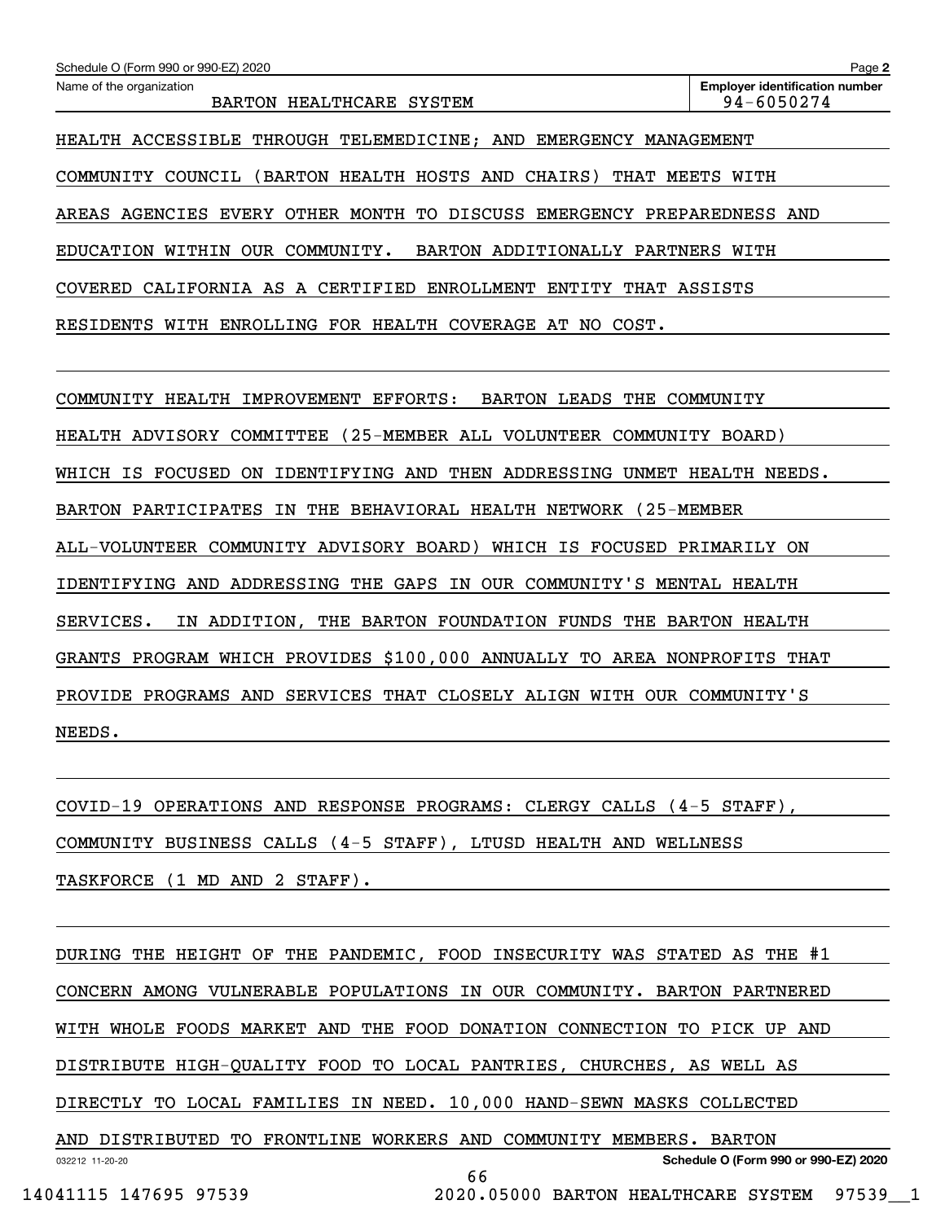Schedule O (Form 990 or 990-EZ) 2020

Name of the organization: BARTON HEALTHCARE SYSTEM

Employer identification number: 94-6050274

HEALTH ACCESSIBLE THROUGH TELEMEDICINE; AND EMERGENCY MANAGEMENT COMMUNITY COUNCIL (BARTON HEALTH HOSTS AND CHAIRS) THAT MEETS WITH AREAS AGENCIES EVERY OTHER MONTH TO DISCUSS EMERGENCY PREPAREDNESS AND EDUCATION WITHIN OUR COMMUNITY. BARTON ADDITIONALLY PARTNERS WITH COVERED CALIFORNIA AS A CERTIFIED ENROLLMENT ENTITY THAT ASSISTS RESIDENTS WITH ENROLLING FOR HEALTH COVERAGE AT NO COST.

COMMUNITY HEALTH IMPROVEMENT EFFORTS: BARTON LEADS THE COMMUNITY HEALTH ADVISORY COMMITTEE (25-MEMBER ALL VOLUNTEER COMMUNITY BOARD) WHICH IS FOCUSED ON IDENTIFYING AND THEN ADDRESSING UNMET HEALTH NEEDS. BARTON PARTICIPATES IN THE BEHAVIORAL HEALTH NETWORK (25-MEMBER ALL-VOLUNTEER COMMUNITY ADVISORY BOARD) WHICH IS FOCUSED PRIMARILY ON IDENTIFYING AND ADDRESSING THE GAPS IN OUR COMMUNITY'S MENTAL HEALTH SERVICES. IN ADDITION, THE BARTON FOUNDATION FUNDS THE BARTON HEALTH GRANTS PROGRAM WHICH PROVIDES $100,000 ANNUALLY TO AREA NONPROFITS THAT PROVIDE PROGRAMS AND SERVICES THAT CLOSELY ALIGN WITH OUR COMMUNITY'S NEEDS.

COVID-19 OPERATIONS AND RESPONSE PROGRAMS: CLERGY CALLS (4-5 STAFF), COMMUNITY BUSINESS CALLS (4-5 STAFF), LTUSD HEALTH AND WELLNESS TASKFORCE (1 MD AND 2 STAFF).

DURING THE HEIGHT OF THE PANDEMIC, FOOD INSECURITY WAS STATED AS THE #1 CONCERN AMONG VULNERABLE POPULATIONS IN OUR COMMUNITY. BARTON PARTNERED WITH WHOLE FOODS MARKET AND THE FOOD DONATION CONNECTION TO PICK UP AND DISTRIBUTE HIGH-QUALITY FOOD TO LOCAL PANTRIES, CHURCHES, AS WELL AS DIRECTLY TO LOCAL FAMILIES IN NEED. 10,000 HAND-SEWN MASKS COLLECTED AND DISTRIBUTED TO FRONTLINE WORKERS AND COMMUNITY MEMBERS. BARTON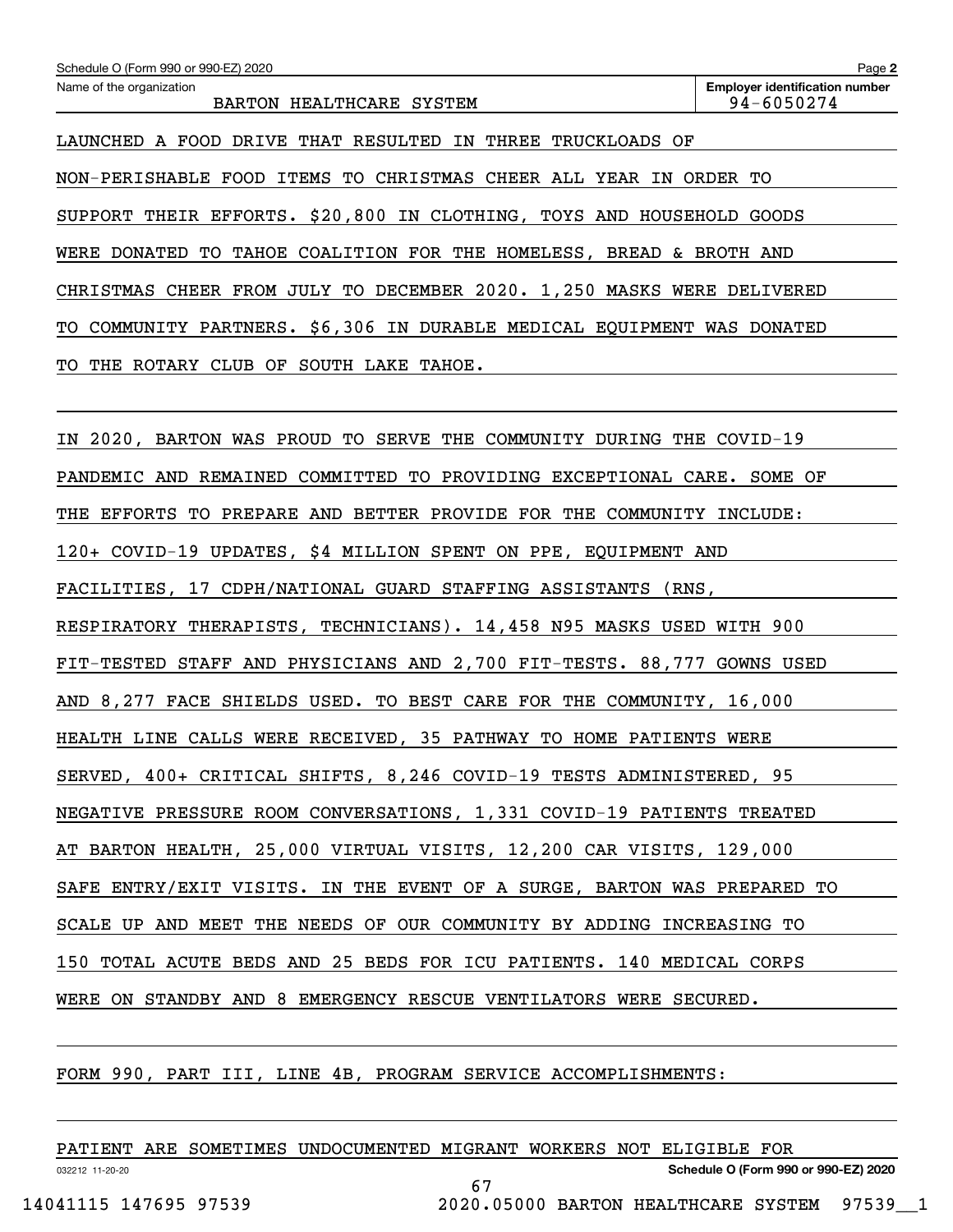Schedule O (Form 990 or 990-EZ) 2020

Name of the organization: BARTON HEALTHCARE SYSTEM

Employer identification number: 94-6050274

LAUNCHED A FOOD DRIVE THAT RESULTED IN THREE TRUCKLOADS OF NON-PERISHABLE FOOD ITEMS TO CHRISTMAS CHEER ALL YEAR IN ORDER TO SUPPORT THEIR EFFORTS. $20,800 IN CLOTHING, TOYS AND HOUSEHOLD GOODS WERE DONATED TO TAHOE COALITION FOR THE HOMELESS, BREAD & BROTH AND CHRISTMAS CHEER FROM JULY TO DECEMBER 2020. 1,250 MASKS WERE DELIVERED TO COMMUNITY PARTNERS. $6,306 IN DURABLE MEDICAL EQUIPMENT WAS DONATED TO THE ROTARY CLUB OF SOUTH LAKE TAHOE.

IN 2020, BARTON WAS PROUD TO SERVE THE COMMUNITY DURING THE COVID-19 PANDEMIC AND REMAINED COMMITTED TO PROVIDING EXCEPTIONAL CARE. SOME OF THE EFFORTS TO PREPARE AND BETTER PROVIDE FOR THE COMMUNITY INCLUDE: 120+ COVID-19 UPDATES, $4 MILLION SPENT ON PPE, EQUIPMENT AND FACILITIES, 17 CDPH/NATIONAL GUARD STAFFING ASSISTANTS (RNS, RESPIRATORY THERAPISTS, TECHNICIANS). 14,458 N95 MASKS USED WITH 900 FIT-TESTED STAFF AND PHYSICIANS AND 2,700 FIT-TESTS. 88,777 GOWNS USED AND 8,277 FACE SHIELDS USED. TO BEST CARE FOR THE COMMUNITY, 16,000 HEALTH LINE CALLS WERE RECEIVED, 35 PATHWAY TO HOME PATIENTS WERE SERVED, 400+ CRITICAL SHIFTS, 8,246 COVID-19 TESTS ADMINISTERED, 95 NEGATIVE PRESSURE ROOM CONVERSATIONS, 1,331 COVID-19 PATIENTS TREATED AT BARTON HEALTH, 25,000 VIRTUAL VISITS, 12,200 CAR VISITS, 129,000 SAFE ENTRY/EXIT VISITS. IN THE EVENT OF A SURGE, BARTON WAS PREPARED TO SCALE UP AND MEET THE NEEDS OF OUR COMMUNITY BY ADDING INCREASING TO 150 TOTAL ACUTE BEDS AND 25 BEDS FOR ICU PATIENTS. 140 MEDICAL CORPS WERE ON STANDBY AND 8 EMERGENCY RESCUE VENTILATORS WERE SECURED.

FORM 990, PART III, LINE 4B, PROGRAM SERVICE ACCOMPLISHMENTS:

PATIENT ARE SOMETIMES UNDOCUMENTED MIGRANT WORKERS NOT ELIGIBLE FOR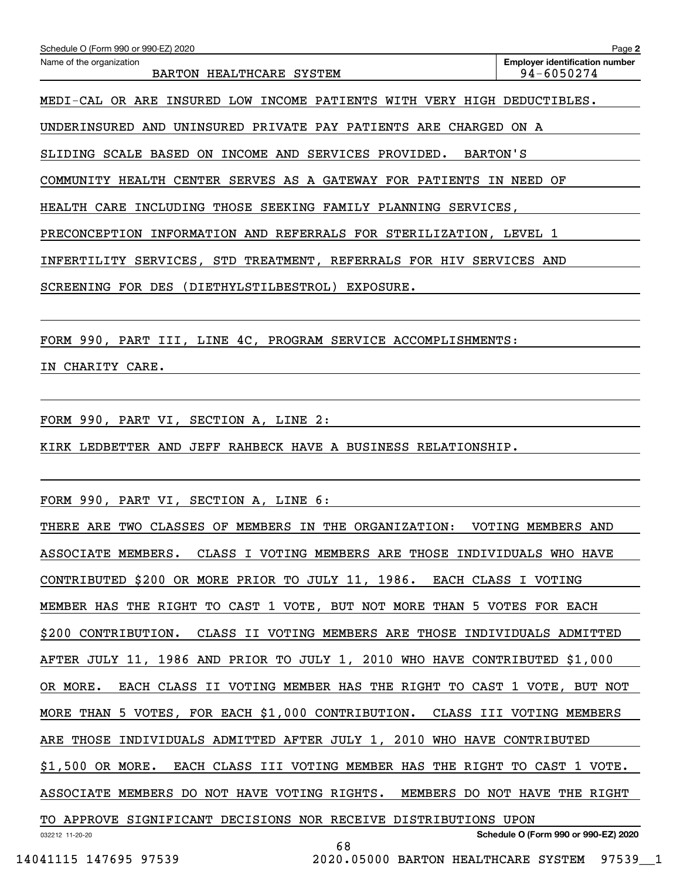Schedule O (Form 990 or 990-EZ) 2020

Name of the organization: BARTON HEALTHCARE SYSTEM

Employer identification number: 94-6050274

MEDI-CAL OR ARE INSURED LOW INCOME PATIENTS WITH VERY HIGH DEDUCTIBLES. UNDERINSURED AND UNINSURED PRIVATE PAY PATIENTS ARE CHARGED ON A SLIDING SCALE BASED ON INCOME AND SERVICES PROVIDED. BARTON'S COMMUNITY HEALTH CENTER SERVES AS A GATEWAY FOR PATIENTS IN NEED OF HEALTH CARE INCLUDING THOSE SEEKING FAMILY PLANNING SERVICES, PRECONCEPTION INFORMATION AND REFERRALS FOR STERILIZATION, LEVEL 1 INFERTILITY SERVICES, STD TREATMENT, REFERRALS FOR HIV SERVICES AND SCREENING FOR DES (DIETHYLSTILBESTROL) EXPOSURE.

FORM 990, PART III, LINE 4C, PROGRAM SERVICE ACCOMPLISHMENTS:

IN CHARITY CARE.

FORM 990, PART VI, SECTION A, LINE 2:

KIRK LEDBETTER AND JEFF RAHBECK HAVE A BUSINESS RELATIONSHIP.

FORM 990, PART VI, SECTION A, LINE 6:

THERE ARE TWO CLASSES OF MEMBERS IN THE ORGANIZATION: VOTING MEMBERS AND ASSOCIATE MEMBERS. CLASS I VOTING MEMBERS ARE THOSE INDIVIDUALS WHO HAVE CONTRIBUTED $200 OR MORE PRIOR TO JULY 11, 1986. EACH CLASS I VOTING MEMBER HAS THE RIGHT TO CAST 1 VOTE, BUT NOT MORE THAN 5 VOTES FOR EACH $200 CONTRIBUTION. CLASS II VOTING MEMBERS ARE THOSE INDIVIDUALS ADMITTED AFTER JULY 11, 1986 AND PRIOR TO JULY 1, 2010 WHO HAVE CONTRIBUTED $1,000 OR MORE. EACH CLASS II VOTING MEMBER HAS THE RIGHT TO CAST 1 VOTE, BUT NOT MORE THAN 5 VOTES, FOR EACH $1,000 CONTRIBUTION. CLASS III VOTING MEMBERS ARE THOSE INDIVIDUALS ADMITTED AFTER JULY 1, 2010 WHO HAVE CONTRIBUTED $1,500 OR MORE. EACH CLASS III VOTING MEMBER HAS THE RIGHT TO CAST 1 VOTE. ASSOCIATE MEMBERS DO NOT HAVE VOTING RIGHTS. MEMBERS DO NOT HAVE THE RIGHT TO APPROVE SIGNIFICANT DECISIONS NOR RECEIVE DISTRIBUTIONS UPON

032212 11-20-20

Schedule O (Form 990 or 990-EZ) 2020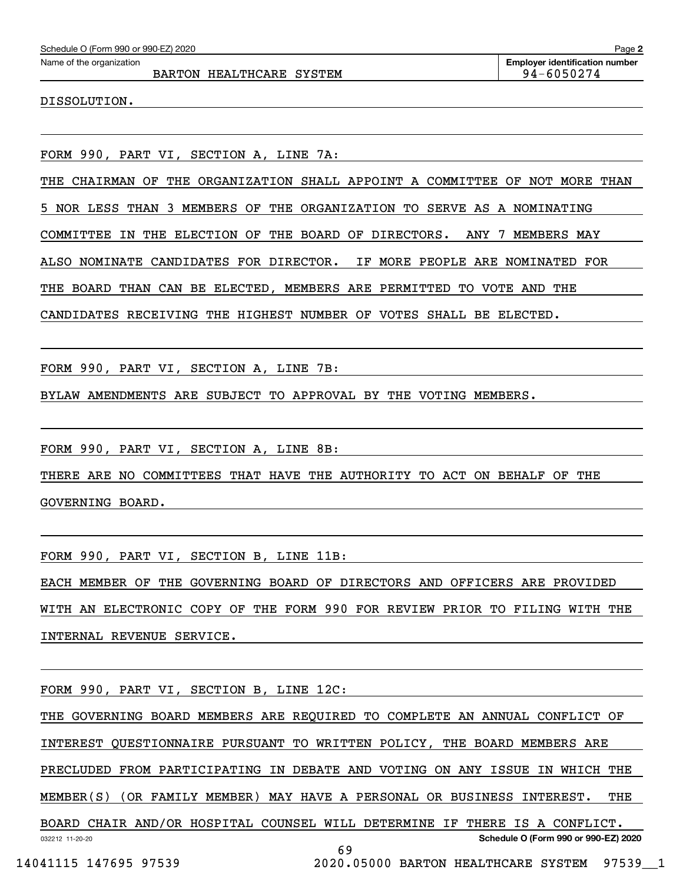Schedule O (Form 990 or 990-EZ) 2020

Name of the organization: BARTON HEALTHCARE SYSTEM

Employer identification number: 94-6050274

DISSOLUTION.

FORM 990, PART VI, SECTION A, LINE 7A:

THE CHAIRMAN OF THE ORGANIZATION SHALL APPOINT A COMMITTEE OF NOT MORE THAN 5 NOR LESS THAN 3 MEMBERS OF THE ORGANIZATION TO SERVE AS A NOMINATING COMMITTEE IN THE ELECTION OF THE BOARD OF DIRECTORS. ANY 7 MEMBERS MAY ALSO NOMINATE CANDIDATES FOR DIRECTOR. IF MORE PEOPLE ARE NOMINATED FOR THE BOARD THAN CAN BE ELECTED, MEMBERS ARE PERMITTED TO VOTE AND THE CANDIDATES RECEIVING THE HIGHEST NUMBER OF VOTES SHALL BE ELECTED.

FORM 990, PART VI, SECTION A, LINE 7B:

BYLAW AMENDMENTS ARE SUBJECT TO APPROVAL BY THE VOTING MEMBERS.

FORM 990, PART VI, SECTION A, LINE 8B:

THERE ARE NO COMMITTEES THAT HAVE THE AUTHORITY TO ACT ON BEHALF OF THE GOVERNING BOARD.

FORM 990, PART VI, SECTION B, LINE 11B:

EACH MEMBER OF THE GOVERNING BOARD OF DIRECTORS AND OFFICERS ARE PROVIDED WITH AN ELECTRONIC COPY OF THE FORM 990 FOR REVIEW PRIOR TO FILING WITH THE INTERNAL REVENUE SERVICE.

FORM 990, PART VI, SECTION B, LINE 12C:

THE GOVERNING BOARD MEMBERS ARE REQUIRED TO COMPLETE AN ANNUAL CONFLICT OF INTEREST QUESTIONNAIRE PURSUANT TO WRITTEN POLICY, THE BOARD MEMBERS ARE PRECLUDED FROM PARTICIPATING IN DEBATE AND VOTING ON ANY ISSUE IN WHICH THE MEMBER(S) (OR FAMILY MEMBER) MAY HAVE A PERSONAL OR BUSINESS INTEREST. THE BOARD CHAIR AND/OR HOSPITAL COUNSEL WILL DETERMINE IF THERE IS A CONFLICT.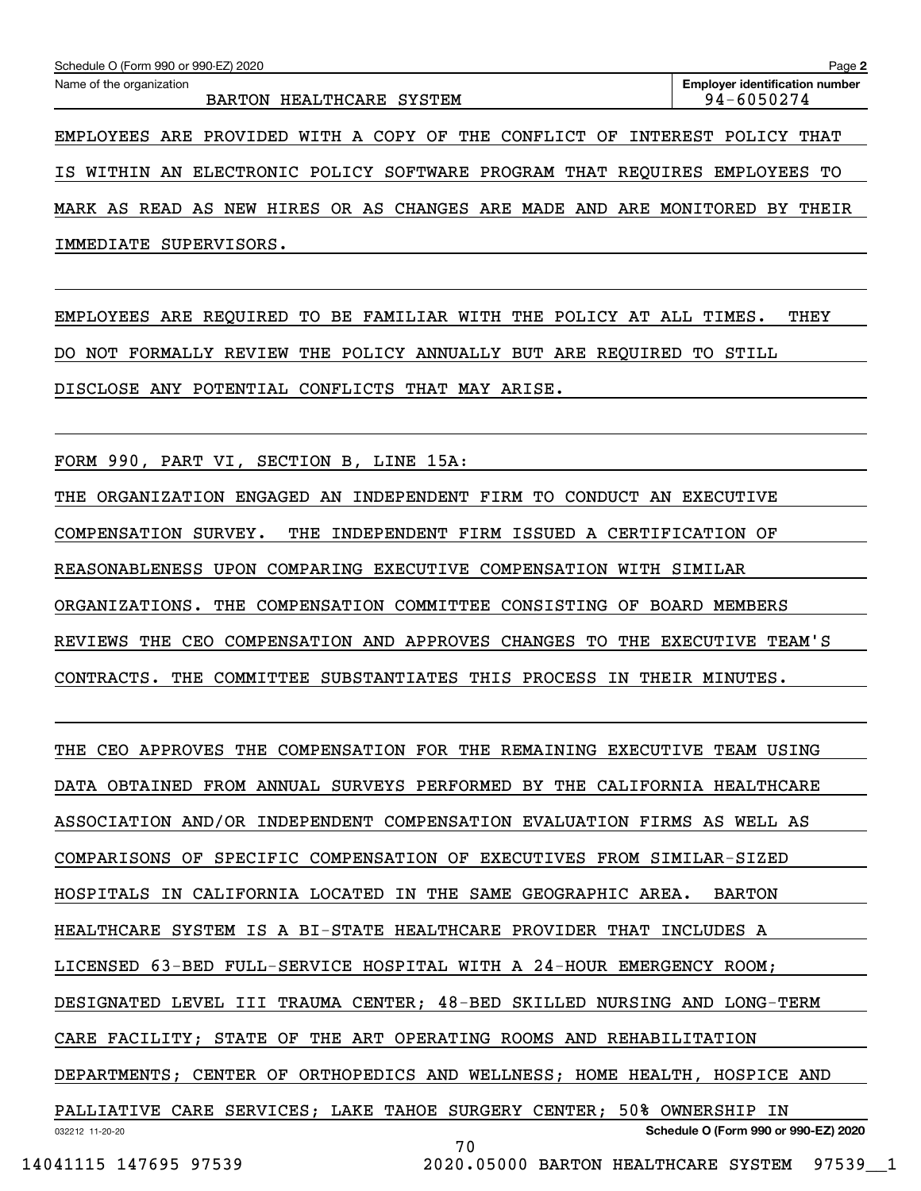Name of the organization: BARTON HEALTHCARE SYSTEM

Employer identification number: 94-6050274

EMPLOYEES ARE PROVIDED WITH A COPY OF THE CONFLICT OF INTEREST POLICY THAT IS WITHIN AN ELECTRONIC POLICY SOFTWARE PROGRAM THAT REQUIRES EMPLOYEES TO MARK AS READ AS NEW HIRES OR AS CHANGES ARE MADE AND ARE MONITORED BY THEIR IMMEDIATE SUPERVISORS.

EMPLOYEES ARE REQUIRED TO BE FAMILIAR WITH THE POLICY AT ALL TIMES. THEY DO NOT FORMALLY REVIEW THE POLICY ANNUALLY BUT ARE REQUIRED TO STILL DISCLOSE ANY POTENTIAL CONFLICTS THAT MAY ARISE.

FORM 990, PART VI, SECTION B, LINE 15A:

THE ORGANIZATION ENGAGED AN INDEPENDENT FIRM TO CONDUCT AN EXECUTIVE COMPENSATION SURVEY. THE INDEPENDENT FIRM ISSUED A CERTIFICATION OF REASONABLENESS UPON COMPARING EXECUTIVE COMPENSATION WITH SIMILAR ORGANIZATIONS. THE COMPENSATION COMMITTEE CONSISTING OF BOARD MEMBERS REVIEWS THE CEO COMPENSATION AND APPROVES CHANGES TO THE EXECUTIVE TEAM'S CONTRACTS. THE COMMITTEE SUBSTANTIATES THIS PROCESS IN THEIR MINUTES.

THE CEO APPROVES THE COMPENSATION FOR THE REMAINING EXECUTIVE TEAM USING DATA OBTAINED FROM ANNUAL SURVEYS PERFORMED BY THE CALIFORNIA HEALTHCARE ASSOCIATION AND/OR INDEPENDENT COMPENSATION EVALUATION FIRMS AS WELL AS COMPARISONS OF SPECIFIC COMPENSATION OF EXECUTIVES FROM SIMILAR-SIZED HOSPITALS IN CALIFORNIA LOCATED IN THE SAME GEOGRAPHIC AREA. BARTON HEALTHCARE SYSTEM IS A BI-STATE HEALTHCARE PROVIDER THAT INCLUDES A LICENSED 63-BED FULL-SERVICE HOSPITAL WITH A 24-HOUR EMERGENCY ROOM; DESIGNATED LEVEL III TRAUMA CENTER; 48-BED SKILLED NURSING AND LONG-TERM CARE FACILITY; STATE OF THE ART OPERATING ROOMS AND REHABILITATION DEPARTMENTS; CENTER OF ORTHOPEDICS AND WELLNESS; HOME HEALTH, HOSPICE AND PALLIATIVE CARE SERVICES; LAKE TAHOE SURGERY CENTER; 50% OWNERSHIP IN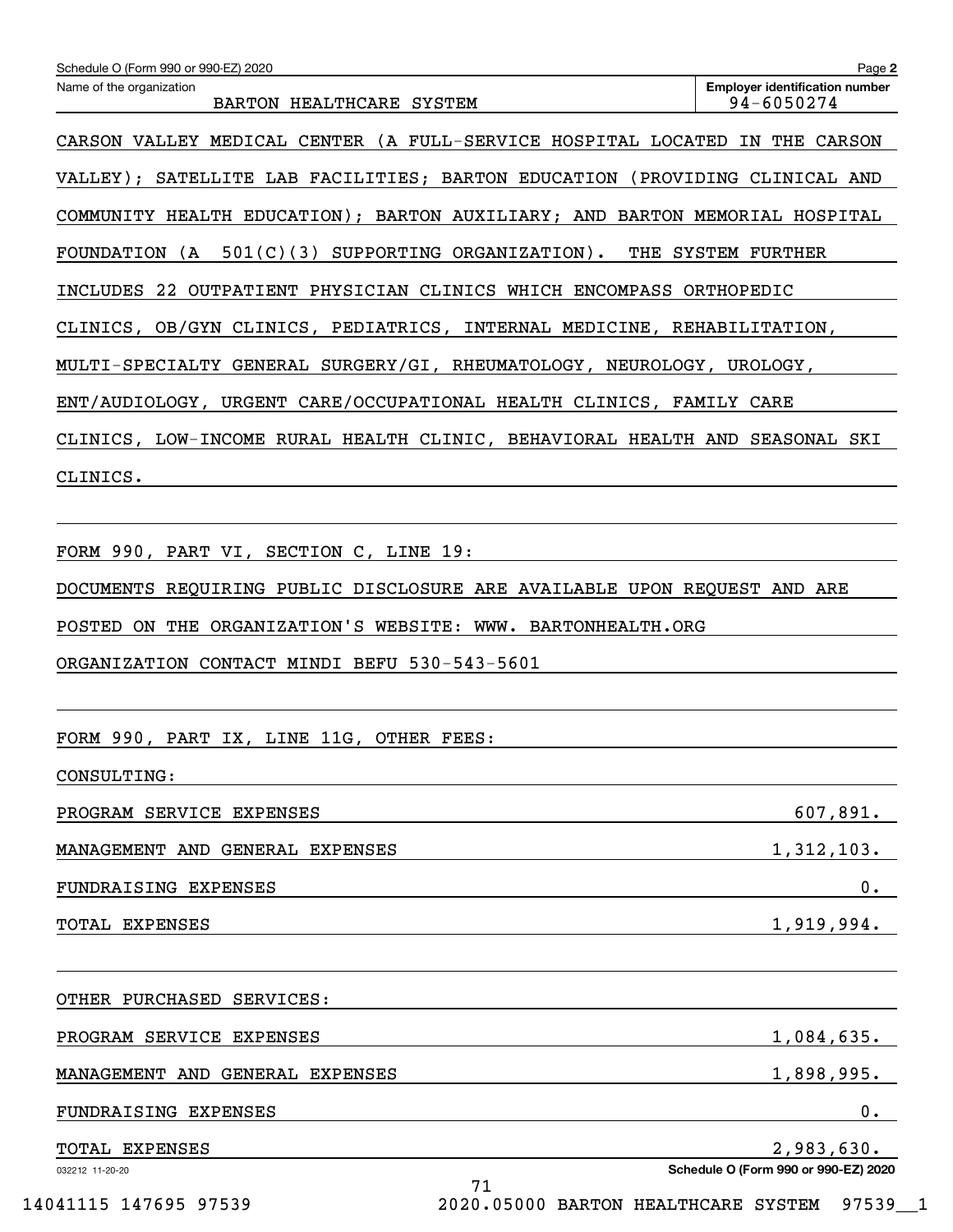CARSON VALLEY MEDICAL CENTER (A FULL-SERVICE HOSPITAL LOCATED IN THE CARSON VALLEY); SATELLITE LAB FACILITIES; BARTON EDUCATION (PROVIDING CLINICAL AND COMMUNITY HEALTH EDUCATION); BARTON AUXILIARY; AND BARTON MEMORIAL HOSPITAL FOUNDATION (A 501(C)(3) SUPPORTING ORGANIZATION). THE SYSTEM FURTHER INCLUDES 22 OUTPATIENT PHYSICIAN CLINICS WHICH ENCOMPASS ORTHOPEDIC CLINICS, OB/GYN CLINICS, PEDIATRICS, INTERNAL MEDICINE, REHABILITATION, MULTI-SPECIALTY GENERAL SURGERY/GI, RHEUMATOLOGY, NEUROLOGY, UROLOGY, ENT/AUDIOLOGY, URGENT CARE/OCCUPATIONAL HEALTH CLINICS, FAMILY CARE CLINICS, LOW-INCOME RURAL HEALTH CLINIC, BEHAVIORAL HEALTH AND SEASONAL SKI CLINICS.

FORM 990, PART VI, SECTION C, LINE 19:

DOCUMENTS REQUIRING PUBLIC DISCLOSURE ARE AVAILABLE UPON REQUEST AND ARE POSTED ON THE ORGANIZATION'S WEBSITE: WWW. BARTONHEALTH.ORG

ORGANIZATION CONTACT MINDI BEFU 530-543-5601

FORM 990, PART IX, LINE 11G, OTHER FEES:

CONSULTING:

| | |
|---|---|
| PROGRAM SERVICE EXPENSES | 607,891. |
| MANAGEMENT AND GENERAL EXPENSES | 1,312,103. |
| FUNDRAISING EXPENSES | 0. |
| TOTAL EXPENSES | 1,919,994. |

OTHER PURCHASED SERVICES:

| | |
|---|---|
| PROGRAM SERVICE EXPENSES | 1,084,635. |
| MANAGEMENT AND GENERAL EXPENSES | 1,898,995. |
| FUNDRAISING EXPENSES | 0. |
| TOTAL EXPENSES | 2,983,630. |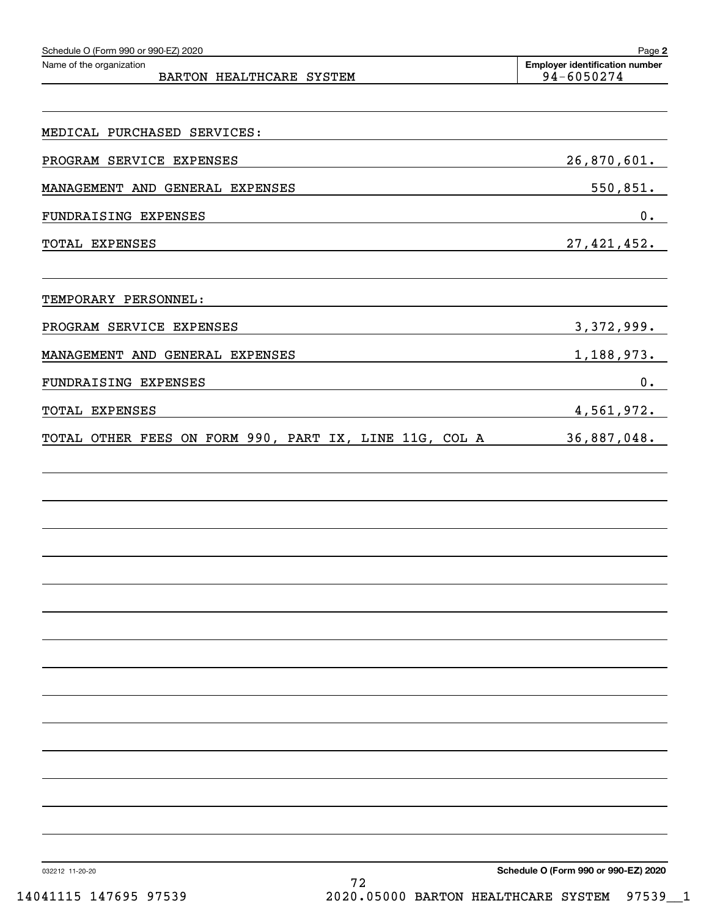Schedule O (Form 990 or 990-EZ) 2020

Name of the organization: BARTON HEALTHCARE SYSTEM

Employer identification number: 94-6050274

MEDICAL PURCHASED SERVICES:

| | |
|---|---|
| PROGRAM SERVICE EXPENSES | 26,870,601. |
| MANAGEMENT AND GENERAL EXPENSES | 550,851. |
| FUNDRAISING EXPENSES | 0. |
| TOTAL EXPENSES | 27,421,452. |

TEMPORARY PERSONNEL:

| | |
|---|---|
| PROGRAM SERVICE EXPENSES | 3,372,999. |
| MANAGEMENT AND GENERAL EXPENSES | 1,188,973. |
| FUNDRAISING EXPENSES | 0. |
| TOTAL EXPENSES | 4,561,972. |
| TOTAL OTHER FEES ON FORM 990, PART IX, LINE 11G, COL A | 36,887,048. |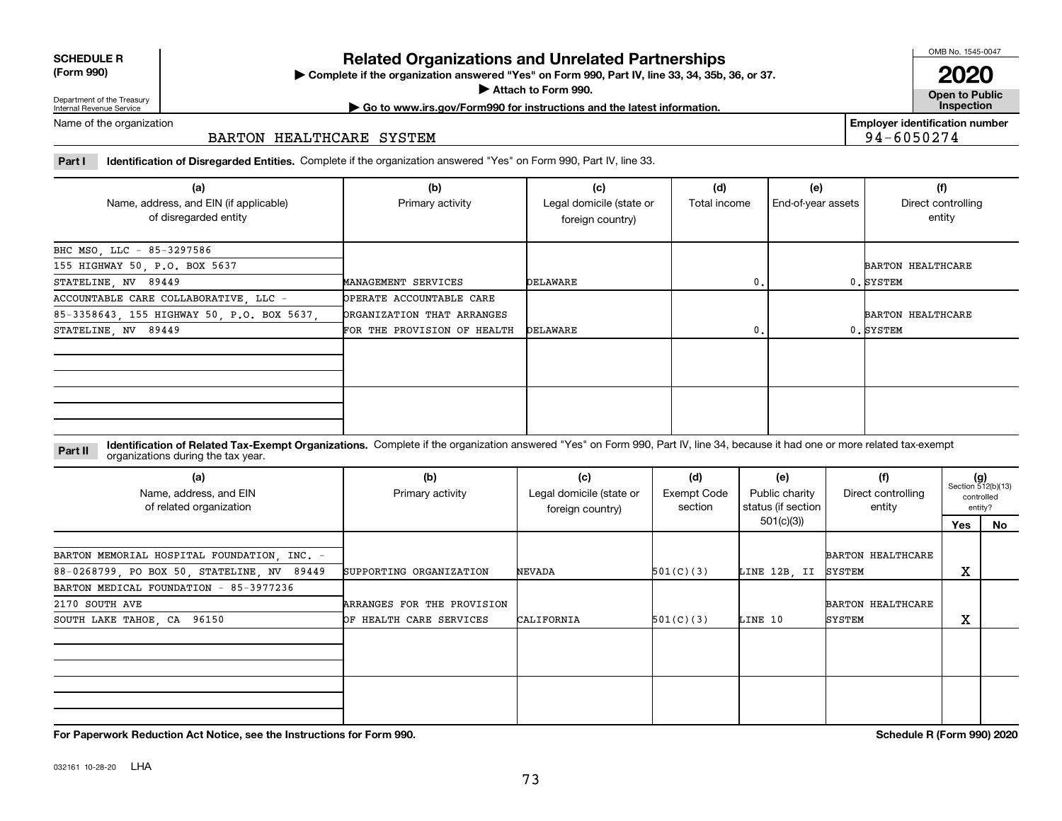**SCHEDULE R (Form 990)**

Department of the Treasury
Internal Revenue Service

# Related Organizations and Unrelated Partnerships

▶ Complete if the organization answered "Yes" on Form 990, Part IV, line 33, 34, 35b, 36, or 37.
▶ Attach to Form 990.
▶ Go to www.irs.gov/Form990 for instructions and the latest information.

OMB No. 1545-0047

**2020**

**Open to Public Inspection**

Name of the organization: BARTON HEALTHCARE SYSTEM

Employer identification number: 94-6050274

**Part I** **Identification of Disregarded Entities.** Complete if the organization answered "Yes" on Form 990, Part IV, line 33.

| (a) Name, address, and EIN (if applicable) of disregarded entity | (b) Primary activity | (c) Legal domicile (state or foreign country) | (d) Total income | (e) End-of-year assets | (f) Direct controlling entity |
|---|---|---|---|---|---|
| BHC MSO, LLC - 85-3297586 155 HIGHWAY 50, P.O. BOX 5637 STATELINE, NV 89449 | MANAGEMENT SERVICES | DELAWARE | 0. | 0. | BARTON HEALTHCARE SYSTEM |
| ACCOUNTABLE CARE COLLABORATIVE, LLC - 85-3358643, 155 HIGHWAY 50, P.O. BOX 5637, STATELINE, NV 89449 | OPERATE ACCOUNTABLE CARE ORGANIZATION THAT ARRANGES FOR THE PROVISION OF HEALTH | DELAWARE | 0. | 0. | BARTON HEALTHCARE SYSTEM |
| | | | | | |
| | | | | | |

**Part II** **Identification of Related Tax-Exempt Organizations.** Complete if the organization answered "Yes" on Form 990, Part IV, line 34, because it had one or more related tax-exempt organizations during the tax year.

| (a) Name, address, and EIN of related organization | (b) Primary activity | (c) Legal domicile (state or foreign country) | (d) Exempt Code section | (e) Public charity status (if section 501(c)(3)) | (f) Direct controlling entity | (g) Section 512(b)(13) controlled entity? Yes | No |
|---|---|---|---|---|---|---|---|
| BARTON MEMORIAL HOSPITAL FOUNDATION, INC. - 88-0268799, PO BOX 50, STATELINE, NV 89449 | SUPPORTING ORGANIZATION | NEVADA | 501(C)(3) | LINE 12B, II | BARTON HEALTHCARE SYSTEM | X | |
| BARTON MEDICAL FOUNDATION - 85-3977236 2170 SOUTH AVE SOUTH LAKE TAHOE, CA 96150 | ARRANGES FOR THE PROVISION OF HEALTH CARE SERVICES | CALIFORNIA | 501(C)(3) | LINE 10 | BARTON HEALTHCARE SYSTEM | X | |
| | | | | | | | |
| | | | | | | | |

**For Paperwork Reduction Act Notice, see the Instructions for Form 990.** **Schedule R (Form 990) 2020**

032161 10-28-20 LHA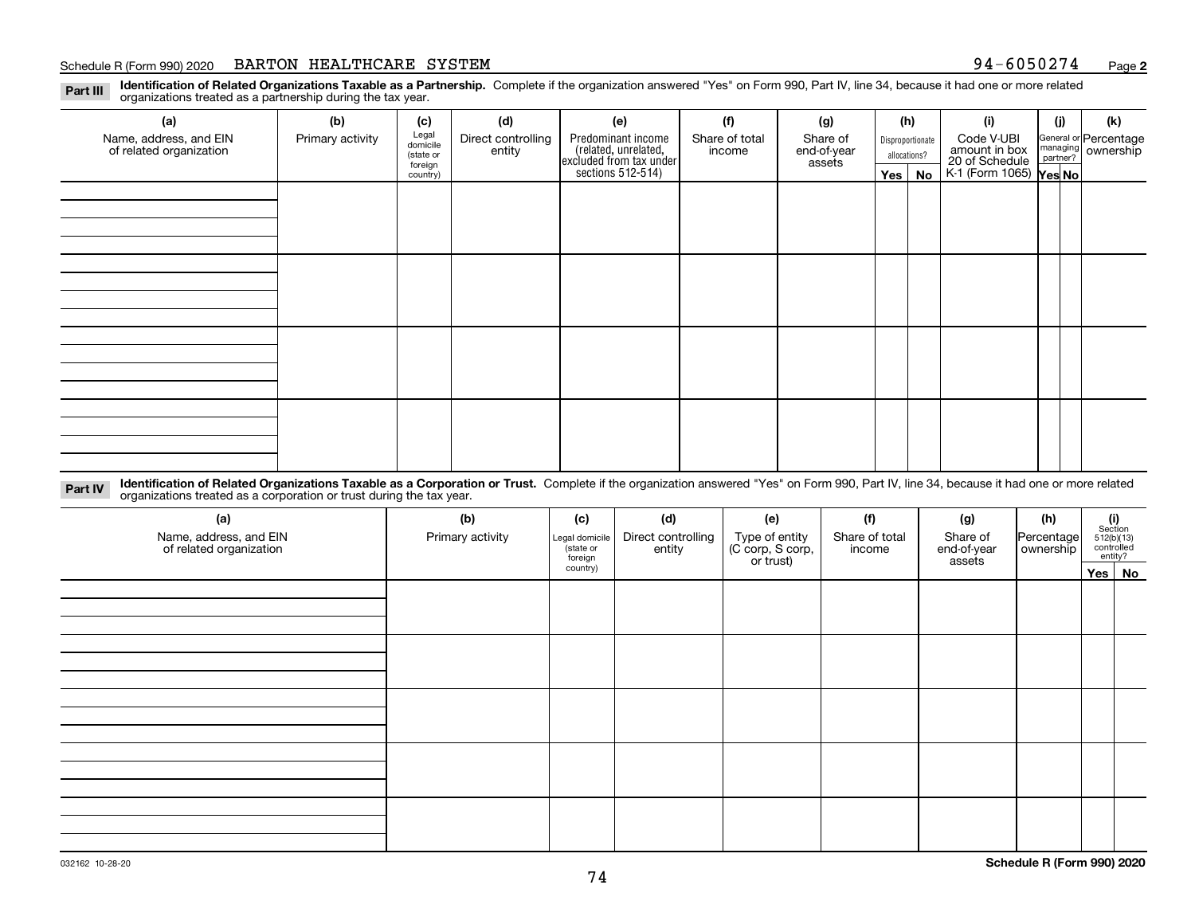Schedule R (Form 990) 2020 BARTON HEALTHCARE SYSTEM 94-6050274 Page **2**

**Part III** **Identification of Related Organizations Taxable as a Partnership.** Complete if the organization answered "Yes" on Form 990, Part IV, line 34, because it had one or more related organizations treated as a partnership during the tax year.

| (a) Name, address, and EIN of related organization | (b) Primary activity | (c) Legal domicile (state or foreign country) | (d) Direct controlling entity | (e) Predominant income (related, unrelated, excluded from tax under sections 512-514) | (f) Share of total income | (g) Share of end-of-year assets | (h) Disproportionate allocations? Yes | (h) No | (i) Code V-UBI amount in box 20 of Schedule K-1 (Form 1065) | (j) General or managing partner? Yes | (j) No | (k) Percentage ownership |
|---|---|---|---|---|---|---|---|---|---|---|---|---|
| | | | | | | | | | | | | |
| | | | | | | | | | | | | |
| | | | | | | | | | | | | |
| | | | | | | | | | | | | |

**Part IV** **Identification of Related Organizations Taxable as a Corporation or Trust.** Complete if the organization answered "Yes" on Form 990, Part IV, line 34, because it had one or more related organizations treated as a corporation or trust during the tax year.

| (a) Name, address, and EIN of related organization | (b) Primary activity | (c) Legal domicile (state or foreign country) | (d) Direct controlling entity | (e) Type of entity (C corp, S corp, or trust) | (f) Share of total income | (g) Share of end-of-year assets | (h) Percentage ownership | (i) Section 512(b)(13) controlled entity? Yes | (i) No |
|---|---|---|---|---|---|---|---|---|---|
| | | | | | | | | | |
| | | | | | | | | | |
| | | | | | | | | | |
| | | | | | | | | | |
| | | | | | | | | | |

032162 10-28-20 **Schedule R (Form 990) 2020**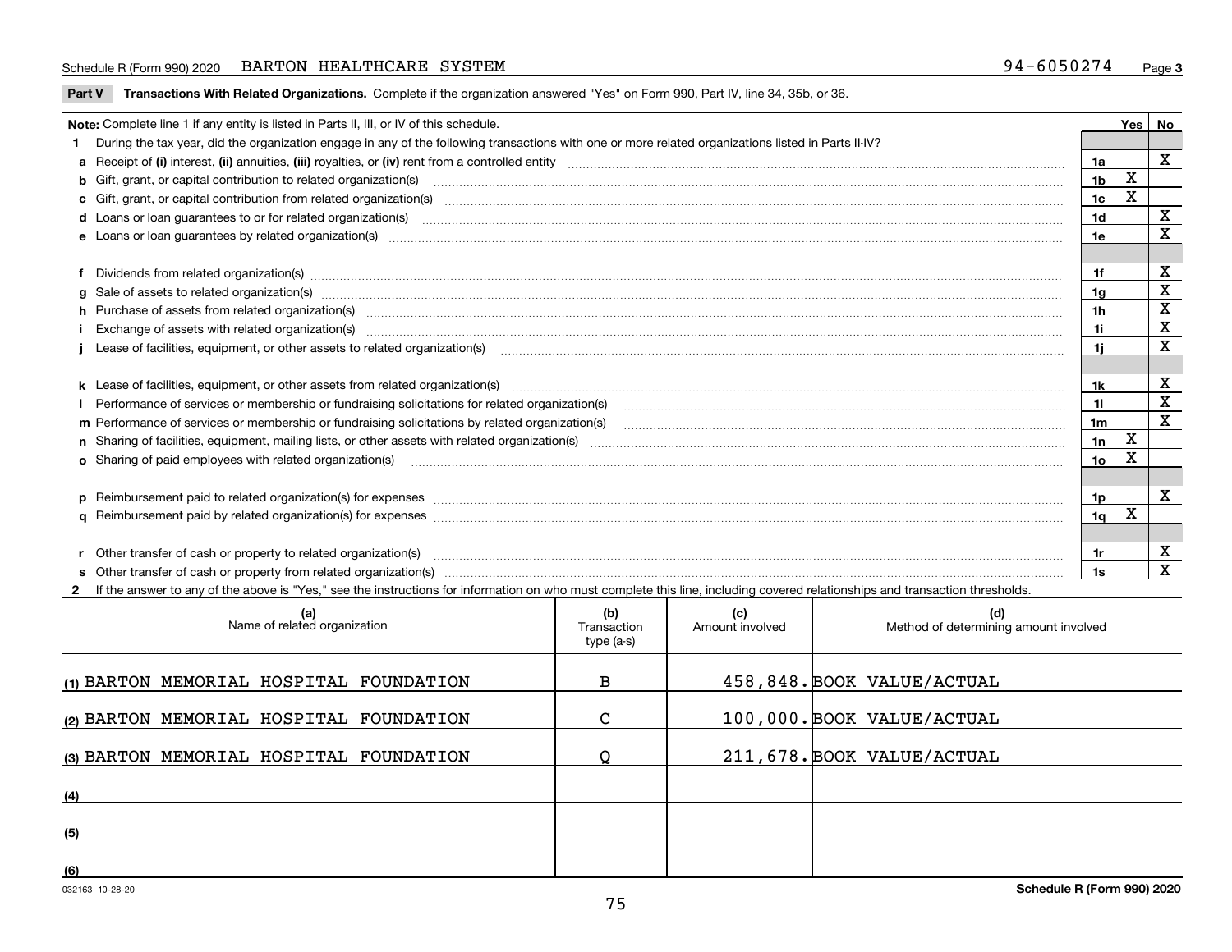Schedule R (Form 990) 2020 BARTON HEALTHCARE SYSTEM 94-6050274 Page **3**

**Part V Transactions With Related Organizations.** Complete if the organization answered "Yes" on Form 990, Part IV, line 34, 35b, or 36.

| **Note:** Complete line 1 if any entity is listed in Parts II, III, or IV of this schedule. | | Yes | No |
|---|---|---|---|
| **1** During the tax year, did the organization engage in any of the following transactions with one or more related organizations listed in Parts II-IV? | | | |
| **a** Receipt of **(i)** interest, **(ii)** annuities, **(iii)** royalties, or **(iv)** rent from a controlled entity | **1a** | | X |
| **b** Gift, grant, or capital contribution to related organization(s) | **1b** | X | |
| **c** Gift, grant, or capital contribution from related organization(s) | **1c** | X | |
| **d** Loans or loan guarantees to or for related organization(s) | **1d** | | X |
| **e** Loans or loan guarantees by related organization(s) | **1e** | | X |
| **f** Dividends from related organization(s) | **1f** | | X |
| **g** Sale of assets to related organization(s) | **1g** | | X |
| **h** Purchase of assets from related organization(s) | **1h** | | X |
| **i** Exchange of assets with related organization(s) | **1i** | | X |
| **j** Lease of facilities, equipment, or other assets to related organization(s) | **1j** | | X |
| **k** Lease of facilities, equipment, or other assets from related organization(s) | **1k** | | X |
| **l** Performance of services or membership or fundraising solicitations for related organization(s) | **1l** | | X |
| **m** Performance of services or membership or fundraising solicitations by related organization(s) | **1m** | | X |
| **n** Sharing of facilities, equipment, mailing lists, or other assets with related organization(s) | **1n** | X | |
| **o** Sharing of paid employees with related organization(s) | **1o** | X | |
| **p** Reimbursement paid to related organization(s) for expenses | **1p** | | X |
| **q** Reimbursement paid by related organization(s) for expenses | **1q** | X | |
| **r** Other transfer of cash or property to related organization(s) | **1r** | | X |
| **s** Other transfer of cash or property from related organization(s) | **1s** | | X |

**2** If the answer to any of the above is "Yes," see the instructions for information on who must complete this line, including covered relationships and transaction thresholds.

| (a) Name of related organization | (b) Transaction type (a-s) | (c) Amount involved | (d) Method of determining amount involved |
|---|---|---|---|
| (1) BARTON MEMORIAL HOSPITAL FOUNDATION | B | 458,848. | BOOK VALUE/ACTUAL |
| (2) BARTON MEMORIAL HOSPITAL FOUNDATION | C | 100,000. | BOOK VALUE/ACTUAL |
| (3) BARTON MEMORIAL HOSPITAL FOUNDATION | Q | 211,678. | BOOK VALUE/ACTUAL |
| (4) | | | |
| (5) | | | |
| (6) | | | |

032163 10-28-20 **Schedule R (Form 990) 2020**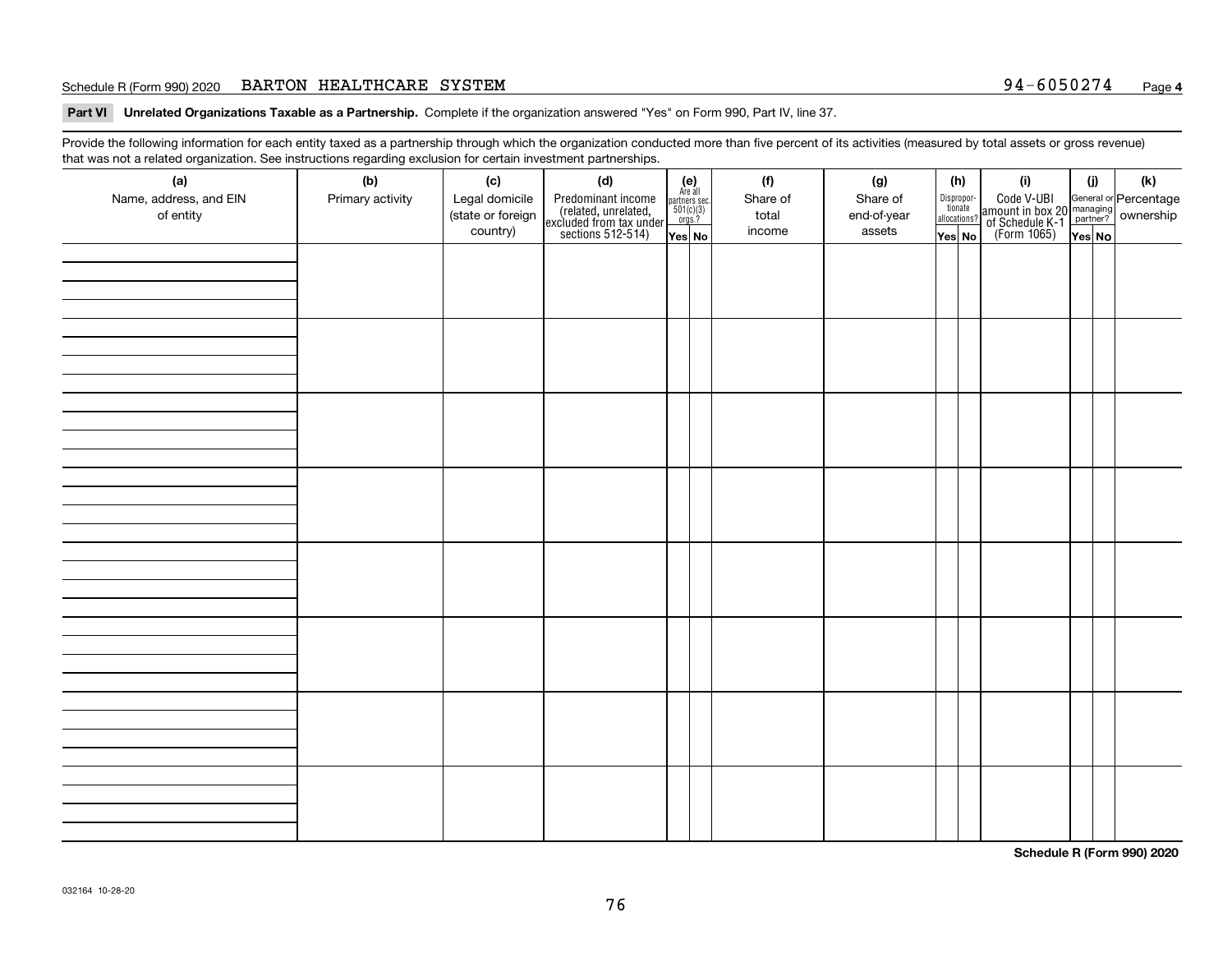Schedule R (Form 990) 2020 BARTON HEALTHCARE SYSTEM 94-6050274 Page **4**

**Part VI Unrelated Organizations Taxable as a Partnership.** Complete if the organization answered "Yes" on Form 990, Part IV, line 37.

Provide the following information for each entity taxed as a partnership through which the organization conducted more than five percent of its activities (measured by total assets or gross revenue) that was not a related organization. See instructions regarding exclusion for certain investment partnerships.

| (a) Name, address, and EIN of entity | (b) Primary activity | (c) Legal domicile (state or foreign country) | (d) Predominant income (related, unrelated, excluded from tax under sections 512-514) | (e) Are all partners sec. 501(c)(3) orgs.? Yes | (e) No | (f) Share of total income | (g) Share of end-of-year assets | (h) Disproportionate allocations? Yes | (h) No | (i) Code V-UBI amount in box 20 of Schedule K-1 (Form 1065) | (j) General or managing partner? Yes | (j) No | (k) Percentage ownership |
|---|---|---|---|---|---|---|---|---|---|---|---|---|---|
| | | | | | | | | | | | | | |
| | | | | | | | | | | | | | |
| | | | | | | | | | | | | | |
| | | | | | | | | | | | | | |
| | | | | | | | | | | | | | |
| | | | | | | | | | | | | | |
| | | | | | | | | | | | | | |
| | | | | | | | | | | | | | |

**Schedule R (Form 990) 2020**

032164 10-28-20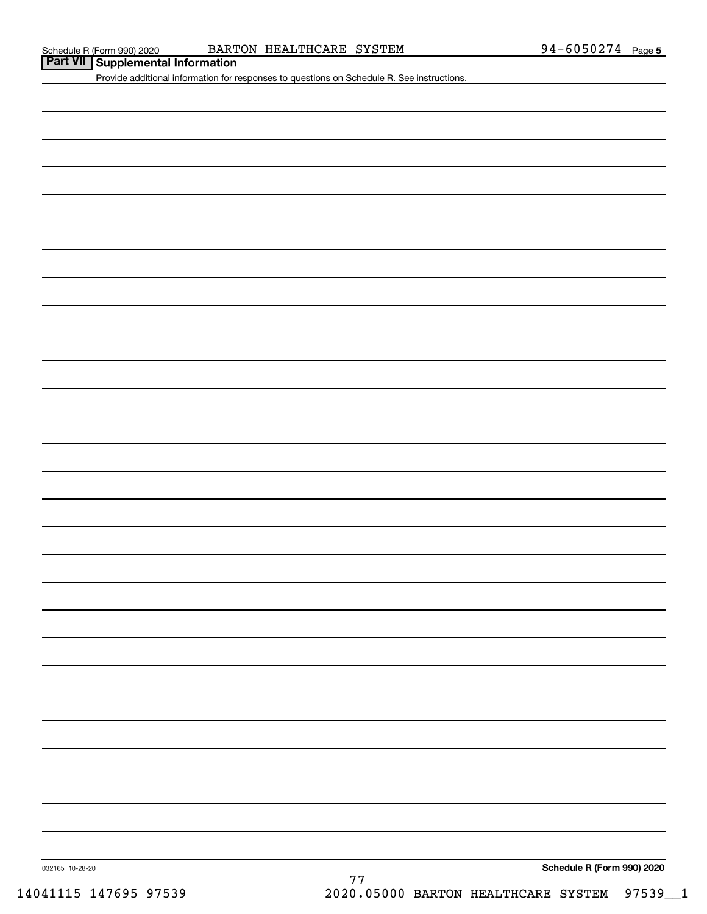Schedule R (Form 990) 2020 BARTON HEALTHCARE SYSTEM 94-6050274 Page 5

## Part VII Supplemental Information

Provide additional information for responses to questions on Schedule R. See instructions.

032165 10-28-20

**Schedule R (Form 990) 2020**

14041115 147695 97539 2020.05000 BARTON HEALTHCARE SYSTEM 97539__1